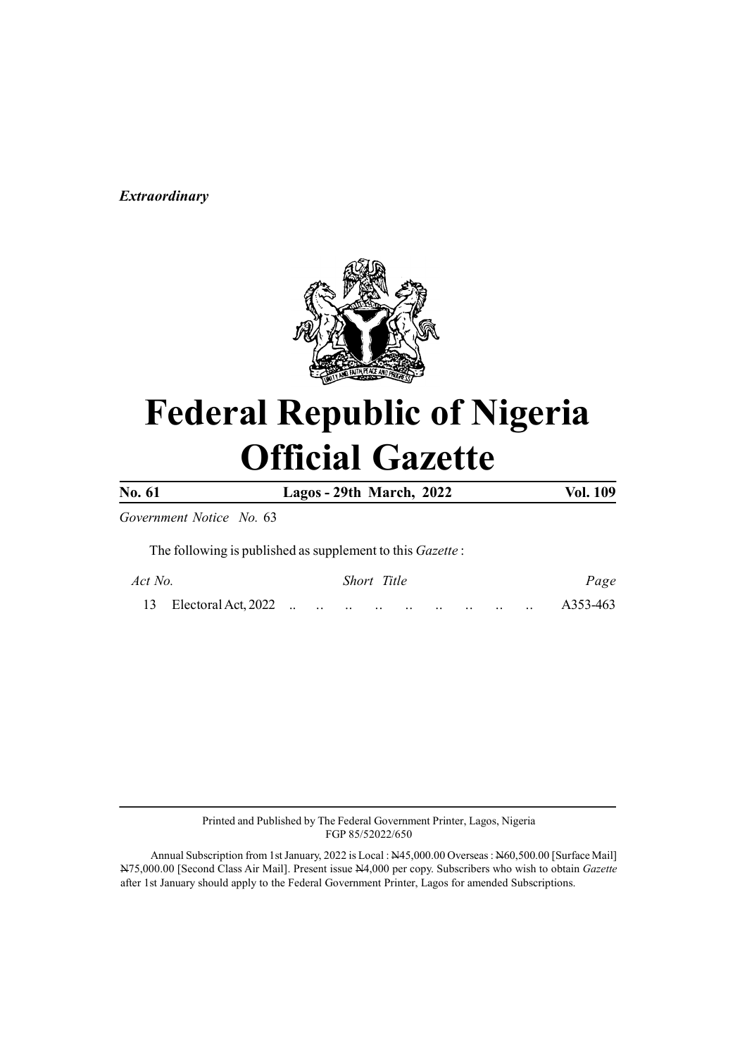*Extraordinary*

# Federal Republic of Nigeria
# Official Gazette

| **No. 61** | **Lagos - 29th March, 2022** | **Vol. 109** |
|---|---|---|

*Government Notice No.* 63

The following is published as supplement to this *Gazette* :

| *Act No.* | *Short Title* | *Page* |
|---|---|---|
| 13 | Electoral Act, 2022 .. .. .. .. .. .. .. .. .. | A353-463 |

Printed and Published by The Federal Government Printer, Lagos, Nigeria
FGP 85/52022/650

Annual Subscription from 1st January, 2022 is Local : ₦45,000.00 Overseas : ₦60,500.00 [Surface Mail] ₦75,000.00 [Second Class Air Mail]. Present issue ₦4,000 per copy. Subscribers who wish to obtain *Gazette* after 1st January should apply to the Federal Government Printer, Lagos for amended Subscriptions.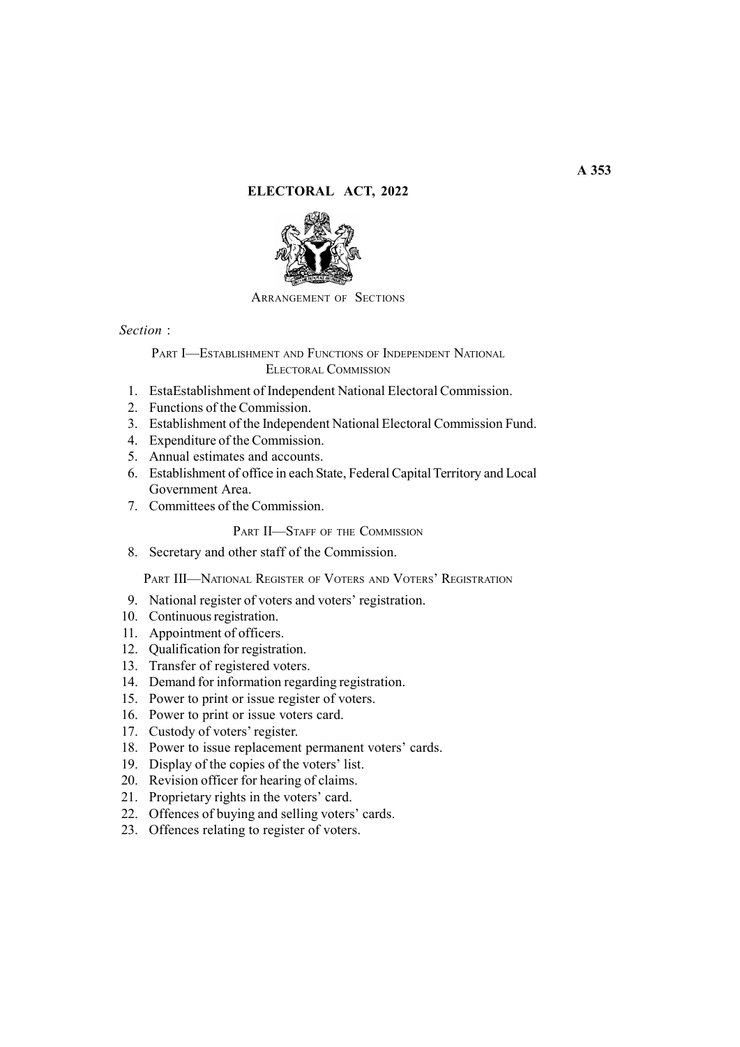# ELECTORAL ACT, 2022

ARRANGEMENT OF SECTIONS

*Section* :

PART I—ESTABLISHMENT AND FUNCTIONS OF INDEPENDENT NATIONAL ELECTORAL COMMISSION

1. EstaEstablishment of Independent National Electoral Commission.
2. Functions of the Commission.
3. Establishment of the Independent National Electoral Commission Fund.
4. Expenditure of the Commission.
5. Annual estimates and accounts.
6. Establishment of office in each State, Federal Capital Territory and Local Government Area.
7. Committees of the Commission.

PART II—STAFF OF THE COMMISSION

8. Secretary and other staff of the Commission.

PART III—NATIONAL REGISTER OF VOTERS AND VOTERS' REGISTRATION

9. National register of voters and voters' registration.
10. Continuous registration.
11. Appointment of officers.
12. Qualification for registration.
13. Transfer of registered voters.
14. Demand for information regarding registration.
15. Power to print or issue register of voters.
16. Power to print or issue voters card.
17. Custody of voters' register.
18. Power to issue replacement permanent voters' cards.
19. Display of the copies of the voters' list.
20. Revision officer for hearing of claims.
21. Proprietary rights in the voters' card.
22. Offences of buying and selling voters' cards.
23. Offences relating to register of voters.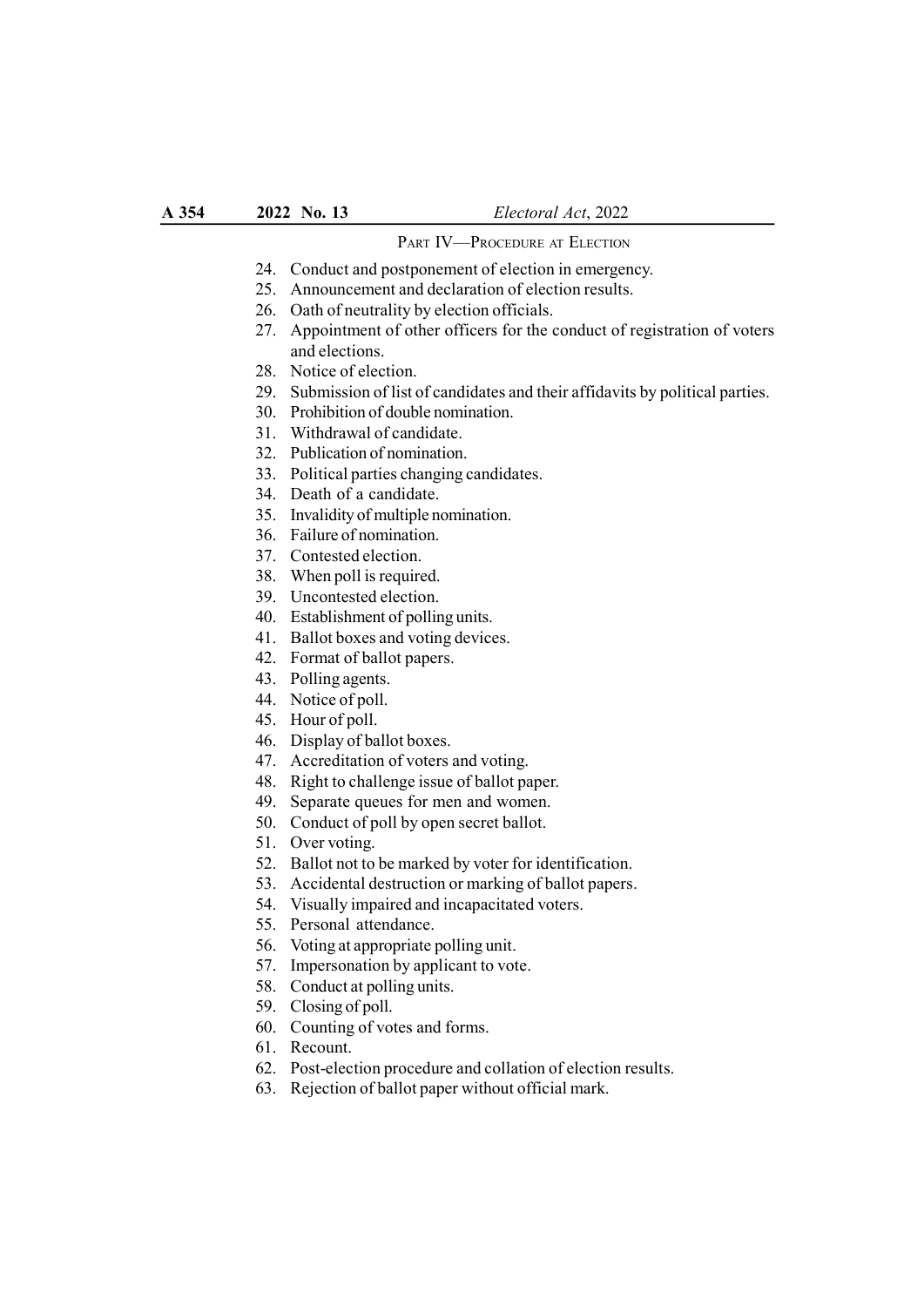## PART IV—PROCEDURE AT ELECTION

24. Conduct and postponement of election in emergency.
25. Announcement and declaration of election results.
26. Oath of neutrality by election officials.
27. Appointment of other officers for the conduct of registration of voters and elections.
28. Notice of election.
29. Submission of list of candidates and their affidavits by political parties.
30. Prohibition of double nomination.
31. Withdrawal of candidate.
32. Publication of nomination.
33. Political parties changing candidates.
34. Death of a candidate.
35. Invalidity of multiple nomination.
36. Failure of nomination.
37. Contested election.
38. When poll is required.
39. Uncontested election.
40. Establishment of polling units.
41. Ballot boxes and voting devices.
42. Format of ballot papers.
43. Polling agents.
44. Notice of poll.
45. Hour of poll.
46. Display of ballot boxes.
47. Accreditation of voters and voting.
48. Right to challenge issue of ballot paper.
49. Separate queues for men and women.
50. Conduct of poll by open secret ballot.
51. Over voting.
52. Ballot not to be marked by voter for identification.
53. Accidental destruction or marking of ballot papers.
54. Visually impaired and incapacitated voters.
55. Personal attendance.
56. Voting at appropriate polling unit.
57. Impersonation by applicant to vote.
58. Conduct at polling units.
59. Closing of poll.
60. Counting of votes and forms.
61. Recount.
62. Post-election procedure and collation of election results.
63. Rejection of ballot paper without official mark.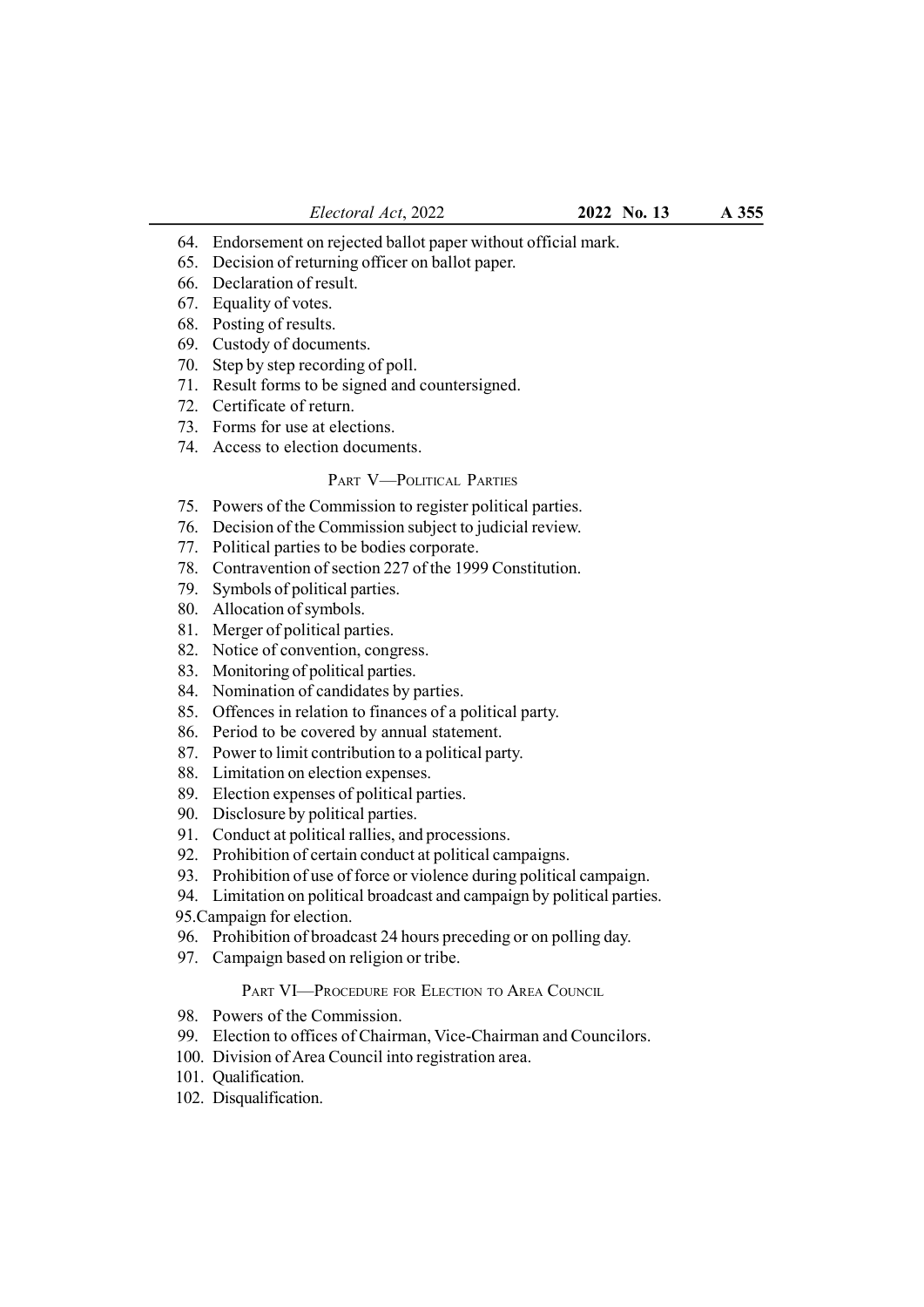64. Endorsement on rejected ballot paper without official mark.
65. Decision of returning officer on ballot paper.
66. Declaration of result.
67. Equality of votes.
68. Posting of results.
69. Custody of documents.
70. Step by step recording of poll.
71. Result forms to be signed and countersigned.
72. Certificate of return.
73. Forms for use at elections.
74. Access to election documents.

## PART V—POLITICAL PARTIES

75. Powers of the Commission to register political parties.
76. Decision of the Commission subject to judicial review.
77. Political parties to be bodies corporate.
78. Contravention of section 227 of the 1999 Constitution.
79. Symbols of political parties.
80. Allocation of symbols.
81. Merger of political parties.
82. Notice of convention, congress.
83. Monitoring of political parties.
84. Nomination of candidates by parties.
85. Offences in relation to finances of a political party.
86. Period to be covered by annual statement.
87. Power to limit contribution to a political party.
88. Limitation on election expenses.
89. Election expenses of political parties.
90. Disclosure by political parties.
91. Conduct at political rallies, and processions.
92. Prohibition of certain conduct at political campaigns.
93. Prohibition of use of force or violence during political campaign.
94. Limitation on political broadcast and campaign by political parties.
95. Campaign for election.
96. Prohibition of broadcast 24 hours preceding or on polling day.
97. Campaign based on religion or tribe.

## PART VI—PROCEDURE FOR ELECTION TO AREA COUNCIL

98. Powers of the Commission.
99. Election to offices of Chairman, Vice-Chairman and Councilors.
100. Division of Area Council into registration area.
101. Qualification.
102. Disqualification.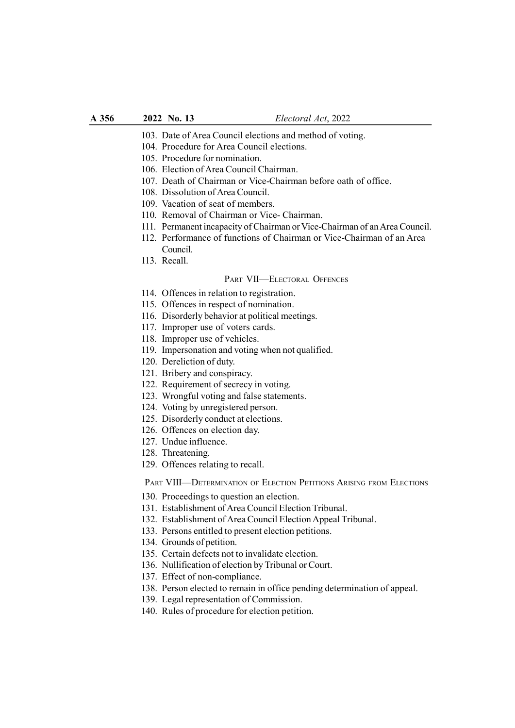103. Date of Area Council elections and method of voting.
104. Procedure for Area Council elections.
105. Procedure for nomination.
106. Election of Area Council Chairman.
107. Death of Chairman or Vice-Chairman before oath of office.
108. Dissolution of Area Council.
109. Vacation of seat of members.
110. Removal of Chairman or Vice- Chairman.
111. Permanent incapacity of Chairman or Vice-Chairman of an Area Council.
112. Performance of functions of Chairman or Vice-Chairman of an Area Council.
113. Recall.

## PART VII—ELECTORAL OFFENCES

114. Offences in relation to registration.
115. Offences in respect of nomination.
116. Disorderly behavior at political meetings.
117. Improper use of voters cards.
118. Improper use of vehicles.
119. Impersonation and voting when not qualified.
120. Dereliction of duty.
121. Bribery and conspiracy.
122. Requirement of secrecy in voting.
123. Wrongful voting and false statements.
124. Voting by unregistered person.
125. Disorderly conduct at elections.
126. Offences on election day.
127. Undue influence.
128. Threatening.
129. Offences relating to recall.

## PART VIII—DETERMINATION OF ELECTION PETITIONS ARISING FROM ELECTIONS

130. Proceedings to question an election.
131. Establishment of Area Council Election Tribunal.
132. Establishment of Area Council Election Appeal Tribunal.
133. Persons entitled to present election petitions.
134. Grounds of petition.
135. Certain defects not to invalidate election.
136. Nullification of election by Tribunal or Court.
137. Effect of non-compliance.
138. Person elected to remain in office pending determination of appeal.
139. Legal representation of Commission.
140. Rules of procedure for election petition.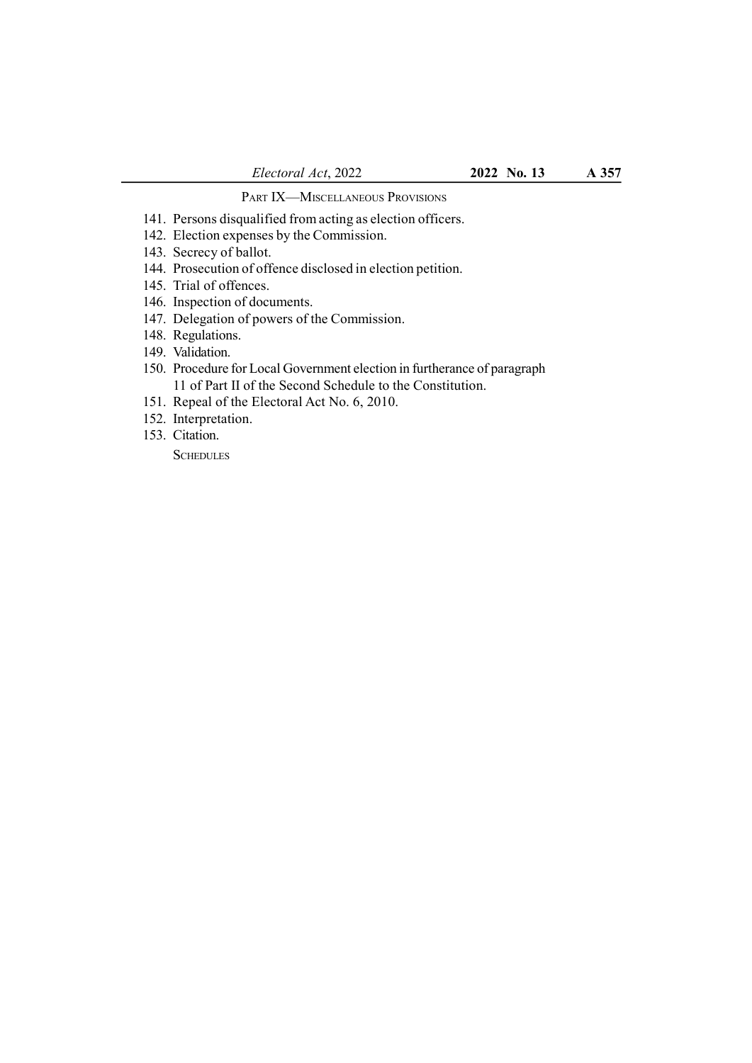## PART IX—MISCELLANEOUS PROVISIONS

141. Persons disqualified from acting as election officers.
142. Election expenses by the Commission.
143. Secrecy of ballot.
144. Prosecution of offence disclosed in election petition.
145. Trial of offences.
146. Inspection of documents.
147. Delegation of powers of the Commission.
148. Regulations.
149. Validation.
150. Procedure for Local Government election in furtherance of paragraph 11 of Part II of the Second Schedule to the Constitution.
151. Repeal of the Electoral Act No. 6, 2010.
152. Interpretation.
153. Citation.

SCHEDULES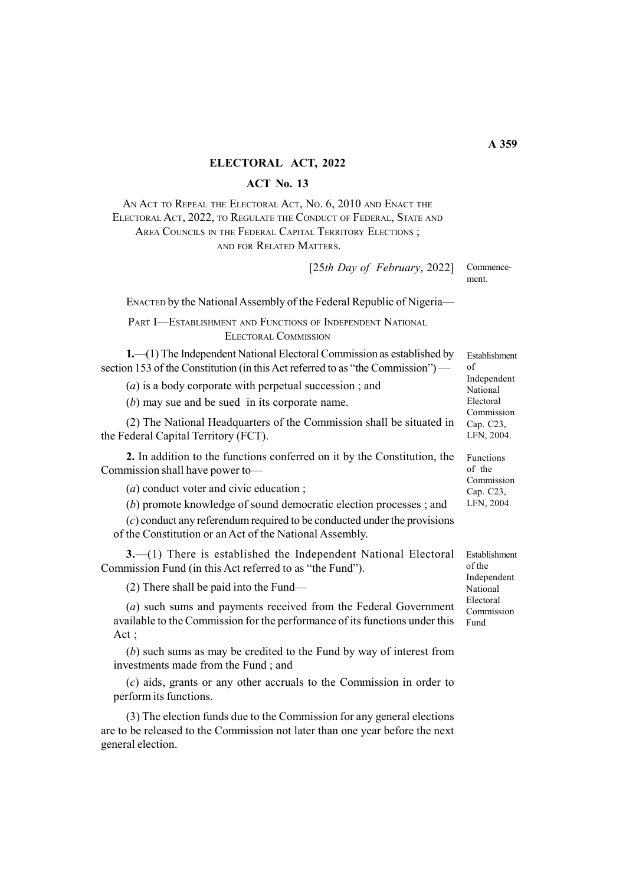# ELECTORAL ACT, 2022

## ACT No. 13

AN ACT TO REPEAL THE ELECTORAL ACT, NO. 6, 2010 AND ENACT THE ELECTORAL ACT, 2022, TO REGULATE THE CONDUCT OF FEDERAL, STATE AND AREA COUNCILS IN THE FEDERAL CAPITAL TERRITORY ELECTIONS ; AND FOR RELATED MATTERS.

[25*th Day of February*, 2022] Commencement.

ENACTED by the National Assembly of the Federal Republic of Nigeria—

### PART I—ESTABLISHMENT AND FUNCTIONS OF INDEPENDENT NATIONAL ELECTORAL COMMISSION

*Establishment of Independent National Electoral Commission Cap. C23, LFN, 2004.*

**1.**—(1) The Independent National Electoral Commission as established by section 153 of the Constitution (in this Act referred to as "the Commission") —

(*a*) is a body corporate with perpetual succession ; and

(*b*) may sue and be sued in its corporate name.

(2) The National Headquarters of the Commission shall be situated in the Federal Capital Territory (FCT).

*Functions of the Commission Cap. C23, LFN, 2004.*

**2.** In addition to the functions conferred on it by the Constitution, the Commission shall have power to—

(*a*) conduct voter and civic education ;

(*b*) promote knowledge of sound democratic election processes ; and

(*c*) conduct any referendum required to be conducted under the provisions of the Constitution or an Act of the National Assembly.

*Establishment of the Independent National Electoral Commission Fund*

**3.**—(1) There is established the Independent National Electoral Commission Fund (in this Act referred to as "the Fund").

(2) There shall be paid into the Fund—

(*a*) such sums and payments received from the Federal Government available to the Commission for the performance of its functions under this Act ;

(*b*) such sums as may be credited to the Fund by way of interest from investments made from the Fund ; and

(*c*) aids, grants or any other accruals to the Commission in order to perform its functions.

(3) The election funds due to the Commission for any general elections are to be released to the Commission not later than one year before the next general election.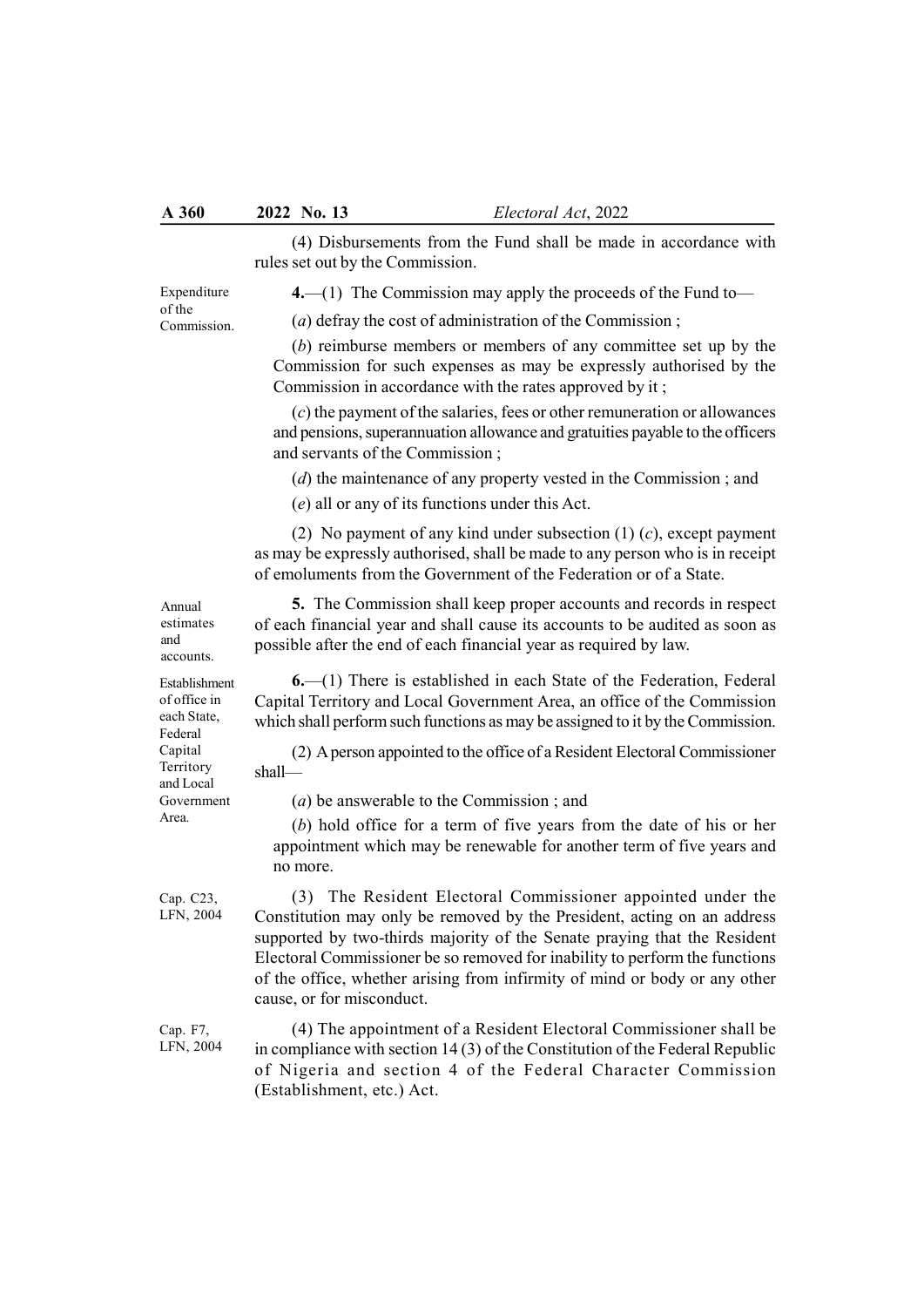(4) Disbursements from the Fund shall be made in accordance with rules set out by the Commission.

Expenditure of the Commission.

**4.**—(1) The Commission may apply the proceeds of the Fund to—

(*a*) defray the cost of administration of the Commission ;

(*b*) reimburse members or members of any committee set up by the Commission for such expenses as may be expressly authorised by the Commission in accordance with the rates approved by it ;

(*c*) the payment of the salaries, fees or other remuneration or allowances and pensions, superannuation allowance and gratuities payable to the officers and servants of the Commission ;

(*d*) the maintenance of any property vested in the Commission ; and

(*e*) all or any of its functions under this Act.

(2) No payment of any kind under subsection (1) (*c*), except payment as may be expressly authorised, shall be made to any person who is in receipt of emoluments from the Government of the Federation or of a State.

Annual estimates and accounts.

**5.** The Commission shall keep proper accounts and records in respect of each financial year and shall cause its accounts to be audited as soon as possible after the end of each financial year as required by law.

Establishment of office in each State, Federal Capital Territory and Local Government Area.

**6.**—(1) There is established in each State of the Federation, Federal Capital Territory and Local Government Area, an office of the Commission which shall perform such functions as may be assigned to it by the Commission.

(2) A person appointed to the office of a Resident Electoral Commissioner shall—

(*a*) be answerable to the Commission ; and

(*b*) hold office for a term of five years from the date of his or her appointment which may be renewable for another term of five years and no more.

Cap. C23, LFN, 2004

(3) The Resident Electoral Commissioner appointed under the Constitution may only be removed by the President, acting on an address supported by two-thirds majority of the Senate praying that the Resident Electoral Commissioner be so removed for inability to perform the functions of the office, whether arising from infirmity of mind or body or any other cause, or for misconduct.

Cap. F7, LFN, 2004

(4) The appointment of a Resident Electoral Commissioner shall be in compliance with section 14 (3) of the Constitution of the Federal Republic of Nigeria and section 4 of the Federal Character Commission (Establishment, etc.) Act.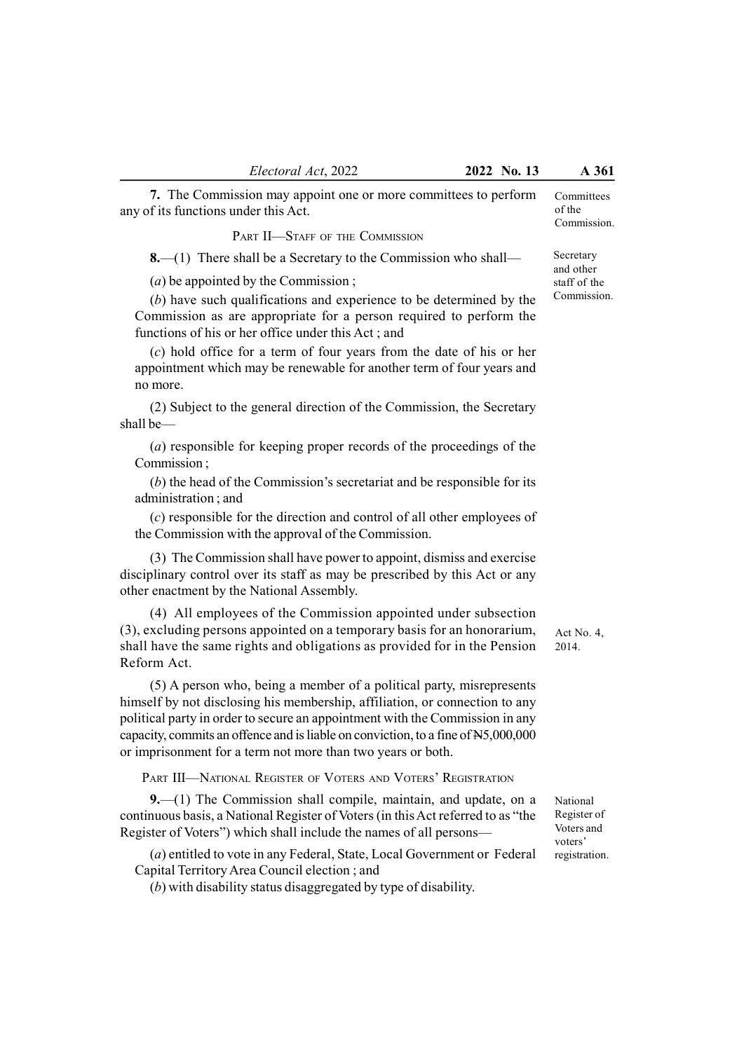**7.** The Commission may appoint one or more committees to perform any of its functions under this Act.

Committees of the Commission.

## PART II—STAFF OF THE COMMISSION

Secretary and other staff of the Commission.

**8.**—(1) There shall be a Secretary to the Commission who shall—

(*a*) be appointed by the Commission ;

(*b*) have such qualifications and experience to be determined by the Commission as are appropriate for a person required to perform the functions of his or her office under this Act ; and

(*c*) hold office for a term of four years from the date of his or her appointment which may be renewable for another term of four years and no more.

(2) Subject to the general direction of the Commission, the Secretary shall be—

(*a*) responsible for keeping proper records of the proceedings of the Commission ;

(*b*) the head of the Commission's secretariat and be responsible for its administration ; and

(*c*) responsible for the direction and control of all other employees of the Commission with the approval of the Commission.

(3) The Commission shall have power to appoint, dismiss and exercise disciplinary control over its staff as may be prescribed by this Act or any other enactment by the National Assembly.

(4) All employees of the Commission appointed under subsection (3), excluding persons appointed on a temporary basis for an honorarium, shall have the same rights and obligations as provided for in the Pension Reform Act.

Act No. 4, 2014.

(5) A person who, being a member of a political party, misrepresents himself by not disclosing his membership, affiliation, or connection to any political party in order to secure an appointment with the Commission in any capacity, commits an offence and is liable on conviction, to a fine of ₦5,000,000 or imprisonment for a term not more than two years or both.

## PART III—NATIONAL REGISTER OF VOTERS AND VOTERS' REGISTRATION

National Register of Voters and voters' registration.

**9.**—(1) The Commission shall compile, maintain, and update, on a continuous basis, a National Register of Voters (in this Act referred to as "the Register of Voters") which shall include the names of all persons—

(*a*) entitled to vote in any Federal, State, Local Government or Federal Capital Territory Area Council election ; and

(*b*) with disability status disaggregated by type of disability.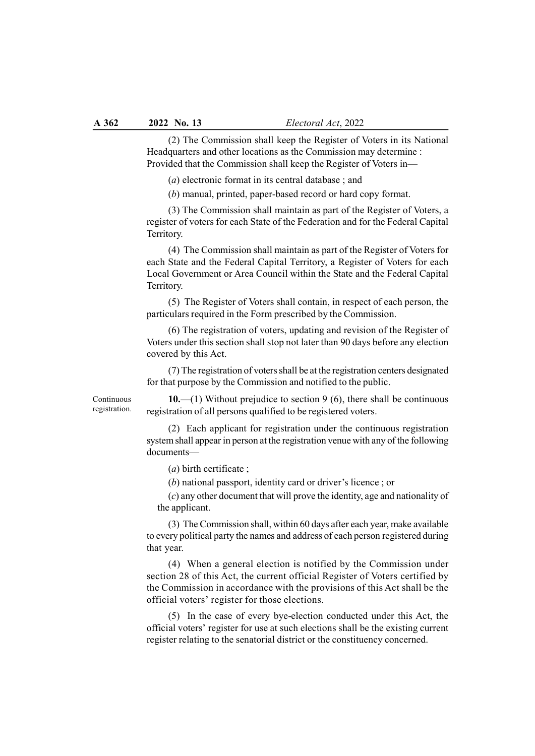(2) The Commission shall keep the Register of Voters in its National Headquarters and other locations as the Commission may determine : Provided that the Commission shall keep the Register of Voters in—

(*a*) electronic format in its central database ; and

(*b*) manual, printed, paper-based record or hard copy format.

(3) The Commission shall maintain as part of the Register of Voters, a register of voters for each State of the Federation and for the Federal Capital Territory.

(4) The Commission shall maintain as part of the Register of Voters for each State and the Federal Capital Territory, a Register of Voters for each Local Government or Area Council within the State and the Federal Capital Territory.

(5) The Register of Voters shall contain, in respect of each person, the particulars required in the Form prescribed by the Commission.

(6) The registration of voters, updating and revision of the Register of Voters under this section shall stop not later than 90 days before any election covered by this Act.

(7) The registration of voters shall be at the registration centers designated for that purpose by the Commission and notified to the public.

Continuous registration.

**10.**—(1) Without prejudice to section 9 (6), there shall be continuous registration of all persons qualified to be registered voters.

(2) Each applicant for registration under the continuous registration system shall appear in person at the registration venue with any of the following documents—

(*a*) birth certificate ;

(*b*) national passport, identity card or driver's licence ; or

(*c*) any other document that will prove the identity, age and nationality of the applicant.

(3) The Commission shall, within 60 days after each year, make available to every political party the names and address of each person registered during that year.

(4) When a general election is notified by the Commission under section 28 of this Act, the current official Register of Voters certified by the Commission in accordance with the provisions of this Act shall be the official voters' register for those elections.

(5) In the case of every bye-election conducted under this Act, the official voters' register for use at such elections shall be the existing current register relating to the senatorial district or the constituency concerned.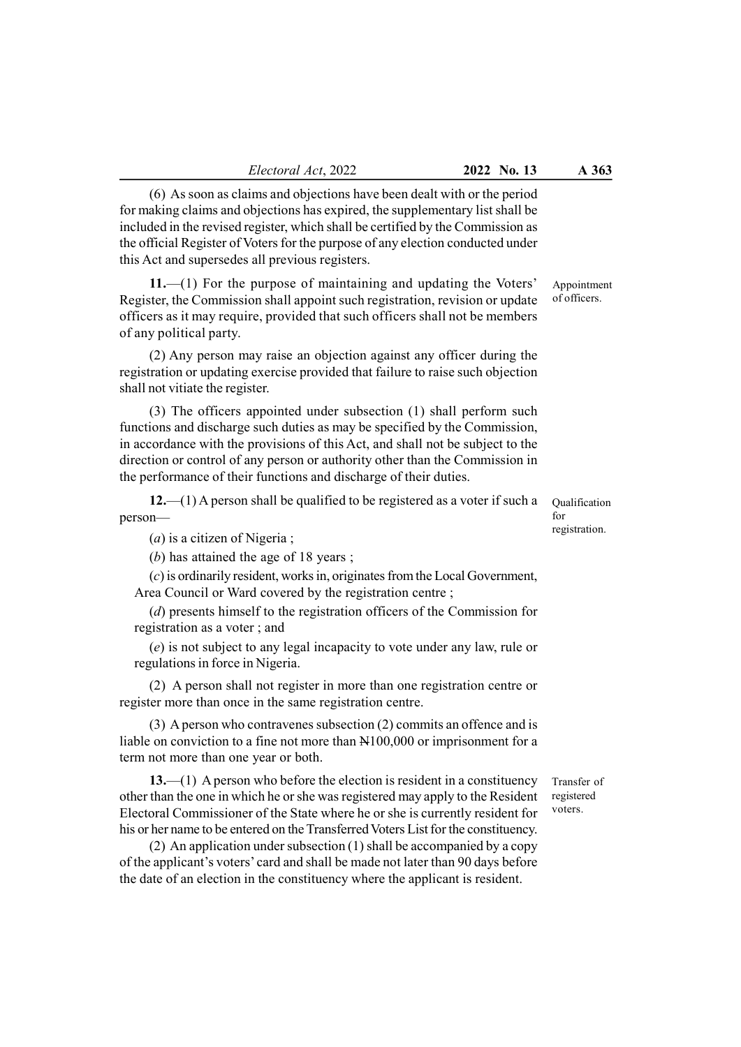(6) As soon as claims and objections have been dealt with or the period for making claims and objections has expired, the supplementary list shall be included in the revised register, which shall be certified by the Commission as the official Register of Voters for the purpose of any election conducted under this Act and supersedes all previous registers.

Appointment of officers.

**11.**—(1) For the purpose of maintaining and updating the Voters' Register, the Commission shall appoint such registration, revision or update officers as it may require, provided that such officers shall not be members of any political party.

(2) Any person may raise an objection against any officer during the registration or updating exercise provided that failure to raise such objection shall not vitiate the register.

(3) The officers appointed under subsection (1) shall perform such functions and discharge such duties as may be specified by the Commission, in accordance with the provisions of this Act, and shall not be subject to the direction or control of any person or authority other than the Commission in the performance of their functions and discharge of their duties.

Qualification for registration.

**12.**—(1) A person shall be qualified to be registered as a voter if such a person—

(*a*) is a citizen of Nigeria ;

(*b*) has attained the age of 18 years ;

(*c*) is ordinarily resident, works in, originates from the Local Government, Area Council or Ward covered by the registration centre ;

(*d*) presents himself to the registration officers of the Commission for registration as a voter ; and

(*e*) is not subject to any legal incapacity to vote under any law, rule or regulations in force in Nigeria.

(2) A person shall not register in more than one registration centre or register more than once in the same registration centre.

(3) A person who contravenes subsection (2) commits an offence and is liable on conviction to a fine not more than ₦100,000 or imprisonment for a term not more than one year or both.

Transfer of registered voters.

**13.**—(1) A person who before the election is resident in a constituency other than the one in which he or she was registered may apply to the Resident Electoral Commissioner of the State where he or she is currently resident for his or her name to be entered on the Transferred Voters List for the constituency.

(2) An application under subsection (1) shall be accompanied by a copy of the applicant's voters' card and shall be made not later than 90 days before the date of an election in the constituency where the applicant is resident.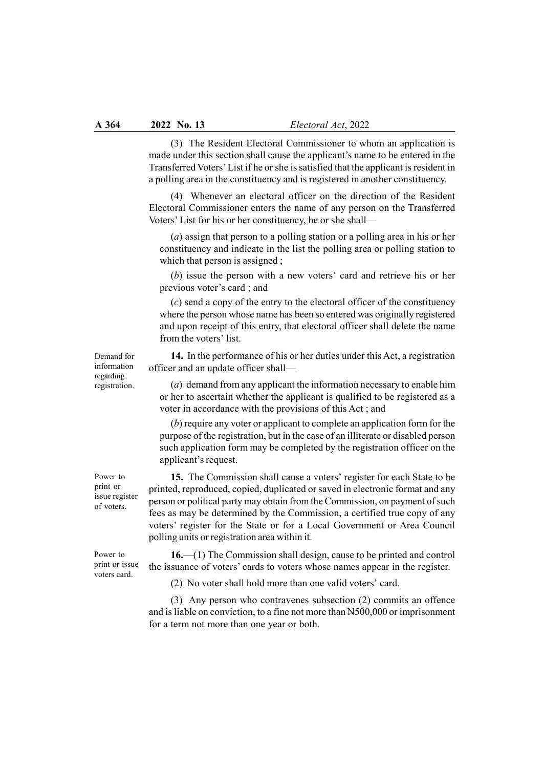(3) The Resident Electoral Commissioner to whom an application is made under this section shall cause the applicant's name to be entered in the Transferred Voters' List if he or she is satisfied that the applicant is resident in a polling area in the constituency and is registered in another constituency.

(4) Whenever an electoral officer on the direction of the Resident Electoral Commissioner enters the name of any person on the Transferred Voters' List for his or her constituency, he or she shall—

(*a*) assign that person to a polling station or a polling area in his or her constituency and indicate in the list the polling area or polling station to which that person is assigned ;

(*b*) issue the person with a new voters' card and retrieve his or her previous voter's card ; and

(*c*) send a copy of the entry to the electoral officer of the constituency where the person whose name has been so entered was originally registered and upon receipt of this entry, that electoral officer shall delete the name from the voters' list.

*Demand for information regarding registration.*

**14.** In the performance of his or her duties under this Act, a registration officer and an update officer shall—

(*a*) demand from any applicant the information necessary to enable him or her to ascertain whether the applicant is qualified to be registered as a voter in accordance with the provisions of this Act ; and

(*b*) require any voter or applicant to complete an application form for the purpose of the registration, but in the case of an illiterate or disabled person such application form may be completed by the registration officer on the applicant's request.

*Power to print or issue register of voters.*

**15.** The Commission shall cause a voters' register for each State to be printed, reproduced, copied, duplicated or saved in electronic format and any person or political party may obtain from the Commission, on payment of such fees as may be determined by the Commission, a certified true copy of any voters' register for the State or for a Local Government or Area Council polling units or registration area within it.

*Power to print or issue voters card.*

**16.**—(1) The Commission shall design, cause to be printed and control the issuance of voters' cards to voters whose names appear in the register.

(2) No voter shall hold more than one valid voters' card.

(3) Any person who contravenes subsection (2) commits an offence and is liable on conviction, to a fine not more than ₦500,000 or imprisonment for a term not more than one year or both.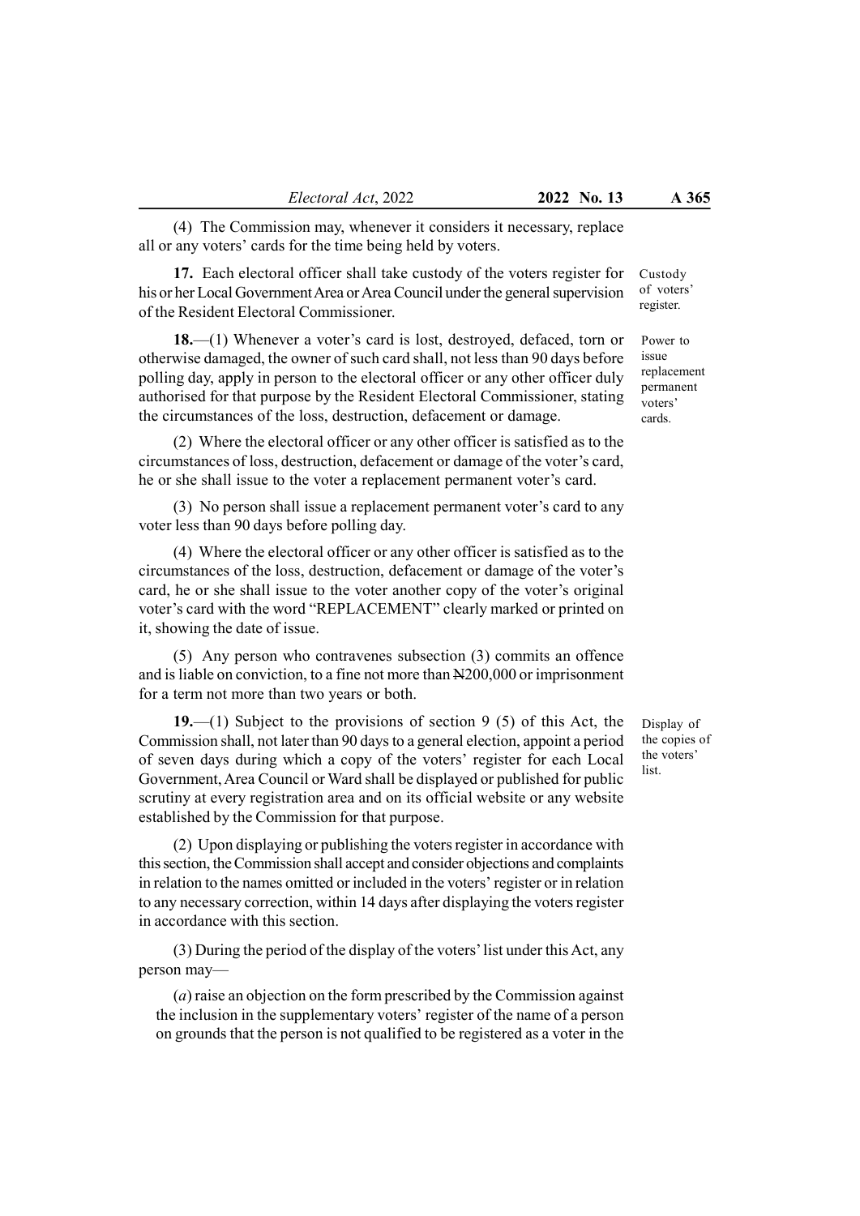(4) The Commission may, whenever it considers it necessary, replace all or any voters' cards for the time being held by voters.

**17.** Each electoral officer shall take custody of the voters register for his or her Local Government Area or Area Council under the general supervision of the Resident Electoral Commissioner.

Custody of voters' register.

**18.**—(1) Whenever a voter's card is lost, destroyed, defaced, torn or otherwise damaged, the owner of such card shall, not less than 90 days before polling day, apply in person to the electoral officer or any other officer duly authorised for that purpose by the Resident Electoral Commissioner, stating the circumstances of the loss, destruction, defacement or damage.

Power to issue replacement permanent voters' cards.

(2) Where the electoral officer or any other officer is satisfied as to the circumstances of loss, destruction, defacement or damage of the voter's card, he or she shall issue to the voter a replacement permanent voter's card.

(3) No person shall issue a replacement permanent voter's card to any voter less than 90 days before polling day.

(4) Where the electoral officer or any other officer is satisfied as to the circumstances of the loss, destruction, defacement or damage of the voter's card, he or she shall issue to the voter another copy of the voter's original voter's card with the word "REPLACEMENT" clearly marked or printed on it, showing the date of issue.

(5) Any person who contravenes subsection (3) commits an offence and is liable on conviction, to a fine not more than ₦200,000 or imprisonment for a term not more than two years or both.

**19.**—(1) Subject to the provisions of section 9 (5) of this Act, the Commission shall, not later than 90 days to a general election, appoint a period of seven days during which a copy of the voters' register for each Local Government, Area Council or Ward shall be displayed or published for public scrutiny at every registration area and on its official website or any website established by the Commission for that purpose.

Display of the copies of the voters' list.

(2) Upon displaying or publishing the voters register in accordance with this section, the Commission shall accept and consider objections and complaints in relation to the names omitted or included in the voters' register or in relation to any necessary correction, within 14 days after displaying the voters register in accordance with this section.

(3) During the period of the display of the voters' list under this Act, any person may—

(*a*) raise an objection on the form prescribed by the Commission against the inclusion in the supplementary voters' register of the name of a person on grounds that the person is not qualified to be registered as a voter in the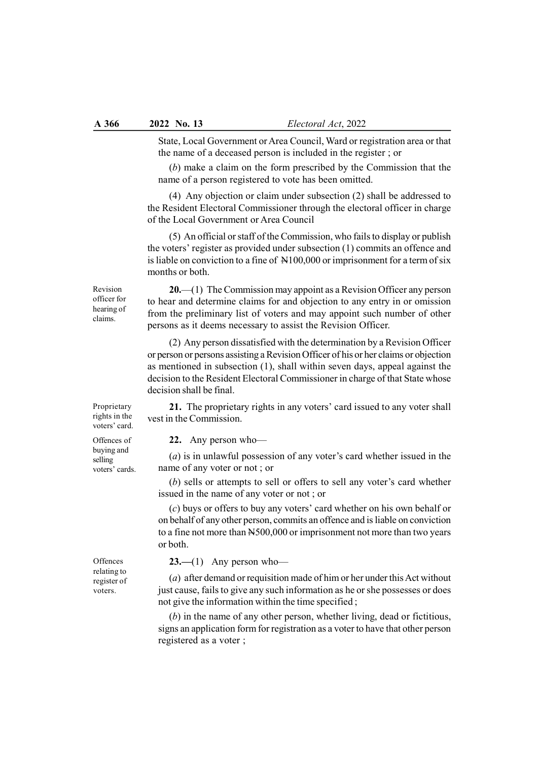State, Local Government or Area Council, Ward or registration area or that the name of a deceased person is included in the register ; or

(*b*) make a claim on the form prescribed by the Commission that the name of a person registered to vote has been omitted.

(4) Any objection or claim under subsection (2) shall be addressed to the Resident Electoral Commissioner through the electoral officer in charge of the Local Government or Area Council

(5) An official or staff of the Commission, who fails to display or publish the voters' register as provided under subsection (1) commits an offence and is liable on conviction to a fine of ₦100,000 or imprisonment for a term of six months or both.

*Revision officer for hearing of claims.*

**20.**—(1) The Commission may appoint as a Revision Officer any person to hear and determine claims for and objection to any entry in or omission from the preliminary list of voters and may appoint such number of other persons as it deems necessary to assist the Revision Officer.

(2) Any person dissatisfied with the determination by a Revision Officer or person or persons assisting a Revision Officer of his or her claims or objection as mentioned in subsection (1), shall within seven days, appeal against the decision to the Resident Electoral Commissioner in charge of that State whose decision shall be final.

*Proprietary rights in the voters' card.*

**21.** The proprietary rights in any voters' card issued to any voter shall vest in the Commission.

*Offences of buying and selling voters' cards.*

**22.** Any person who—

(*a*) is in unlawful possession of any voter's card whether issued in the name of any voter or not ; or

(*b*) sells or attempts to sell or offers to sell any voter's card whether issued in the name of any voter or not ; or

(*c*) buys or offers to buy any voters' card whether on his own behalf or on behalf of any other person, commits an offence and is liable on conviction to a fine not more than ₦500,000 or imprisonment not more than two years or both.

*Offences relating to register of voters.*

**23.**—(1) Any person who—

(*a*) after demand or requisition made of him or her under this Act without just cause, fails to give any such information as he or she possesses or does not give the information within the time specified ;

(*b*) in the name of any other person, whether living, dead or fictitious, signs an application form for registration as a voter to have that other person registered as a voter ;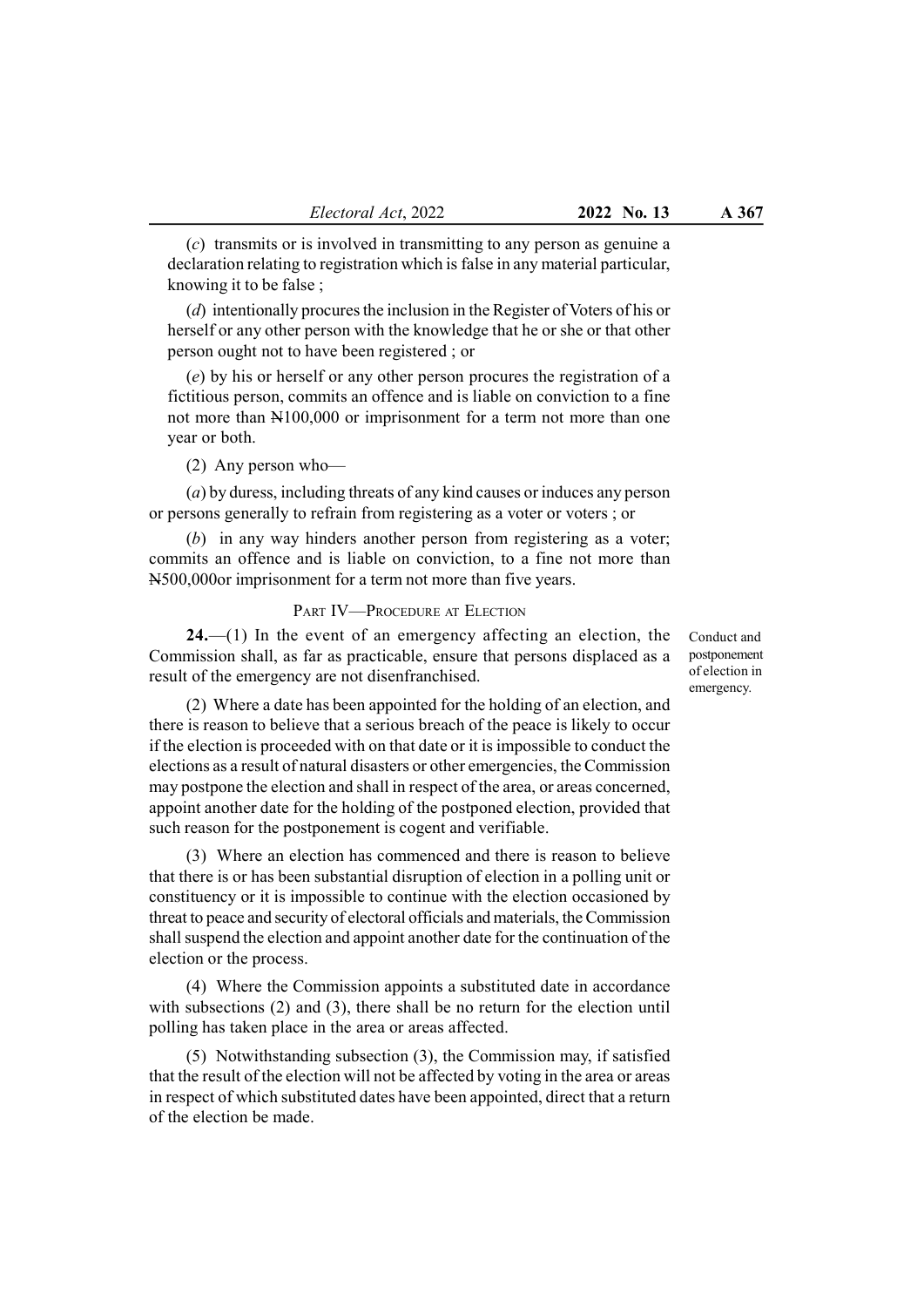(*c*) transmits or is involved in transmitting to any person as genuine a declaration relating to registration which is false in any material particular, knowing it to be false ;

(*d*) intentionally procures the inclusion in the Register of Voters of his or herself or any other person with the knowledge that he or she or that other person ought not to have been registered ; or

(*e*) by his or herself or any other person procures the registration of a fictitious person, commits an offence and is liable on conviction to a fine not more than ₦100,000 or imprisonment for a term not more than one year or both.

(2) Any person who—

(*a*) by duress, including threats of any kind causes or induces any person or persons generally to refrain from registering as a voter or voters ; or

(*b*) in any way hinders another person from registering as a voter; commits an offence and is liable on conviction, to a fine not more than ₦500,000or imprisonment for a term not more than five years.

## PART IV—PROCEDURE AT ELECTION

*Conduct and postponement of election in emergency.*

**24.**—(1) In the event of an emergency affecting an election, the Commission shall, as far as practicable, ensure that persons displaced as a result of the emergency are not disenfranchised.

(2) Where a date has been appointed for the holding of an election, and there is reason to believe that a serious breach of the peace is likely to occur if the election is proceeded with on that date or it is impossible to conduct the elections as a result of natural disasters or other emergencies, the Commission may postpone the election and shall in respect of the area, or areas concerned, appoint another date for the holding of the postponed election, provided that such reason for the postponement is cogent and verifiable.

(3) Where an election has commenced and there is reason to believe that there is or has been substantial disruption of election in a polling unit or constituency or it is impossible to continue with the election occasioned by threat to peace and security of electoral officials and materials, the Commission shall suspend the election and appoint another date for the continuation of the election or the process.

(4) Where the Commission appoints a substituted date in accordance with subsections (2) and (3), there shall be no return for the election until polling has taken place in the area or areas affected.

(5) Notwithstanding subsection (3), the Commission may, if satisfied that the result of the election will not be affected by voting in the area or areas in respect of which substituted dates have been appointed, direct that a return of the election be made.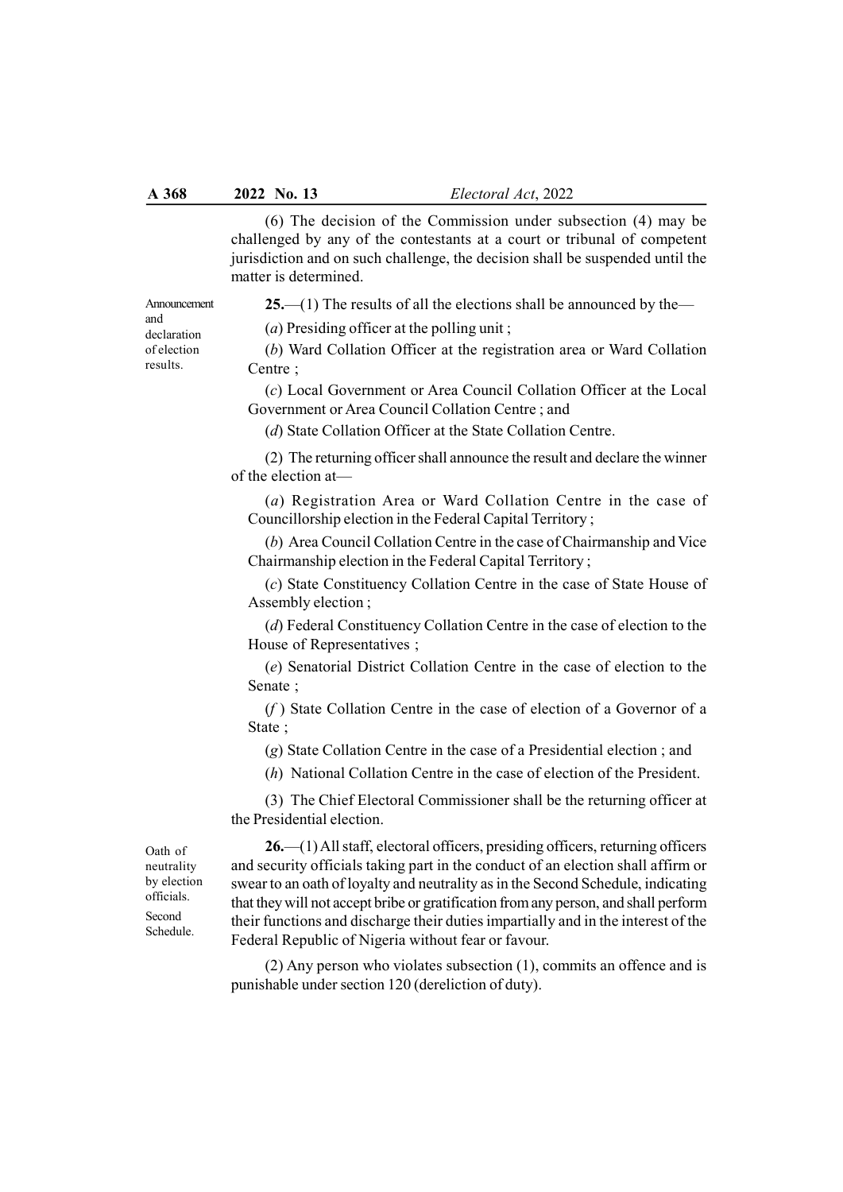(6) The decision of the Commission under subsection (4) may be challenged by any of the contestants at a court or tribunal of competent jurisdiction and on such challenge, the decision shall be suspended until the matter is determined.

*Announcement and declaration of election results.*

**25.**—(1) The results of all the elections shall be announced by the—

(*a*) Presiding officer at the polling unit ;

(*b*) Ward Collation Officer at the registration area or Ward Collation Centre ;

(*c*) Local Government or Area Council Collation Officer at the Local Government or Area Council Collation Centre ; and

(*d*) State Collation Officer at the State Collation Centre.

(2) The returning officer shall announce the result and declare the winner of the election at—

(*a*) Registration Area or Ward Collation Centre in the case of Councillorship election in the Federal Capital Territory ;

(*b*) Area Council Collation Centre in the case of Chairmanship and Vice Chairmanship election in the Federal Capital Territory ;

(*c*) State Constituency Collation Centre in the case of State House of Assembly election ;

(*d*) Federal Constituency Collation Centre in the case of election to the House of Representatives ;

(*e*) Senatorial District Collation Centre in the case of election to the Senate ;

(*f* ) State Collation Centre in the case of election of a Governor of a State ;

(*g*) State Collation Centre in the case of a Presidential election ; and

(*h*) National Collation Centre in the case of election of the President.

(3) The Chief Electoral Commissioner shall be the returning officer at the Presidential election.

*Oath of neutrality by election officials.*

*Second Schedule.*

**26.**—(1) All staff, electoral officers, presiding officers, returning officers and security officials taking part in the conduct of an election shall affirm or swear to an oath of loyalty and neutrality as in the Second Schedule, indicating that they will not accept bribe or gratification from any person, and shall perform their functions and discharge their duties impartially and in the interest of the Federal Republic of Nigeria without fear or favour.

(2) Any person who violates subsection (1), commits an offence and is punishable under section 120 (dereliction of duty).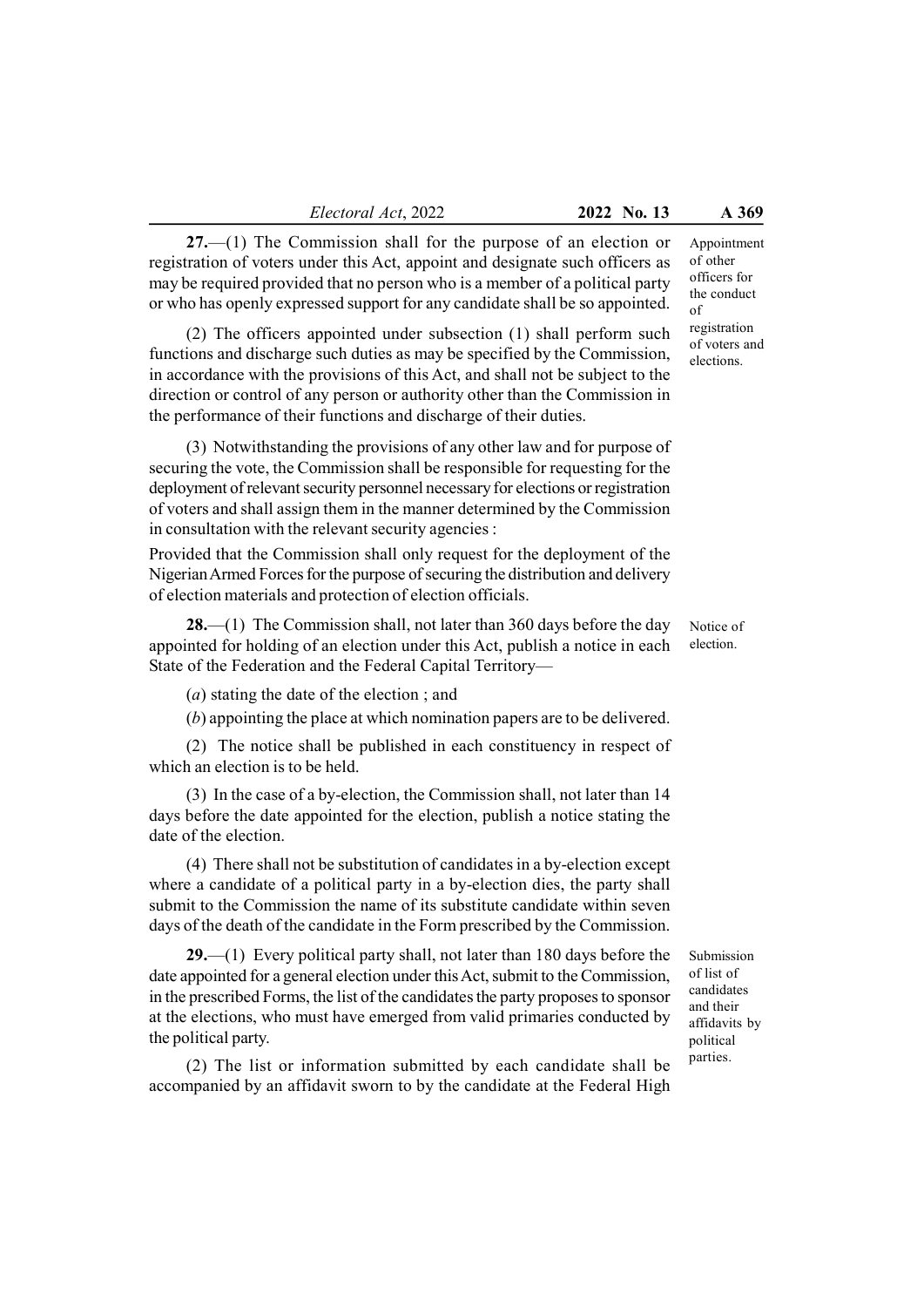**27.**—(1) The Commission shall for the purpose of an election or registration of voters under this Act, appoint and designate such officers as may be required provided that no person who is a member of a political party or who has openly expressed support for any candidate shall be so appointed.

*Appointment of other officers for the conduct of registration of voters and elections.*

(2) The officers appointed under subsection (1) shall perform such functions and discharge such duties as may be specified by the Commission, in accordance with the provisions of this Act, and shall not be subject to the direction or control of any person or authority other than the Commission in the performance of their functions and discharge of their duties.

(3) Notwithstanding the provisions of any other law and for purpose of securing the vote, the Commission shall be responsible for requesting for the deployment of relevant security personnel necessary for elections or registration of voters and shall assign them in the manner determined by the Commission in consultation with the relevant security agencies :

Provided that the Commission shall only request for the deployment of the Nigerian Armed Forces for the purpose of securing the distribution and delivery of election materials and protection of election officials.

**28.**—(1) The Commission shall, not later than 360 days before the day appointed for holding of an election under this Act, publish a notice in each State of the Federation and the Federal Capital Territory—

*Notice of election.*

(*a*) stating the date of the election ; and

(*b*) appointing the place at which nomination papers are to be delivered.

(2) The notice shall be published in each constituency in respect of which an election is to be held.

(3) In the case of a by-election, the Commission shall, not later than 14 days before the date appointed for the election, publish a notice stating the date of the election.

(4) There shall not be substitution of candidates in a by-election except where a candidate of a political party in a by-election dies, the party shall submit to the Commission the name of its substitute candidate within seven days of the death of the candidate in the Form prescribed by the Commission.

**29.**—(1) Every political party shall, not later than 180 days before the date appointed for a general election under this Act, submit to the Commission, in the prescribed Forms, the list of the candidates the party proposes to sponsor at the elections, who must have emerged from valid primaries conducted by the political party.

*Submission of list of candidates and their affidavits by political parties.*

(2) The list or information submitted by each candidate shall be accompanied by an affidavit sworn to by the candidate at the Federal High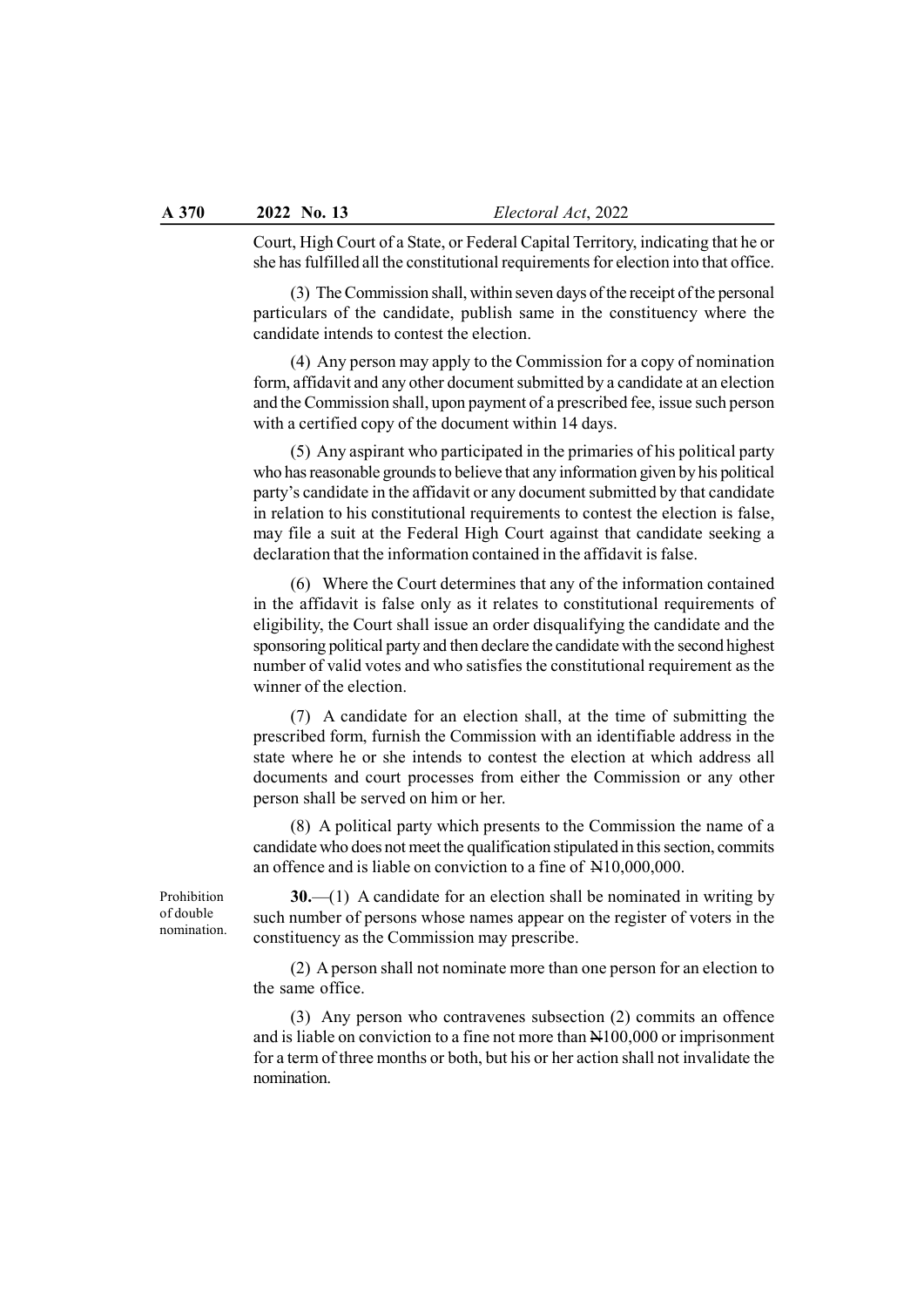Court, High Court of a State, or Federal Capital Territory, indicating that he or she has fulfilled all the constitutional requirements for election into that office.

(3) The Commission shall, within seven days of the receipt of the personal particulars of the candidate, publish same in the constituency where the candidate intends to contest the election.

(4) Any person may apply to the Commission for a copy of nomination form, affidavit and any other document submitted by a candidate at an election and the Commission shall, upon payment of a prescribed fee, issue such person with a certified copy of the document within 14 days.

(5) Any aspirant who participated in the primaries of his political party who has reasonable grounds to believe that any information given by his political party's candidate in the affidavit or any document submitted by that candidate in relation to his constitutional requirements to contest the election is false, may file a suit at the Federal High Court against that candidate seeking a declaration that the information contained in the affidavit is false.

(6) Where the Court determines that any of the information contained in the affidavit is false only as it relates to constitutional requirements of eligibility, the Court shall issue an order disqualifying the candidate and the sponsoring political party and then declare the candidate with the second highest number of valid votes and who satisfies the constitutional requirement as the winner of the election.

(7) A candidate for an election shall, at the time of submitting the prescribed form, furnish the Commission with an identifiable address in the state where he or she intends to contest the election at which address all documents and court processes from either the Commission or any other person shall be served on him or her.

(8) A political party which presents to the Commission the name of a candidate who does not meet the qualification stipulated in this section, commits an offence and is liable on conviction to a fine of ₦10,000,000.

Prohibition of double nomination.

**30.**—(1) A candidate for an election shall be nominated in writing by such number of persons whose names appear on the register of voters in the constituency as the Commission may prescribe.

(2) A person shall not nominate more than one person for an election to the same office.

(3) Any person who contravenes subsection (2) commits an offence and is liable on conviction to a fine not more than ₦100,000 or imprisonment for a term of three months or both, but his or her action shall not invalidate the nomination.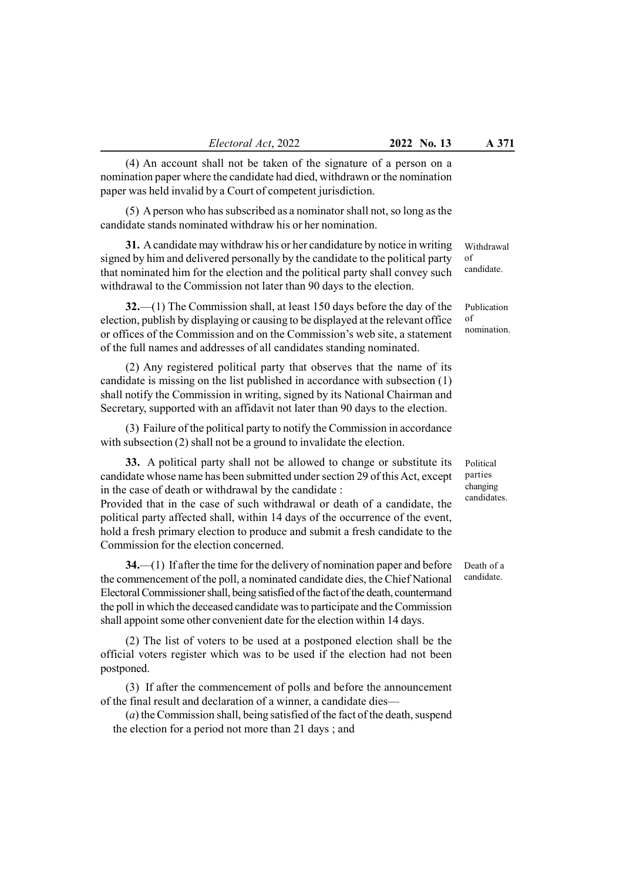(4) An account shall not be taken of the signature of a person on a nomination paper where the candidate had died, withdrawn or the nomination paper was held invalid by a Court of competent jurisdiction.

(5) A person who has subscribed as a nominator shall not, so long as the candidate stands nominated withdraw his or her nomination.

*Withdrawal of candidate.*

**31.** A candidate may withdraw his or her candidature by notice in writing signed by him and delivered personally by the candidate to the political party that nominated him for the election and the political party shall convey such withdrawal to the Commission not later than 90 days to the election.

*Publication of nomination.*

**32.**—(1) The Commission shall, at least 150 days before the day of the election, publish by displaying or causing to be displayed at the relevant office or offices of the Commission and on the Commission's web site, a statement of the full names and addresses of all candidates standing nominated.

(2) Any registered political party that observes that the name of its candidate is missing on the list published in accordance with subsection (1) shall notify the Commission in writing, signed by its National Chairman and Secretary, supported with an affidavit not later than 90 days to the election.

(3) Failure of the political party to notify the Commission in accordance with subsection (2) shall not be a ground to invalidate the election.

*Political parties changing candidates.*

**33.** A political party shall not be allowed to change or substitute its candidate whose name has been submitted under section 29 of this Act, except in the case of death or withdrawal by the candidate :

Provided that in the case of such withdrawal or death of a candidate, the political party affected shall, within 14 days of the occurrence of the event, hold a fresh primary election to produce and submit a fresh candidate to the Commission for the election concerned.

*Death of a candidate.*

**34.**—(1) If after the time for the delivery of nomination paper and before the commencement of the poll, a nominated candidate dies, the Chief National Electoral Commissioner shall, being satisfied of the fact of the death, countermand the poll in which the deceased candidate was to participate and the Commission shall appoint some other convenient date for the election within 14 days.

(2) The list of voters to be used at a postponed election shall be the official voters register which was to be used if the election had not been postponed.

(3) If after the commencement of polls and before the announcement of the final result and declaration of a winner, a candidate dies—

(*a*) the Commission shall, being satisfied of the fact of the death, suspend the election for a period not more than 21 days ; and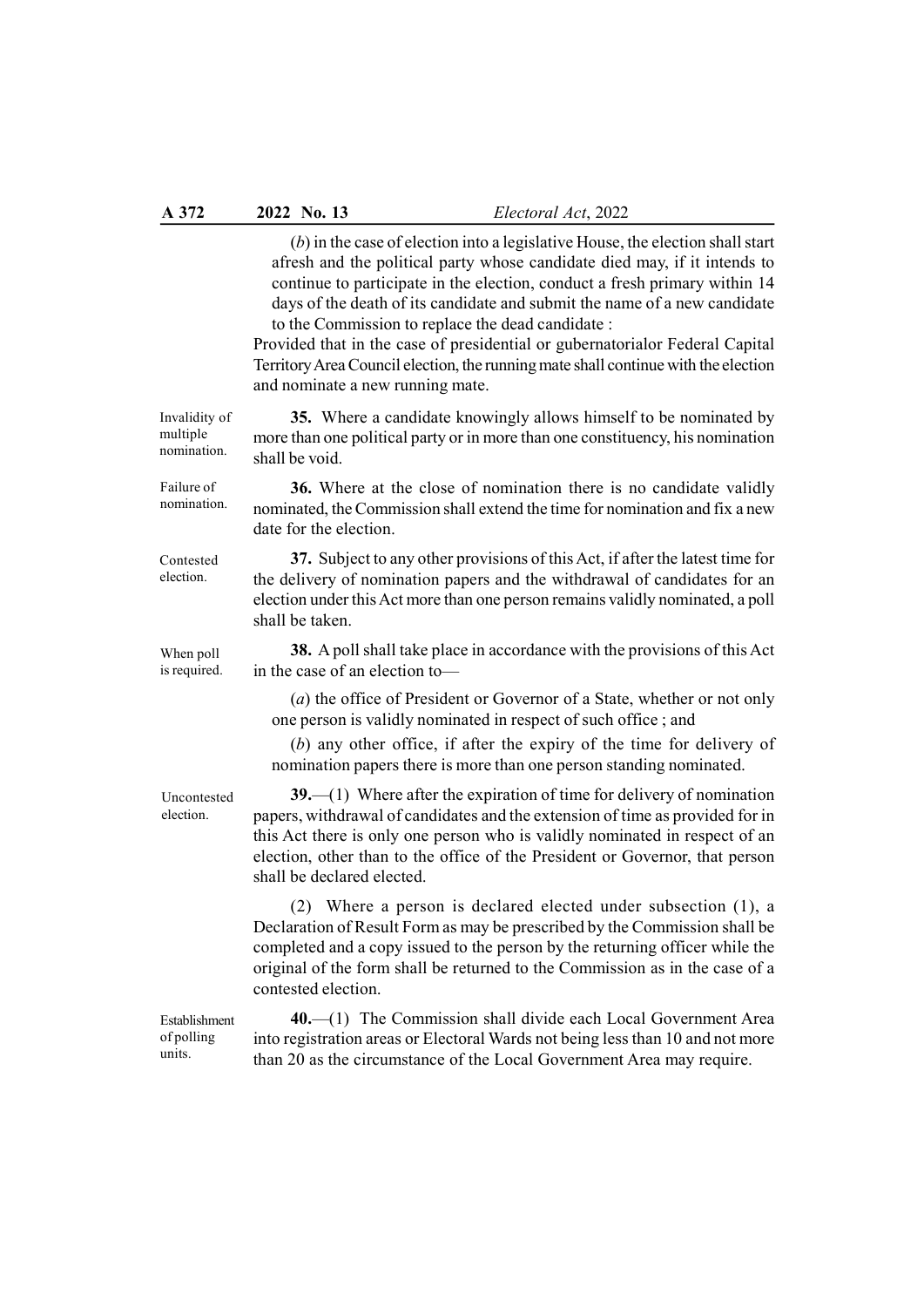(*b*) in the case of election into a legislative House, the election shall start afresh and the political party whose candidate died may, if it intends to continue to participate in the election, conduct a fresh primary within 14 days of the death of its candidate and submit the name of a new candidate to the Commission to replace the dead candidate :

Provided that in the case of presidential or gubernatorialor Federal Capital Territory Area Council election, the running mate shall continue with the election and nominate a new running mate.

Invalidity of multiple nomination.

**35.** Where a candidate knowingly allows himself to be nominated by more than one political party or in more than one constituency, his nomination shall be void.

Failure of nomination.

**36.** Where at the close of nomination there is no candidate validly nominated, the Commission shall extend the time for nomination and fix a new date for the election.

Contested election.

**37.** Subject to any other provisions of this Act, if after the latest time for the delivery of nomination papers and the withdrawal of candidates for an election under this Act more than one person remains validly nominated, a poll shall be taken.

When poll is required.

**38.** A poll shall take place in accordance with the provisions of this Act in the case of an election to—

(*a*) the office of President or Governor of a State, whether or not only one person is validly nominated in respect of such office ; and

(*b*) any other office, if after the expiry of the time for delivery of nomination papers there is more than one person standing nominated.

Uncontested election.

**39.**—(1) Where after the expiration of time for delivery of nomination papers, withdrawal of candidates and the extension of time as provided for in this Act there is only one person who is validly nominated in respect of an election, other than to the office of the President or Governor, that person shall be declared elected.

(2) Where a person is declared elected under subsection (1), a Declaration of Result Form as may be prescribed by the Commission shall be completed and a copy issued to the person by the returning officer while the original of the form shall be returned to the Commission as in the case of a contested election.

Establishment of polling units.

**40.**—(1) The Commission shall divide each Local Government Area into registration areas or Electoral Wards not being less than 10 and not more than 20 as the circumstance of the Local Government Area may require.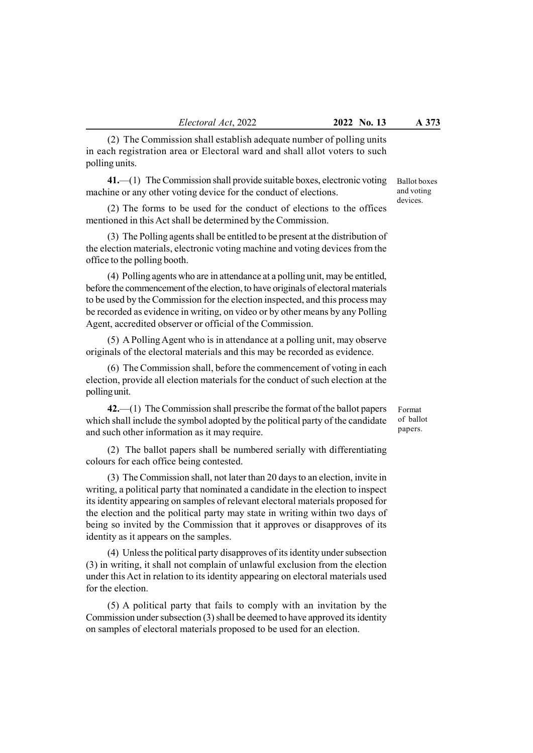(2) The Commission shall establish adequate number of polling units in each registration area or Electoral ward and shall allot voters to such polling units.

*Ballot boxes and voting devices.*

**41.**—(1) The Commission shall provide suitable boxes, electronic voting machine or any other voting device for the conduct of elections.

(2) The forms to be used for the conduct of elections to the offices mentioned in this Act shall be determined by the Commission.

(3) The Polling agents shall be entitled to be present at the distribution of the election materials, electronic voting machine and voting devices from the office to the polling booth.

(4) Polling agents who are in attendance at a polling unit, may be entitled, before the commencement of the election, to have originals of electoral materials to be used by the Commission for the election inspected, and this process may be recorded as evidence in writing, on video or by other means by any Polling Agent, accredited observer or official of the Commission.

(5) A Polling Agent who is in attendance at a polling unit, may observe originals of the electoral materials and this may be recorded as evidence.

(6) The Commission shall, before the commencement of voting in each election, provide all election materials for the conduct of such election at the polling unit.

*Format of ballot papers.*

**42.**—(1) The Commission shall prescribe the format of the ballot papers which shall include the symbol adopted by the political party of the candidate and such other information as it may require.

(2) The ballot papers shall be numbered serially with differentiating colours for each office being contested.

(3) The Commission shall, not later than 20 days to an election, invite in writing, a political party that nominated a candidate in the election to inspect its identity appearing on samples of relevant electoral materials proposed for the election and the political party may state in writing within two days of being so invited by the Commission that it approves or disapproves of its identity as it appears on the samples.

(4) Unless the political party disapproves of its identity under subsection (3) in writing, it shall not complain of unlawful exclusion from the election under this Act in relation to its identity appearing on electoral materials used for the election.

(5) A political party that fails to comply with an invitation by the Commission under subsection (3) shall be deemed to have approved its identity on samples of electoral materials proposed to be used for an election.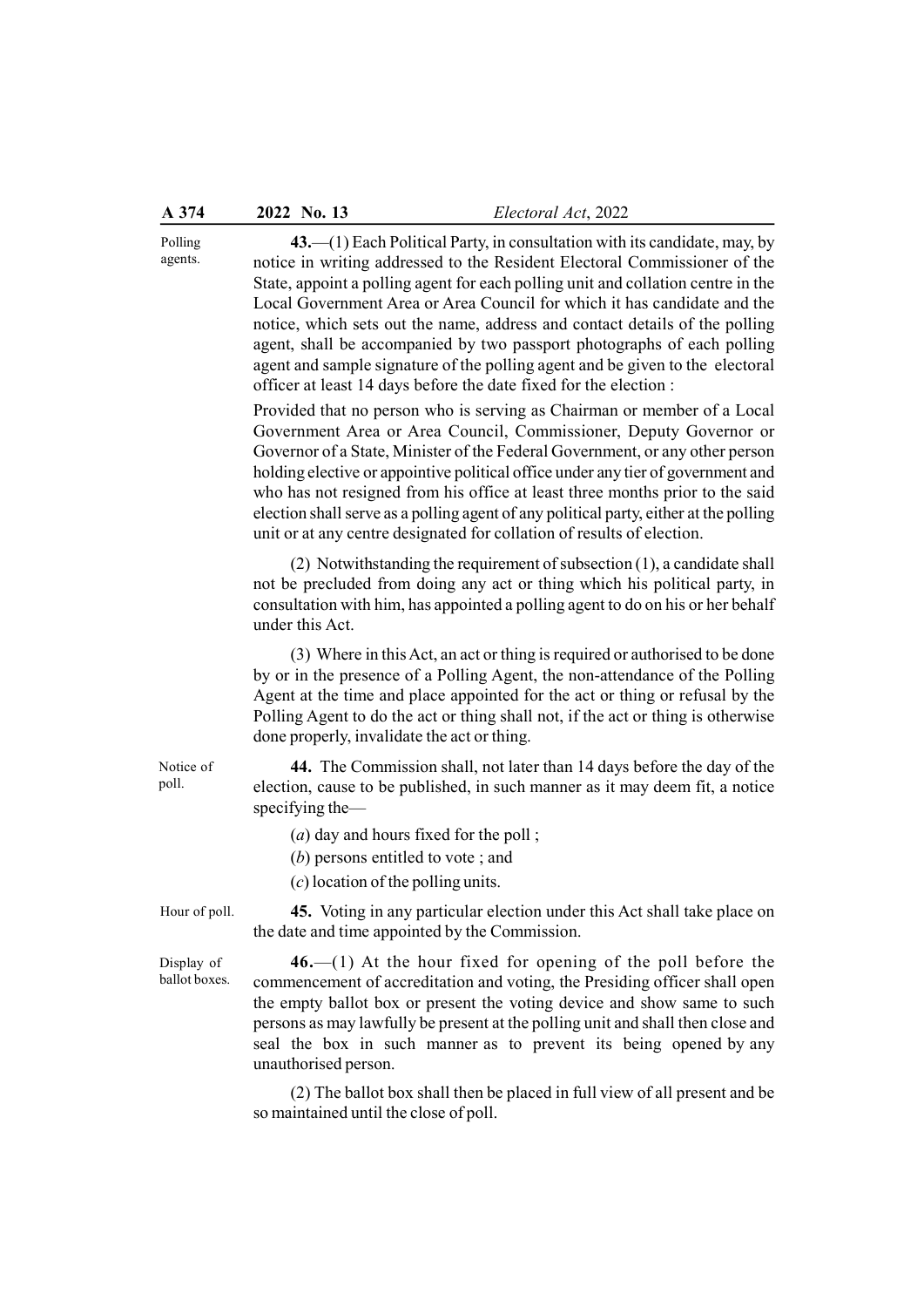Polling agents.

**43.**—(1) Each Political Party, in consultation with its candidate, may, by notice in writing addressed to the Resident Electoral Commissioner of the State, appoint a polling agent for each polling unit and collation centre in the Local Government Area or Area Council for which it has candidate and the notice, which sets out the name, address and contact details of the polling agent, shall be accompanied by two passport photographs of each polling agent and sample signature of the polling agent and be given to the electoral officer at least 14 days before the date fixed for the election :

Provided that no person who is serving as Chairman or member of a Local Government Area or Area Council, Commissioner, Deputy Governor or Governor of a State, Minister of the Federal Government, or any other person holding elective or appointive political office under any tier of government and who has not resigned from his office at least three months prior to the said election shall serve as a polling agent of any political party, either at the polling unit or at any centre designated for collation of results of election.

(2) Notwithstanding the requirement of subsection (1), a candidate shall not be precluded from doing any act or thing which his political party, in consultation with him, has appointed a polling agent to do on his or her behalf under this Act.

(3) Where in this Act, an act or thing is required or authorised to be done by or in the presence of a Polling Agent, the non-attendance of the Polling Agent at the time and place appointed for the act or thing or refusal by the Polling Agent to do the act or thing shall not, if the act or thing is otherwise done properly, invalidate the act or thing.

Notice of poll.

**44.** The Commission shall, not later than 14 days before the day of the election, cause to be published, in such manner as it may deem fit, a notice specifying the—

(*a*) day and hours fixed for the poll ;

(*b*) persons entitled to vote ; and

(*c*) location of the polling units.

Hour of poll.

**45.** Voting in any particular election under this Act shall take place on the date and time appointed by the Commission.

Display of ballot boxes.

**46.**—(1) At the hour fixed for opening of the poll before the commencement of accreditation and voting, the Presiding officer shall open the empty ballot box or present the voting device and show same to such persons as may lawfully be present at the polling unit and shall then close and seal the box in such manner as to prevent its being opened by any unauthorised person.

(2) The ballot box shall then be placed in full view of all present and be so maintained until the close of poll.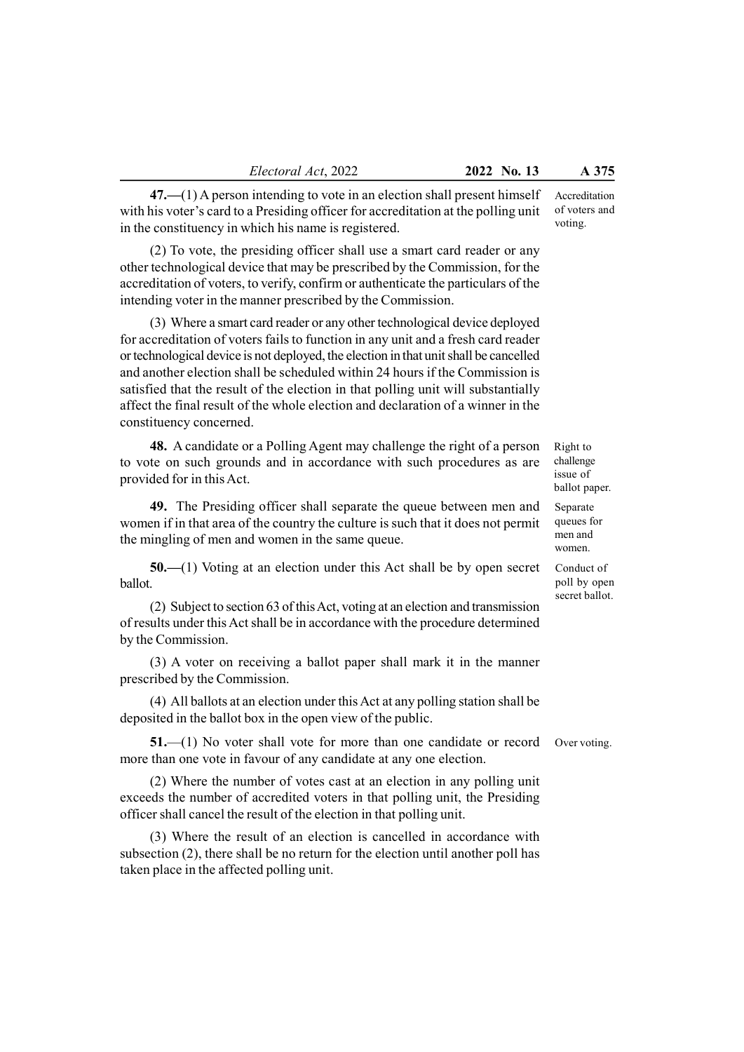**47.**—(1) A person intending to vote in an election shall present himself with his voter's card to a Presiding officer for accreditation at the polling unit in the constituency in which his name is registered.

*Accreditation of voters and voting.*

(2) To vote, the presiding officer shall use a smart card reader or any other technological device that may be prescribed by the Commission, for the accreditation of voters, to verify, confirm or authenticate the particulars of the intending voter in the manner prescribed by the Commission.

(3) Where a smart card reader or any other technological device deployed for accreditation of voters fails to function in any unit and a fresh card reader or technological device is not deployed, the election in that unit shall be cancelled and another election shall be scheduled within 24 hours if the Commission is satisfied that the result of the election in that polling unit will substantially affect the final result of the whole election and declaration of a winner in the constituency concerned.

**48.** A candidate or a Polling Agent may challenge the right of a person to vote on such grounds and in accordance with such procedures as are provided for in this Act.

*Right to challenge issue of ballot paper.*

**49.** The Presiding officer shall separate the queue between men and women if in that area of the country the culture is such that it does not permit the mingling of men and women in the same queue.

*Separate queues for men and women.*

**50.**—(1) Voting at an election under this Act shall be by open secret ballot.

*Conduct of poll by open secret ballot.*

(2) Subject to section 63 of this Act, voting at an election and transmission of results under this Act shall be in accordance with the procedure determined by the Commission.

(3) A voter on receiving a ballot paper shall mark it in the manner prescribed by the Commission.

(4) All ballots at an election under this Act at any polling station shall be deposited in the ballot box in the open view of the public.

**51.**—(1) No voter shall vote for more than one candidate or record more than one vote in favour of any candidate at any one election.

*Over voting.*

(2) Where the number of votes cast at an election in any polling unit exceeds the number of accredited voters in that polling unit, the Presiding officer shall cancel the result of the election in that polling unit.

(3) Where the result of an election is cancelled in accordance with subsection (2), there shall be no return for the election until another poll has taken place in the affected polling unit.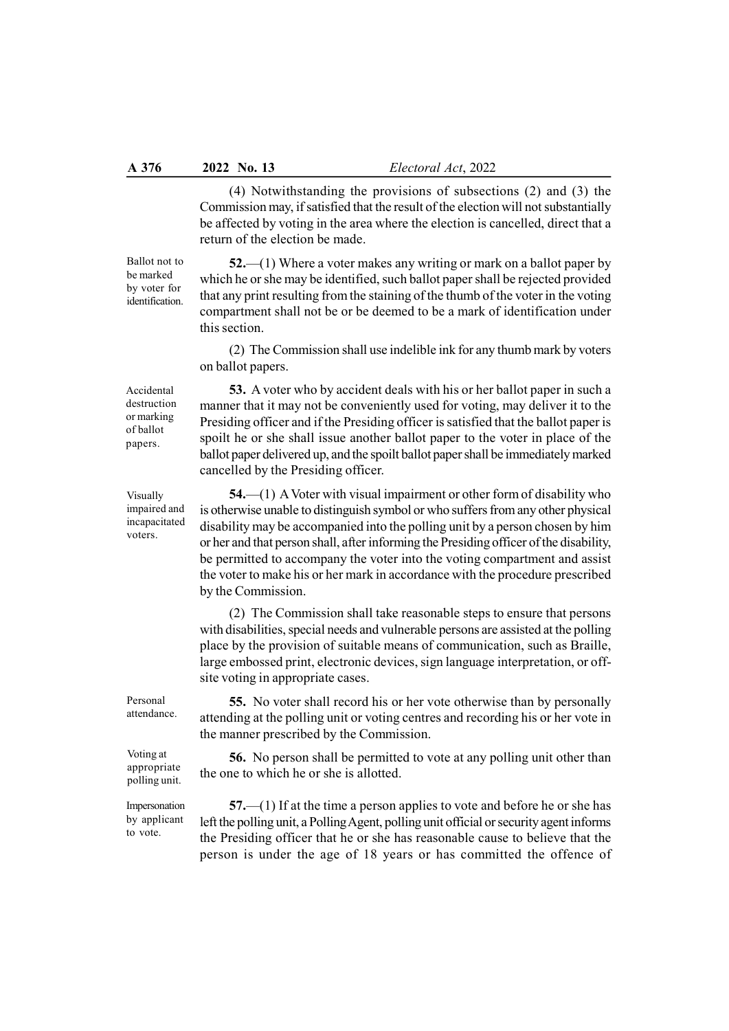(4) Notwithstanding the provisions of subsections (2) and (3) the Commission may, if satisfied that the result of the election will not substantially be affected by voting in the area where the election is cancelled, direct that a return of the election be made.

Ballot not to be marked by voter for identification.

**52.**—(1) Where a voter makes any writing or mark on a ballot paper by which he or she may be identified, such ballot paper shall be rejected provided that any print resulting from the staining of the thumb of the voter in the voting compartment shall not be or be deemed to be a mark of identification under this section.

(2) The Commission shall use indelible ink for any thumb mark by voters on ballot papers.

Accidental destruction or marking of ballot papers.

**53.** A voter who by accident deals with his or her ballot paper in such a manner that it may not be conveniently used for voting, may deliver it to the Presiding officer and if the Presiding officer is satisfied that the ballot paper is spoilt he or she shall issue another ballot paper to the voter in place of the ballot paper delivered up, and the spoilt ballot paper shall be immediately marked cancelled by the Presiding officer.

Visually impaired and incapacitated voters.

**54.**—(1) A Voter with visual impairment or other form of disability who is otherwise unable to distinguish symbol or who suffers from any other physical disability may be accompanied into the polling unit by a person chosen by him or her and that person shall, after informing the Presiding officer of the disability, be permitted to accompany the voter into the voting compartment and assist the voter to make his or her mark in accordance with the procedure prescribed by the Commission.

(2) The Commission shall take reasonable steps to ensure that persons with disabilities, special needs and vulnerable persons are assisted at the polling place by the provision of suitable means of communication, such as Braille, large embossed print, electronic devices, sign language interpretation, or off-site voting in appropriate cases.

Personal attendance.

**55.** No voter shall record his or her vote otherwise than by personally attending at the polling unit or voting centres and recording his or her vote in the manner prescribed by the Commission.

Voting at appropriate polling unit.

**56.** No person shall be permitted to vote at any polling unit other than the one to which he or she is allotted.

Impersonation by applicant to vote.

**57.**—(1) If at the time a person applies to vote and before he or she has left the polling unit, a Polling Agent, polling unit official or security agent informs the Presiding officer that he or she has reasonable cause to believe that the person is under the age of 18 years or has committed the offence of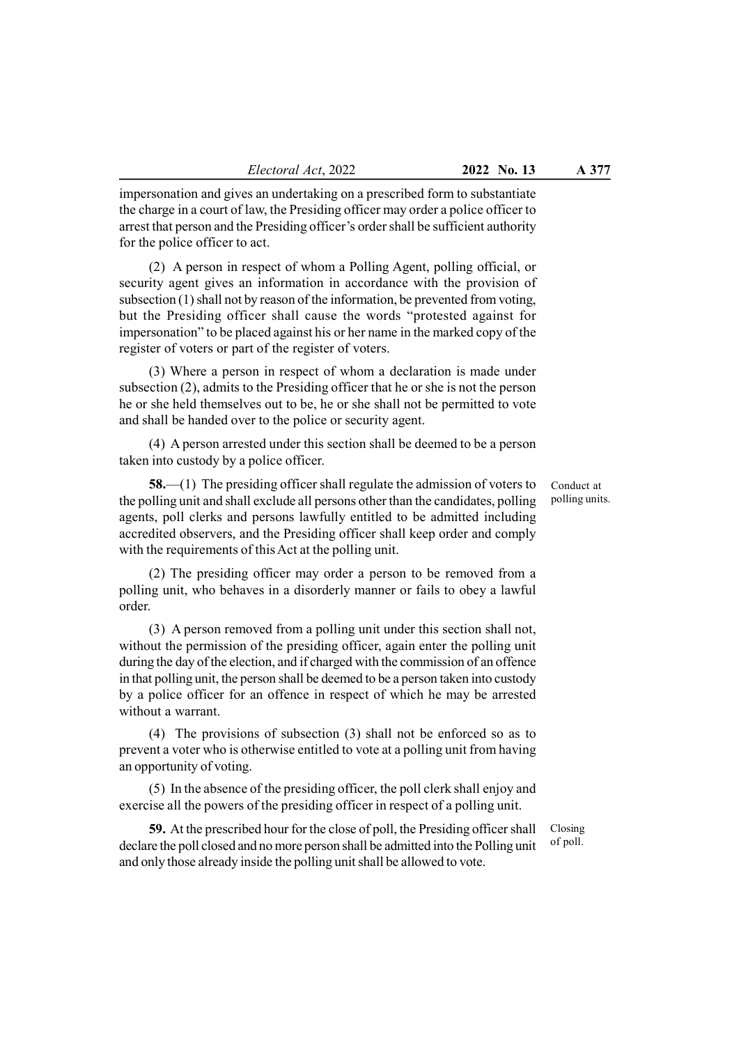impersonation and gives an undertaking on a prescribed form to substantiate the charge in a court of law, the Presiding officer may order a police officer to arrest that person and the Presiding officer's order shall be sufficient authority for the police officer to act.

(2) A person in respect of whom a Polling Agent, polling official, or security agent gives an information in accordance with the provision of subsection (1) shall not by reason of the information, be prevented from voting, but the Presiding officer shall cause the words "protested against for impersonation" to be placed against his or her name in the marked copy of the register of voters or part of the register of voters.

(3) Where a person in respect of whom a declaration is made under subsection (2), admits to the Presiding officer that he or she is not the person he or she held themselves out to be, he or she shall not be permitted to vote and shall be handed over to the police or security agent.

(4) A person arrested under this section shall be deemed to be a person taken into custody by a police officer.

*Conduct at polling units.*

**58.**—(1) The presiding officer shall regulate the admission of voters to the polling unit and shall exclude all persons other than the candidates, polling agents, poll clerks and persons lawfully entitled to be admitted including accredited observers, and the Presiding officer shall keep order and comply with the requirements of this Act at the polling unit.

(2) The presiding officer may order a person to be removed from a polling unit, who behaves in a disorderly manner or fails to obey a lawful order.

(3) A person removed from a polling unit under this section shall not, without the permission of the presiding officer, again enter the polling unit during the day of the election, and if charged with the commission of an offence in that polling unit, the person shall be deemed to be a person taken into custody by a police officer for an offence in respect of which he may be arrested without a warrant.

(4) The provisions of subsection (3) shall not be enforced so as to prevent a voter who is otherwise entitled to vote at a polling unit from having an opportunity of voting.

(5) In the absence of the presiding officer, the poll clerk shall enjoy and exercise all the powers of the presiding officer in respect of a polling unit.

*Closing of poll.*

**59.** At the prescribed hour for the close of poll, the Presiding officer shall declare the poll closed and no more person shall be admitted into the Polling unit and only those already inside the polling unit shall be allowed to vote.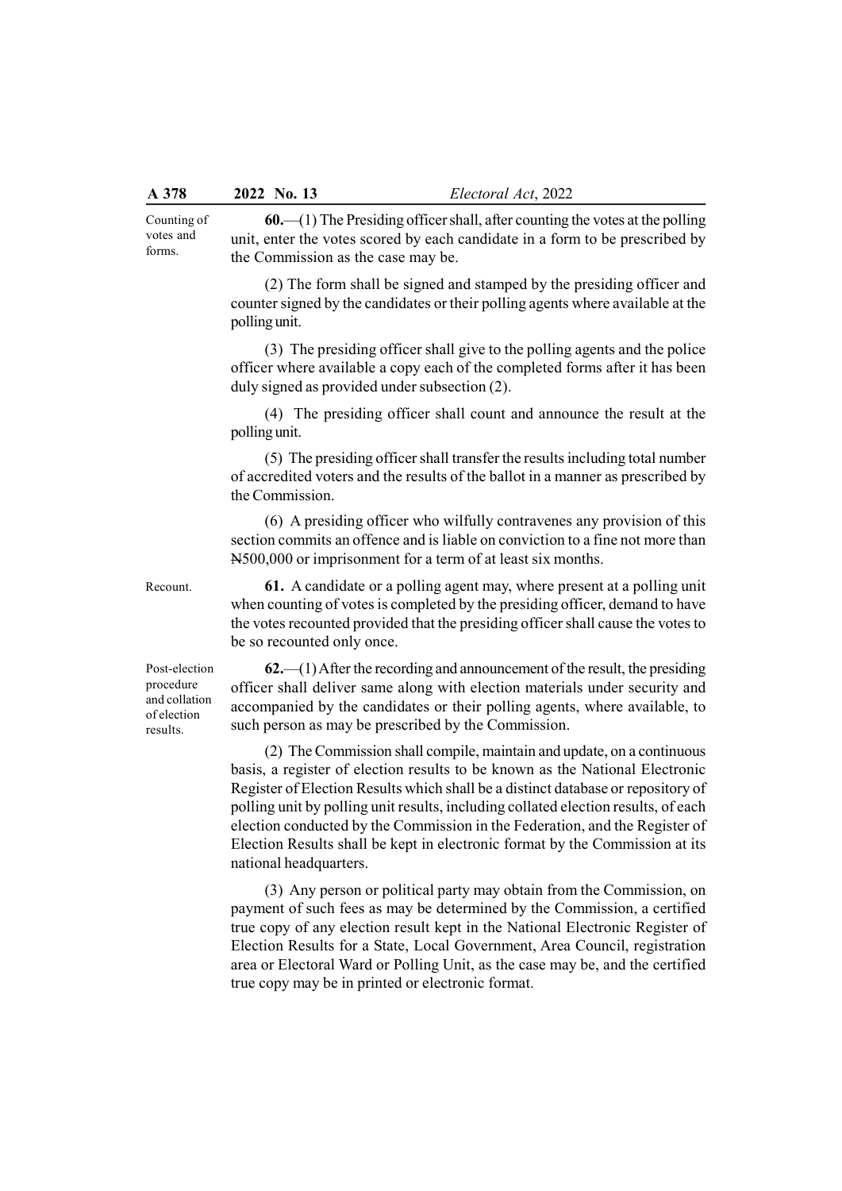Counting of votes and forms.

**60.**—(1) The Presiding officer shall, after counting the votes at the polling unit, enter the votes scored by each candidate in a form to be prescribed by the Commission as the case may be.

(2) The form shall be signed and stamped by the presiding officer and counter signed by the candidates or their polling agents where available at the polling unit.

(3) The presiding officer shall give to the polling agents and the police officer where available a copy each of the completed forms after it has been duly signed as provided under subsection (2).

(4) The presiding officer shall count and announce the result at the polling unit.

(5) The presiding officer shall transfer the results including total number of accredited voters and the results of the ballot in a manner as prescribed by the Commission.

(6) A presiding officer who wilfully contravenes any provision of this section commits an offence and is liable on conviction to a fine not more than ₦500,000 or imprisonment for a term of at least six months.

Recount.

**61.** A candidate or a polling agent may, where present at a polling unit when counting of votes is completed by the presiding officer, demand to have the votes recounted provided that the presiding officer shall cause the votes to be so recounted only once.

Post-election procedure and collation of election results.

**62.**—(1) After the recording and announcement of the result, the presiding officer shall deliver same along with election materials under security and accompanied by the candidates or their polling agents, where available, to such person as may be prescribed by the Commission.

(2) The Commission shall compile, maintain and update, on a continuous basis, a register of election results to be known as the National Electronic Register of Election Results which shall be a distinct database or repository of polling unit by polling unit results, including collated election results, of each election conducted by the Commission in the Federation, and the Register of Election Results shall be kept in electronic format by the Commission at its national headquarters.

(3) Any person or political party may obtain from the Commission, on payment of such fees as may be determined by the Commission, a certified true copy of any election result kept in the National Electronic Register of Election Results for a State, Local Government, Area Council, registration area or Electoral Ward or Polling Unit, as the case may be, and the certified true copy may be in printed or electronic format.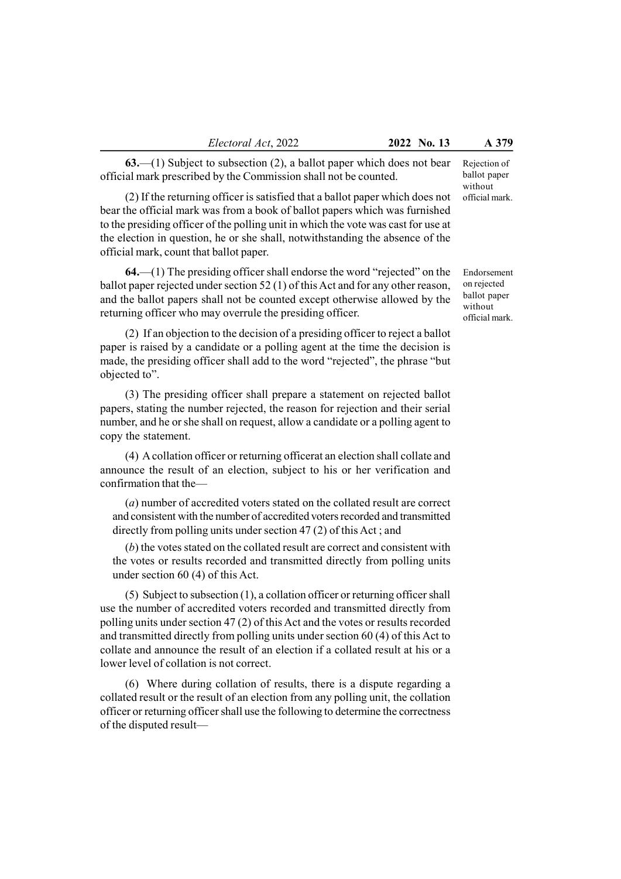Rejection of ballot paper without official mark.

**63.**—(1) Subject to subsection (2), a ballot paper which does not bear official mark prescribed by the Commission shall not be counted.

(2) If the returning officer is satisfied that a ballot paper which does not bear the official mark was from a book of ballot papers which was furnished to the presiding officer of the polling unit in which the vote was cast for use at the election in question, he or she shall, notwithstanding the absence of the official mark, count that ballot paper.

Endorsement on rejected ballot paper without official mark.

**64.**—(1) The presiding officer shall endorse the word "rejected" on the ballot paper rejected under section 52 (1) of this Act and for any other reason, and the ballot papers shall not be counted except otherwise allowed by the returning officer who may overrule the presiding officer.

(2) If an objection to the decision of a presiding officer to reject a ballot paper is raised by a candidate or a polling agent at the time the decision is made, the presiding officer shall add to the word "rejected", the phrase "but objected to".

(3) The presiding officer shall prepare a statement on rejected ballot papers, stating the number rejected, the reason for rejection and their serial number, and he or she shall on request, allow a candidate or a polling agent to copy the statement.

(4) A collation officer or returning officerat an election shall collate and announce the result of an election, subject to his or her verification and confirmation that the—

(*a*) number of accredited voters stated on the collated result are correct and consistent with the number of accredited voters recorded and transmitted directly from polling units under section 47 (2) of this Act ; and

(*b*) the votes stated on the collated result are correct and consistent with the votes or results recorded and transmitted directly from polling units under section 60 (4) of this Act.

(5) Subject to subsection (1), a collation officer or returning officer shall use the number of accredited voters recorded and transmitted directly from polling units under section 47 (2) of this Act and the votes or results recorded and transmitted directly from polling units under section 60 (4) of this Act to collate and announce the result of an election if a collated result at his or a lower level of collation is not correct.

(6) Where during collation of results, there is a dispute regarding a collated result or the result of an election from any polling unit, the collation officer or returning officer shall use the following to determine the correctness of the disputed result—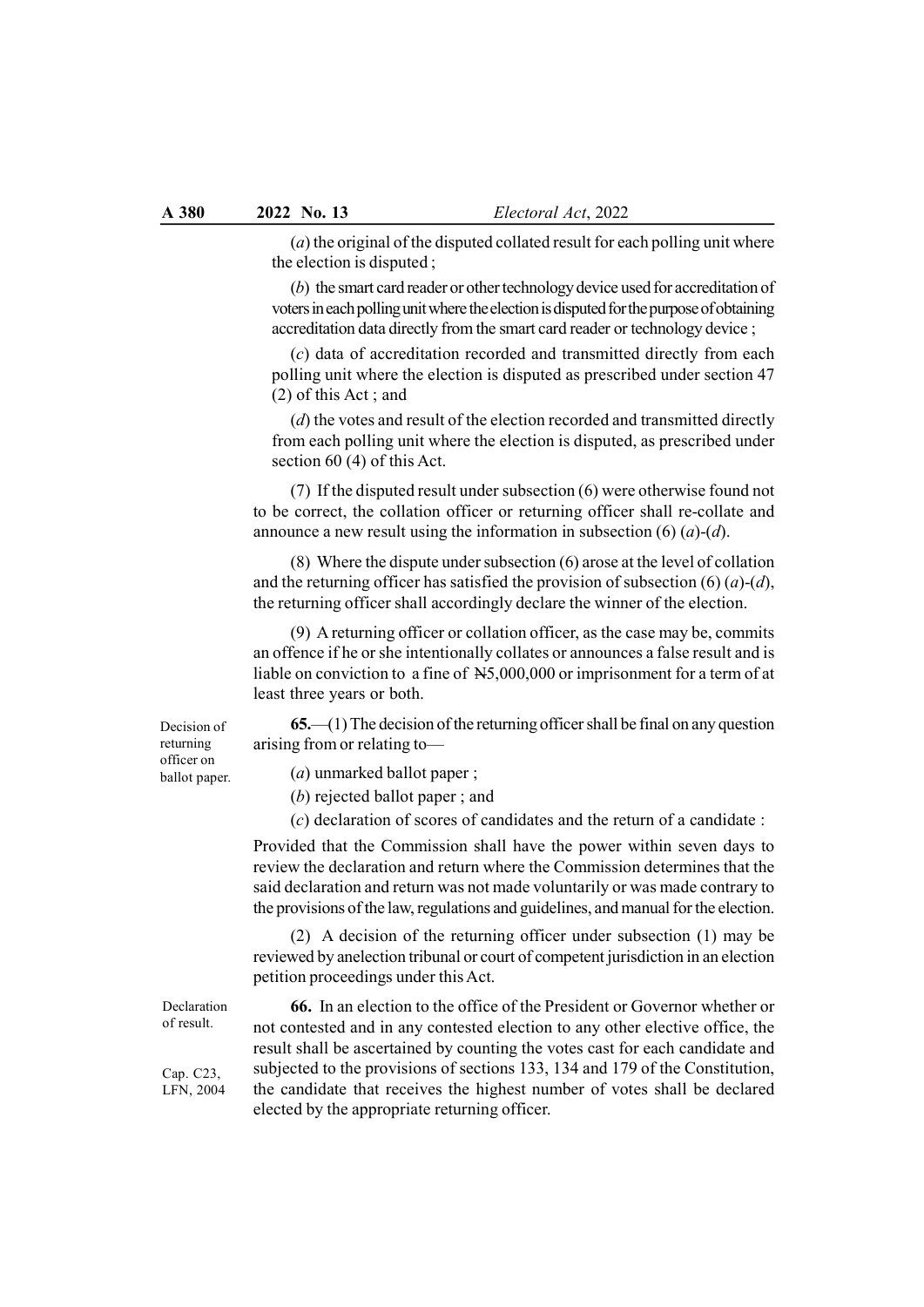(*a*) the original of the disputed collated result for each polling unit where the election is disputed ;

(*b*) the smart card reader or other technology device used for accreditation of voters in each polling unit where the election is disputed for the purpose of obtaining accreditation data directly from the smart card reader or technology device ;

(*c*) data of accreditation recorded and transmitted directly from each polling unit where the election is disputed as prescribed under section 47 (2) of this Act ; and

(*d*) the votes and result of the election recorded and transmitted directly from each polling unit where the election is disputed, as prescribed under section 60 (4) of this Act.

(7) If the disputed result under subsection (6) were otherwise found not to be correct, the collation officer or returning officer shall re-collate and announce a new result using the information in subsection (6) (*a*)-(*d*).

(8) Where the dispute under subsection (6) arose at the level of collation and the returning officer has satisfied the provision of subsection (6) (*a*)-(*d*), the returning officer shall accordingly declare the winner of the election.

(9) A returning officer or collation officer, as the case may be, commits an offence if he or she intentionally collates or announces a false result and is liable on conviction to a fine of ₦5,000,000 or imprisonment for a term of at least three years or both.

*Decision of returning officer on ballot paper.*

**65.**—(1) The decision of the returning officer shall be final on any question arising from or relating to—

(*a*) unmarked ballot paper ;

(*b*) rejected ballot paper ; and

(*c*) declaration of scores of candidates and the return of a candidate :

Provided that the Commission shall have the power within seven days to review the declaration and return where the Commission determines that the said declaration and return was not made voluntarily or was made contrary to the provisions of the law, regulations and guidelines, and manual for the election.

(2) A decision of the returning officer under subsection (1) may be reviewed by anelection tribunal or court of competent jurisdiction in an election petition proceedings under this Act.

*Declaration of result.*

*Cap. C23, LFN, 2004*

**66.** In an election to the office of the President or Governor whether or not contested and in any contested election to any other elective office, the result shall be ascertained by counting the votes cast for each candidate and subjected to the provisions of sections 133, 134 and 179 of the Constitution, the candidate that receives the highest number of votes shall be declared elected by the appropriate returning officer.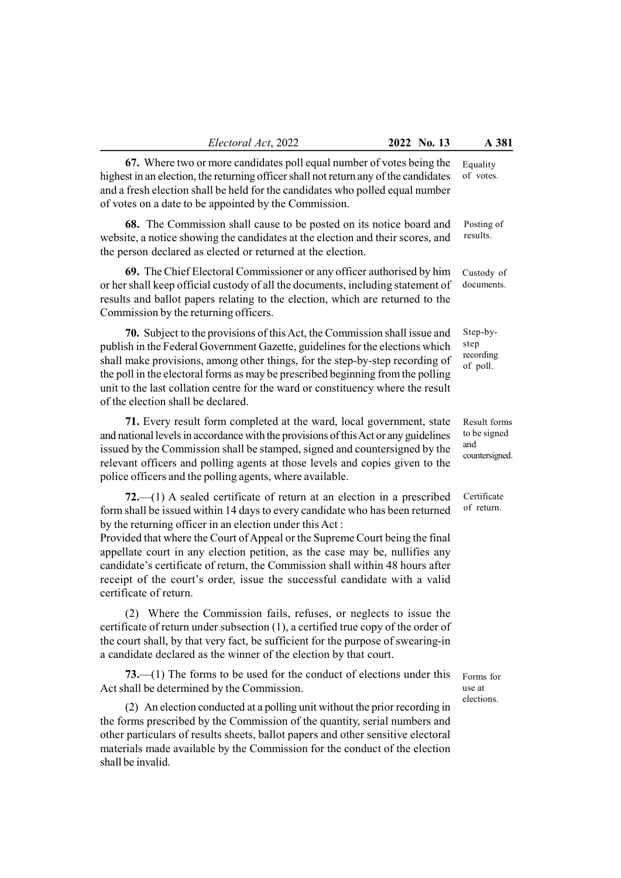**67.** Where two or more candidates poll equal number of votes being the highest in an election, the returning officer shall not return any of the candidates and a fresh election shall be held for the candidates who polled equal number of votes on a date to be appointed by the Commission.

Equality of votes.

**68.** The Commission shall cause to be posted on its notice board and website, a notice showing the candidates at the election and their scores, and the person declared as elected or returned at the election.

Posting of results.

**69.** The Chief Electoral Commissioner or any officer authorised by him or her shall keep official custody of all the documents, including statement of results and ballot papers relating to the election, which are returned to the Commission by the returning officers.

Custody of documents.

**70.** Subject to the provisions of this Act, the Commission shall issue and publish in the Federal Government Gazette, guidelines for the elections which shall make provisions, among other things, for the step-by-step recording of the poll in the electoral forms as may be prescribed beginning from the polling unit to the last collation centre for the ward or constituency where the result of the election shall be declared.

Step-by-step recording of poll.

**71.** Every result form completed at the ward, local government, state and national levels in accordance with the provisions of this Act or any guidelines issued by the Commission shall be stamped, signed and countersigned by the relevant officers and polling agents at those levels and copies given to the police officers and the polling agents, where available.

Result forms to be signed and countersigned.

**72.**—(1) A sealed certificate of return at an election in a prescribed form shall be issued within 14 days to every candidate who has been returned by the returning officer in an election under this Act :
Provided that where the Court of Appeal or the Supreme Court being the final appellate court in any election petition, as the case may be, nullifies any candidate's certificate of return, the Commission shall within 48 hours after receipt of the court's order, issue the successful candidate with a valid certificate of return.

Certificate of return.

(2) Where the Commission fails, refuses, or neglects to issue the certificate of return under subsection (1), a certified true copy of the order of the court shall, by that very fact, be sufficient for the purpose of swearing-in a candidate declared as the winner of the election by that court.

**73.**—(1) The forms to be used for the conduct of elections under this Act shall be determined by the Commission.

Forms for use at elections.

(2) An election conducted at a polling unit without the prior recording in the forms prescribed by the Commission of the quantity, serial numbers and other particulars of results sheets, ballot papers and other sensitive electoral materials made available by the Commission for the conduct of the election shall be invalid.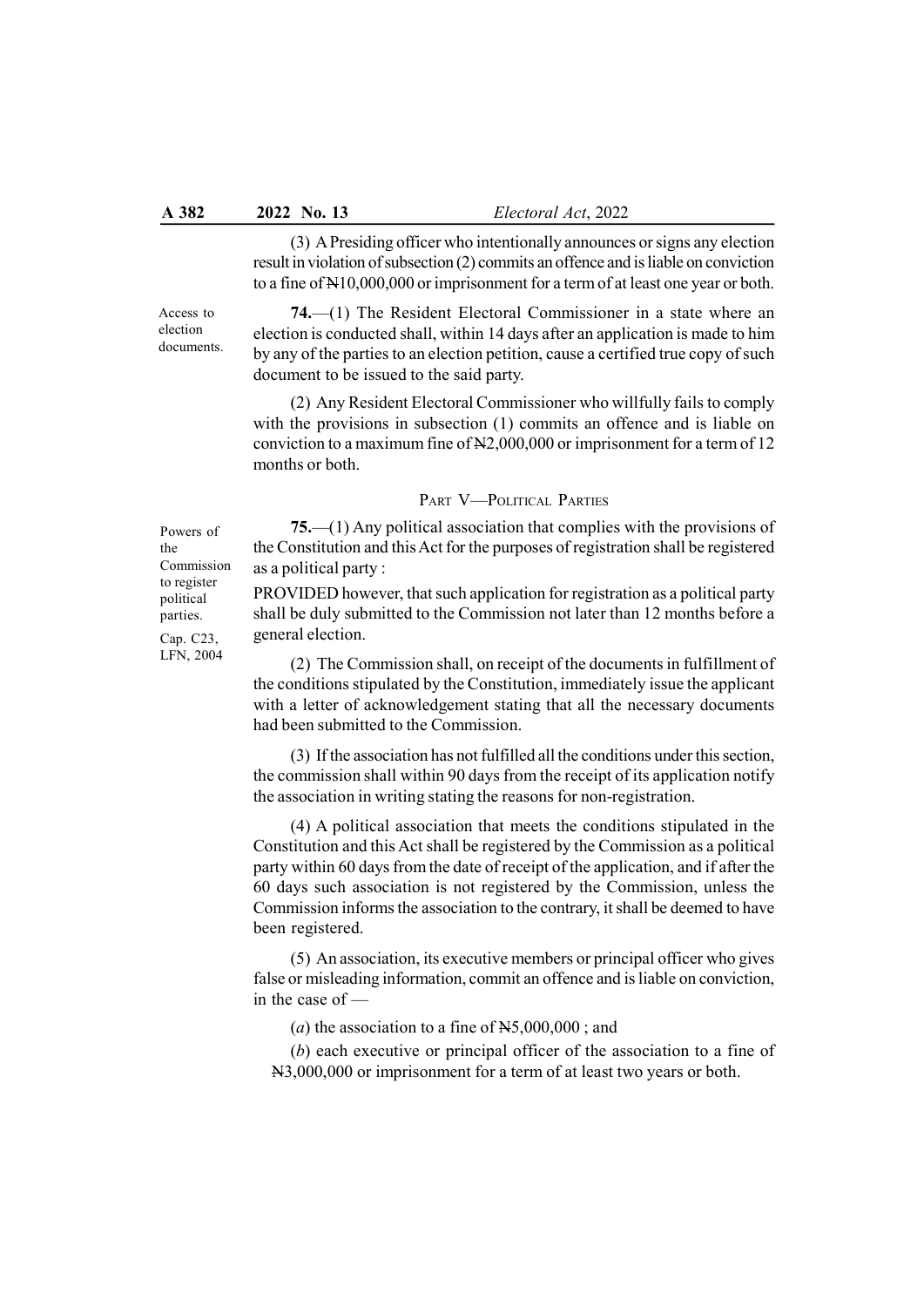(3) A Presiding officer who intentionally announces or signs any election result in violation of subsection (2) commits an offence and is liable on conviction to a fine of ₦10,000,000 or imprisonment for a term of at least one year or both.

Access to election documents.

**74.**—(1) The Resident Electoral Commissioner in a state where an election is conducted shall, within 14 days after an application is made to him by any of the parties to an election petition, cause a certified true copy of such document to be issued to the said party.

(2) Any Resident Electoral Commissioner who willfully fails to comply with the provisions in subsection (1) commits an offence and is liable on conviction to a maximum fine of ₦2,000,000 or imprisonment for a term of 12 months or both.

## PART V—POLITICAL PARTIES

Powers of the Commission to register political parties.

Cap. C23, LFN, 2004

**75.**—(1) Any political association that complies with the provisions of the Constitution and this Act for the purposes of registration shall be registered as a political party :

PROVIDED however, that such application for registration as a political party shall be duly submitted to the Commission not later than 12 months before a general election.

(2) The Commission shall, on receipt of the documents in fulfillment of the conditions stipulated by the Constitution, immediately issue the applicant with a letter of acknowledgement stating that all the necessary documents had been submitted to the Commission.

(3) If the association has not fulfilled all the conditions under this section, the commission shall within 90 days from the receipt of its application notify the association in writing stating the reasons for non-registration.

(4) A political association that meets the conditions stipulated in the Constitution and this Act shall be registered by the Commission as a political party within 60 days from the date of receipt of the application, and if after the 60 days such association is not registered by the Commission, unless the Commission informs the association to the contrary, it shall be deemed to have been registered.

(5) An association, its executive members or principal officer who gives false or misleading information, commit an offence and is liable on conviction, in the case of —

(*a*) the association to a fine of ₦5,000,000 ; and

(*b*) each executive or principal officer of the association to a fine of ₦3,000,000 or imprisonment for a term of at least two years or both.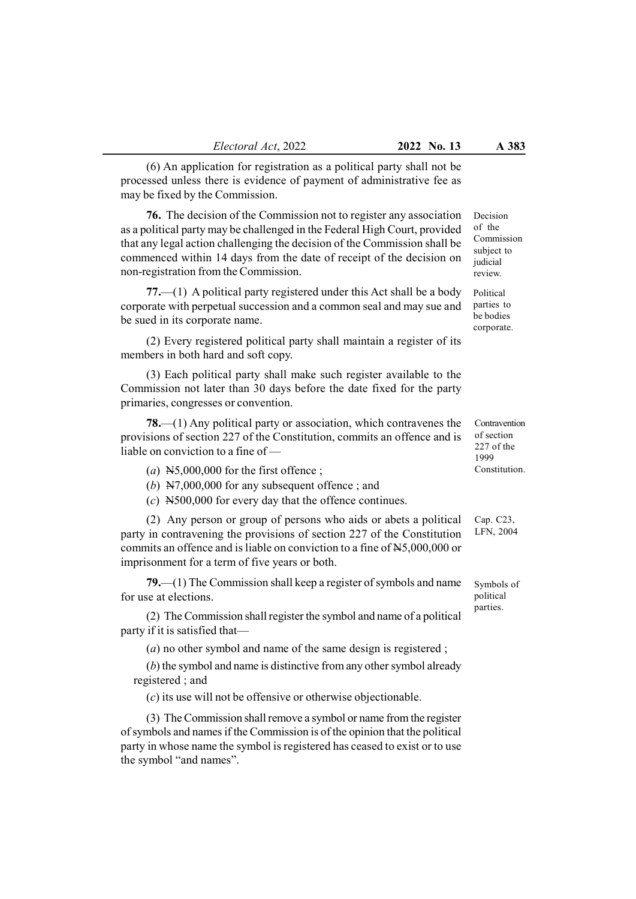(6) An application for registration as a political party shall not be processed unless there is evidence of payment of administrative fee as may be fixed by the Commission.

Decision of the Commission subject to judicial review.

**76.** The decision of the Commission not to register any association as a political party may be challenged in the Federal High Court, provided that any legal action challenging the decision of the Commission shall be commenced within 14 days from the date of receipt of the decision on non-registration from the Commission.

Political parties to be bodies corporate.

**77.**—(1) A political party registered under this Act shall be a body corporate with perpetual succession and a common seal and may sue and be sued in its corporate name.

(2) Every registered political party shall maintain a register of its members in both hard and soft copy.

(3) Each political party shall make such register available to the Commission not later than 30 days before the date fixed for the party primaries, congresses or convention.

Contravention of section 227 of the 1999 Constitution.

**78.**—(1) Any political party or association, which contravenes the provisions of section 227 of the Constitution, commits an offence and is liable on conviction to a fine of —

(*a*) ₦5,000,000 for the first offence ;

(*b*) ₦7,000,000 for any subsequent offence ; and

(*c*) ₦500,000 for every day that the offence continues.

Cap. C23, LFN, 2004

(2) Any person or group of persons who aids or abets a political party in contravening the provisions of section 227 of the Constitution commits an offence and is liable on conviction to a fine of ₦5,000,000 or imprisonment for a term of five years or both.

Symbols of political parties.

**79.**—(1) The Commission shall keep a register of symbols and name for use at elections.

(2) The Commission shall register the symbol and name of a political party if it is satisfied that—

(*a*) no other symbol and name of the same design is registered ;

(*b*) the symbol and name is distinctive from any other symbol already registered ; and

(*c*) its use will not be offensive or otherwise objectionable.

(3) The Commission shall remove a symbol or name from the register of symbols and names if the Commission is of the opinion that the political party in whose name the symbol is registered has ceased to exist or to use the symbol "and names".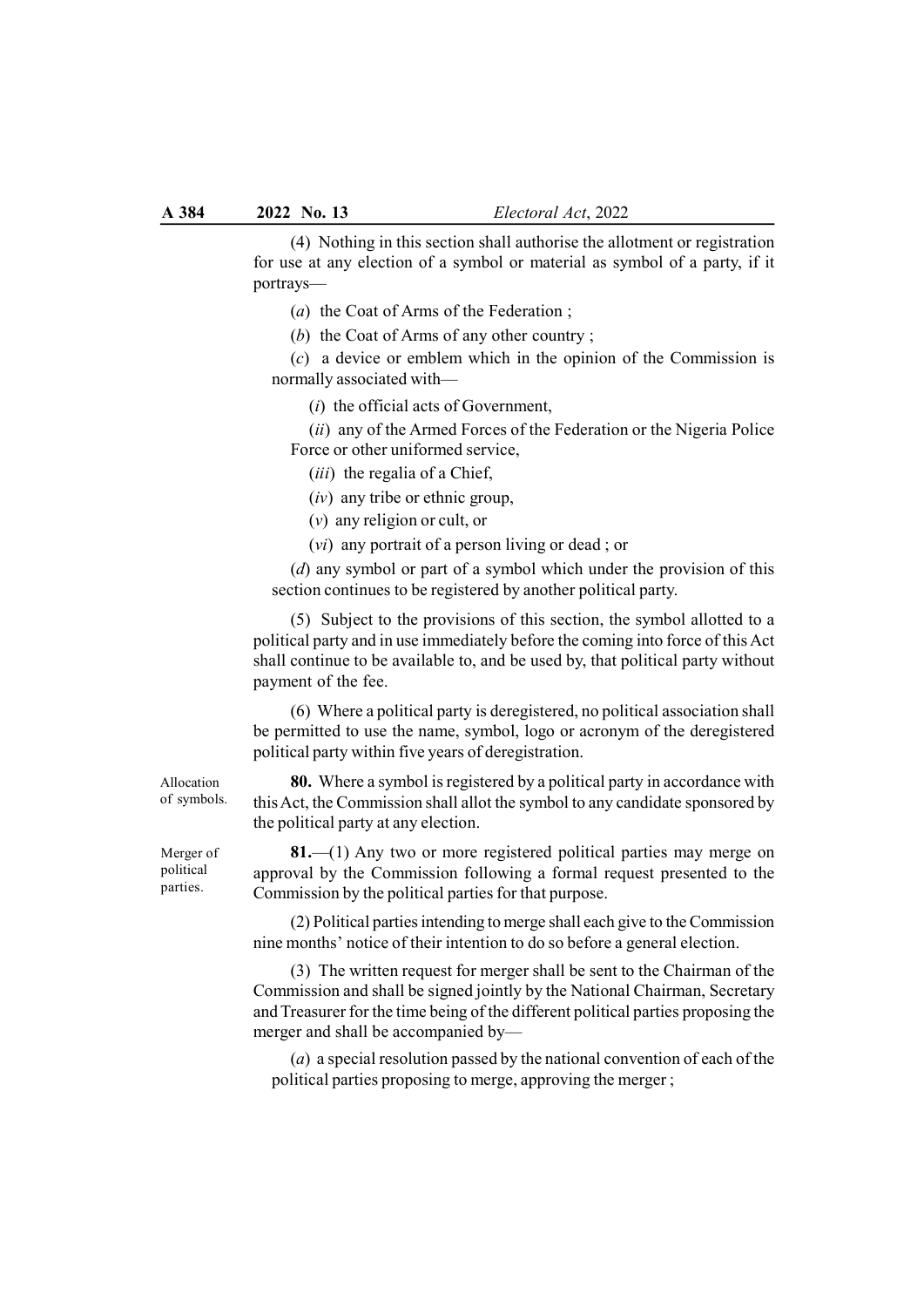(4) Nothing in this section shall authorise the allotment or registration for use at any election of a symbol or material as symbol of a party, if it portrays—

(*a*) the Coat of Arms of the Federation ;

(*b*) the Coat of Arms of any other country ;

(*c*) a device or emblem which in the opinion of the Commission is normally associated with—

(*i*) the official acts of Government,

(*ii*) any of the Armed Forces of the Federation or the Nigeria Police Force or other uniformed service,

(*iii*) the regalia of a Chief,

(*iv*) any tribe or ethnic group,

(*v*) any religion or cult, or

(*vi*) any portrait of a person living or dead ; or

(*d*) any symbol or part of a symbol which under the provision of this section continues to be registered by another political party.

(5) Subject to the provisions of this section, the symbol allotted to a political party and in use immediately before the coming into force of this Act shall continue to be available to, and be used by, that political party without payment of the fee.

(6) Where a political party is deregistered, no political association shall be permitted to use the name, symbol, logo or acronym of the deregistered political party within five years of deregistration.

Allocation of symbols.

**80.** Where a symbol is registered by a political party in accordance with this Act, the Commission shall allot the symbol to any candidate sponsored by the political party at any election.

Merger of political parties.

**81.**—(1) Any two or more registered political parties may merge on approval by the Commission following a formal request presented to the Commission by the political parties for that purpose.

(2) Political parties intending to merge shall each give to the Commission nine months' notice of their intention to do so before a general election.

(3) The written request for merger shall be sent to the Chairman of the Commission and shall be signed jointly by the National Chairman, Secretary and Treasurer for the time being of the different political parties proposing the merger and shall be accompanied by—

(*a*) a special resolution passed by the national convention of each of the political parties proposing to merge, approving the merger ;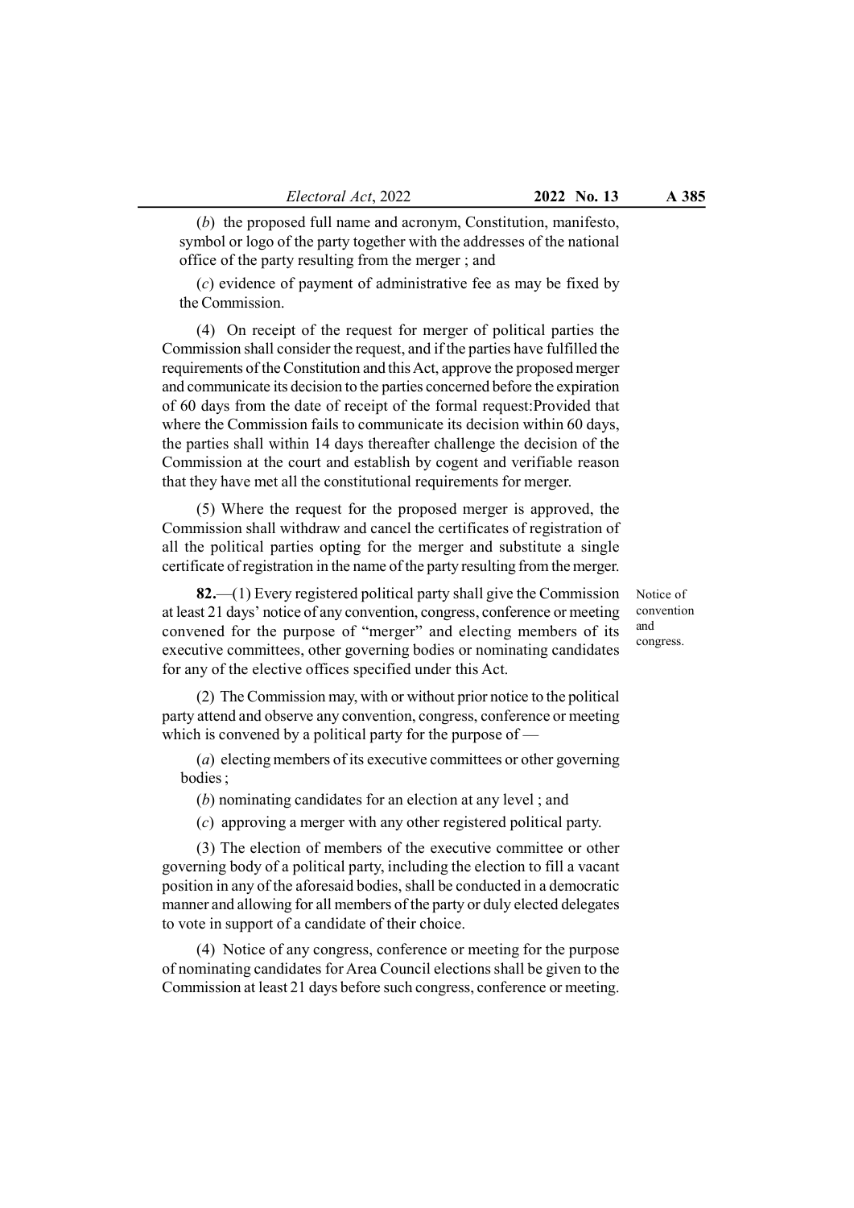(*b*) the proposed full name and acronym, Constitution, manifesto, symbol or logo of the party together with the addresses of the national office of the party resulting from the merger ; and

(*c*) evidence of payment of administrative fee as may be fixed by the Commission.

(4) On receipt of the request for merger of political parties the Commission shall consider the request, and if the parties have fulfilled the requirements of the Constitution and this Act, approve the proposed merger and communicate its decision to the parties concerned before the expiration of 60 days from the date of receipt of the formal request:Provided that where the Commission fails to communicate its decision within 60 days, the parties shall within 14 days thereafter challenge the decision of the Commission at the court and establish by cogent and verifiable reason that they have met all the constitutional requirements for merger.

(5) Where the request for the proposed merger is approved, the Commission shall withdraw and cancel the certificates of registration of all the political parties opting for the merger and substitute a single certificate of registration in the name of the party resulting from the merger.

Notice of convention and congress.

**82.**—(1) Every registered political party shall give the Commission at least 21 days' notice of any convention, congress, conference or meeting convened for the purpose of "merger" and electing members of its executive committees, other governing bodies or nominating candidates for any of the elective offices specified under this Act.

(2) The Commission may, with or without prior notice to the political party attend and observe any convention, congress, conference or meeting which is convened by a political party for the purpose of —

(*a*) electing members of its executive committees or other governing bodies ;

(*b*) nominating candidates for an election at any level ; and

(*c*) approving a merger with any other registered political party.

(3) The election of members of the executive committee or other governing body of a political party, including the election to fill a vacant position in any of the aforesaid bodies, shall be conducted in a democratic manner and allowing for all members of the party or duly elected delegates to vote in support of a candidate of their choice.

(4) Notice of any congress, conference or meeting for the purpose of nominating candidates for Area Council elections shall be given to the Commission at least 21 days before such congress, conference or meeting.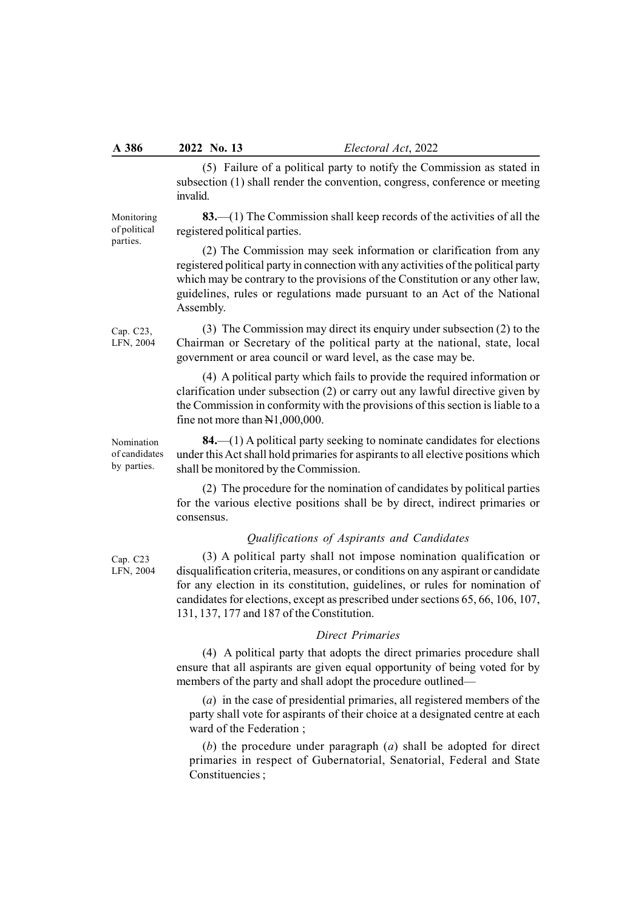(5) Failure of a political party to notify the Commission as stated in subsection (1) shall render the convention, congress, conference or meeting invalid.

Monitoring of political parties.

**83.**—(1) The Commission shall keep records of the activities of all the registered political parties.

(2) The Commission may seek information or clarification from any registered political party in connection with any activities of the political party which may be contrary to the provisions of the Constitution or any other law, guidelines, rules or regulations made pursuant to an Act of the National Assembly.

Cap. C23, LFN, 2004

(3) The Commission may direct its enquiry under subsection (2) to the Chairman or Secretary of the political party at the national, state, local government or area council or ward level, as the case may be.

(4) A political party which fails to provide the required information or clarification under subsection (2) or carry out any lawful directive given by the Commission in conformity with the provisions of this section is liable to a fine not more than ₦1,000,000.

Nomination of candidates by parties.

**84.**—(1) A political party seeking to nominate candidates for elections under this Act shall hold primaries for aspirants to all elective positions which shall be monitored by the Commission.

(2) The procedure for the nomination of candidates by political parties for the various elective positions shall be by direct, indirect primaries or consensus.

*Qualifications of Aspirants and Candidates*

Cap. C23 LFN, 2004

(3) A political party shall not impose nomination qualification or disqualification criteria, measures, or conditions on any aspirant or candidate for any election in its constitution, guidelines, or rules for nomination of candidates for elections, except as prescribed under sections 65, 66, 106, 107, 131, 137, 177 and 187 of the Constitution.

*Direct Primaries*

(4) A political party that adopts the direct primaries procedure shall ensure that all aspirants are given equal opportunity of being voted for by members of the party and shall adopt the procedure outlined—

(*a*) in the case of presidential primaries, all registered members of the party shall vote for aspirants of their choice at a designated centre at each ward of the Federation ;

(*b*) the procedure under paragraph (*a*) shall be adopted for direct primaries in respect of Gubernatorial, Senatorial, Federal and State Constituencies ;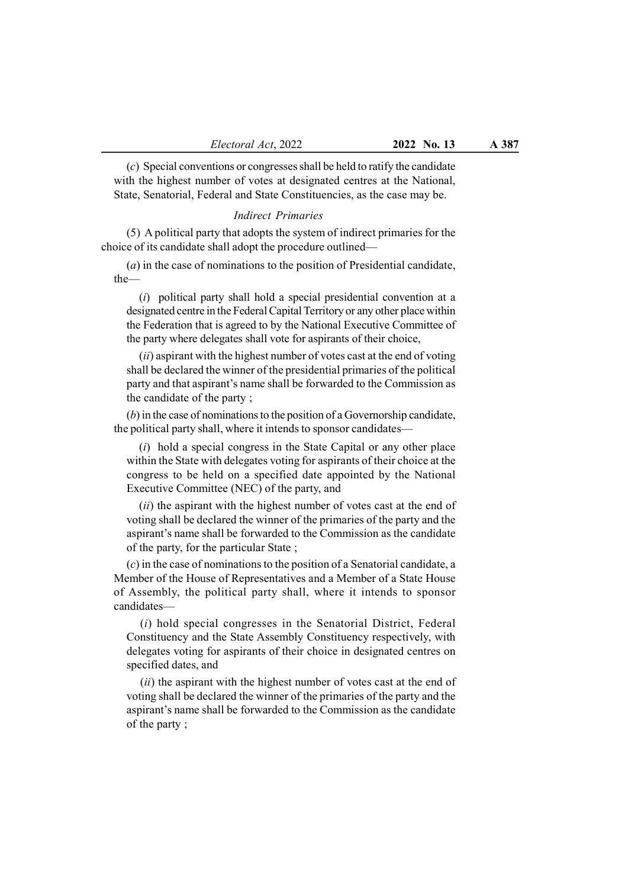(*c*) Special conventions or congresses shall be held to ratify the candidate with the highest number of votes at designated centres at the National, State, Senatorial, Federal and State Constituencies, as the case may be.

*Indirect Primaries*

(5) A political party that adopts the system of indirect primaries for the choice of its candidate shall adopt the procedure outlined—

(*a*) in the case of nominations to the position of Presidential candidate, the—

(*i*) political party shall hold a special presidential convention at a designated centre in the Federal Capital Territory or any other place within the Federation that is agreed to by the National Executive Committee of the party where delegates shall vote for aspirants of their choice,

(*ii*) aspirant with the highest number of votes cast at the end of voting shall be declared the winner of the presidential primaries of the political party and that aspirant's name shall be forwarded to the Commission as the candidate of the party ;

(*b*) in the case of nominations to the position of a Governorship candidate, the political party shall, where it intends to sponsor candidates—

(*i*) hold a special congress in the State Capital or any other place within the State with delegates voting for aspirants of their choice at the congress to be held on a specified date appointed by the National Executive Committee (NEC) of the party, and

(*ii*) the aspirant with the highest number of votes cast at the end of voting shall be declared the winner of the primaries of the party and the aspirant's name shall be forwarded to the Commission as the candidate of the party, for the particular State ;

(*c*) in the case of nominations to the position of a Senatorial candidate, a Member of the House of Representatives and a Member of a State House of Assembly, the political party shall, where it intends to sponsor candidates—

(*i*) hold special congresses in the Senatorial District, Federal Constituency and the State Assembly Constituency respectively, with delegates voting for aspirants of their choice in designated centres on specified dates, and

(*ii*) the aspirant with the highest number of votes cast at the end of voting shall be declared the winner of the primaries of the party and the aspirant's name shall be forwarded to the Commission as the candidate of the party ;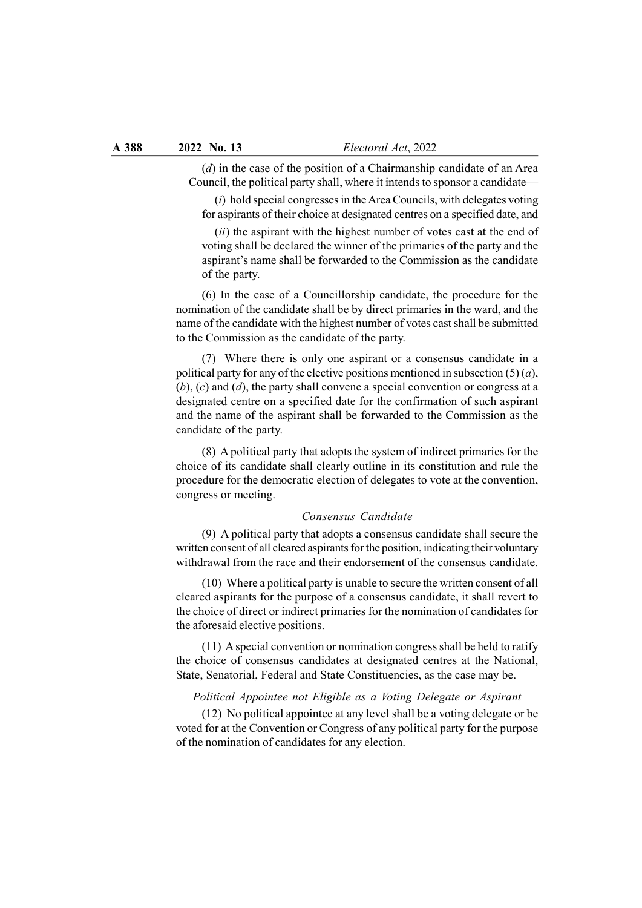(*d*) in the case of the position of a Chairmanship candidate of an Area Council, the political party shall, where it intends to sponsor a candidate—

(*i*) hold special congresses in the Area Councils, with delegates voting for aspirants of their choice at designated centres on a specified date, and

(*ii*) the aspirant with the highest number of votes cast at the end of voting shall be declared the winner of the primaries of the party and the aspirant's name shall be forwarded to the Commission as the candidate of the party.

(6) In the case of a Councillorship candidate, the procedure for the nomination of the candidate shall be by direct primaries in the ward, and the name of the candidate with the highest number of votes cast shall be submitted to the Commission as the candidate of the party.

(7) Where there is only one aspirant or a consensus candidate in a political party for any of the elective positions mentioned in subsection (5) (*a*), (*b*), (*c*) and (*d*), the party shall convene a special convention or congress at a designated centre on a specified date for the confirmation of such aspirant and the name of the aspirant shall be forwarded to the Commission as the candidate of the party.

(8) A political party that adopts the system of indirect primaries for the choice of its candidate shall clearly outline in its constitution and rule the procedure for the democratic election of delegates to vote at the convention, congress or meeting.

*Consensus Candidate*

(9) A political party that adopts a consensus candidate shall secure the written consent of all cleared aspirants for the position, indicating their voluntary withdrawal from the race and their endorsement of the consensus candidate.

(10) Where a political party is unable to secure the written consent of all cleared aspirants for the purpose of a consensus candidate, it shall revert to the choice of direct or indirect primaries for the nomination of candidates for the aforesaid elective positions.

(11) A special convention or nomination congress shall be held to ratify the choice of consensus candidates at designated centres at the National, State, Senatorial, Federal and State Constituencies, as the case may be.

*Political Appointee not Eligible as a Voting Delegate or Aspirant*

(12) No political appointee at any level shall be a voting delegate or be voted for at the Convention or Congress of any political party for the purpose of the nomination of candidates for any election.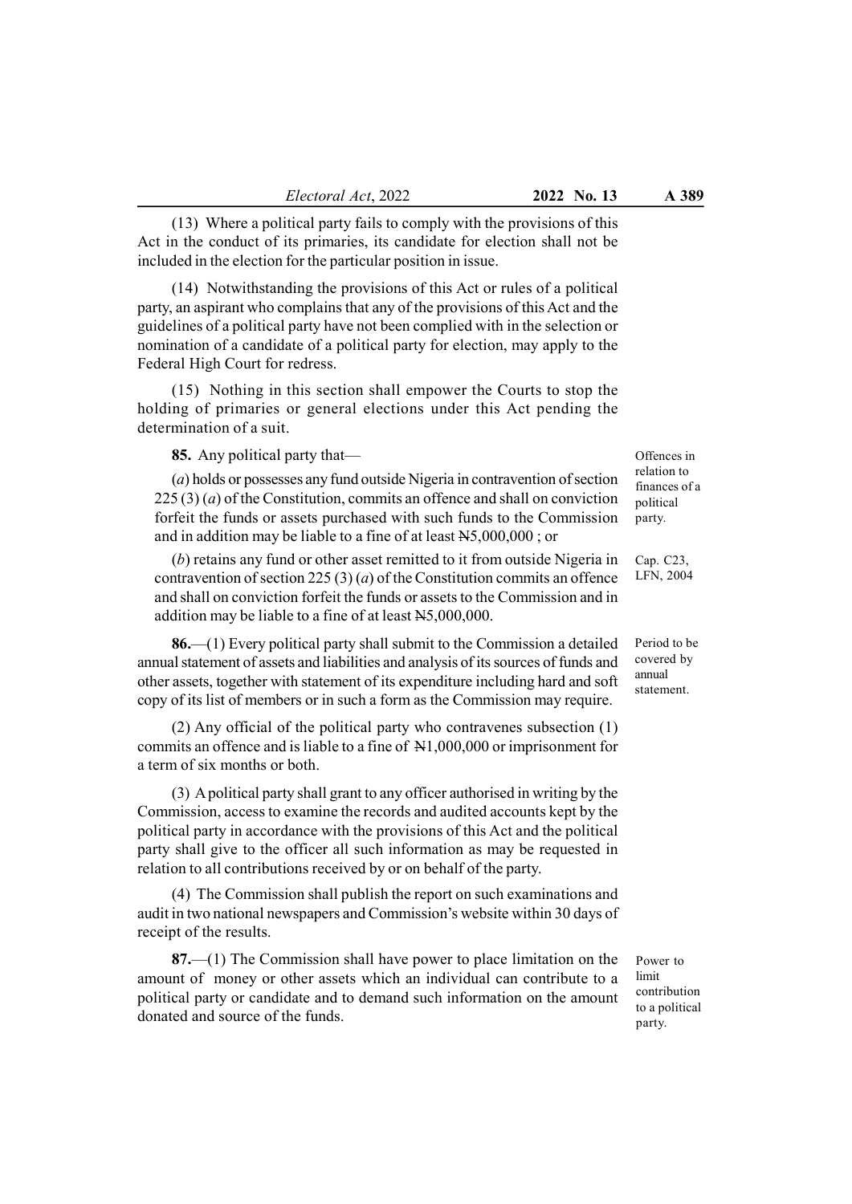(13) Where a political party fails to comply with the provisions of this Act in the conduct of its primaries, its candidate for election shall not be included in the election for the particular position in issue.

(14) Notwithstanding the provisions of this Act or rules of a political party, an aspirant who complains that any of the provisions of this Act and the guidelines of a political party have not been complied with in the selection or nomination of a candidate of a political party for election, may apply to the Federal High Court for redress.

(15) Nothing in this section shall empower the Courts to stop the holding of primaries or general elections under this Act pending the determination of a suit.

Offences in relation to finances of a political party.

**85.** Any political party that—

(*a*) holds or possesses any fund outside Nigeria in contravention of section 225 (3) (*a*) of the Constitution, commits an offence and shall on conviction forfeit the funds or assets purchased with such funds to the Commission and in addition may be liable to a fine of at least ₦5,000,000 ; or

Cap. C23, LFN, 2004

(*b*) retains any fund or other asset remitted to it from outside Nigeria in contravention of section 225 (3) (*a*) of the Constitution commits an offence and shall on conviction forfeit the funds or assets to the Commission and in addition may be liable to a fine of at least ₦5,000,000.

Period to be covered by annual statement.

**86.**—(1) Every political party shall submit to the Commission a detailed annual statement of assets and liabilities and analysis of its sources of funds and other assets, together with statement of its expenditure including hard and soft copy of its list of members or in such a form as the Commission may require.

(2) Any official of the political party who contravenes subsection (1) commits an offence and is liable to a fine of ₦1,000,000 or imprisonment for a term of six months or both.

(3) A political party shall grant to any officer authorised in writing by the Commission, access to examine the records and audited accounts kept by the political party in accordance with the provisions of this Act and the political party shall give to the officer all such information as may be requested in relation to all contributions received by or on behalf of the party.

(4) The Commission shall publish the report on such examinations and audit in two national newspapers and Commission's website within 30 days of receipt of the results.

Power to limit contribution to a political party.

**87.**—(1) The Commission shall have power to place limitation on the amount of money or other assets which an individual can contribute to a political party or candidate and to demand such information on the amount donated and source of the funds.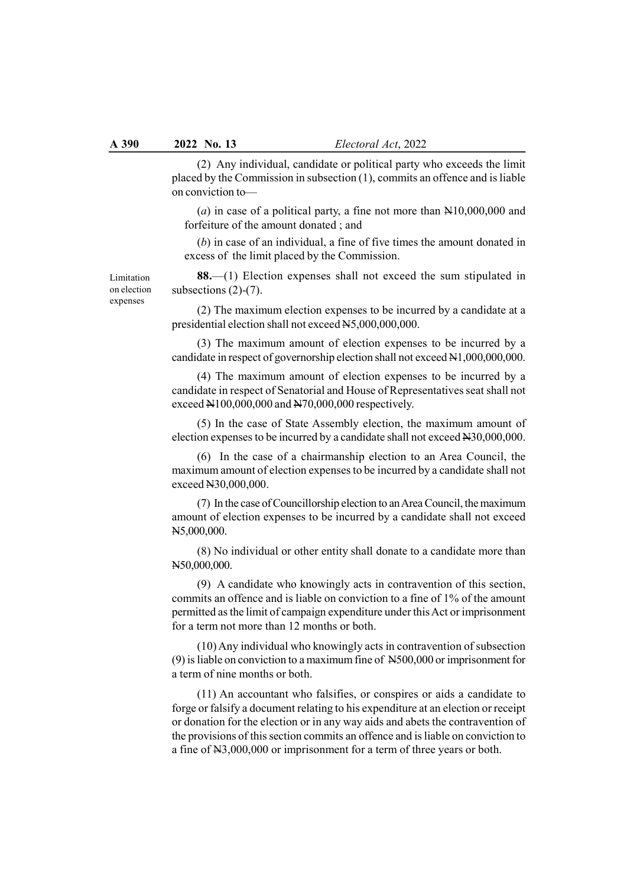(2) Any individual, candidate or political party who exceeds the limit placed by the Commission in subsection (1), commits an offence and is liable on conviction to—

(*a*) in case of a political party, a fine not more than ₦10,000,000 and forfeiture of the amount donated ; and

(*b*) in case of an individual, a fine of five times the amount donated in excess of the limit placed by the Commission.

Limitation on election expenses

**88.**—(1) Election expenses shall not exceed the sum stipulated in subsections (2)-(7).

(2) The maximum election expenses to be incurred by a candidate at a presidential election shall not exceed ₦5,000,000,000.

(3) The maximum amount of election expenses to be incurred by a candidate in respect of governorship election shall not exceed ₦1,000,000,000.

(4) The maximum amount of election expenses to be incurred by a candidate in respect of Senatorial and House of Representatives seat shall not exceed ₦100,000,000 and ₦70,000,000 respectively.

(5) In the case of State Assembly election, the maximum amount of election expenses to be incurred by a candidate shall not exceed ₦30,000,000.

(6) In the case of a chairmanship election to an Area Council, the maximum amount of election expenses to be incurred by a candidate shall not exceed ₦30,000,000.

(7) In the case of Councillorship election to an Area Council, the maximum amount of election expenses to be incurred by a candidate shall not exceed ₦5,000,000.

(8) No individual or other entity shall donate to a candidate more than ₦50,000,000.

(9) A candidate who knowingly acts in contravention of this section, commits an offence and is liable on conviction to a fine of 1% of the amount permitted as the limit of campaign expenditure under this Act or imprisonment for a term not more than 12 months or both.

(10) Any individual who knowingly acts in contravention of subsection (9) is liable on conviction to a maximum fine of ₦500,000 or imprisonment for a term of nine months or both.

(11) An accountant who falsifies, or conspires or aids a candidate to forge or falsify a document relating to his expenditure at an election or receipt or donation for the election or in any way aids and abets the contravention of the provisions of this section commits an offence and is liable on conviction to a fine of ₦3,000,000 or imprisonment for a term of three years or both.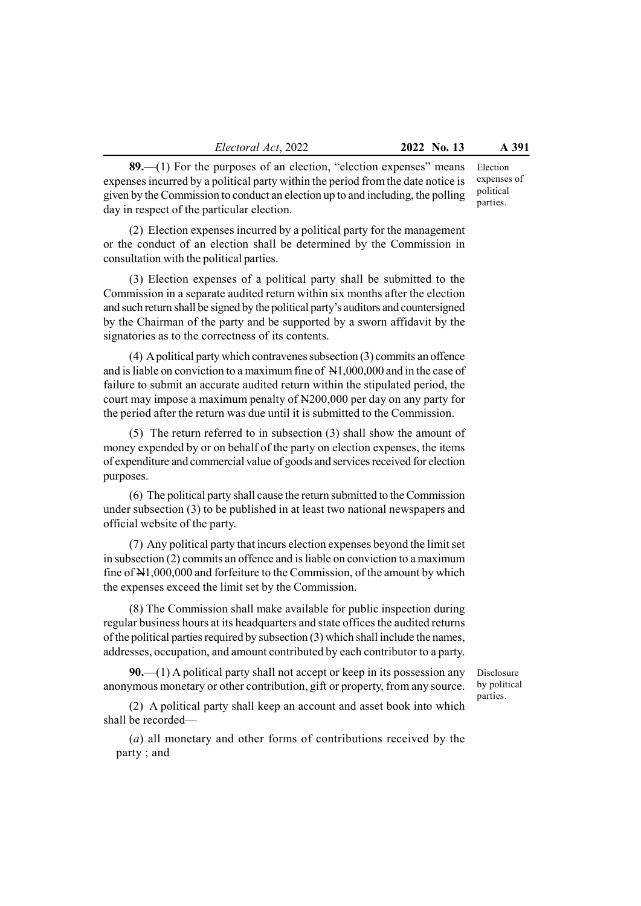**89.**—(1) For the purposes of an election, "election expenses" means expenses incurred by a political party within the period from the date notice is given by the Commission to conduct an election up to and including, the polling day in respect of the particular election.

*Election expenses of political parties.*

(2) Election expenses incurred by a political party for the management or the conduct of an election shall be determined by the Commission in consultation with the political parties.

(3) Election expenses of a political party shall be submitted to the Commission in a separate audited return within six months after the election and such return shall be signed by the political party's auditors and countersigned by the Chairman of the party and be supported by a sworn affidavit by the signatories as to the correctness of its contents.

(4) A political party which contravenes subsection (3) commits an offence and is liable on conviction to a maximum fine of ₦1,000,000 and in the case of failure to submit an accurate audited return within the stipulated period, the court may impose a maximum penalty of ₦200,000 per day on any party for the period after the return was due until it is submitted to the Commission.

(5) The return referred to in subsection (3) shall show the amount of money expended by or on behalf of the party on election expenses, the items of expenditure and commercial value of goods and services received for election purposes.

(6) The political party shall cause the return submitted to the Commission under subsection (3) to be published in at least two national newspapers and official website of the party.

(7) Any political party that incurs election expenses beyond the limit set in subsection (2) commits an offence and is liable on conviction to a maximum fine of ₦1,000,000 and forfeiture to the Commission, of the amount by which the expenses exceed the limit set by the Commission.

(8) The Commission shall make available for public inspection during regular business hours at its headquarters and state offices the audited returns of the political parties required by subsection (3) which shall include the names, addresses, occupation, and amount contributed by each contributor to a party.

**90.**—(1) A political party shall not accept or keep in its possession any anonymous monetary or other contribution, gift or property, from any source.

*Disclosure by political parties.*

(2) A political party shall keep an account and asset book into which shall be recorded—

(*a*) all monetary and other forms of contributions received by the party ; and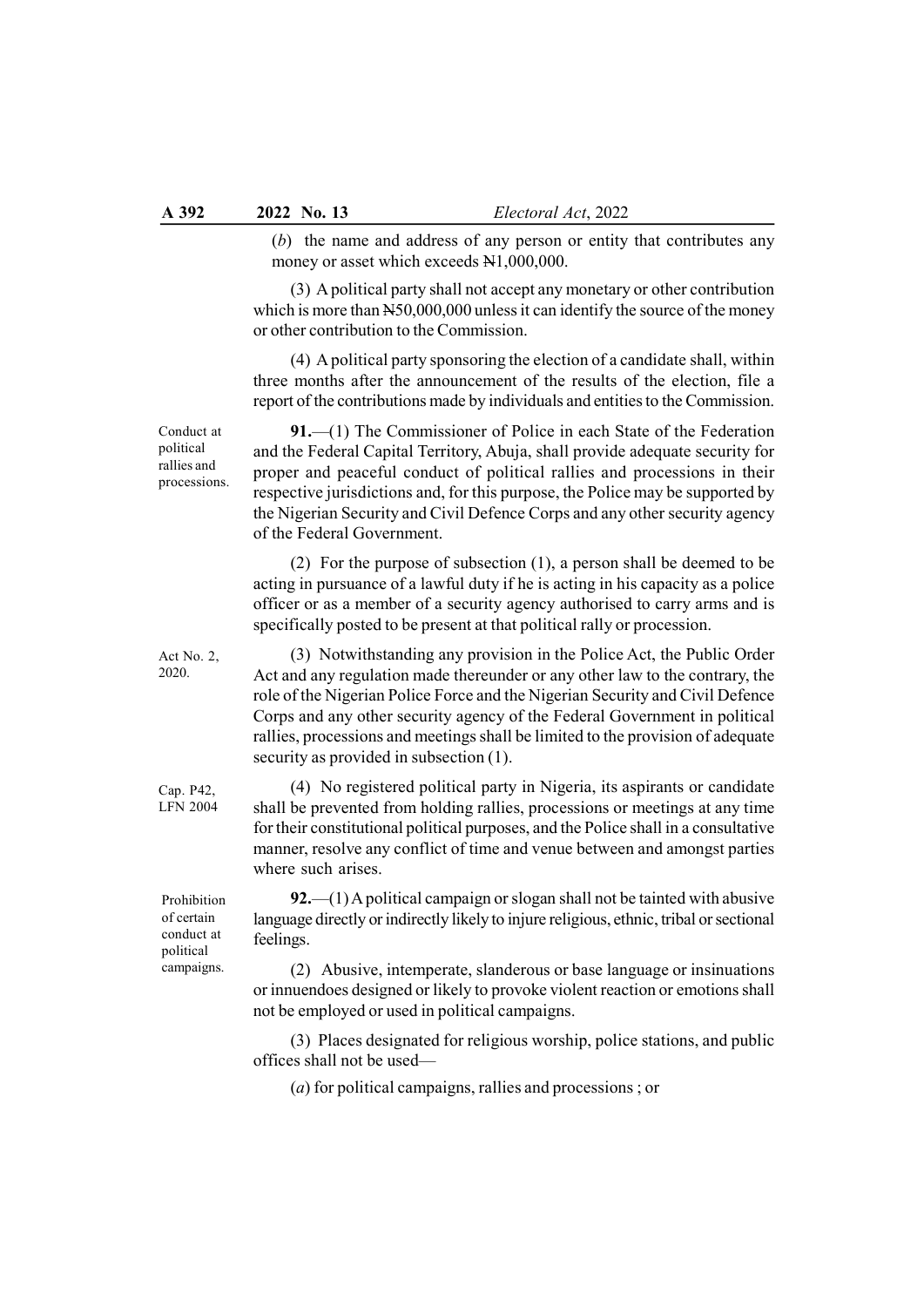(*b*) the name and address of any person or entity that contributes any money or asset which exceeds ₦1,000,000.

(3) A political party shall not accept any monetary or other contribution which is more than ₦50,000,000 unless it can identify the source of the money or other contribution to the Commission.

(4) A political party sponsoring the election of a candidate shall, within three months after the announcement of the results of the election, file a report of the contributions made by individuals and entities to the Commission.

Conduct at political rallies and processions.

**91.**—(1) The Commissioner of Police in each State of the Federation and the Federal Capital Territory, Abuja, shall provide adequate security for proper and peaceful conduct of political rallies and processions in their respective jurisdictions and, for this purpose, the Police may be supported by the Nigerian Security and Civil Defence Corps and any other security agency of the Federal Government.

(2) For the purpose of subsection (1), a person shall be deemed to be acting in pursuance of a lawful duty if he is acting in his capacity as a police officer or as a member of a security agency authorised to carry arms and is specifically posted to be present at that political rally or procession.

Act No. 2, 2020.

(3) Notwithstanding any provision in the Police Act, the Public Order Act and any regulation made thereunder or any other law to the contrary, the role of the Nigerian Police Force and the Nigerian Security and Civil Defence Corps and any other security agency of the Federal Government in political rallies, processions and meetings shall be limited to the provision of adequate security as provided in subsection (1).

Cap. P42, LFN 2004

(4) No registered political party in Nigeria, its aspirants or candidate shall be prevented from holding rallies, processions or meetings at any time for their constitutional political purposes, and the Police shall in a consultative manner, resolve any conflict of time and venue between and amongst parties where such arises.

Prohibition of certain conduct at political campaigns.

**92.**—(1) A political campaign or slogan shall not be tainted with abusive language directly or indirectly likely to injure religious, ethnic, tribal or sectional feelings.

(2) Abusive, intemperate, slanderous or base language or insinuations or innuendoes designed or likely to provoke violent reaction or emotions shall not be employed or used in political campaigns.

(3) Places designated for religious worship, police stations, and public offices shall not be used—

(*a*) for political campaigns, rallies and processions ; or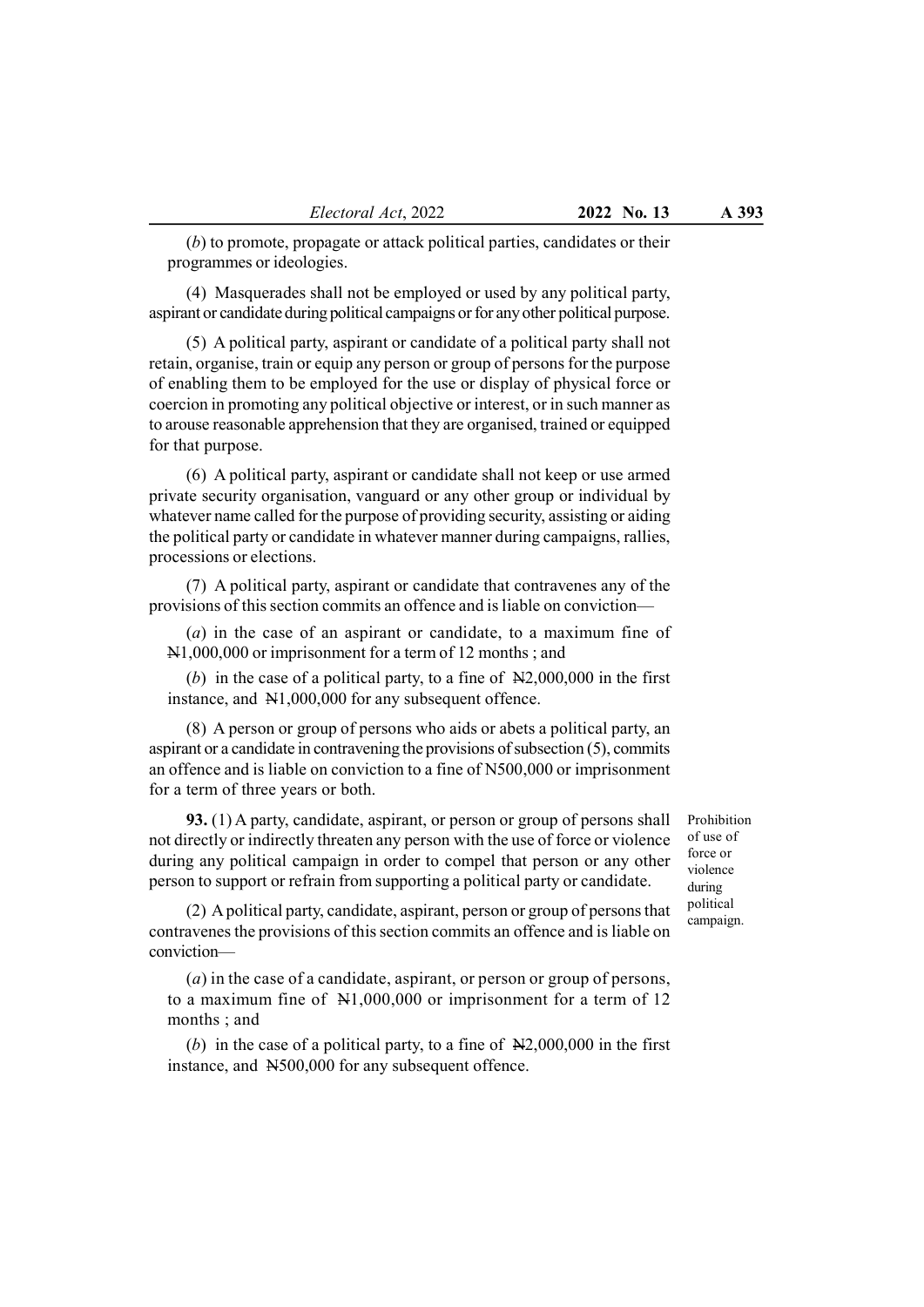(*b*) to promote, propagate or attack political parties, candidates or their programmes or ideologies.

(4) Masquerades shall not be employed or used by any political party, aspirant or candidate during political campaigns or for any other political purpose.

(5) A political party, aspirant or candidate of a political party shall not retain, organise, train or equip any person or group of persons for the purpose of enabling them to be employed for the use or display of physical force or coercion in promoting any political objective or interest, or in such manner as to arouse reasonable apprehension that they are organised, trained or equipped for that purpose.

(6) A political party, aspirant or candidate shall not keep or use armed private security organisation, vanguard or any other group or individual by whatever name called for the purpose of providing security, assisting or aiding the political party or candidate in whatever manner during campaigns, rallies, processions or elections.

(7) A political party, aspirant or candidate that contravenes any of the provisions of this section commits an offence and is liable on conviction—

(*a*) in the case of an aspirant or candidate, to a maximum fine of ₦1,000,000 or imprisonment for a term of 12 months ; and

(*b*) in the case of a political party, to a fine of ₦2,000,000 in the first instance, and ₦1,000,000 for any subsequent offence.

(8) A person or group of persons who aids or abets a political party, an aspirant or a candidate in contravening the provisions of subsection (5), commits an offence and is liable on conviction to a fine of N500,000 or imprisonment for a term of three years or both.

*Prohibition of use of force or violence during political campaign.*

**93.** (1) A party, candidate, aspirant, or person or group of persons shall not directly or indirectly threaten any person with the use of force or violence during any political campaign in order to compel that person or any other person to support or refrain from supporting a political party or candidate.

(2) A political party, candidate, aspirant, person or group of persons that contravenes the provisions of this section commits an offence and is liable on conviction—

(*a*) in the case of a candidate, aspirant, or person or group of persons, to a maximum fine of ₦1,000,000 or imprisonment for a term of 12 months ; and

(*b*) in the case of a political party, to a fine of ₦2,000,000 in the first instance, and ₦500,000 for any subsequent offence.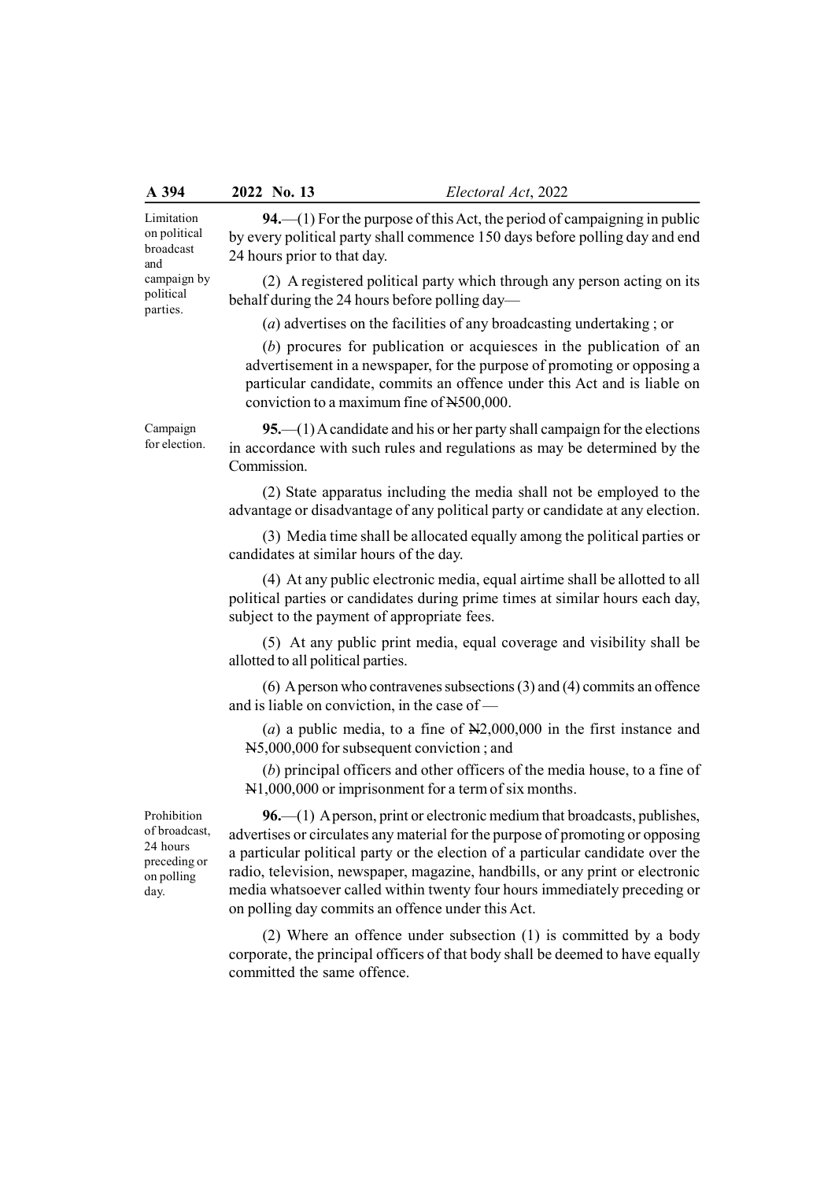Limitation on political broadcast and campaign by political parties.

**94.**—(1) For the purpose of this Act, the period of campaigning in public by every political party shall commence 150 days before polling day and end 24 hours prior to that day.

(2) A registered political party which through any person acting on its behalf during the 24 hours before polling day—

(*a*) advertises on the facilities of any broadcasting undertaking ; or

(*b*) procures for publication or acquiesces in the publication of an advertisement in a newspaper, for the purpose of promoting or opposing a particular candidate, commits an offence under this Act and is liable on conviction to a maximum fine of ₦500,000.

Campaign for election.

**95.**—(1) A candidate and his or her party shall campaign for the elections in accordance with such rules and regulations as may be determined by the Commission.

(2) State apparatus including the media shall not be employed to the advantage or disadvantage of any political party or candidate at any election.

(3) Media time shall be allocated equally among the political parties or candidates at similar hours of the day.

(4) At any public electronic media, equal airtime shall be allotted to all political parties or candidates during prime times at similar hours each day, subject to the payment of appropriate fees.

(5) At any public print media, equal coverage and visibility shall be allotted to all political parties.

(6) A person who contravenes subsections (3) and (4) commits an offence and is liable on conviction, in the case of —

(*a*) a public media, to a fine of ₦2,000,000 in the first instance and ₦5,000,000 for subsequent conviction ; and

(*b*) principal officers and other officers of the media house, to a fine of ₦1,000,000 or imprisonment for a term of six months.

Prohibition of broadcast, 24 hours preceding or on polling day.

**96.**—(1) A person, print or electronic medium that broadcasts, publishes, advertises or circulates any material for the purpose of promoting or opposing a particular political party or the election of a particular candidate over the radio, television, newspaper, magazine, handbills, or any print or electronic media whatsoever called within twenty four hours immediately preceding or on polling day commits an offence under this Act.

(2) Where an offence under subsection (1) is committed by a body corporate, the principal officers of that body shall be deemed to have equally committed the same offence.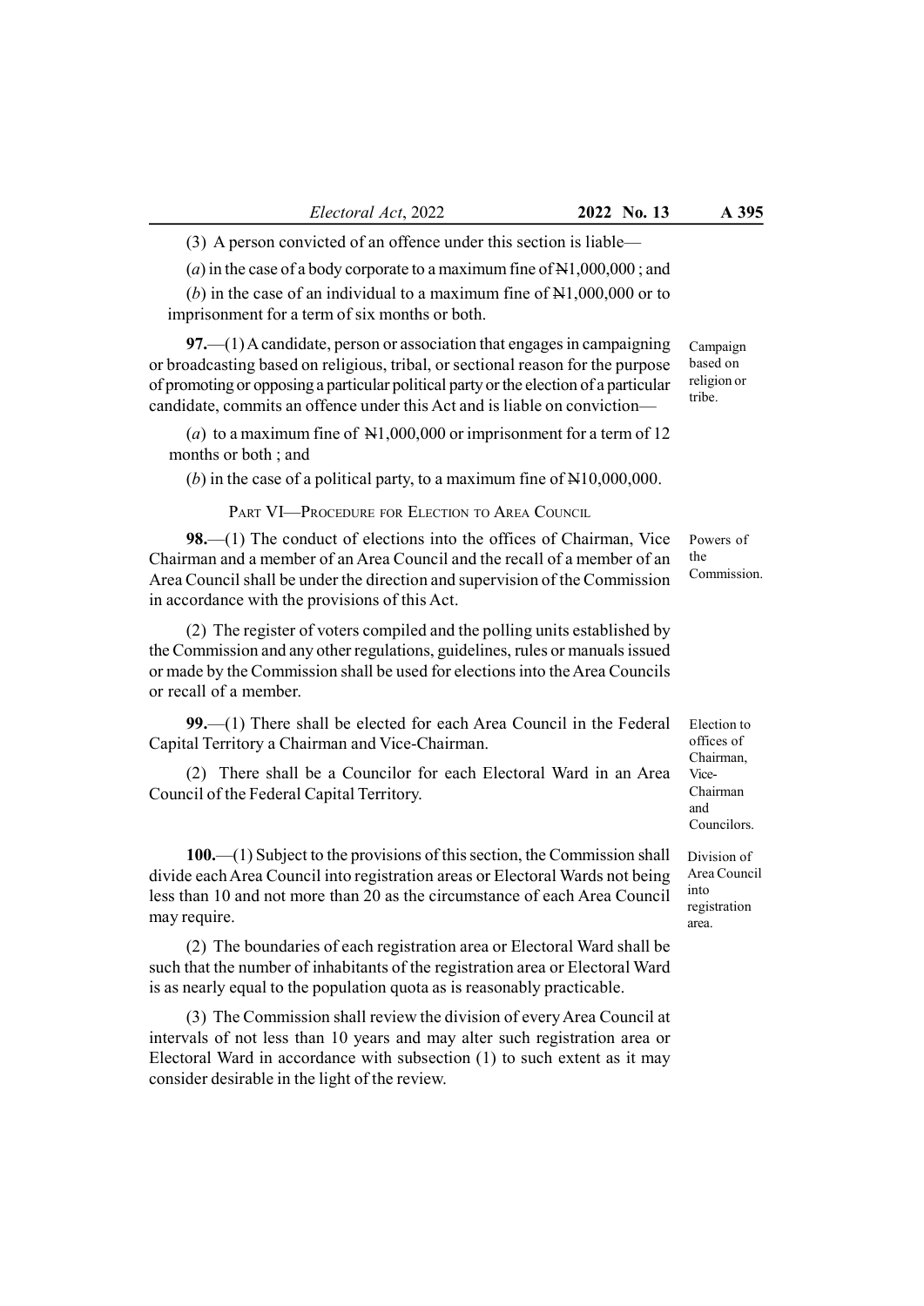(3) A person convicted of an offence under this section is liable—

(*a*) in the case of a body corporate to a maximum fine of ₦1,000,000 ; and

(*b*) in the case of an individual to a maximum fine of ₦1,000,000 or to imprisonment for a term of six months or both.

Campaign based on religion or tribe.

**97.**—(1) A candidate, person or association that engages in campaigning or broadcasting based on religious, tribal, or sectional reason for the purpose of promoting or opposing a particular political party or the election of a particular candidate, commits an offence under this Act and is liable on conviction—

(*a*) to a maximum fine of ₦1,000,000 or imprisonment for a term of 12 months or both ; and

(*b*) in the case of a political party, to a maximum fine of ₦10,000,000.

## PART VI—PROCEDURE FOR ELECTION TO AREA COUNCIL

Powers of the Commission.

**98.**—(1) The conduct of elections into the offices of Chairman, Vice Chairman and a member of an Area Council and the recall of a member of an Area Council shall be under the direction and supervision of the Commission in accordance with the provisions of this Act.

(2) The register of voters compiled and the polling units established by the Commission and any other regulations, guidelines, rules or manuals issued or made by the Commission shall be used for elections into the Area Councils or recall of a member.

Election to offices of Chairman, Vice-Chairman and Councilors.

**99.**—(1) There shall be elected for each Area Council in the Federal Capital Territory a Chairman and Vice-Chairman.

(2) There shall be a Councilor for each Electoral Ward in an Area Council of the Federal Capital Territory.

Division of Area Council into registration area.

**100.**—(1) Subject to the provisions of this section, the Commission shall divide each Area Council into registration areas or Electoral Wards not being less than 10 and not more than 20 as the circumstance of each Area Council may require.

(2) The boundaries of each registration area or Electoral Ward shall be such that the number of inhabitants of the registration area or Electoral Ward is as nearly equal to the population quota as is reasonably practicable.

(3) The Commission shall review the division of every Area Council at intervals of not less than 10 years and may alter such registration area or Electoral Ward in accordance with subsection (1) to such extent as it may consider desirable in the light of the review.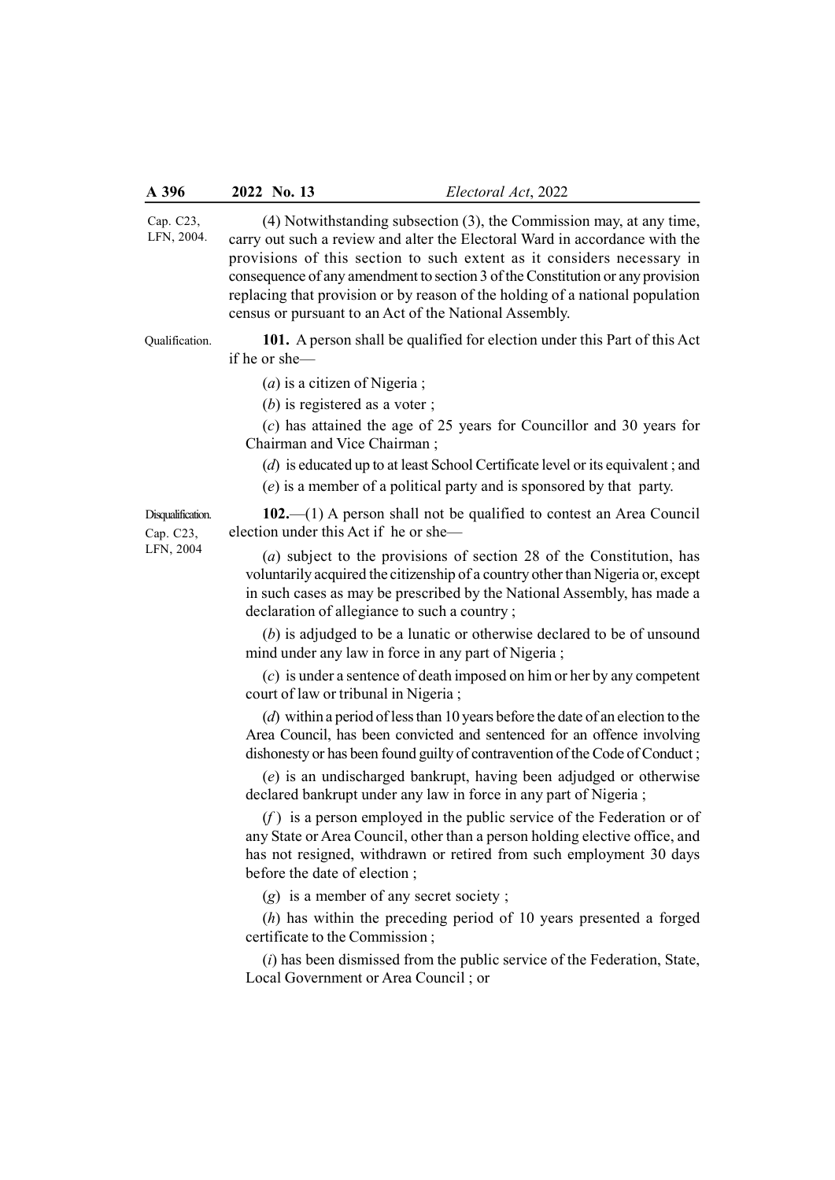Cap. C23, LFN, 2004.

(4) Notwithstanding subsection (3), the Commission may, at any time, carry out such a review and alter the Electoral Ward in accordance with the provisions of this section to such extent as it considers necessary in consequence of any amendment to section 3 of the Constitution or any provision replacing that provision or by reason of the holding of a national population census or pursuant to an Act of the National Assembly.

Qualification.

**101.** A person shall be qualified for election under this Part of this Act if he or she—

(*a*) is a citizen of Nigeria ;

(*b*) is registered as a voter ;

(*c*) has attained the age of 25 years for Councillor and 30 years for Chairman and Vice Chairman ;

(*d*) is educated up to at least School Certificate level or its equivalent ; and

(*e*) is a member of a political party and is sponsored by that party.

Disqualification. Cap. C23, LFN, 2004

**102.**—(1) A person shall not be qualified to contest an Area Council election under this Act if he or she—

(*a*) subject to the provisions of section 28 of the Constitution, has voluntarily acquired the citizenship of a country other than Nigeria or, except in such cases as may be prescribed by the National Assembly, has made a declaration of allegiance to such a country ;

(*b*) is adjudged to be a lunatic or otherwise declared to be of unsound mind under any law in force in any part of Nigeria ;

(*c*) is under a sentence of death imposed on him or her by any competent court of law or tribunal in Nigeria ;

(*d*) within a period of less than 10 years before the date of an election to the Area Council, has been convicted and sentenced for an offence involving dishonesty or has been found guilty of contravention of the Code of Conduct ;

(*e*) is an undischarged bankrupt, having been adjudged or otherwise declared bankrupt under any law in force in any part of Nigeria ;

(*f*) is a person employed in the public service of the Federation or of any State or Area Council, other than a person holding elective office, and has not resigned, withdrawn or retired from such employment 30 days before the date of election ;

(*g*) is a member of any secret society ;

(*h*) has within the preceding period of 10 years presented a forged certificate to the Commission ;

(*i*) has been dismissed from the public service of the Federation, State, Local Government or Area Council ; or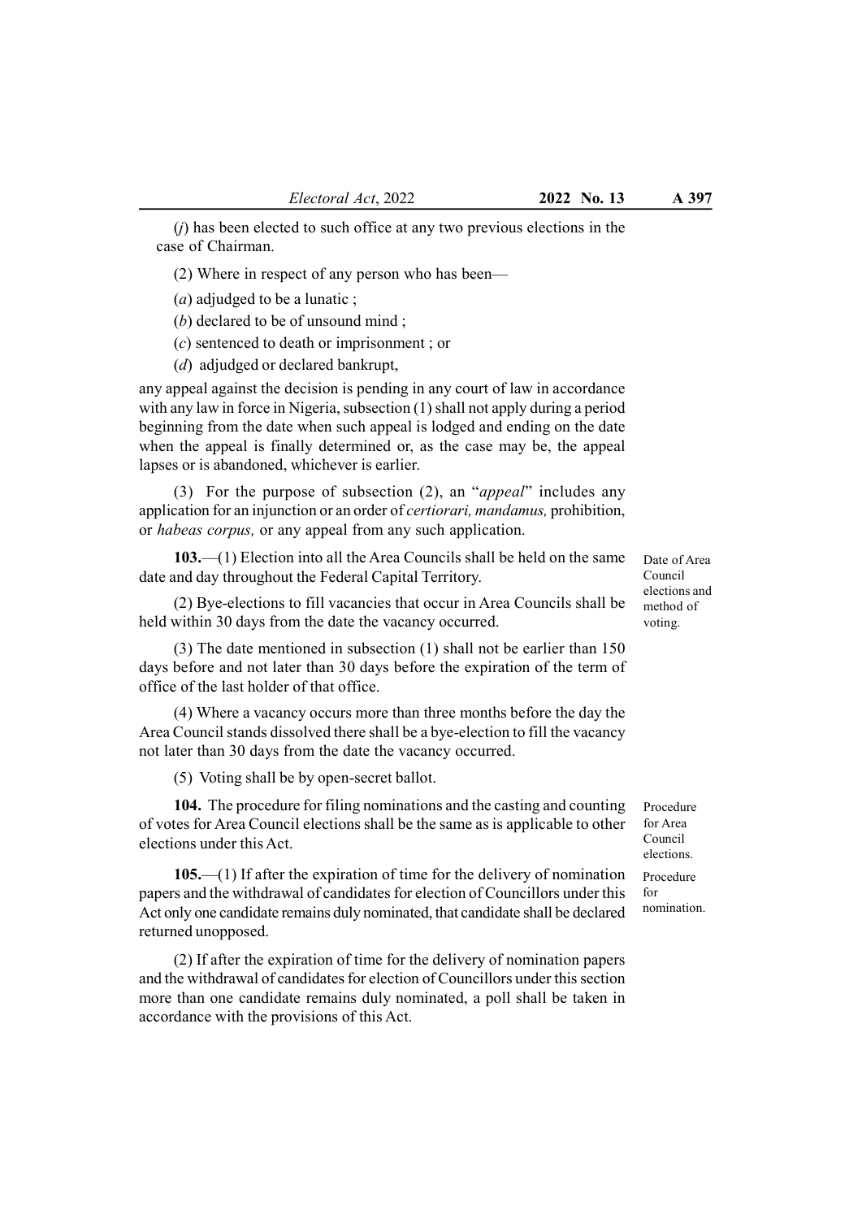(*j*) has been elected to such office at any two previous elections in the case of Chairman.

(2) Where in respect of any person who has been—

(*a*) adjudged to be a lunatic ;

(*b*) declared to be of unsound mind ;

(*c*) sentenced to death or imprisonment ; or

(*d*) adjudged or declared bankrupt,

any appeal against the decision is pending in any court of law in accordance with any law in force in Nigeria, subsection (1) shall not apply during a period beginning from the date when such appeal is lodged and ending on the date when the appeal is finally determined or, as the case may be, the appeal lapses or is abandoned, whichever is earlier.

(3) For the purpose of subsection (2), an "*appeal*" includes any application for an injunction or an order of *certiorari, mandamus,* prohibition, or *habeas corpus,* or any appeal from any such application.

*Date of Area Council elections and method of voting.*

**103.**—(1) Election into all the Area Councils shall be held on the same date and day throughout the Federal Capital Territory.

(2) Bye-elections to fill vacancies that occur in Area Councils shall be held within 30 days from the date the vacancy occurred.

(3) The date mentioned in subsection (1) shall not be earlier than 150 days before and not later than 30 days before the expiration of the term of office of the last holder of that office.

(4) Where a vacancy occurs more than three months before the day the Area Council stands dissolved there shall be a bye-election to fill the vacancy not later than 30 days from the date the vacancy occurred.

(5) Voting shall be by open-secret ballot.

*Procedure for Area Council elections.*

**104.** The procedure for filing nominations and the casting and counting of votes for Area Council elections shall be the same as is applicable to other elections under this Act.

*Procedure for nomination.*

**105.**—(1) If after the expiration of time for the delivery of nomination papers and the withdrawal of candidates for election of Councillors under this Act only one candidate remains duly nominated, that candidate shall be declared returned unopposed.

(2) If after the expiration of time for the delivery of nomination papers and the withdrawal of candidates for election of Councillors under this section more than one candidate remains duly nominated, a poll shall be taken in accordance with the provisions of this Act.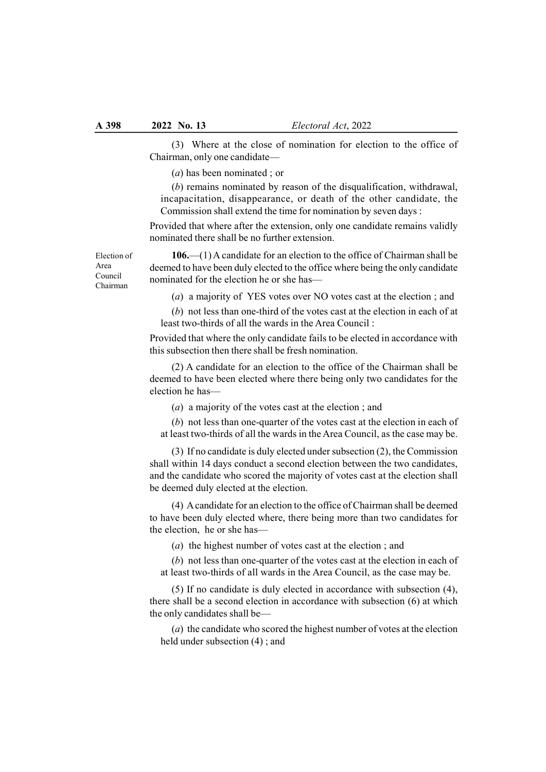(3) Where at the close of nomination for election to the office of Chairman, only one candidate—

(*a*) has been nominated ; or

(*b*) remains nominated by reason of the disqualification, withdrawal, incapacitation, disappearance, or death of the other candidate, the Commission shall extend the time for nomination by seven days :

Provided that where after the extension, only one candidate remains validly nominated there shall be no further extension.

Election of Area Council Chairman

**106.**—(1) A candidate for an election to the office of Chairman shall be deemed to have been duly elected to the office where being the only candidate nominated for the election he or she has—

(*a*) a majority of YES votes over NO votes cast at the election ; and

(*b*) not less than one-third of the votes cast at the election in each of at least two-thirds of all the wards in the Area Council :

Provided that where the only candidate fails to be elected in accordance with this subsection then there shall be fresh nomination.

(2) A candidate for an election to the office of the Chairman shall be deemed to have been elected where there being only two candidates for the election he has—

(*a*) a majority of the votes cast at the election ; and

(*b*) not less than one-quarter of the votes cast at the election in each of at least two-thirds of all the wards in the Area Council, as the case may be.

(3) If no candidate is duly elected under subsection (2), the Commission shall within 14 days conduct a second election between the two candidates, and the candidate who scored the majority of votes cast at the election shall be deemed duly elected at the election.

(4) A candidate for an election to the office of Chairman shall be deemed to have been duly elected where, there being more than two candidates for the election, he or she has—

(*a*) the highest number of votes cast at the election ; and

(*b*) not less than one-quarter of the votes cast at the election in each of at least two-thirds of all wards in the Area Council, as the case may be.

(5) If no candidate is duly elected in accordance with subsection (4), there shall be a second election in accordance with subsection (6) at which the only candidates shall be—

(*a*) the candidate who scored the highest number of votes at the election held under subsection (4) ; and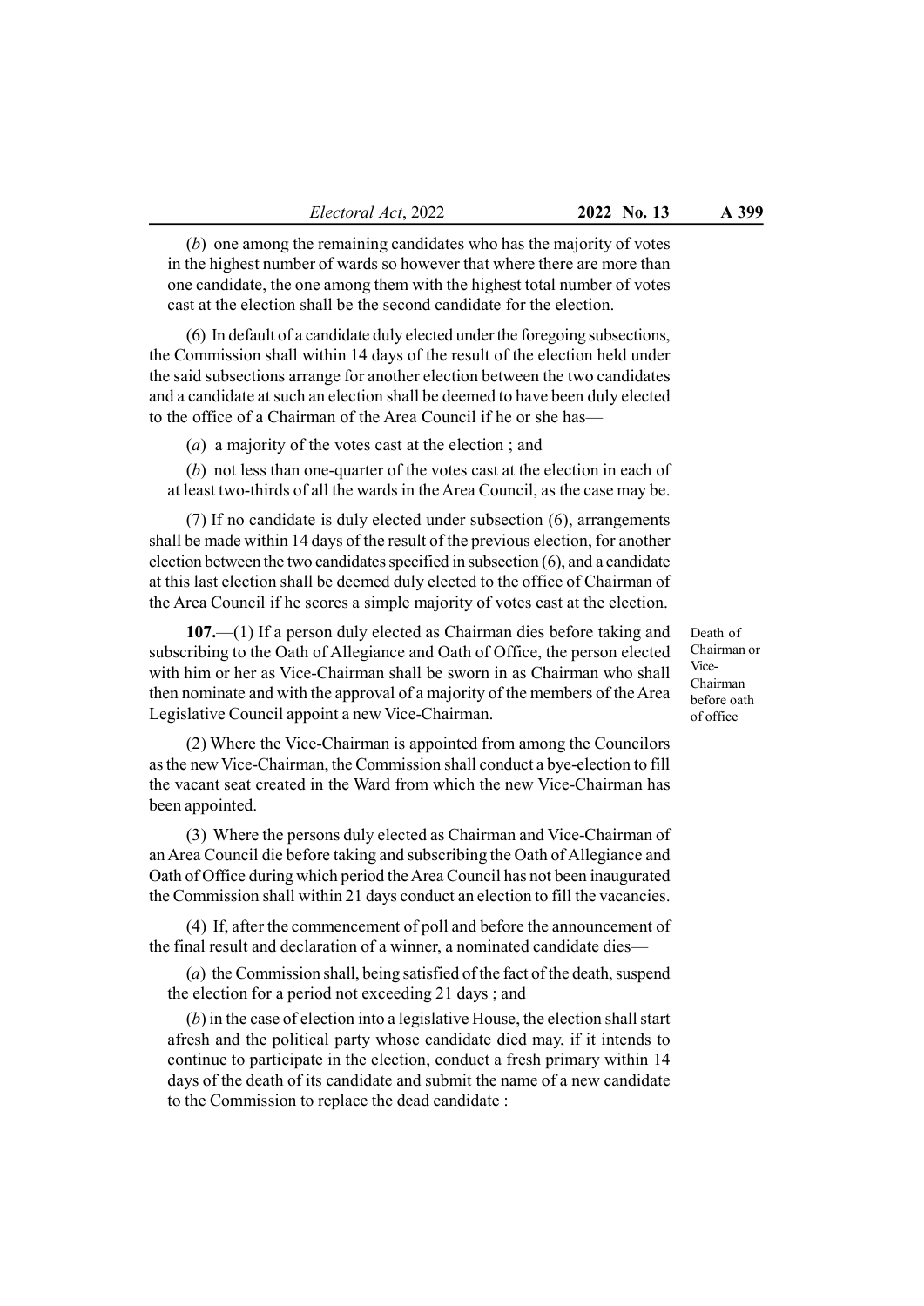(*b*) one among the remaining candidates who has the majority of votes in the highest number of wards so however that where there are more than one candidate, the one among them with the highest total number of votes cast at the election shall be the second candidate for the election.

(6) In default of a candidate duly elected under the foregoing subsections, the Commission shall within 14 days of the result of the election held under the said subsections arrange for another election between the two candidates and a candidate at such an election shall be deemed to have been duly elected to the office of a Chairman of the Area Council if he or she has—

(*a*) a majority of the votes cast at the election ; and

(*b*) not less than one-quarter of the votes cast at the election in each of at least two-thirds of all the wards in the Area Council, as the case may be.

(7) If no candidate is duly elected under subsection (6), arrangements shall be made within 14 days of the result of the previous election, for another election between the two candidates specified in subsection (6), and a candidate at this last election shall be deemed duly elected to the office of Chairman of the Area Council if he scores a simple majority of votes cast at the election.

*Death of Chairman or Vice-Chairman before oath of office*

**107.**—(1) If a person duly elected as Chairman dies before taking and subscribing to the Oath of Allegiance and Oath of Office, the person elected with him or her as Vice-Chairman shall be sworn in as Chairman who shall then nominate and with the approval of a majority of the members of the Area Legislative Council appoint a new Vice-Chairman.

(2) Where the Vice-Chairman is appointed from among the Councilors as the new Vice-Chairman, the Commission shall conduct a bye-election to fill the vacant seat created in the Ward from which the new Vice-Chairman has been appointed.

(3) Where the persons duly elected as Chairman and Vice-Chairman of an Area Council die before taking and subscribing the Oath of Allegiance and Oath of Office during which period the Area Council has not been inaugurated the Commission shall within 21 days conduct an election to fill the vacancies.

(4) If, after the commencement of poll and before the announcement of the final result and declaration of a winner, a nominated candidate dies—

(*a*) the Commission shall, being satisfied of the fact of the death, suspend the election for a period not exceeding 21 days ; and

(*b*) in the case of election into a legislative House, the election shall start afresh and the political party whose candidate died may, if it intends to continue to participate in the election, conduct a fresh primary within 14 days of the death of its candidate and submit the name of a new candidate to the Commission to replace the dead candidate :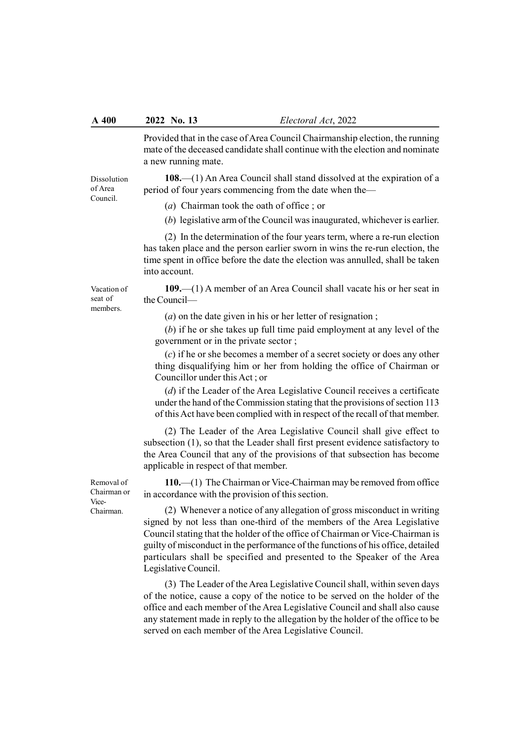Provided that in the case of Area Council Chairmanship election, the running mate of the deceased candidate shall continue with the election and nominate a new running mate.

Dissolution of Area Council.

**108.**—(1) An Area Council shall stand dissolved at the expiration of a period of four years commencing from the date when the—

(*a*) Chairman took the oath of office ; or

(*b*) legislative arm of the Council was inaugurated, whichever is earlier.

(2) In the determination of the four years term, where a re-run election has taken place and the person earlier sworn in wins the re-run election, the time spent in office before the date the election was annulled, shall be taken into account.

Vacation of seat of members.

**109.**—(1) A member of an Area Council shall vacate his or her seat in the Council—

(*a*) on the date given in his or her letter of resignation ;

(*b*) if he or she takes up full time paid employment at any level of the government or in the private sector ;

(*c*) if he or she becomes a member of a secret society or does any other thing disqualifying him or her from holding the office of Chairman or Councillor under this Act ; or

(*d*) if the Leader of the Area Legislative Council receives a certificate under the hand of the Commission stating that the provisions of section 113 of this Act have been complied with in respect of the recall of that member.

(2) The Leader of the Area Legislative Council shall give effect to subsection (1), so that the Leader shall first present evidence satisfactory to the Area Council that any of the provisions of that subsection has become applicable in respect of that member.

Removal of Chairman or Vice-Chairman.

**110.**—(1) The Chairman or Vice-Chairman may be removed from office in accordance with the provision of this section.

(2) Whenever a notice of any allegation of gross misconduct in writing signed by not less than one-third of the members of the Area Legislative Council stating that the holder of the office of Chairman or Vice-Chairman is guilty of misconduct in the performance of the functions of his office, detailed particulars shall be specified and presented to the Speaker of the Area Legislative Council.

(3) The Leader of the Area Legislative Council shall, within seven days of the notice, cause a copy of the notice to be served on the holder of the office and each member of the Area Legislative Council and shall also cause any statement made in reply to the allegation by the holder of the office to be served on each member of the Area Legislative Council.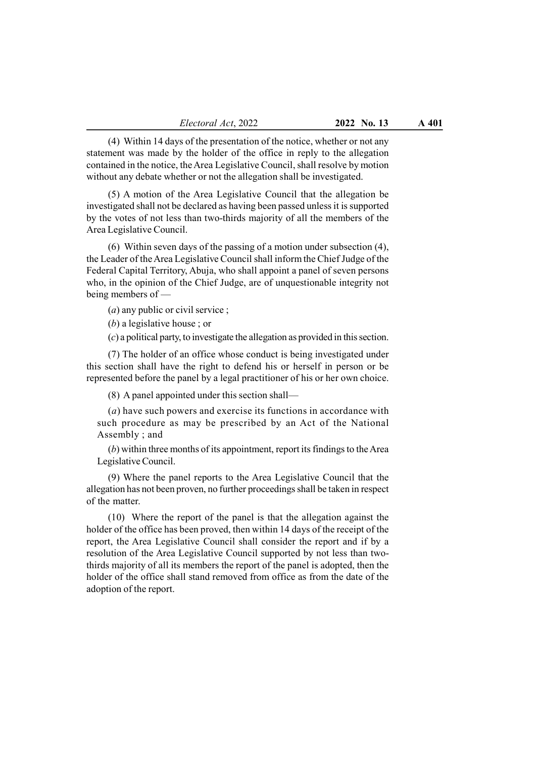(4) Within 14 days of the presentation of the notice, whether or not any statement was made by the holder of the office in reply to the allegation contained in the notice, the Area Legislative Council, shall resolve by motion without any debate whether or not the allegation shall be investigated.

(5) A motion of the Area Legislative Council that the allegation be investigated shall not be declared as having been passed unless it is supported by the votes of not less than two-thirds majority of all the members of the Area Legislative Council.

(6) Within seven days of the passing of a motion under subsection (4), the Leader of the Area Legislative Council shall inform the Chief Judge of the Federal Capital Territory, Abuja, who shall appoint a panel of seven persons who, in the opinion of the Chief Judge, are of unquestionable integrity not being members of —

(*a*) any public or civil service ;

(*b*) a legislative house ; or

(*c*) a political party, to investigate the allegation as provided in this section.

(7) The holder of an office whose conduct is being investigated under this section shall have the right to defend his or herself in person or be represented before the panel by a legal practitioner of his or her own choice.

(8) A panel appointed under this section shall—

(*a*) have such powers and exercise its functions in accordance with such procedure as may be prescribed by an Act of the National Assembly ; and

(*b*) within three months of its appointment, report its findings to the Area Legislative Council.

(9) Where the panel reports to the Area Legislative Council that the allegation has not been proven, no further proceedings shall be taken in respect of the matter.

(10) Where the report of the panel is that the allegation against the holder of the office has been proved, then within 14 days of the receipt of the report, the Area Legislative Council shall consider the report and if by a resolution of the Area Legislative Council supported by not less than two-thirds majority of all its members the report of the panel is adopted, then the holder of the office shall stand removed from office as from the date of the adoption of the report.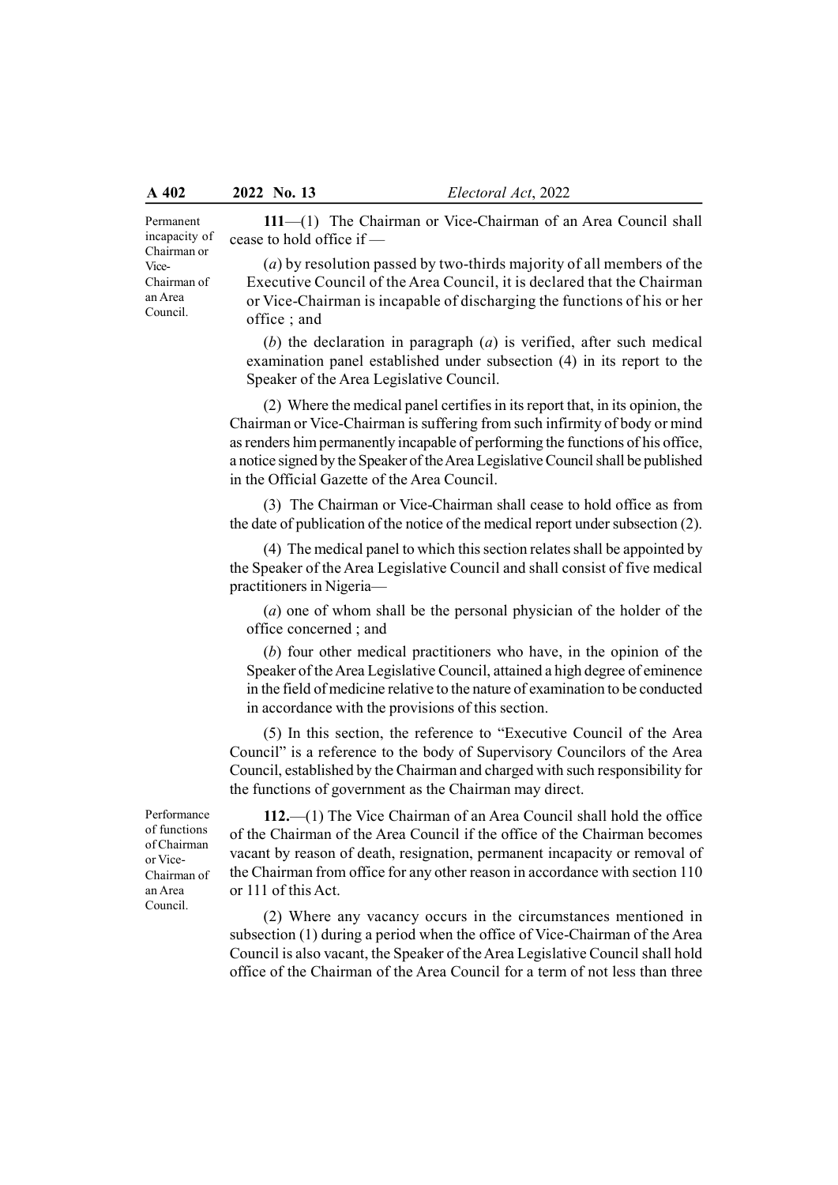*Permanent incapacity of Chairman or Vice-Chairman of an Area Council.*

**111**—(1) The Chairman or Vice-Chairman of an Area Council shall cease to hold office if —

(*a*) by resolution passed by two-thirds majority of all members of the Executive Council of the Area Council, it is declared that the Chairman or Vice-Chairman is incapable of discharging the functions of his or her office ; and

(*b*) the declaration in paragraph (*a*) is verified, after such medical examination panel established under subsection (4) in its report to the Speaker of the Area Legislative Council.

(2) Where the medical panel certifies in its report that, in its opinion, the Chairman or Vice-Chairman is suffering from such infirmity of body or mind as renders him permanently incapable of performing the functions of his office, a notice signed by the Speaker of the Area Legislative Council shall be published in the Official Gazette of the Area Council.

(3) The Chairman or Vice-Chairman shall cease to hold office as from the date of publication of the notice of the medical report under subsection (2).

(4) The medical panel to which this section relates shall be appointed by the Speaker of the Area Legislative Council and shall consist of five medical practitioners in Nigeria—

(*a*) one of whom shall be the personal physician of the holder of the office concerned ; and

(*b*) four other medical practitioners who have, in the opinion of the Speaker of the Area Legislative Council, attained a high degree of eminence in the field of medicine relative to the nature of examination to be conducted in accordance with the provisions of this section.

(5) In this section, the reference to "Executive Council of the Area Council" is a reference to the body of Supervisory Councilors of the Area Council, established by the Chairman and charged with such responsibility for the functions of government as the Chairman may direct.

*Performance of functions of Chairman or Vice-Chairman of an Area Council.*

**112.**—(1) The Vice Chairman of an Area Council shall hold the office of the Chairman of the Area Council if the office of the Chairman becomes vacant by reason of death, resignation, permanent incapacity or removal of the Chairman from office for any other reason in accordance with section 110 or 111 of this Act.

(2) Where any vacancy occurs in the circumstances mentioned in subsection (1) during a period when the office of Vice-Chairman of the Area Council is also vacant, the Speaker of the Area Legislative Council shall hold office of the Chairman of the Area Council for a term of not less than three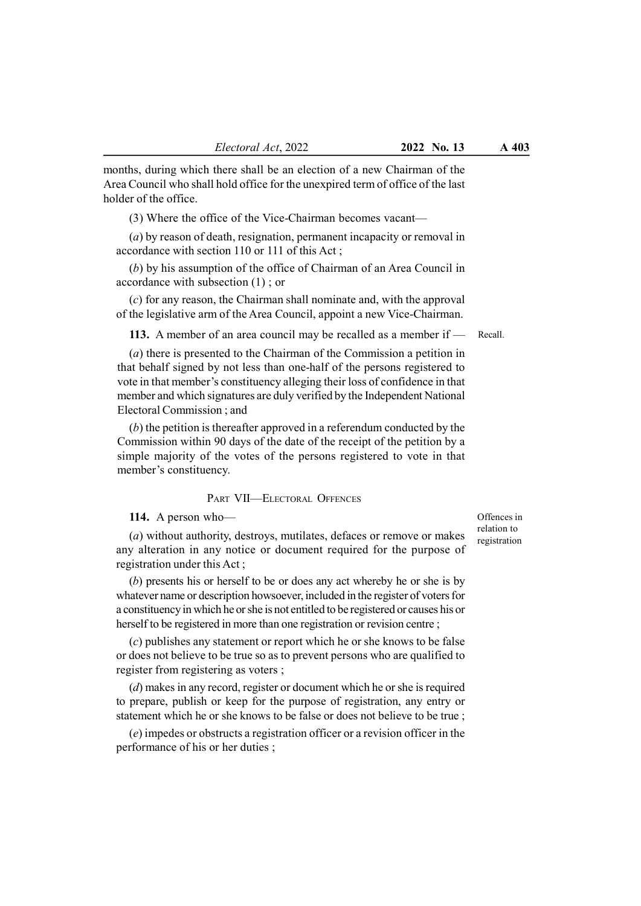months, during which there shall be an election of a new Chairman of the Area Council who shall hold office for the unexpired term of office of the last holder of the office.

(3) Where the office of the Vice-Chairman becomes vacant—

(*a*) by reason of death, resignation, permanent incapacity or removal in accordance with section 110 or 111 of this Act ;

(*b*) by his assumption of the office of Chairman of an Area Council in accordance with subsection (1) ; or

(*c*) for any reason, the Chairman shall nominate and, with the approval of the legislative arm of the Area Council, appoint a new Vice-Chairman.

Recall.

**113.** A member of an area council may be recalled as a member if —

(*a*) there is presented to the Chairman of the Commission a petition in that behalf signed by not less than one-half of the persons registered to vote in that member's constituency alleging their loss of confidence in that member and which signatures are duly verified by the Independent National Electoral Commission ; and

(*b*) the petition is thereafter approved in a referendum conducted by the Commission within 90 days of the date of the receipt of the petition by a simple majority of the votes of the persons registered to vote in that member's constituency.

## PART VII—ELECTORAL OFFENCES

Offences in relation to registration

**114.** A person who—

(*a*) without authority, destroys, mutilates, defaces or remove or makes any alteration in any notice or document required for the purpose of registration under this Act ;

(*b*) presents his or herself to be or does any act whereby he or she is by whatever name or description howsoever, included in the register of voters for a constituency in which he or she is not entitled to be registered or causes his or herself to be registered in more than one registration or revision centre ;

(*c*) publishes any statement or report which he or she knows to be false or does not believe to be true so as to prevent persons who are qualified to register from registering as voters ;

(*d*) makes in any record, register or document which he or she is required to prepare, publish or keep for the purpose of registration, any entry or statement which he or she knows to be false or does not believe to be true ;

(*e*) impedes or obstructs a registration officer or a revision officer in the performance of his or her duties ;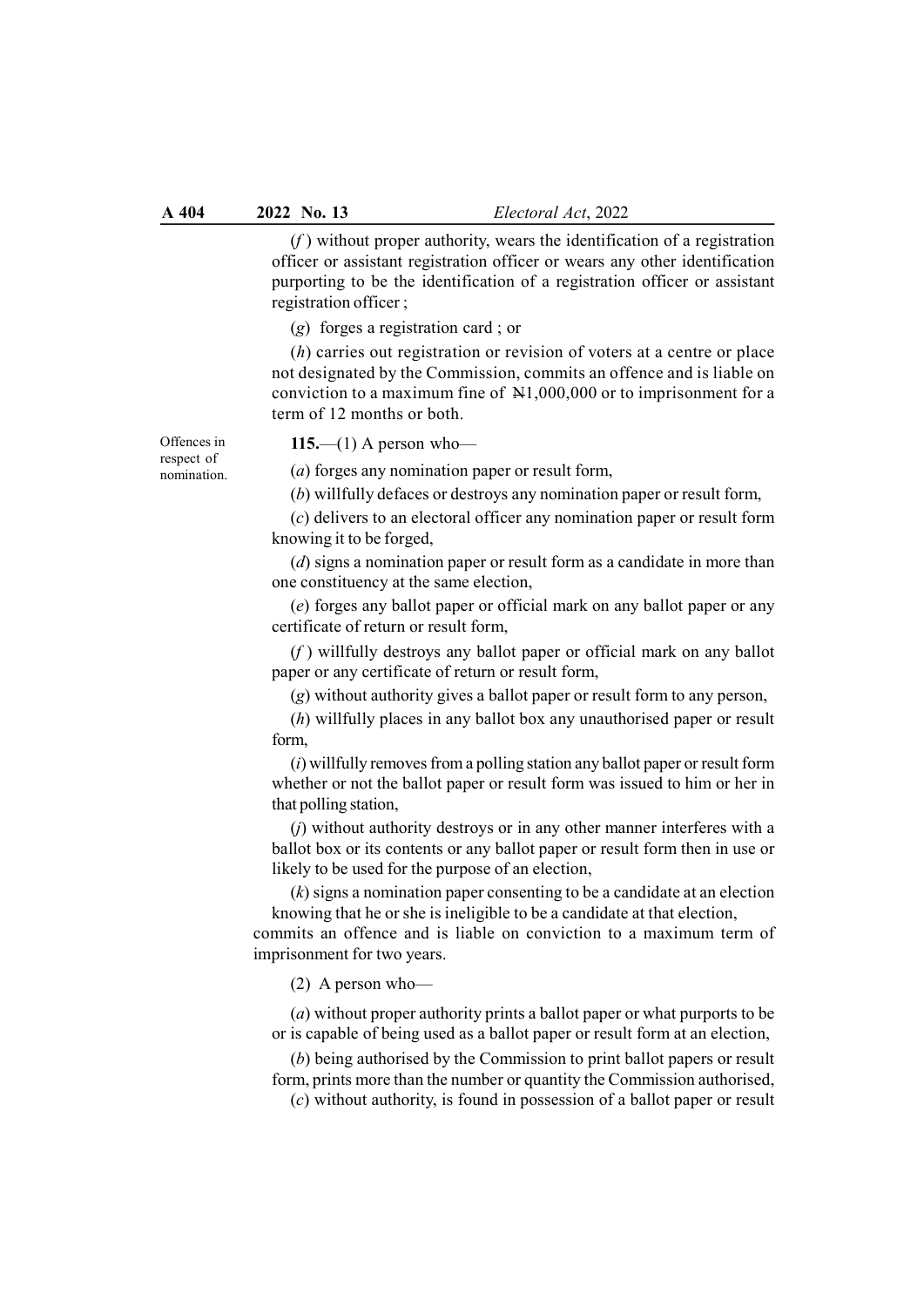(*f*) without proper authority, wears the identification of a registration officer or assistant registration officer or wears any other identification purporting to be the identification of a registration officer or assistant registration officer ;

(*g*) forges a registration card ; or

(*h*) carries out registration or revision of voters at a centre or place not designated by the Commission, commits an offence and is liable on conviction to a maximum fine of ₦1,000,000 or to imprisonment for a term of 12 months or both.

Offences in respect of nomination.

**115.**—(1) A person who—

(*a*) forges any nomination paper or result form,

(*b*) willfully defaces or destroys any nomination paper or result form,

(*c*) delivers to an electoral officer any nomination paper or result form knowing it to be forged,

(*d*) signs a nomination paper or result form as a candidate in more than one constituency at the same election,

(*e*) forges any ballot paper or official mark on any ballot paper or any certificate of return or result form,

(*f*) willfully destroys any ballot paper or official mark on any ballot paper or any certificate of return or result form,

(*g*) without authority gives a ballot paper or result form to any person,

(*h*) willfully places in any ballot box any unauthorised paper or result form,

(*i*) willfully removes from a polling station any ballot paper or result form whether or not the ballot paper or result form was issued to him or her in that polling station,

(*j*) without authority destroys or in any other manner interferes with a ballot box or its contents or any ballot paper or result form then in use or likely to be used for the purpose of an election,

(*k*) signs a nomination paper consenting to be a candidate at an election knowing that he or she is ineligible to be a candidate at that election,

commits an offence and is liable on conviction to a maximum term of imprisonment for two years.

(2) A person who—

(*a*) without proper authority prints a ballot paper or what purports to be or is capable of being used as a ballot paper or result form at an election,

(*b*) being authorised by the Commission to print ballot papers or result form, prints more than the number or quantity the Commission authorised,

(*c*) without authority, is found in possession of a ballot paper or result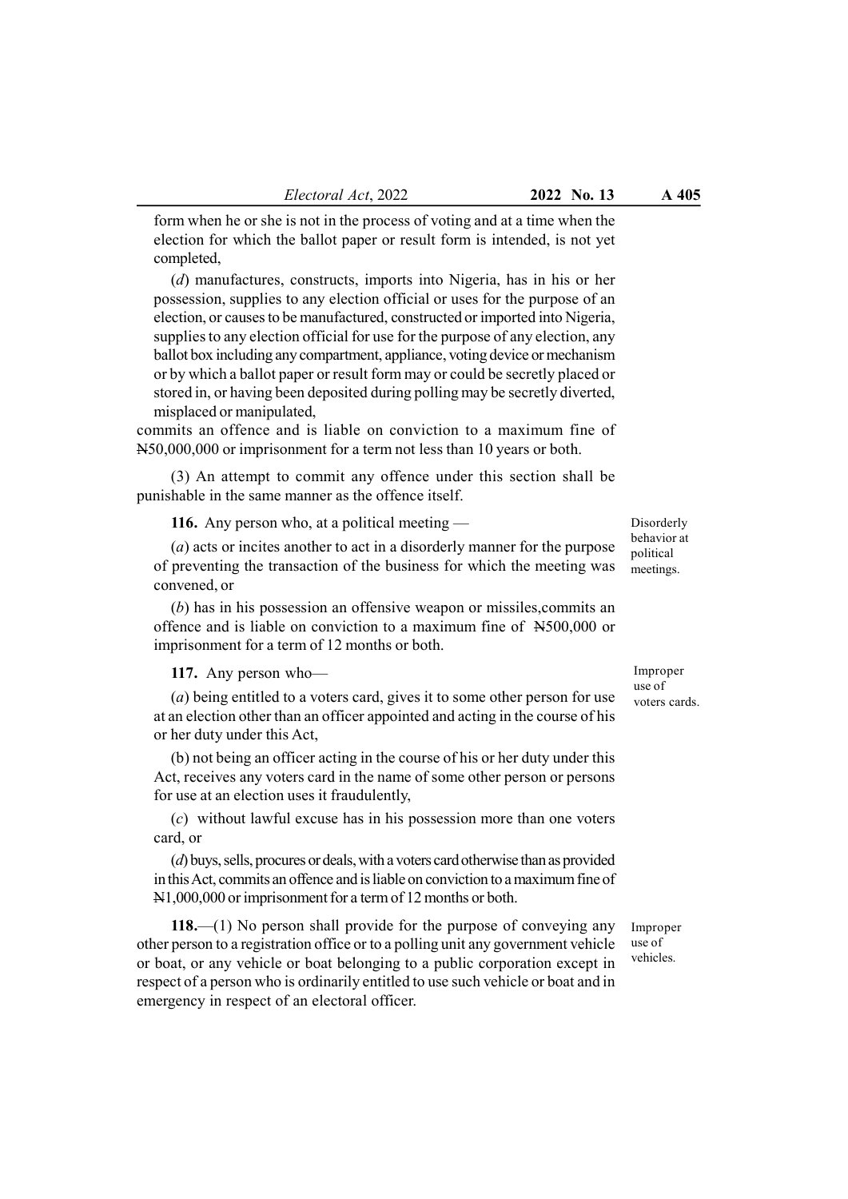form when he or she is not in the process of voting and at a time when the election for which the ballot paper or result form is intended, is not yet completed,

(*d*) manufactures, constructs, imports into Nigeria, has in his or her possession, supplies to any election official or uses for the purpose of an election, or causes to be manufactured, constructed or imported into Nigeria, supplies to any election official for use for the purpose of any election, any ballot box including any compartment, appliance, voting device or mechanism or by which a ballot paper or result form may or could be secretly placed or stored in, or having been deposited during polling may be secretly diverted, misplaced or manipulated,

commits an offence and is liable on conviction to a maximum fine of ₦50,000,000 or imprisonment for a term not less than 10 years or both.

(3) An attempt to commit any offence under this section shall be punishable in the same manner as the offence itself.

*Disorderly behavior at political meetings.*

**116.** Any person who, at a political meeting —

(*a*) acts or incites another to act in a disorderly manner for the purpose of preventing the transaction of the business for which the meeting was convened, or

(*b*) has in his possession an offensive weapon or missiles,commits an offence and is liable on conviction to a maximum fine of ₦500,000 or imprisonment for a term of 12 months or both.

*Improper use of voters cards.*

**117.** Any person who—

(*a*) being entitled to a voters card, gives it to some other person for use at an election other than an officer appointed and acting in the course of his or her duty under this Act,

(b) not being an officer acting in the course of his or her duty under this Act, receives any voters card in the name of some other person or persons for use at an election uses it fraudulently,

(*c*) without lawful excuse has in his possession more than one voters card, or

(*d*) buys, sells, procures or deals, with a voters card otherwise than as provided in this Act, commits an offence and is liable on conviction to a maximum fine of ₦1,000,000 or imprisonment for a term of 12 months or both.

*Improper use of vehicles.*

**118.**—(1) No person shall provide for the purpose of conveying any other person to a registration office or to a polling unit any government vehicle or boat, or any vehicle or boat belonging to a public corporation except in respect of a person who is ordinarily entitled to use such vehicle or boat and in emergency in respect of an electoral officer.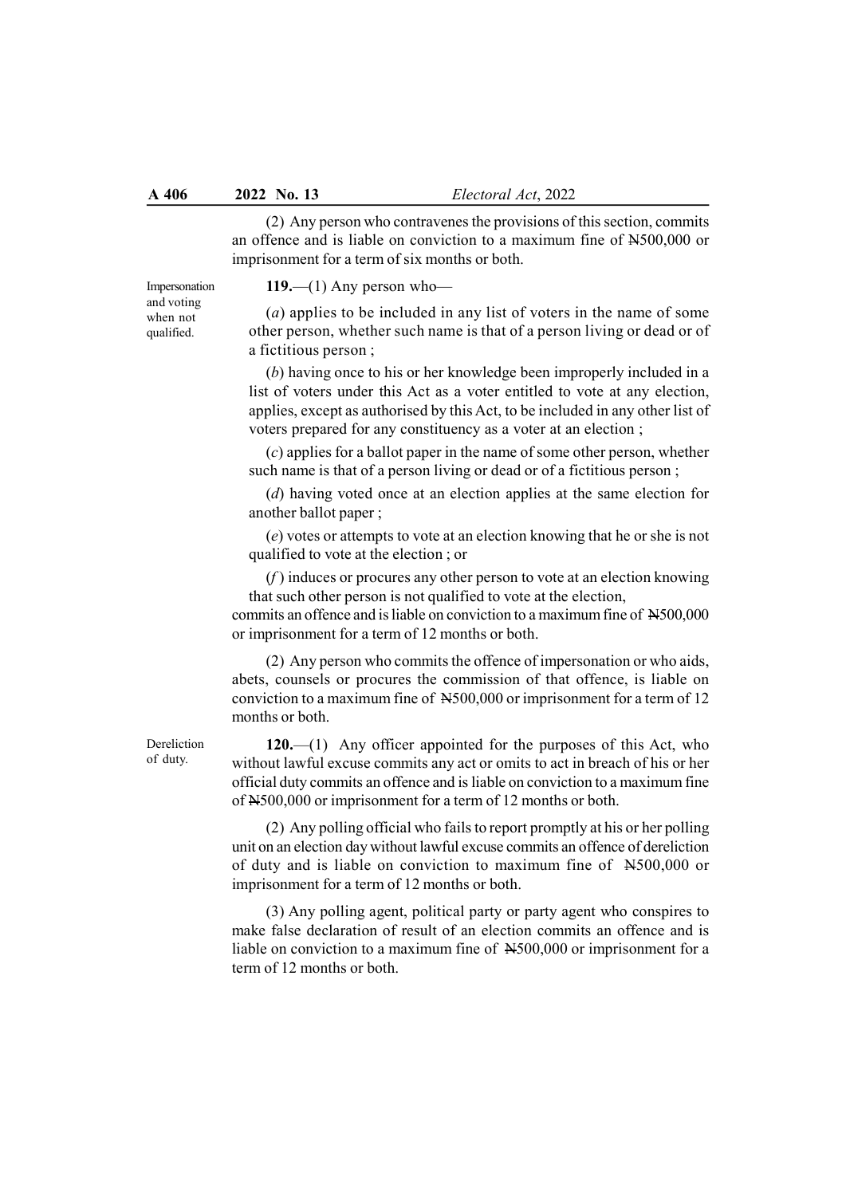(2) Any person who contravenes the provisions of this section, commits an offence and is liable on conviction to a maximum fine of ₦500,000 or imprisonment for a term of six months or both.

Impersonation and voting when not qualified.

**119.**—(1) Any person who—

(*a*) applies to be included in any list of voters in the name of some other person, whether such name is that of a person living or dead or of a fictitious person ;

(*b*) having once to his or her knowledge been improperly included in a list of voters under this Act as a voter entitled to vote at any election, applies, except as authorised by this Act, to be included in any other list of voters prepared for any constituency as a voter at an election ;

(*c*) applies for a ballot paper in the name of some other person, whether such name is that of a person living or dead or of a fictitious person ;

(*d*) having voted once at an election applies at the same election for another ballot paper ;

(*e*) votes or attempts to vote at an election knowing that he or she is not qualified to vote at the election ; or

(*f*) induces or procures any other person to vote at an election knowing that such other person is not qualified to vote at the election,

commits an offence and is liable on conviction to a maximum fine of ₦500,000 or imprisonment for a term of 12 months or both.

(2) Any person who commits the offence of impersonation or who aids, abets, counsels or procures the commission of that offence, is liable on conviction to a maximum fine of ₦500,000 or imprisonment for a term of 12 months or both.

Dereliction of duty.

**120.**—(1) Any officer appointed for the purposes of this Act, who without lawful excuse commits any act or omits to act in breach of his or her official duty commits an offence and is liable on conviction to a maximum fine of ₦500,000 or imprisonment for a term of 12 months or both.

(2) Any polling official who fails to report promptly at his or her polling unit on an election day without lawful excuse commits an offence of dereliction of duty and is liable on conviction to maximum fine of ₦500,000 or imprisonment for a term of 12 months or both.

(3) Any polling agent, political party or party agent who conspires to make false declaration of result of an election commits an offence and is liable on conviction to a maximum fine of ₦500,000 or imprisonment for a term of 12 months or both.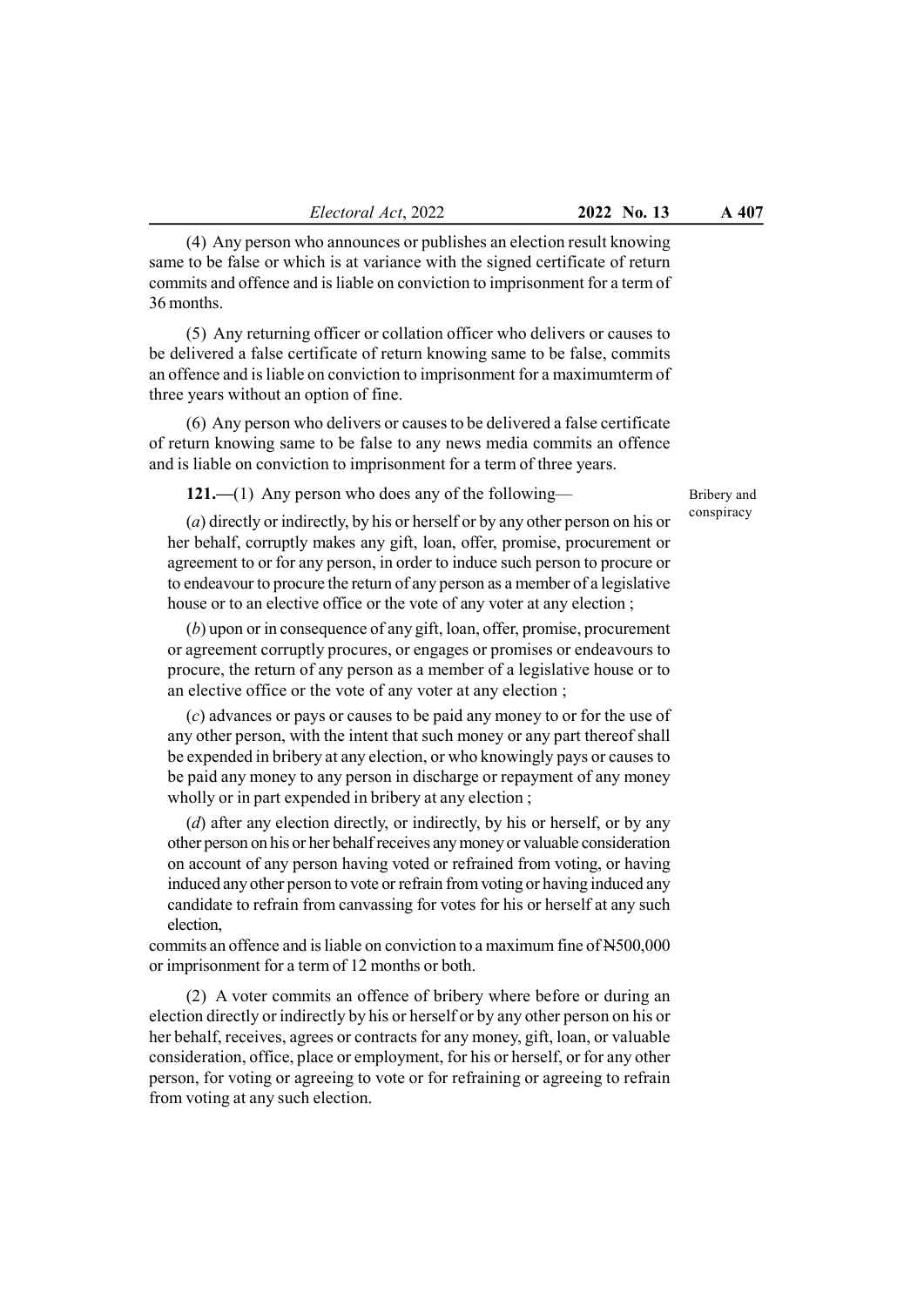(4) Any person who announces or publishes an election result knowing same to be false or which is at variance with the signed certificate of return commits and offence and is liable on conviction to imprisonment for a term of 36 months.

(5) Any returning officer or collation officer who delivers or causes to be delivered a false certificate of return knowing same to be false, commits an offence and is liable on conviction to imprisonment for a maximumterm of three years without an option of fine.

(6) Any person who delivers or causes to be delivered a false certificate of return knowing same to be false to any news media commits an offence and is liable on conviction to imprisonment for a term of three years.

Bribery and conspiracy

**121.**—(1) Any person who does any of the following—

(*a*) directly or indirectly, by his or herself or by any other person on his or her behalf, corruptly makes any gift, loan, offer, promise, procurement or agreement to or for any person, in order to induce such person to procure or to endeavour to procure the return of any person as a member of a legislative house or to an elective office or the vote of any voter at any election ;

(*b*) upon or in consequence of any gift, loan, offer, promise, procurement or agreement corruptly procures, or engages or promises or endeavours to procure, the return of any person as a member of a legislative house or to an elective office or the vote of any voter at any election ;

(*c*) advances or pays or causes to be paid any money to or for the use of any other person, with the intent that such money or any part thereof shall be expended in bribery at any election, or who knowingly pays or causes to be paid any money to any person in discharge or repayment of any money wholly or in part expended in bribery at any election ;

(*d*) after any election directly, or indirectly, by his or herself, or by any other person on his or her behalf receives any money or valuable consideration on account of any person having voted or refrained from voting, or having induced any other person to vote or refrain from voting or having induced any candidate to refrain from canvassing for votes for his or herself at any such election,

commits an offence and is liable on conviction to a maximum fine of ₦500,000 or imprisonment for a term of 12 months or both.

(2) A voter commits an offence of bribery where before or during an election directly or indirectly by his or herself or by any other person on his or her behalf, receives, agrees or contracts for any money, gift, loan, or valuable consideration, office, place or employment, for his or herself, or for any other person, for voting or agreeing to vote or for refraining or agreeing to refrain from voting at any such election.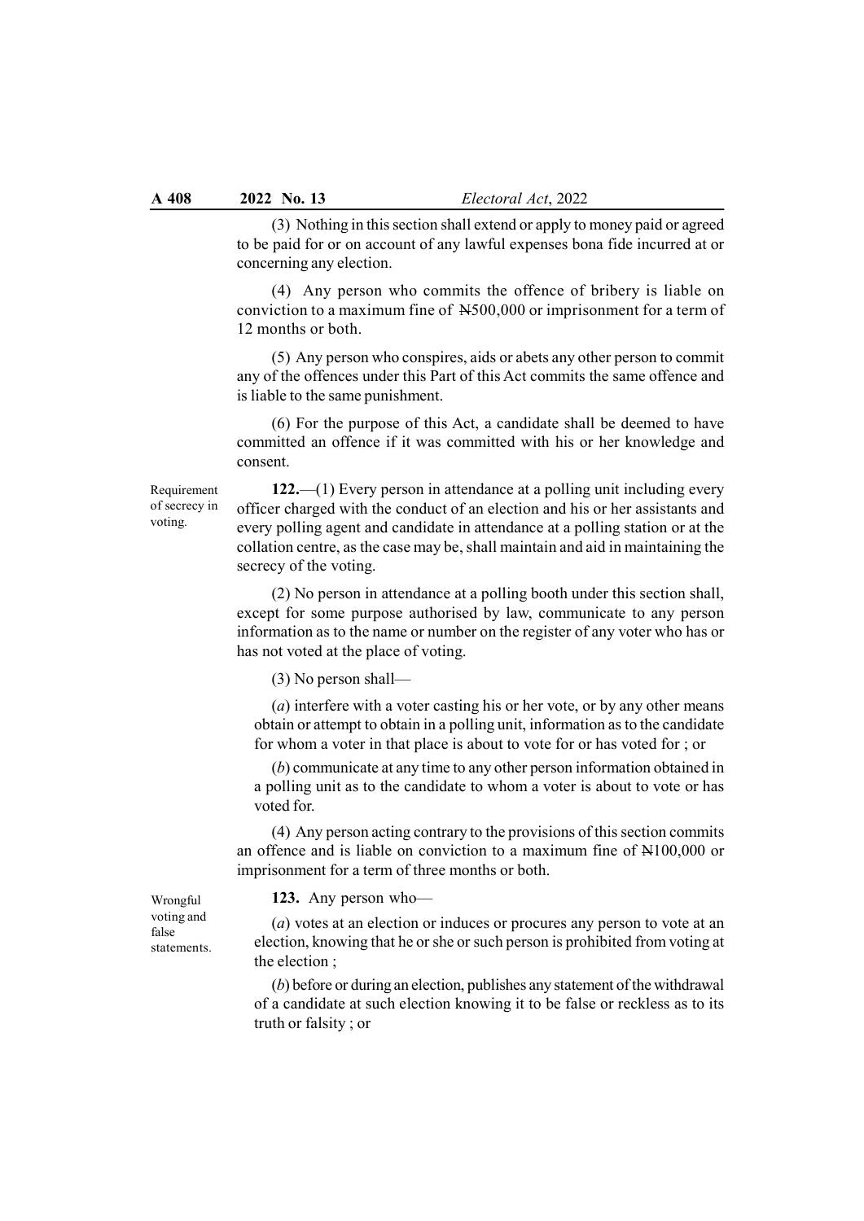(3) Nothing in this section shall extend or apply to money paid or agreed to be paid for or on account of any lawful expenses bona fide incurred at or concerning any election.

(4) Any person who commits the offence of bribery is liable on conviction to a maximum fine of ₦500,000 or imprisonment for a term of 12 months or both.

(5) Any person who conspires, aids or abets any other person to commit any of the offences under this Part of this Act commits the same offence and is liable to the same punishment.

(6) For the purpose of this Act, a candidate shall be deemed to have committed an offence if it was committed with his or her knowledge and consent.

Requirement of secrecy in voting.

**122.**—(1) Every person in attendance at a polling unit including every officer charged with the conduct of an election and his or her assistants and every polling agent and candidate in attendance at a polling station or at the collation centre, as the case may be, shall maintain and aid in maintaining the secrecy of the voting.

(2) No person in attendance at a polling booth under this section shall, except for some purpose authorised by law, communicate to any person information as to the name or number on the register of any voter who has or has not voted at the place of voting.

(3) No person shall—

(*a*) interfere with a voter casting his or her vote, or by any other means obtain or attempt to obtain in a polling unit, information as to the candidate for whom a voter in that place is about to vote for or has voted for ; or

(*b*) communicate at any time to any other person information obtained in a polling unit as to the candidate to whom a voter is about to vote or has voted for.

(4) Any person acting contrary to the provisions of this section commits an offence and is liable on conviction to a maximum fine of ₦100,000 or imprisonment for a term of three months or both.

Wrongful voting and false statements.

**123.** Any person who—

(*a*) votes at an election or induces or procures any person to vote at an election, knowing that he or she or such person is prohibited from voting at the election ;

(*b*) before or during an election, publishes any statement of the withdrawal of a candidate at such election knowing it to be false or reckless as to its truth or falsity ; or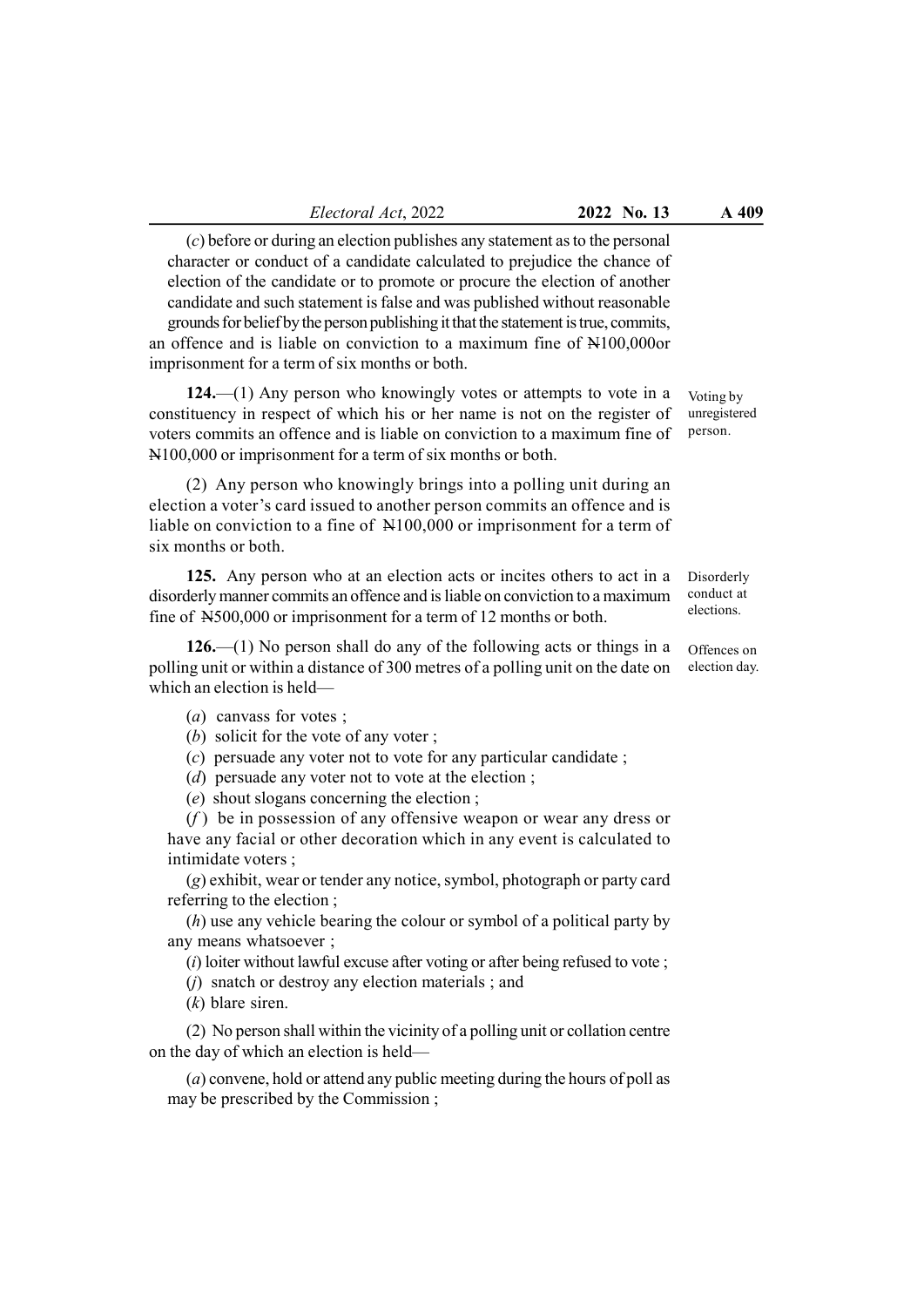(*c*) before or during an election publishes any statement as to the personal character or conduct of a candidate calculated to prejudice the chance of election of the candidate or to promote or procure the election of another candidate and such statement is false and was published without reasonable grounds for belief by the person publishing it that the statement is true, commits, an offence and is liable on conviction to a maximum fine of ₦100,000or imprisonment for a term of six months or both.

Voting by unregistered person.

**124.**—(1) Any person who knowingly votes or attempts to vote in a constituency in respect of which his or her name is not on the register of voters commits an offence and is liable on conviction to a maximum fine of ₦100,000 or imprisonment for a term of six months or both.

(2) Any person who knowingly brings into a polling unit during an election a voter's card issued to another person commits an offence and is liable on conviction to a fine of ₦100,000 or imprisonment for a term of six months or both.

Disorderly conduct at elections.

**125.** Any person who at an election acts or incites others to act in a disorderly manner commits an offence and is liable on conviction to a maximum fine of ₦500,000 or imprisonment for a term of 12 months or both.

Offences on election day.

**126.**—(1) No person shall do any of the following acts or things in a polling unit or within a distance of 300 metres of a polling unit on the date on which an election is held—

(*a*) canvass for votes ;

(*b*) solicit for the vote of any voter ;

(*c*) persuade any voter not to vote for any particular candidate ;

(*d*) persuade any voter not to vote at the election ;

(*e*) shout slogans concerning the election ;

(*f*) be in possession of any offensive weapon or wear any dress or have any facial or other decoration which in any event is calculated to intimidate voters ;

(*g*) exhibit, wear or tender any notice, symbol, photograph or party card referring to the election ;

(*h*) use any vehicle bearing the colour or symbol of a political party by any means whatsoever ;

(*i*) loiter without lawful excuse after voting or after being refused to vote ;

(*j*) snatch or destroy any election materials ; and

(*k*) blare siren.

(2) No person shall within the vicinity of a polling unit or collation centre on the day of which an election is held—

(*a*) convene, hold or attend any public meeting during the hours of poll as may be prescribed by the Commission ;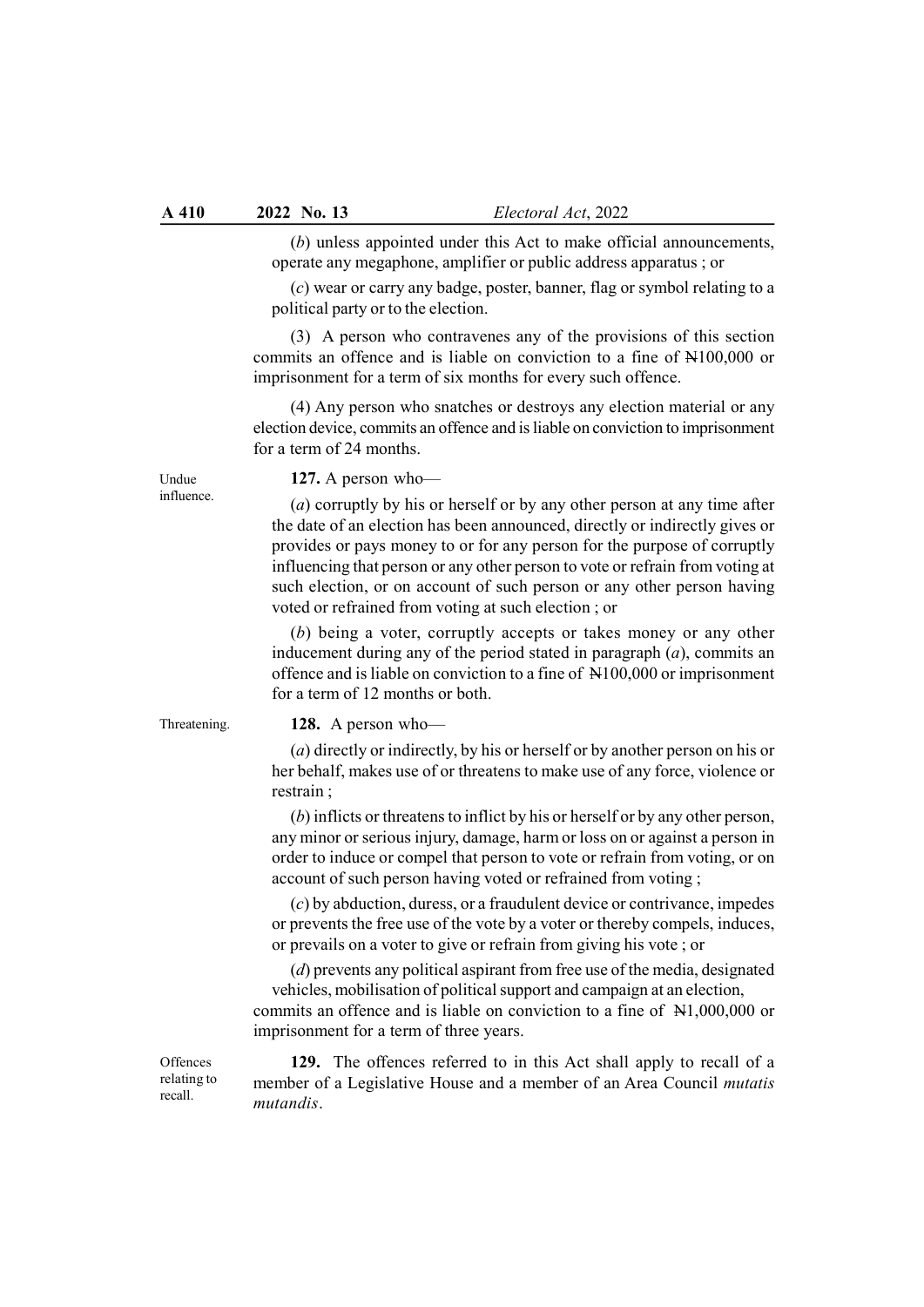(*b*) unless appointed under this Act to make official announcements, operate any megaphone, amplifier or public address apparatus ; or

(*c*) wear or carry any badge, poster, banner, flag or symbol relating to a political party or to the election.

(3) A person who contravenes any of the provisions of this section commits an offence and is liable on conviction to a fine of ₦100,000 or imprisonment for a term of six months for every such offence.

(4) Any person who snatches or destroys any election material or any election device, commits an offence and is liable on conviction to imprisonment for a term of 24 months.

Undue influence.

**127.** A person who—

(*a*) corruptly by his or herself or by any other person at any time after the date of an election has been announced, directly or indirectly gives or provides or pays money to or for any person for the purpose of corruptly influencing that person or any other person to vote or refrain from voting at such election, or on account of such person or any other person having voted or refrained from voting at such election ; or

(*b*) being a voter, corruptly accepts or takes money or any other inducement during any of the period stated in paragraph (*a*), commits an offence and is liable on conviction to a fine of ₦100,000 or imprisonment for a term of 12 months or both.

Threatening.

**128.** A person who—

(*a*) directly or indirectly, by his or herself or by another person on his or her behalf, makes use of or threatens to make use of any force, violence or restrain ;

(*b*) inflicts or threatens to inflict by his or herself or by any other person, any minor or serious injury, damage, harm or loss on or against a person in order to induce or compel that person to vote or refrain from voting, or on account of such person having voted or refrained from voting ;

(*c*) by abduction, duress, or a fraudulent device or contrivance, impedes or prevents the free use of the vote by a voter or thereby compels, induces, or prevails on a voter to give or refrain from giving his vote ; or

(*d*) prevents any political aspirant from free use of the media, designated vehicles, mobilisation of political support and campaign at an election,

commits an offence and is liable on conviction to a fine of ₦1,000,000 or imprisonment for a term of three years.

Offences relating to recall.

**129.** The offences referred to in this Act shall apply to recall of a member of a Legislative House and a member of an Area Council *mutatis mutandis*.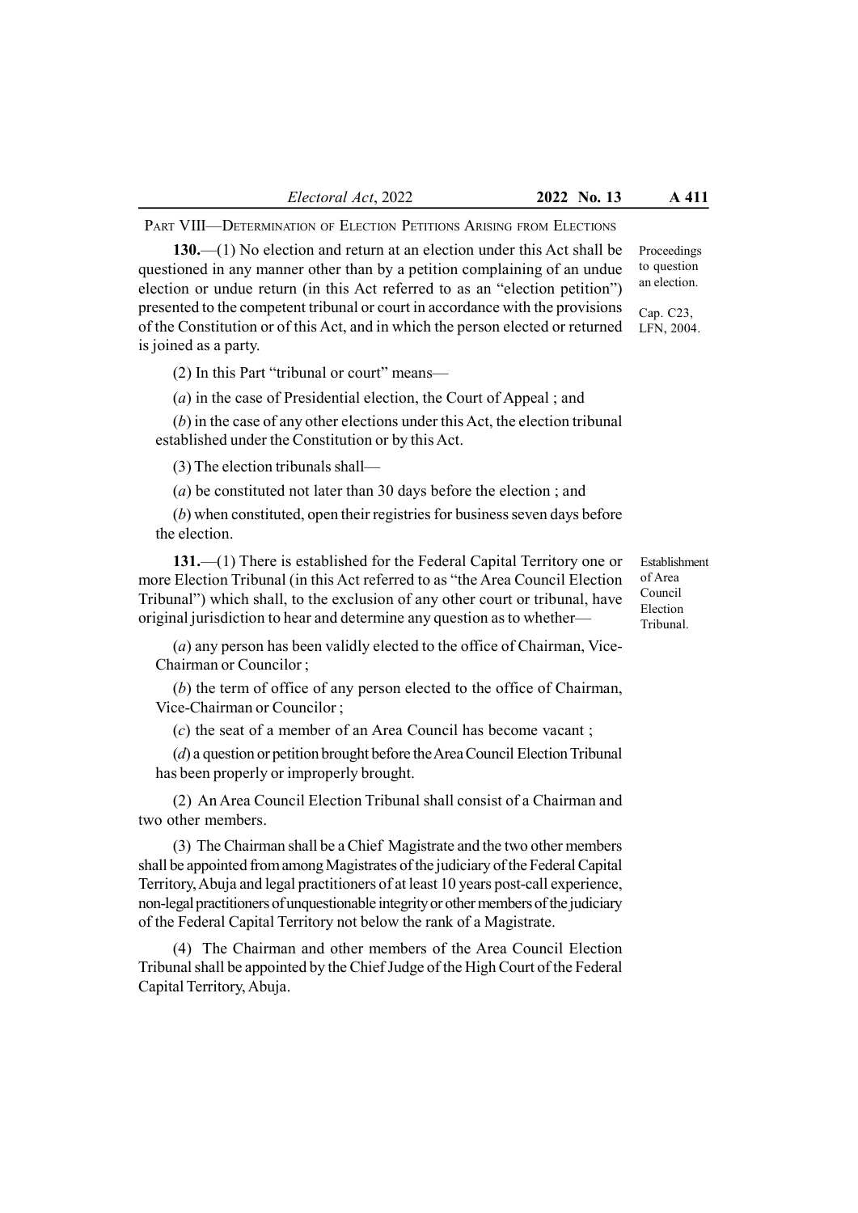PART VIII—DETERMINATION OF ELECTION PETITIONS ARISING FROM ELECTIONS

Proceedings to question an election.

Cap. C23, LFN, 2004.

**130.**—(1) No election and return at an election under this Act shall be questioned in any manner other than by a petition complaining of an undue election or undue return (in this Act referred to as an "election petition") presented to the competent tribunal or court in accordance with the provisions of the Constitution or of this Act, and in which the person elected or returned is joined as a party.

(2) In this Part "tribunal or court" means—

(*a*) in the case of Presidential election, the Court of Appeal ; and

(*b*) in the case of any other elections under this Act, the election tribunal established under the Constitution or by this Act.

(3) The election tribunals shall—

(*a*) be constituted not later than 30 days before the election ; and

(*b*) when constituted, open their registries for business seven days before the election.

Establishment of Area Council Election Tribunal.

**131.**—(1) There is established for the Federal Capital Territory one or more Election Tribunal (in this Act referred to as "the Area Council Election Tribunal") which shall, to the exclusion of any other court or tribunal, have original jurisdiction to hear and determine any question as to whether—

(*a*) any person has been validly elected to the office of Chairman, Vice-Chairman or Councilor ;

(*b*) the term of office of any person elected to the office of Chairman, Vice-Chairman or Councilor ;

(*c*) the seat of a member of an Area Council has become vacant ;

(*d*) a question or petition brought before the Area Council Election Tribunal has been properly or improperly brought.

(2) An Area Council Election Tribunal shall consist of a Chairman and two other members.

(3) The Chairman shall be a Chief Magistrate and the two other members shall be appointed from among Magistrates of the judiciary of the Federal Capital Territory, Abuja and legal practitioners of at least 10 years post-call experience, non-legal practitioners of unquestionable integrity or other members of the judiciary of the Federal Capital Territory not below the rank of a Magistrate.

(4) The Chairman and other members of the Area Council Election Tribunal shall be appointed by the Chief Judge of the High Court of the Federal Capital Territory, Abuja.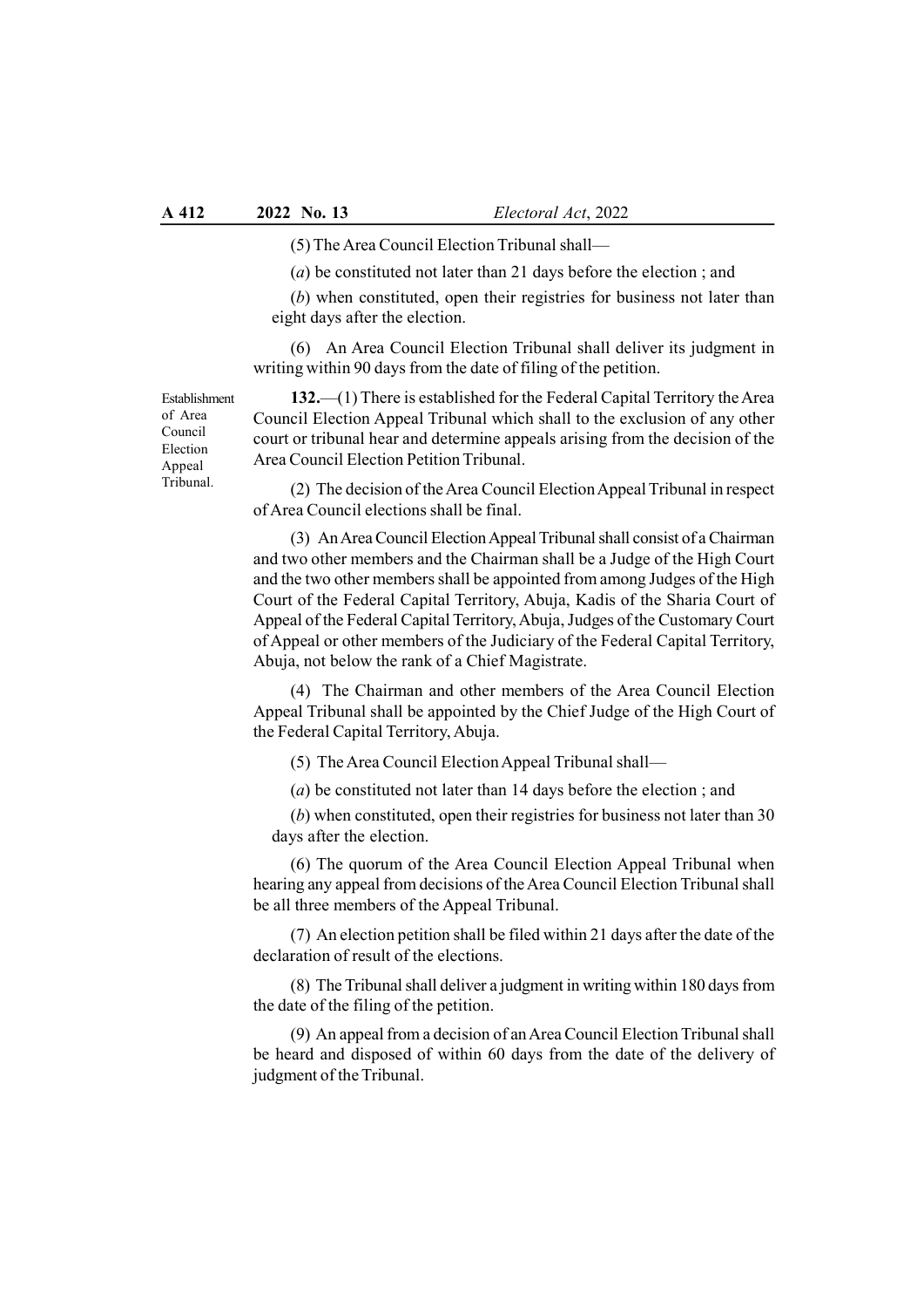(5) The Area Council Election Tribunal shall—

(*a*) be constituted not later than 21 days before the election ; and

(*b*) when constituted, open their registries for business not later than eight days after the election.

(6) An Area Council Election Tribunal shall deliver its judgment in writing within 90 days from the date of filing of the petition.

Establishment of Area Council Election Appeal Tribunal.

**132.**—(1) There is established for the Federal Capital Territory the Area Council Election Appeal Tribunal which shall to the exclusion of any other court or tribunal hear and determine appeals arising from the decision of the Area Council Election Petition Tribunal.

(2) The decision of the Area Council Election Appeal Tribunal in respect of Area Council elections shall be final.

(3) An Area Council Election Appeal Tribunal shall consist of a Chairman and two other members and the Chairman shall be a Judge of the High Court and the two other members shall be appointed from among Judges of the High Court of the Federal Capital Territory, Abuja, Kadis of the Sharia Court of Appeal of the Federal Capital Territory, Abuja, Judges of the Customary Court of Appeal or other members of the Judiciary of the Federal Capital Territory, Abuja, not below the rank of a Chief Magistrate.

(4) The Chairman and other members of the Area Council Election Appeal Tribunal shall be appointed by the Chief Judge of the High Court of the Federal Capital Territory, Abuja.

(5) The Area Council Election Appeal Tribunal shall—

(*a*) be constituted not later than 14 days before the election ; and

(*b*) when constituted, open their registries for business not later than 30 days after the election.

(6) The quorum of the Area Council Election Appeal Tribunal when hearing any appeal from decisions of the Area Council Election Tribunal shall be all three members of the Appeal Tribunal.

(7) An election petition shall be filed within 21 days after the date of the declaration of result of the elections.

(8) The Tribunal shall deliver a judgment in writing within 180 days from the date of the filing of the petition.

(9) An appeal from a decision of an Area Council Election Tribunal shall be heard and disposed of within 60 days from the date of the delivery of judgment of the Tribunal.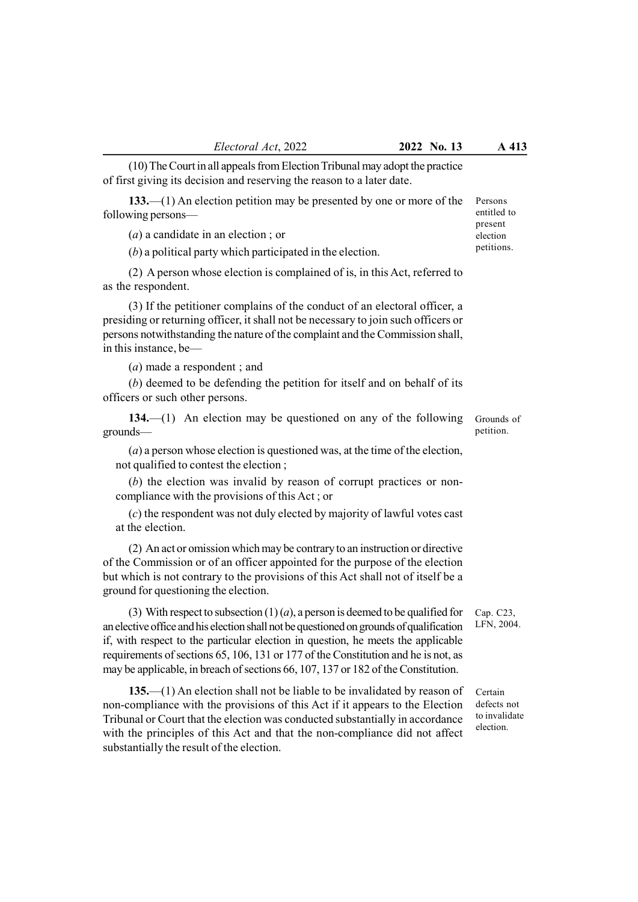(10) The Court in all appeals from Election Tribunal may adopt the practice of first giving its decision and reserving the reason to a later date.

*Persons entitled to present election petitions.*

**133.**—(1) An election petition may be presented by one or more of the following persons—

(*a*) a candidate in an election ; or

(*b*) a political party which participated in the election.

(2) A person whose election is complained of is, in this Act, referred to as the respondent.

(3) If the petitioner complains of the conduct of an electoral officer, a presiding or returning officer, it shall not be necessary to join such officers or persons notwithstanding the nature of the complaint and the Commission shall, in this instance, be—

(*a*) made a respondent ; and

(*b*) deemed to be defending the petition for itself and on behalf of its officers or such other persons.

*Grounds of petition.*

**134.**—(1) An election may be questioned on any of the following grounds—

(*a*) a person whose election is questioned was, at the time of the election, not qualified to contest the election ;

(*b*) the election was invalid by reason of corrupt practices or non-compliance with the provisions of this Act ; or

(*c*) the respondent was not duly elected by majority of lawful votes cast at the election.

(2) An act or omission which may be contrary to an instruction or directive of the Commission or of an officer appointed for the purpose of the election but which is not contrary to the provisions of this Act shall not of itself be a ground for questioning the election.

*Cap. C23, LFN, 2004.*

(3) With respect to subsection (1) (*a*), a person is deemed to be qualified for an elective office and his election shall not be questioned on grounds of qualification if, with respect to the particular election in question, he meets the applicable requirements of sections 65, 106, 131 or 177 of the Constitution and he is not, as may be applicable, in breach of sections 66, 107, 137 or 182 of the Constitution.

*Certain defects not to invalidate election.*

**135.**—(1) An election shall not be liable to be invalidated by reason of non-compliance with the provisions of this Act if it appears to the Election Tribunal or Court that the election was conducted substantially in accordance with the principles of this Act and that the non-compliance did not affect substantially the result of the election.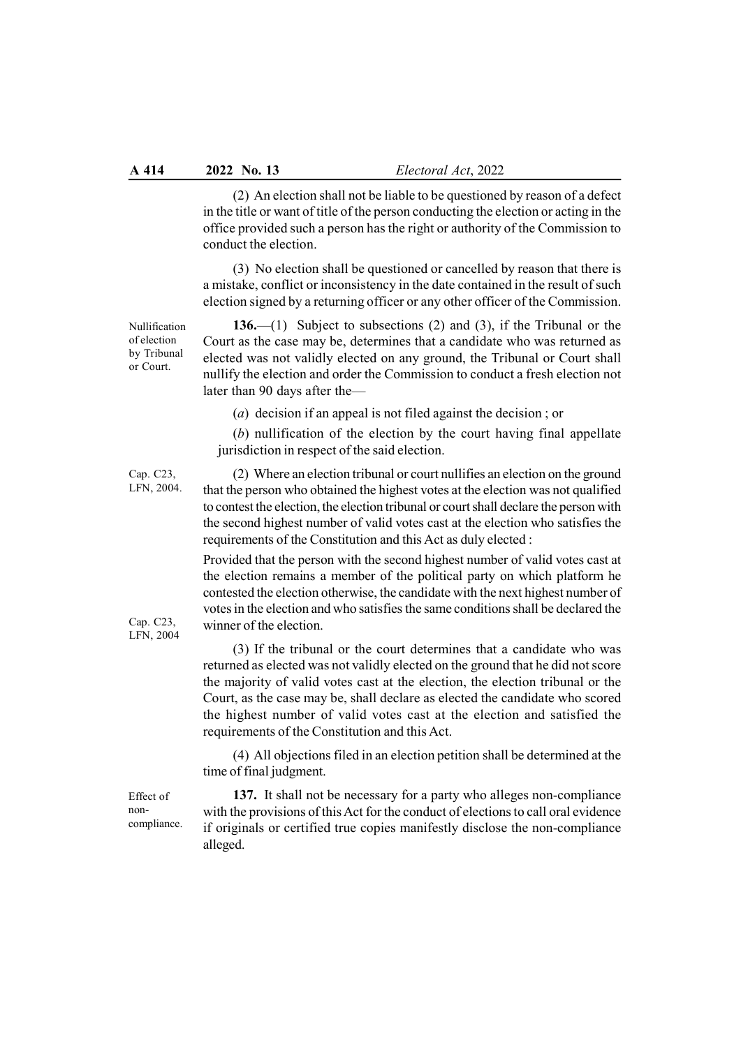(2) An election shall not be liable to be questioned by reason of a defect in the title or want of title of the person conducting the election or acting in the office provided such a person has the right or authority of the Commission to conduct the election.

(3) No election shall be questioned or cancelled by reason that there is a mistake, conflict or inconsistency in the date contained in the result of such election signed by a returning officer or any other officer of the Commission.

Nullification of election by Tribunal or Court.

**136.**—(1) Subject to subsections (2) and (3), if the Tribunal or the Court as the case may be, determines that a candidate who was returned as elected was not validly elected on any ground, the Tribunal or Court shall nullify the election and order the Commission to conduct a fresh election not later than 90 days after the—

(*a*) decision if an appeal is not filed against the decision ; or

(*b*) nullification of the election by the court having final appellate jurisdiction in respect of the said election.

Cap. C23, LFN, 2004.

(2) Where an election tribunal or court nullifies an election on the ground that the person who obtained the highest votes at the election was not qualified to contest the election, the election tribunal or court shall declare the person with the second highest number of valid votes cast at the election who satisfies the requirements of the Constitution and this Act as duly elected :

Provided that the person with the second highest number of valid votes cast at the election remains a member of the political party on which platform he contested the election otherwise, the candidate with the next highest number of votes in the election and who satisfies the same conditions shall be declared the winner of the election.

Cap. C23, LFN, 2004

(3) If the tribunal or the court determines that a candidate who was returned as elected was not validly elected on the ground that he did not score the majority of valid votes cast at the election, the election tribunal or the Court, as the case may be, shall declare as elected the candidate who scored the highest number of valid votes cast at the election and satisfied the requirements of the Constitution and this Act.

(4) All objections filed in an election petition shall be determined at the time of final judgment.

Effect of non-compliance.

**137.** It shall not be necessary for a party who alleges non-compliance with the provisions of this Act for the conduct of elections to call oral evidence if originals or certified true copies manifestly disclose the non-compliance alleged.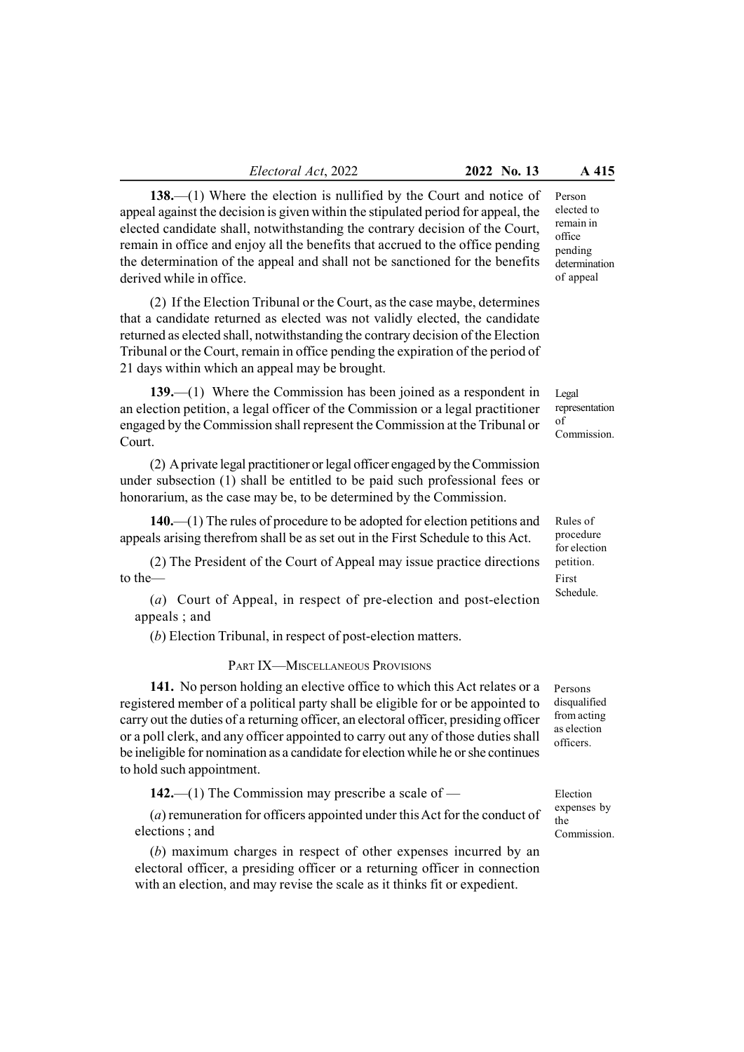**138.**—(1) Where the election is nullified by the Court and notice of appeal against the decision is given within the stipulated period for appeal, the elected candidate shall, notwithstanding the contrary decision of the Court, remain in office and enjoy all the benefits that accrued to the office pending the determination of the appeal and shall not be sanctioned for the benefits derived while in office.

*Person elected to remain in office pending determination of appeal*

(2) If the Election Tribunal or the Court, as the case maybe, determines that a candidate returned as elected was not validly elected, the candidate returned as elected shall, notwithstanding the contrary decision of the Election Tribunal or the Court, remain in office pending the expiration of the period of 21 days within which an appeal may be brought.

**139.**—(1) Where the Commission has been joined as a respondent in an election petition, a legal officer of the Commission or a legal practitioner engaged by the Commission shall represent the Commission at the Tribunal or Court.

*Legal representation of Commission.*

(2) A private legal practitioner or legal officer engaged by the Commission under subsection (1) shall be entitled to be paid such professional fees or honorarium, as the case may be, to be determined by the Commission.

**140.**—(1) The rules of procedure to be adopted for election petitions and appeals arising therefrom shall be as set out in the First Schedule to this Act.

*Rules of procedure for election petition. First Schedule.*

(2) The President of the Court of Appeal may issue practice directions to the—

(*a*) Court of Appeal, in respect of pre-election and post-election appeals ; and

(*b*) Election Tribunal, in respect of post-election matters.

## PART IX—MISCELLANEOUS PROVISIONS

**141.** No person holding an elective office to which this Act relates or a registered member of a political party shall be eligible for or be appointed to carry out the duties of a returning officer, an electoral officer, presiding officer or a poll clerk, and any officer appointed to carry out any of those duties shall be ineligible for nomination as a candidate for election while he or she continues to hold such appointment.

*Persons disqualified from acting as election officers.*

**142.**—(1) The Commission may prescribe a scale of —

*Election expenses by the Commission.*

(*a*) remuneration for officers appointed under this Act for the conduct of elections ; and

(*b*) maximum charges in respect of other expenses incurred by an electoral officer, a presiding officer or a returning officer in connection with an election, and may revise the scale as it thinks fit or expedient.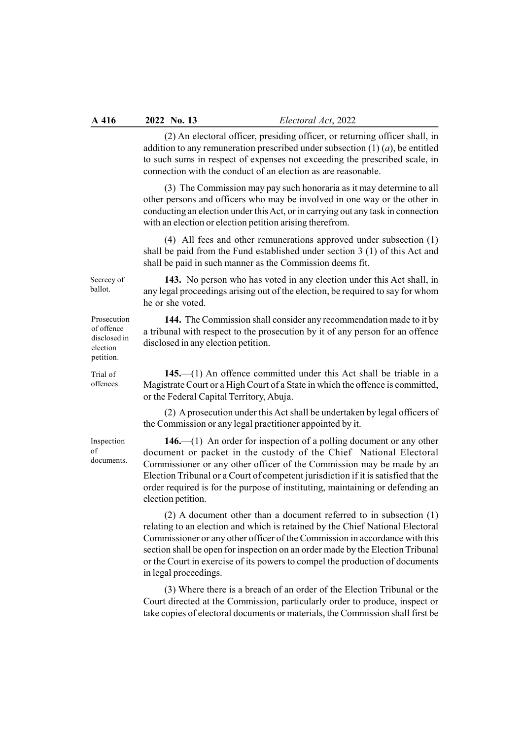(2) An electoral officer, presiding officer, or returning officer shall, in addition to any remuneration prescribed under subsection (1) (*a*), be entitled to such sums in respect of expenses not exceeding the prescribed scale, in connection with the conduct of an election as are reasonable.

(3) The Commission may pay such honoraria as it may determine to all other persons and officers who may be involved in one way or the other in conducting an election under this Act, or in carrying out any task in connection with an election or election petition arising therefrom.

(4) All fees and other remunerations approved under subsection (1) shall be paid from the Fund established under section 3 (1) of this Act and shall be paid in such manner as the Commission deems fit.

*Secrecy of ballot.*

**143.** No person who has voted in any election under this Act shall, in any legal proceedings arising out of the election, be required to say for whom he or she voted.

*Prosecution of offence disclosed in election petition.*

**144.** The Commission shall consider any recommendation made to it by a tribunal with respect to the prosecution by it of any person for an offence disclosed in any election petition.

*Trial of offences.*

**145.**—(1) An offence committed under this Act shall be triable in a Magistrate Court or a High Court of a State in which the offence is committed, or the Federal Capital Territory, Abuja.

(2) A prosecution under this Act shall be undertaken by legal officers of the Commission or any legal practitioner appointed by it.

*Inspection of documents.*

**146.**—(1) An order for inspection of a polling document or any other document or packet in the custody of the Chief National Electoral Commissioner or any other officer of the Commission may be made by an Election Tribunal or a Court of competent jurisdiction if it is satisfied that the order required is for the purpose of instituting, maintaining or defending an election petition.

(2) A document other than a document referred to in subsection (1) relating to an election and which is retained by the Chief National Electoral Commissioner or any other officer of the Commission in accordance with this section shall be open for inspection on an order made by the Election Tribunal or the Court in exercise of its powers to compel the production of documents in legal proceedings.

(3) Where there is a breach of an order of the Election Tribunal or the Court directed at the Commission, particularly order to produce, inspect or take copies of electoral documents or materials, the Commission shall first be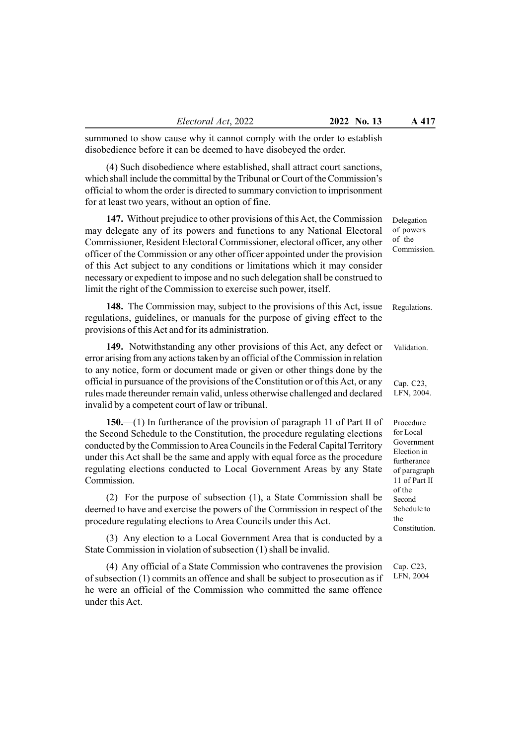summoned to show cause why it cannot comply with the order to establish disobedience before it can be deemed to have disobeyed the order.

(4) Such disobedience where established, shall attract court sanctions, which shall include the committal by the Tribunal or Court of the Commission's official to whom the order is directed to summary conviction to imprisonment for at least two years, without an option of fine.

Delegation of powers of the Commission.

**147.** Without prejudice to other provisions of this Act, the Commission may delegate any of its powers and functions to any National Electoral Commissioner, Resident Electoral Commissioner, electoral officer, any other officer of the Commission or any other officer appointed under the provision of this Act subject to any conditions or limitations which it may consider necessary or expedient to impose and no such delegation shall be construed to limit the right of the Commission to exercise such power, itself.

Regulations.

**148.** The Commission may, subject to the provisions of this Act, issue regulations, guidelines, or manuals for the purpose of giving effect to the provisions of this Act and for its administration.

Validation.

Cap. C23, LFN, 2004.

**149.** Notwithstanding any other provisions of this Act, any defect or error arising from any actions taken by an official of the Commission in relation to any notice, form or document made or given or other things done by the official in pursuance of the provisions of the Constitution or of this Act, or any rules made thereunder remain valid, unless otherwise challenged and declared invalid by a competent court of law or tribunal.

Procedure for Local Government Election in furtherance of paragraph 11 of Part II of the Second Schedule to the Constitution.

**150.**—(1) In furtherance of the provision of paragraph 11 of Part II of the Second Schedule to the Constitution, the procedure regulating elections conducted by the Commission to Area Councils in the Federal Capital Territory under this Act shall be the same and apply with equal force as the procedure regulating elections conducted to Local Government Areas by any State Commission.

(2) For the purpose of subsection (1), a State Commission shall be deemed to have and exercise the powers of the Commission in respect of the procedure regulating elections to Area Councils under this Act.

(3) Any election to a Local Government Area that is conducted by a State Commission in violation of subsection (1) shall be invalid.

Cap. C23, LFN, 2004

(4) Any official of a State Commission who contravenes the provision of subsection (1) commits an offence and shall be subject to prosecution as if he were an official of the Commission who committed the same offence under this Act.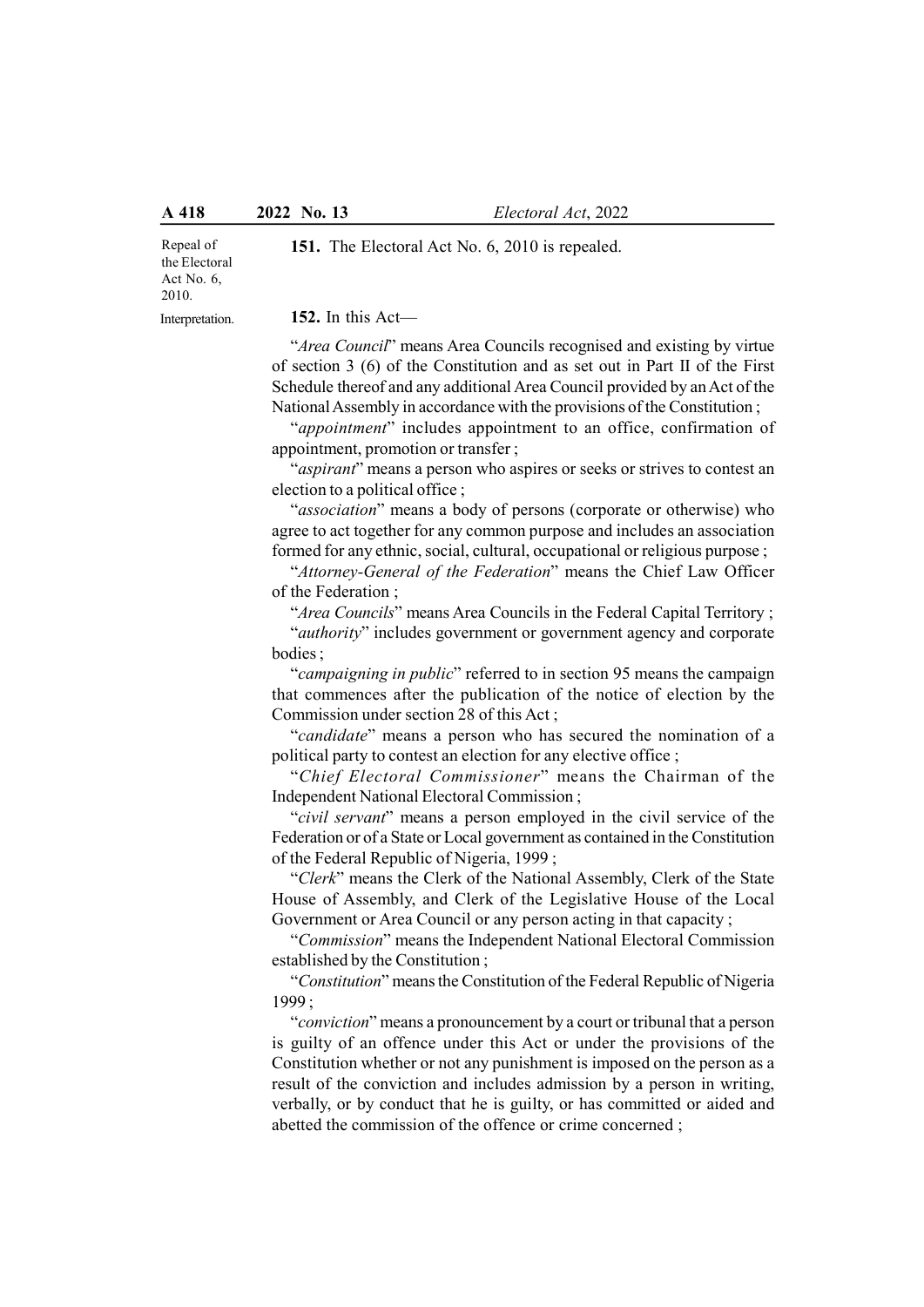**151.** The Electoral Act No. 6, 2010 is repealed.

Repeal of the Electoral Act No. 6, 2010.

Interpretation.

**152.** In this Act—

"*Area Council*" means Area Councils recognised and existing by virtue of section 3 (6) of the Constitution and as set out in Part II of the First Schedule thereof and any additional Area Council provided by an Act of the National Assembly in accordance with the provisions of the Constitution ;

"*appointment*" includes appointment to an office, confirmation of appointment, promotion or transfer ;

"*aspirant*" means a person who aspires or seeks or strives to contest an election to a political office ;

"*association*" means a body of persons (corporate or otherwise) who agree to act together for any common purpose and includes an association formed for any ethnic, social, cultural, occupational or religious purpose ;

"*Attorney-General of the Federation*" means the Chief Law Officer of the Federation ;

"*Area Councils*" means Area Councils in the Federal Capital Territory ;

"*authority*" includes government or government agency and corporate bodies ;

"*campaigning in public*" referred to in section 95 means the campaign that commences after the publication of the notice of election by the Commission under section 28 of this Act ;

"*candidate*" means a person who has secured the nomination of a political party to contest an election for any elective office ;

"*Chief Electoral Commissioner*" means the Chairman of the Independent National Electoral Commission ;

"*civil servant*" means a person employed in the civil service of the Federation or of a State or Local government as contained in the Constitution of the Federal Republic of Nigeria, 1999 ;

"*Clerk*" means the Clerk of the National Assembly, Clerk of the State House of Assembly, and Clerk of the Legislative House of the Local Government or Area Council or any person acting in that capacity ;

"*Commission*" means the Independent National Electoral Commission established by the Constitution ;

"*Constitution*" means the Constitution of the Federal Republic of Nigeria 1999 ;

"*conviction*" means a pronouncement by a court or tribunal that a person is guilty of an offence under this Act or under the provisions of the Constitution whether or not any punishment is imposed on the person as a result of the conviction and includes admission by a person in writing, verbally, or by conduct that he is guilty, or has committed or aided and abetted the commission of the offence or crime concerned ;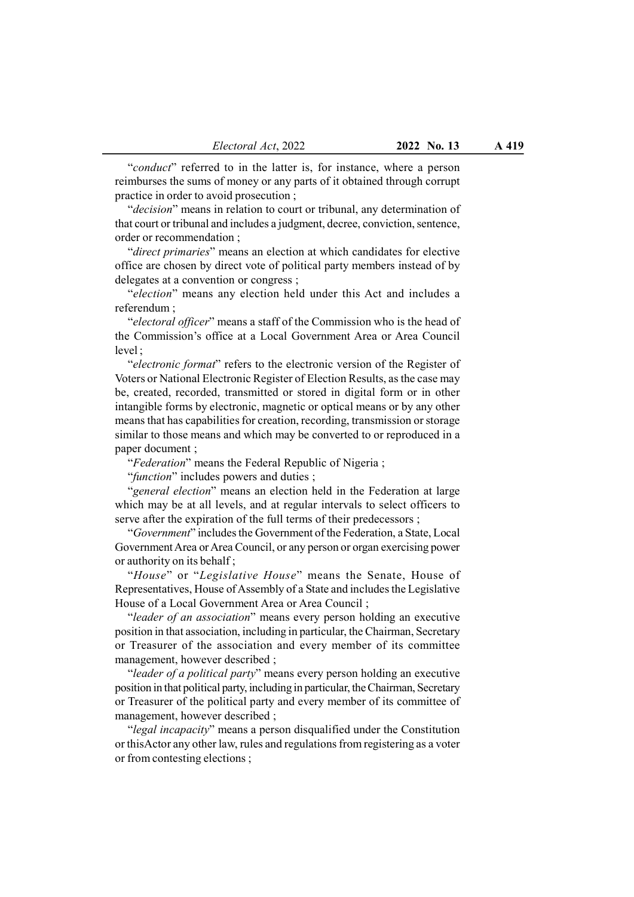"*conduct*" referred to in the latter is, for instance, where a person reimburses the sums of money or any parts of it obtained through corrupt practice in order to avoid prosecution ;

"*decision*" means in relation to court or tribunal, any determination of that court or tribunal and includes a judgment, decree, conviction, sentence, order or recommendation ;

"*direct primaries*" means an election at which candidates for elective office are chosen by direct vote of political party members instead of by delegates at a convention or congress ;

"*election*" means any election held under this Act and includes a referendum ;

"*electoral officer*" means a staff of the Commission who is the head of the Commission's office at a Local Government Area or Area Council level ;

"*electronic format*" refers to the electronic version of the Register of Voters or National Electronic Register of Election Results, as the case may be, created, recorded, transmitted or stored in digital form or in other intangible forms by electronic, magnetic or optical means or by any other means that has capabilities for creation, recording, transmission or storage similar to those means and which may be converted to or reproduced in a paper document ;

"*Federation*" means the Federal Republic of Nigeria ;

"*function*" includes powers and duties ;

"*general election*" means an election held in the Federation at large which may be at all levels, and at regular intervals to select officers to serve after the expiration of the full terms of their predecessors ;

"*Government*" includes the Government of the Federation, a State, Local Government Area or Area Council, or any person or organ exercising power or authority on its behalf ;

"*House*" or "*Legislative House*" means the Senate, House of Representatives, House of Assembly of a State and includes the Legislative House of a Local Government Area or Area Council ;

"*leader of an association*" means every person holding an executive position in that association, including in particular, the Chairman, Secretary or Treasurer of the association and every member of its committee management, however described ;

"*leader of a political party*" means every person holding an executive position in that political party, including in particular, the Chairman, Secretary or Treasurer of the political party and every member of its committee of management, however described ;

"*legal incapacity*" means a person disqualified under the Constitution or thisActor any other law, rules and regulations from registering as a voter or from contesting elections ;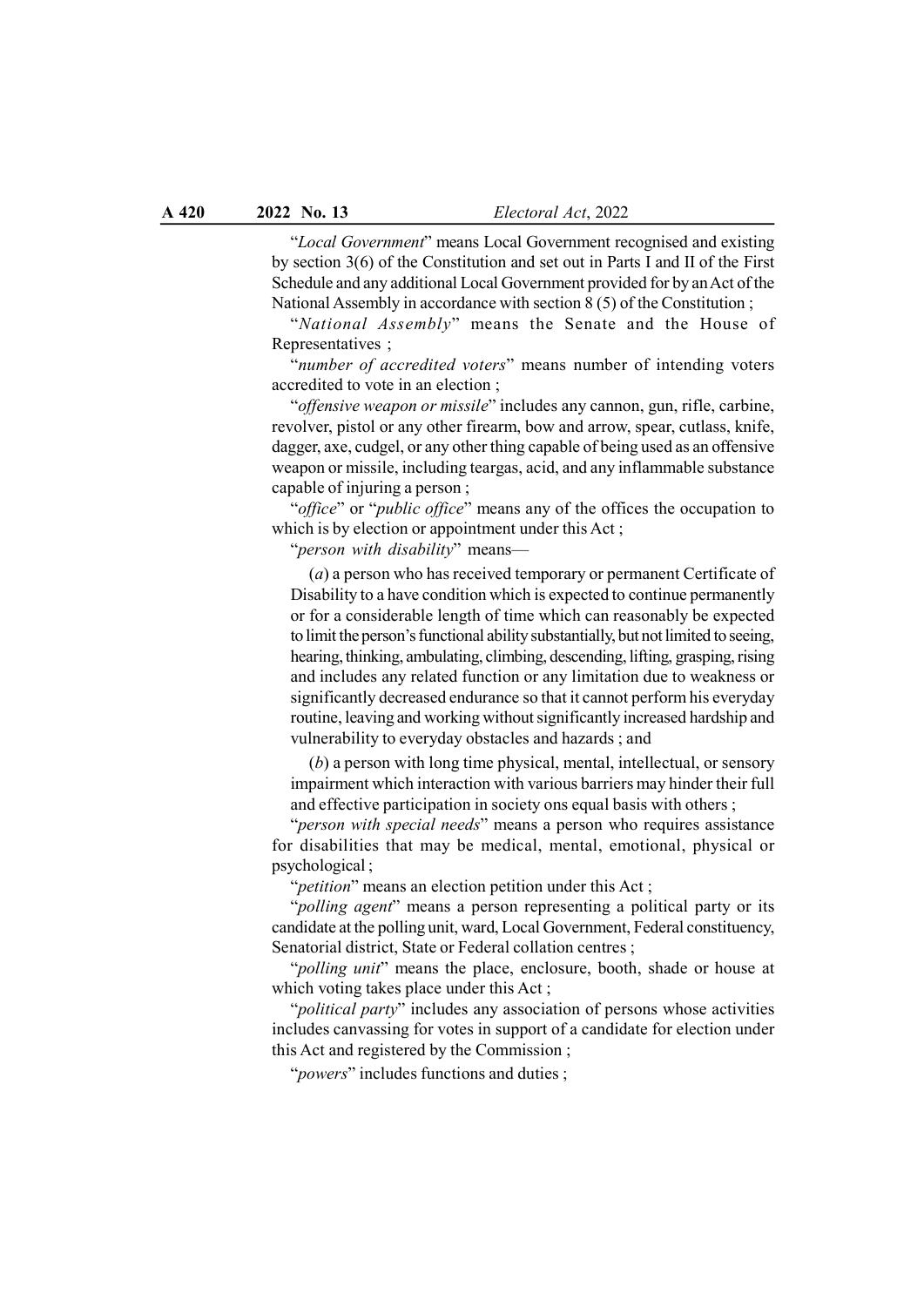"*Local Government*" means Local Government recognised and existing by section 3(6) of the Constitution and set out in Parts I and II of the First Schedule and any additional Local Government provided for by an Act of the National Assembly in accordance with section 8 (5) of the Constitution ;

"*National Assembly*" means the Senate and the House of Representatives ;

"*number of accredited voters*" means number of intending voters accredited to vote in an election ;

"*offensive weapon or missile*" includes any cannon, gun, rifle, carbine, revolver, pistol or any other firearm, bow and arrow, spear, cutlass, knife, dagger, axe, cudgel, or any other thing capable of being used as an offensive weapon or missile, including teargas, acid, and any inflammable substance capable of injuring a person ;

"*office*" or "*public office*" means any of the offices the occupation to which is by election or appointment under this Act ;

"*person with disability*" means—

(*a*) a person who has received temporary or permanent Certificate of Disability to a have condition which is expected to continue permanently or for a considerable length of time which can reasonably be expected to limit the person's functional ability substantially, but not limited to seeing, hearing, thinking, ambulating, climbing, descending, lifting, grasping, rising and includes any related function or any limitation due to weakness or significantly decreased endurance so that it cannot perform his everyday routine, leaving and working without significantly increased hardship and vulnerability to everyday obstacles and hazards ; and

(*b*) a person with long time physical, mental, intellectual, or sensory impairment which interaction with various barriers may hinder their full and effective participation in society ons equal basis with others ;

"*person with special needs*" means a person who requires assistance for disabilities that may be medical, mental, emotional, physical or psychological ;

"*petition*" means an election petition under this Act ;

"*polling agent*" means a person representing a political party or its candidate at the polling unit, ward, Local Government, Federal constituency, Senatorial district, State or Federal collation centres ;

"*polling unit*" means the place, enclosure, booth, shade or house at which voting takes place under this Act ;

"*political party*" includes any association of persons whose activities includes canvassing for votes in support of a candidate for election under this Act and registered by the Commission ;

"*powers*" includes functions and duties ;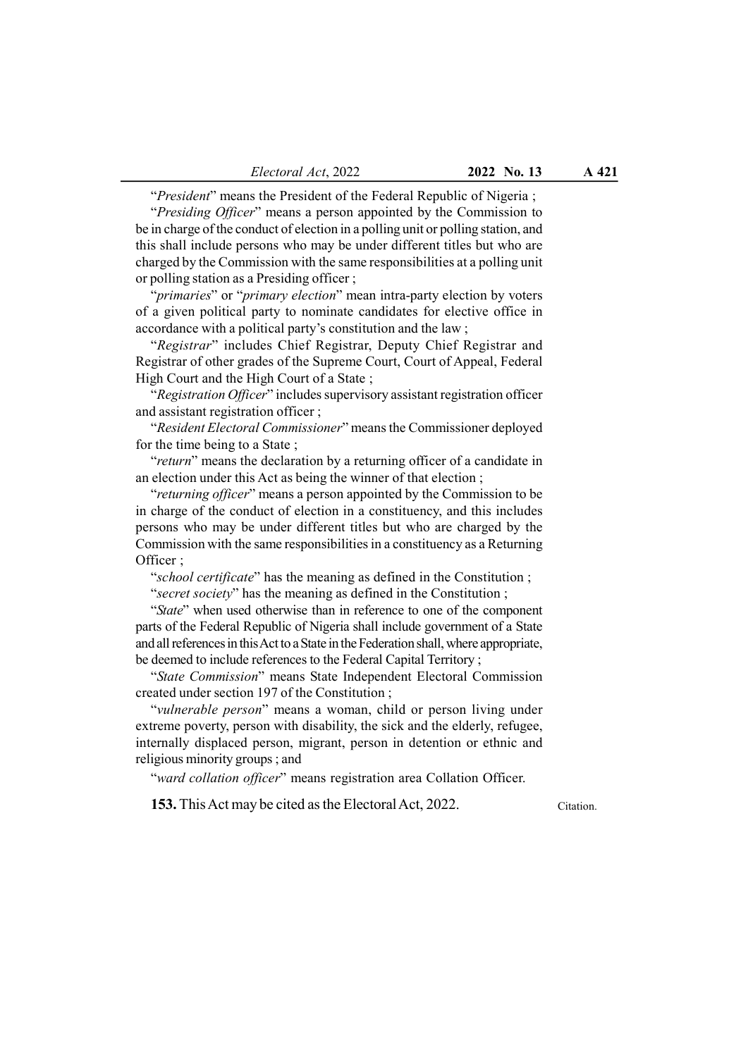"*President*" means the President of the Federal Republic of Nigeria ;

"*Presiding Officer*" means a person appointed by the Commission to be in charge of the conduct of election in a polling unit or polling station, and this shall include persons who may be under different titles but who are charged by the Commission with the same responsibilities at a polling unit or polling station as a Presiding officer ;

"*primaries*" or "*primary election*" mean intra-party election by voters of a given political party to nominate candidates for elective office in accordance with a political party's constitution and the law ;

"*Registrar*" includes Chief Registrar, Deputy Chief Registrar and Registrar of other grades of the Supreme Court, Court of Appeal, Federal High Court and the High Court of a State ;

"*Registration Officer*" includes supervisory assistant registration officer and assistant registration officer ;

"*Resident Electoral Commissioner*" means the Commissioner deployed for the time being to a State ;

"*return*" means the declaration by a returning officer of a candidate in an election under this Act as being the winner of that election ;

"*returning officer*" means a person appointed by the Commission to be in charge of the conduct of election in a constituency, and this includes persons who may be under different titles but who are charged by the Commission with the same responsibilities in a constituency as a Returning Officer ;

"*school certificate*" has the meaning as defined in the Constitution ;

"*secret society*" has the meaning as defined in the Constitution ;

"*State*" when used otherwise than in reference to one of the component parts of the Federal Republic of Nigeria shall include government of a State and all references in this Act to a State in the Federation shall, where appropriate, be deemed to include references to the Federal Capital Territory ;

"*State Commission*" means State Independent Electoral Commission created under section 197 of the Constitution ;

"*vulnerable person*" means a woman, child or person living under extreme poverty, person with disability, the sick and the elderly, refugee, internally displaced person, migrant, person in detention or ethnic and religious minority groups ; and

"*ward collation officer*" means registration area Collation Officer.

**153.** This Act may be cited as the Electoral Act, 2022. — Citation.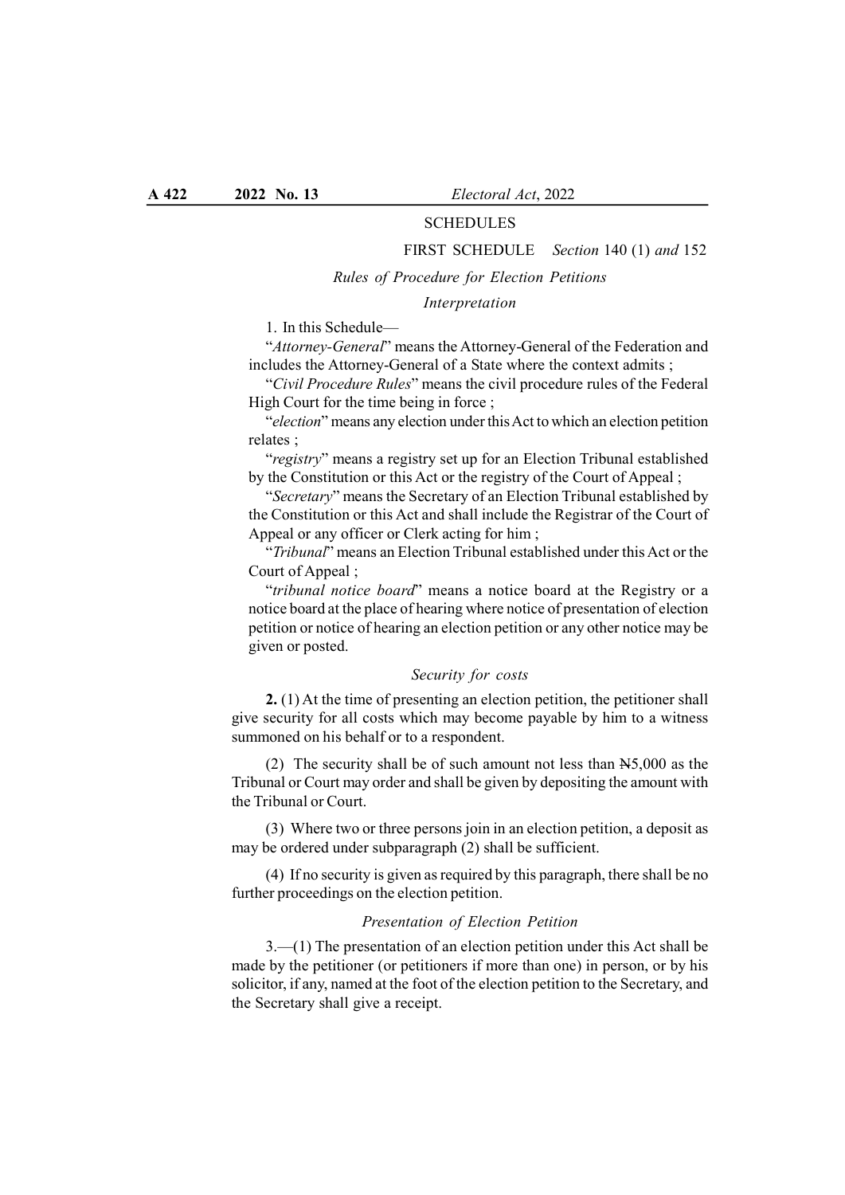# SCHEDULES

## FIRST SCHEDULE *Section* 140 (1) *and* 152

### *Rules of Procedure for Election Petitions*

#### *Interpretation*

1. In this Schedule—

"*Attorney-General*" means the Attorney-General of the Federation and includes the Attorney-General of a State where the context admits ;

"*Civil Procedure Rules*" means the civil procedure rules of the Federal High Court for the time being in force ;

"*election*" means any election under this Act to which an election petition relates ;

"*registry*" means a registry set up for an Election Tribunal established by the Constitution or this Act or the registry of the Court of Appeal ;

"*Secretary*" means the Secretary of an Election Tribunal established by the Constitution or this Act and shall include the Registrar of the Court of Appeal or any officer or Clerk acting for him ;

"*Tribunal*" means an Election Tribunal established under this Act or the Court of Appeal ;

"*tribunal notice board*" means a notice board at the Registry or a notice board at the place of hearing where notice of presentation of election petition or notice of hearing an election petition or any other notice may be given or posted.

#### *Security for costs*

**2.** (1) At the time of presenting an election petition, the petitioner shall give security for all costs which may become payable by him to a witness summoned on his behalf or to a respondent.

(2) The security shall be of such amount not less than ₦5,000 as the Tribunal or Court may order and shall be given by depositing the amount with the Tribunal or Court.

(3) Where two or three persons join in an election petition, a deposit as may be ordered under subparagraph (2) shall be sufficient.

(4) If no security is given as required by this paragraph, there shall be no further proceedings on the election petition.

#### *Presentation of Election Petition*

3.—(1) The presentation of an election petition under this Act shall be made by the petitioner (or petitioners if more than one) in person, or by his solicitor, if any, named at the foot of the election petition to the Secretary, and the Secretary shall give a receipt.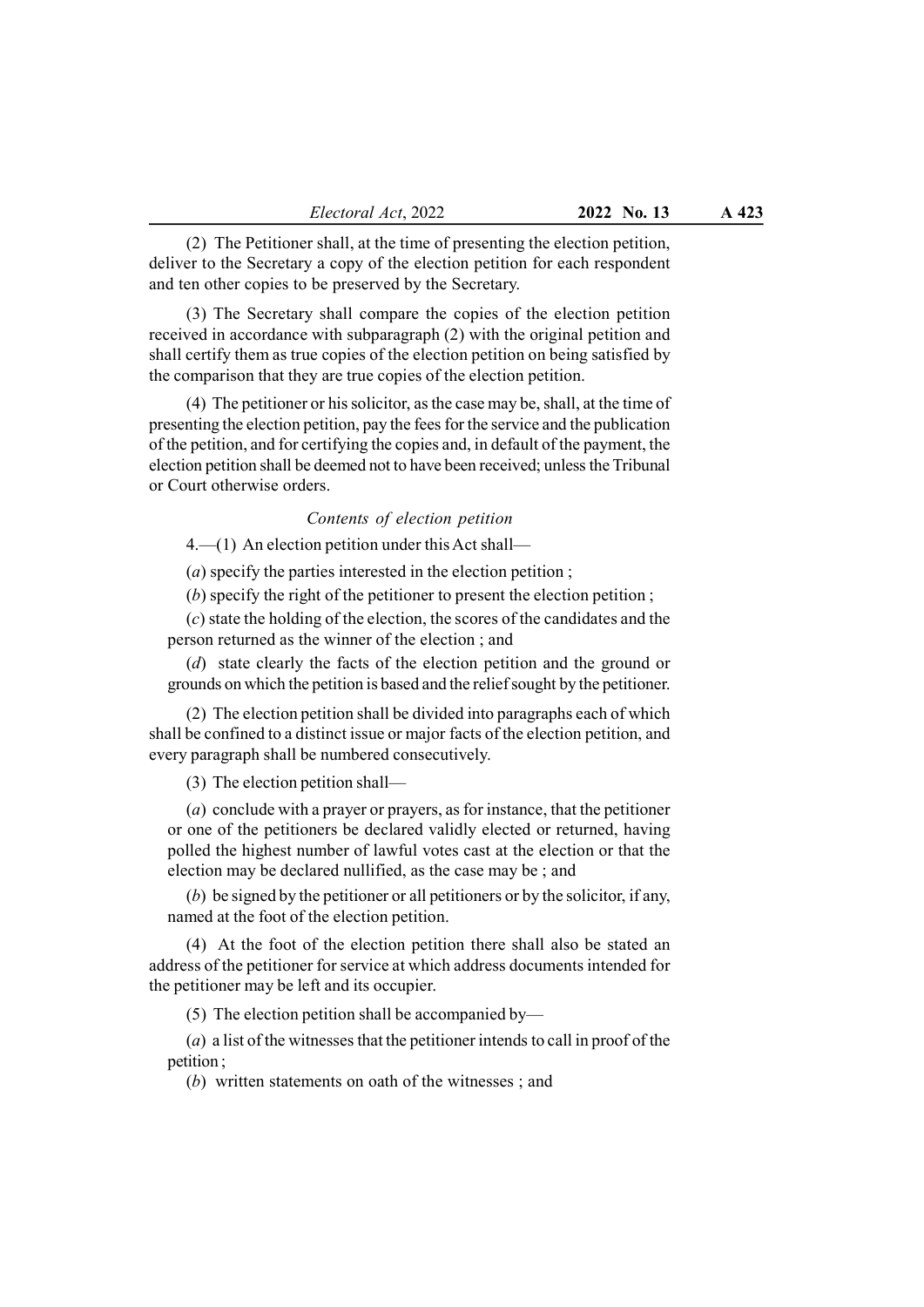(2) The Petitioner shall, at the time of presenting the election petition, deliver to the Secretary a copy of the election petition for each respondent and ten other copies to be preserved by the Secretary.

(3) The Secretary shall compare the copies of the election petition received in accordance with subparagraph (2) with the original petition and shall certify them as true copies of the election petition on being satisfied by the comparison that they are true copies of the election petition.

(4) The petitioner or his solicitor, as the case may be, shall, at the time of presenting the election petition, pay the fees for the service and the publication of the petition, and for certifying the copies and, in default of the payment, the election petition shall be deemed not to have been received; unless the Tribunal or Court otherwise orders.

*Contents of election petition*

4.—(1) An election petition under this Act shall—

(*a*) specify the parties interested in the election petition ;

(*b*) specify the right of the petitioner to present the election petition ;

(*c*) state the holding of the election, the scores of the candidates and the person returned as the winner of the election ; and

(*d*) state clearly the facts of the election petition and the ground or grounds on which the petition is based and the relief sought by the petitioner.

(2) The election petition shall be divided into paragraphs each of which shall be confined to a distinct issue or major facts of the election petition, and every paragraph shall be numbered consecutively.

(3) The election petition shall—

(*a*) conclude with a prayer or prayers, as for instance, that the petitioner or one of the petitioners be declared validly elected or returned, having polled the highest number of lawful votes cast at the election or that the election may be declared nullified, as the case may be ; and

(*b*) be signed by the petitioner or all petitioners or by the solicitor, if any, named at the foot of the election petition.

(4) At the foot of the election petition there shall also be stated an address of the petitioner for service at which address documents intended for the petitioner may be left and its occupier.

(5) The election petition shall be accompanied by—

(*a*) a list of the witnesses that the petitioner intends to call in proof of the petition ;

(*b*) written statements on oath of the witnesses ; and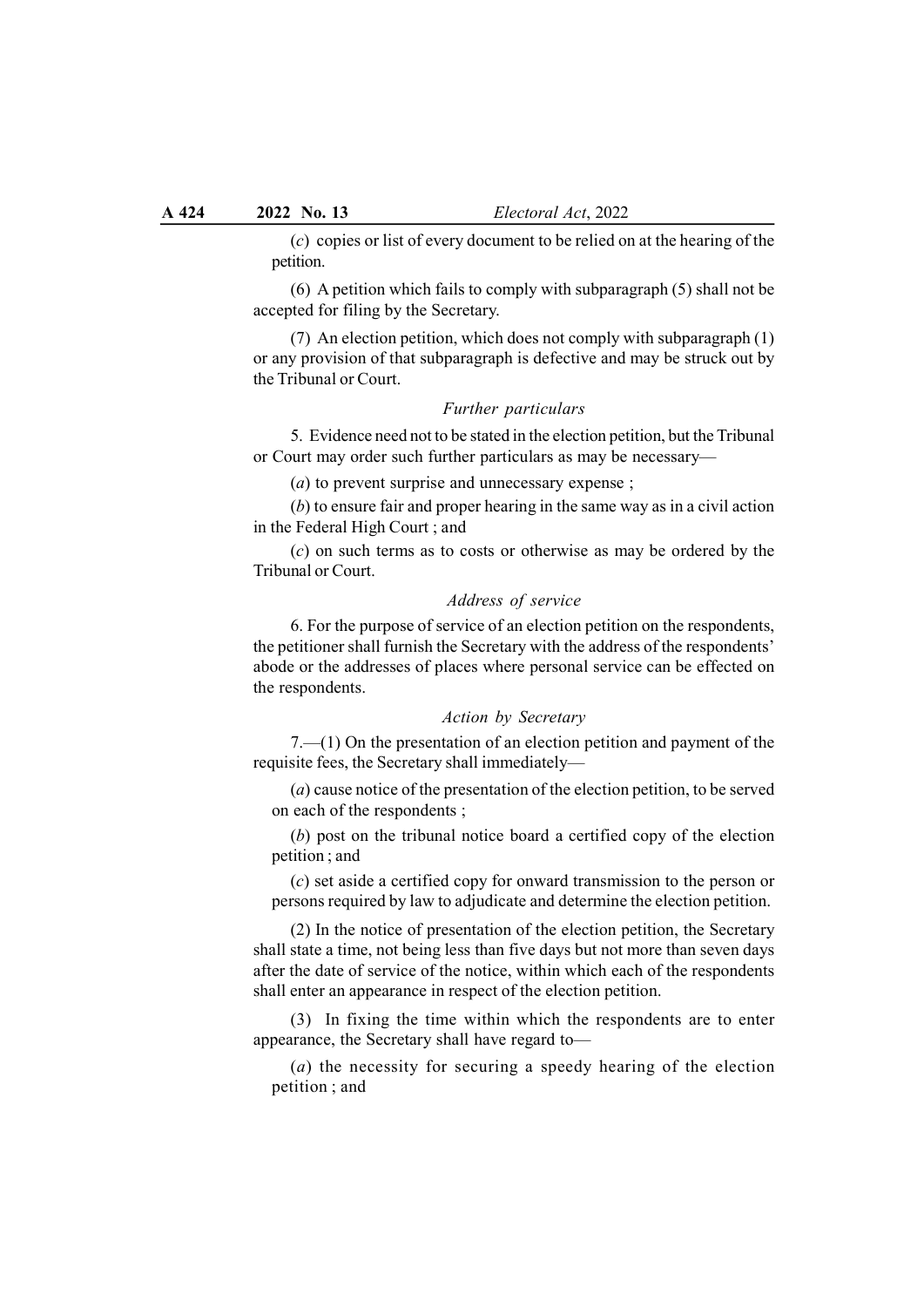(*c*) copies or list of every document to be relied on at the hearing of the petition.

(6) A petition which fails to comply with subparagraph (5) shall not be accepted for filing by the Secretary.

(7) An election petition, which does not comply with subparagraph (1) or any provision of that subparagraph is defective and may be struck out by the Tribunal or Court.

*Further particulars*

5. Evidence need not to be stated in the election petition, but the Tribunal or Court may order such further particulars as may be necessary—

(*a*) to prevent surprise and unnecessary expense ;

(*b*) to ensure fair and proper hearing in the same way as in a civil action in the Federal High Court ; and

(*c*) on such terms as to costs or otherwise as may be ordered by the Tribunal or Court.

*Address of service*

6. For the purpose of service of an election petition on the respondents, the petitioner shall furnish the Secretary with the address of the respondents' abode or the addresses of places where personal service can be effected on the respondents.

*Action by Secretary*

7.—(1) On the presentation of an election petition and payment of the requisite fees, the Secretary shall immediately—

(*a*) cause notice of the presentation of the election petition, to be served on each of the respondents ;

(*b*) post on the tribunal notice board a certified copy of the election petition ; and

(*c*) set aside a certified copy for onward transmission to the person or persons required by law to adjudicate and determine the election petition.

(2) In the notice of presentation of the election petition, the Secretary shall state a time, not being less than five days but not more than seven days after the date of service of the notice, within which each of the respondents shall enter an appearance in respect of the election petition.

(3) In fixing the time within which the respondents are to enter appearance, the Secretary shall have regard to—

(*a*) the necessity for securing a speedy hearing of the election petition ; and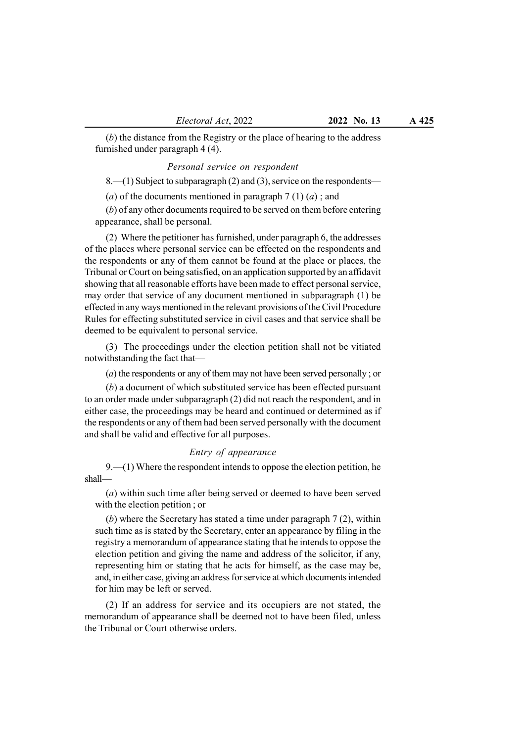(*b*) the distance from the Registry or the place of hearing to the address furnished under paragraph 4 (4).

### *Personal service on respondent*

8.—(1) Subject to subparagraph (2) and (3), service on the respondents—

(*a*) of the documents mentioned in paragraph 7 (1) (*a*) ; and

(*b*) of any other documents required to be served on them before entering appearance, shall be personal.

(2) Where the petitioner has furnished, under paragraph 6, the addresses of the places where personal service can be effected on the respondents and the respondents or any of them cannot be found at the place or places, the Tribunal or Court on being satisfied, on an application supported by an affidavit showing that all reasonable efforts have been made to effect personal service, may order that service of any document mentioned in subparagraph (1) be effected in any ways mentioned in the relevant provisions of the Civil Procedure Rules for effecting substituted service in civil cases and that service shall be deemed to be equivalent to personal service.

(3) The proceedings under the election petition shall not be vitiated notwithstanding the fact that—

(*a*) the respondents or any of them may not have been served personally ; or

(*b*) a document of which substituted service has been effected pursuant to an order made under subparagraph (2) did not reach the respondent, and in either case, the proceedings may be heard and continued or determined as if the respondents or any of them had been served personally with the document and shall be valid and effective for all purposes.

### *Entry of appearance*

9.—(1) Where the respondent intends to oppose the election petition, he shall—

(*a*) within such time after being served or deemed to have been served with the election petition ; or

(*b*) where the Secretary has stated a time under paragraph 7 (2), within such time as is stated by the Secretary, enter an appearance by filing in the registry a memorandum of appearance stating that he intends to oppose the election petition and giving the name and address of the solicitor, if any, representing him or stating that he acts for himself, as the case may be, and, in either case, giving an address for service at which documents intended for him may be left or served.

(2) If an address for service and its occupiers are not stated, the memorandum of appearance shall be deemed not to have been filed, unless the Tribunal or Court otherwise orders.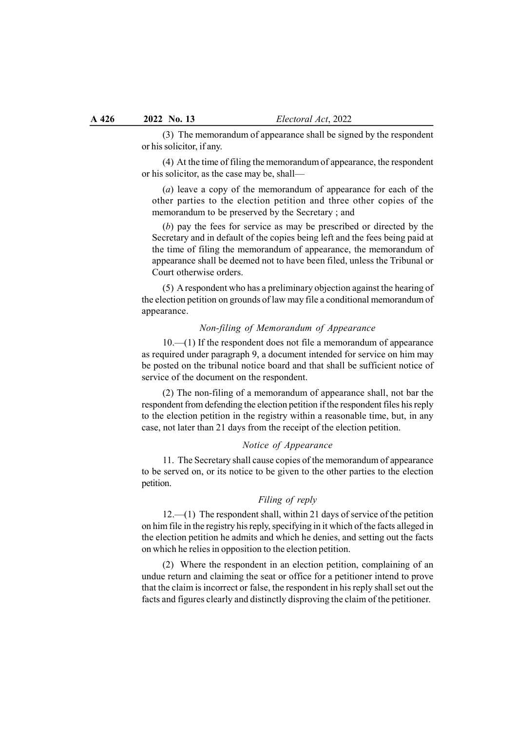(3) The memorandum of appearance shall be signed by the respondent or his solicitor, if any.

(4) At the time of filing the memorandum of appearance, the respondent or his solicitor, as the case may be, shall—

(*a*) leave a copy of the memorandum of appearance for each of the other parties to the election petition and three other copies of the memorandum to be preserved by the Secretary ; and

(*b*) pay the fees for service as may be prescribed or directed by the Secretary and in default of the copies being left and the fees being paid at the time of filing the memorandum of appearance, the memorandum of appearance shall be deemed not to have been filed, unless the Tribunal or Court otherwise orders.

(5) A respondent who has a preliminary objection against the hearing of the election petition on grounds of law may file a conditional memorandum of appearance.

*Non-filing of Memorandum of Appearance*

10.—(1) If the respondent does not file a memorandum of appearance as required under paragraph 9, a document intended for service on him may be posted on the tribunal notice board and that shall be sufficient notice of service of the document on the respondent.

(2) The non-filing of a memorandum of appearance shall, not bar the respondent from defending the election petition if the respondent files his reply to the election petition in the registry within a reasonable time, but, in any case, not later than 21 days from the receipt of the election petition.

*Notice of Appearance*

11. The Secretary shall cause copies of the memorandum of appearance to be served on, or its notice to be given to the other parties to the election petition.

*Filing of reply*

12.—(1) The respondent shall, within 21 days of service of the petition on him file in the registry his reply, specifying in it which of the facts alleged in the election petition he admits and which he denies, and setting out the facts on which he relies in opposition to the election petition.

(2) Where the respondent in an election petition, complaining of an undue return and claiming the seat or office for a petitioner intend to prove that the claim is incorrect or false, the respondent in his reply shall set out the facts and figures clearly and distinctly disproving the claim of the petitioner.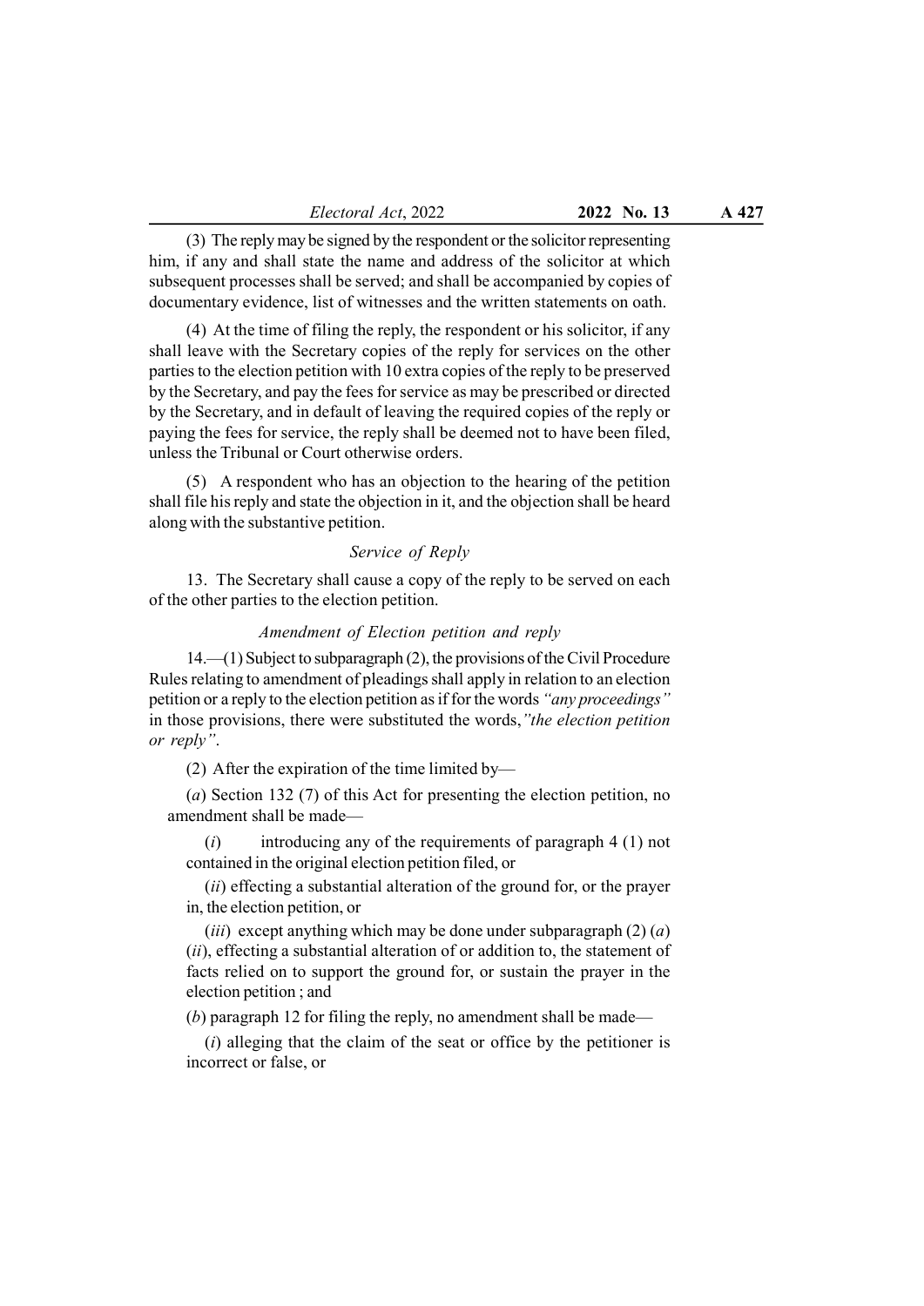(3) The reply may be signed by the respondent or the solicitor representing him, if any and shall state the name and address of the solicitor at which subsequent processes shall be served; and shall be accompanied by copies of documentary evidence, list of witnesses and the written statements on oath.

(4) At the time of filing the reply, the respondent or his solicitor, if any shall leave with the Secretary copies of the reply for services on the other parties to the election petition with 10 extra copies of the reply to be preserved by the Secretary, and pay the fees for service as may be prescribed or directed by the Secretary, and in default of leaving the required copies of the reply or paying the fees for service, the reply shall be deemed not to have been filed, unless the Tribunal or Court otherwise orders.

(5) A respondent who has an objection to the hearing of the petition shall file his reply and state the objection in it, and the objection shall be heard along with the substantive petition.

*Service of Reply*

13. The Secretary shall cause a copy of the reply to be served on each of the other parties to the election petition.

*Amendment of Election petition and reply*

14.—(1) Subject to subparagraph (2), the provisions of the Civil Procedure Rules relating to amendment of pleadings shall apply in relation to an election petition or a reply to the election petition as if for the words *"any proceedings"* in those provisions, there were substituted the words, *"the election petition or reply"*.

(2) After the expiration of the time limited by—

(*a*) Section 132 (7) of this Act for presenting the election petition, no amendment shall be made—

(*i*) introducing any of the requirements of paragraph 4 (1) not contained in the original election petition filed, or

(*ii*) effecting a substantial alteration of the ground for, or the prayer in, the election petition, or

(*iii*) except anything which may be done under subparagraph (2) (*a*) (*ii*), effecting a substantial alteration of or addition to, the statement of facts relied on to support the ground for, or sustain the prayer in the election petition ; and

(*b*) paragraph 12 for filing the reply, no amendment shall be made—

(*i*) alleging that the claim of the seat or office by the petitioner is incorrect or false, or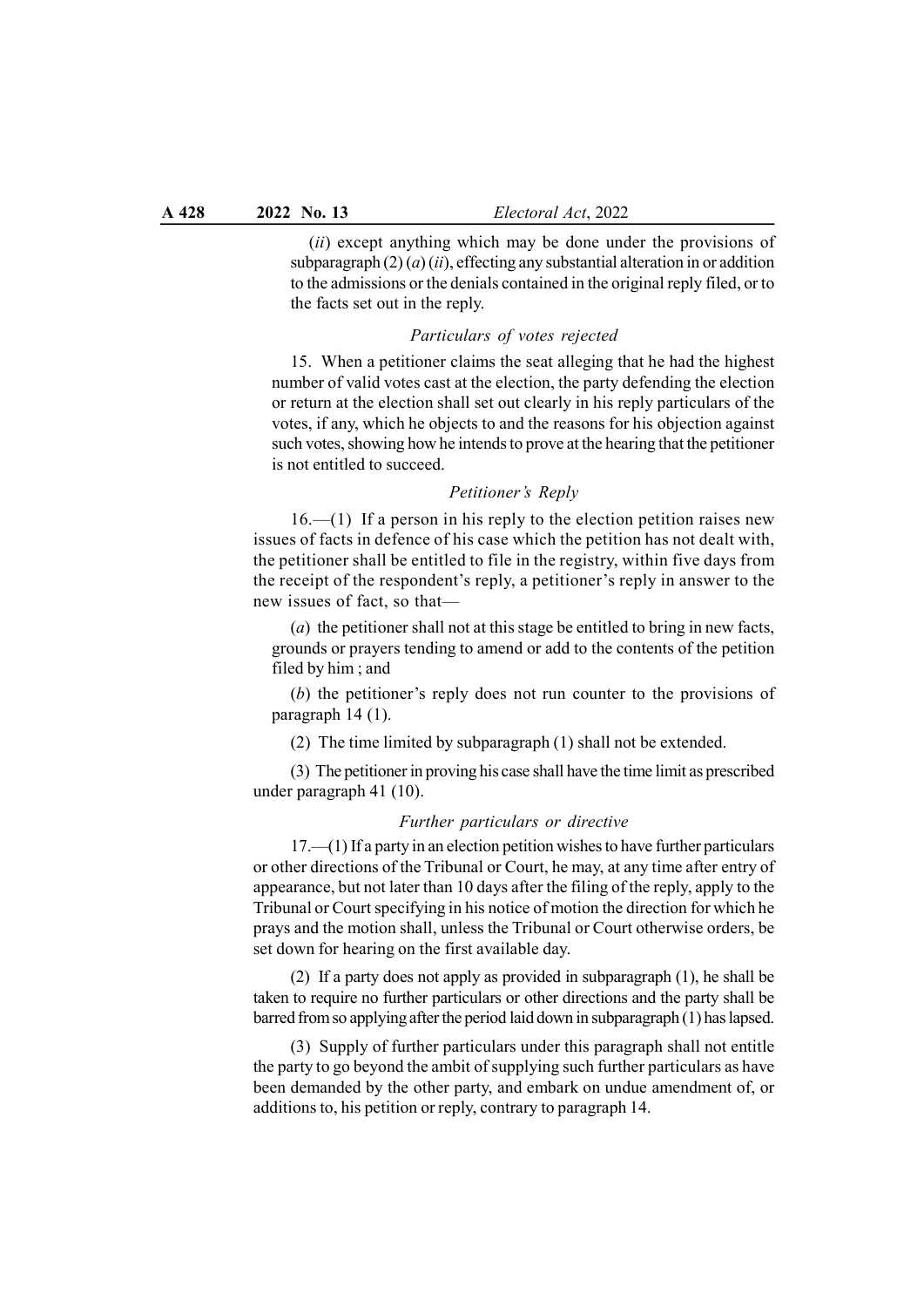(*ii*) except anything which may be done under the provisions of subparagraph (2) (*a*) (*ii*), effecting any substantial alteration in or addition to the admissions or the denials contained in the original reply filed, or to the facts set out in the reply.

*Particulars of votes rejected*

15. When a petitioner claims the seat alleging that he had the highest number of valid votes cast at the election, the party defending the election or return at the election shall set out clearly in his reply particulars of the votes, if any, which he objects to and the reasons for his objection against such votes, showing how he intends to prove at the hearing that the petitioner is not entitled to succeed.

*Petitioner's Reply*

16.—(1) If a person in his reply to the election petition raises new issues of facts in defence of his case which the petition has not dealt with, the petitioner shall be entitled to file in the registry, within five days from the receipt of the respondent's reply, a petitioner's reply in answer to the new issues of fact, so that—

(*a*) the petitioner shall not at this stage be entitled to bring in new facts, grounds or prayers tending to amend or add to the contents of the petition filed by him ; and

(*b*) the petitioner's reply does not run counter to the provisions of paragraph 14 (1).

(2) The time limited by subparagraph (1) shall not be extended.

(3) The petitioner in proving his case shall have the time limit as prescribed under paragraph 41 (10).

*Further particulars or directive*

17.—(1) If a party in an election petition wishes to have further particulars or other directions of the Tribunal or Court, he may, at any time after entry of appearance, but not later than 10 days after the filing of the reply, apply to the Tribunal or Court specifying in his notice of motion the direction for which he prays and the motion shall, unless the Tribunal or Court otherwise orders, be set down for hearing on the first available day.

(2) If a party does not apply as provided in subparagraph (1), he shall be taken to require no further particulars or other directions and the party shall be barred from so applying after the period laid down in subparagraph (1) has lapsed.

(3) Supply of further particulars under this paragraph shall not entitle the party to go beyond the ambit of supplying such further particulars as have been demanded by the other party, and embark on undue amendment of, or additions to, his petition or reply, contrary to paragraph 14.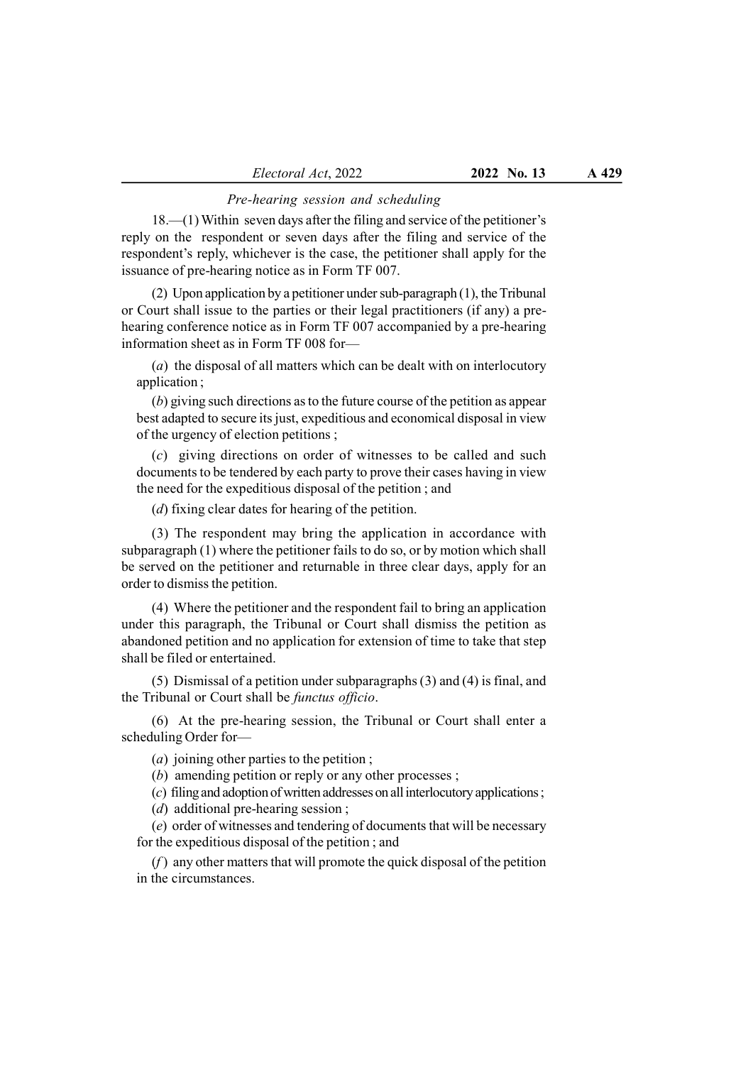*Pre-hearing session and scheduling*

18.—(1) Within seven days after the filing and service of the petitioner's reply on the respondent or seven days after the filing and service of the respondent's reply, whichever is the case, the petitioner shall apply for the issuance of pre-hearing notice as in Form TF 007.

(2) Upon application by a petitioner under sub-paragraph (1), the Tribunal or Court shall issue to the parties or their legal practitioners (if any) a pre-hearing conference notice as in Form TF 007 accompanied by a pre-hearing information sheet as in Form TF 008 for—

(*a*) the disposal of all matters which can be dealt with on interlocutory application ;

(*b*) giving such directions as to the future course of the petition as appear best adapted to secure its just, expeditious and economical disposal in view of the urgency of election petitions ;

(*c*) giving directions on order of witnesses to be called and such documents to be tendered by each party to prove their cases having in view the need for the expeditious disposal of the petition ; and

(*d*) fixing clear dates for hearing of the petition.

(3) The respondent may bring the application in accordance with subparagraph (1) where the petitioner fails to do so, or by motion which shall be served on the petitioner and returnable in three clear days, apply for an order to dismiss the petition.

(4) Where the petitioner and the respondent fail to bring an application under this paragraph, the Tribunal or Court shall dismiss the petition as abandoned petition and no application for extension of time to take that step shall be filed or entertained.

(5) Dismissal of a petition under subparagraphs (3) and (4) is final, and the Tribunal or Court shall be *functus officio*.

(6) At the pre-hearing session, the Tribunal or Court shall enter a scheduling Order for—

(*a*) joining other parties to the petition ;

(*b*) amending petition or reply or any other processes ;

(*c*) filing and adoption of written addresses on all interlocutory applications ;

(*d*) additional pre-hearing session ;

(*e*) order of witnesses and tendering of documents that will be necessary for the expeditious disposal of the petition ; and

(*f*) any other matters that will promote the quick disposal of the petition in the circumstances.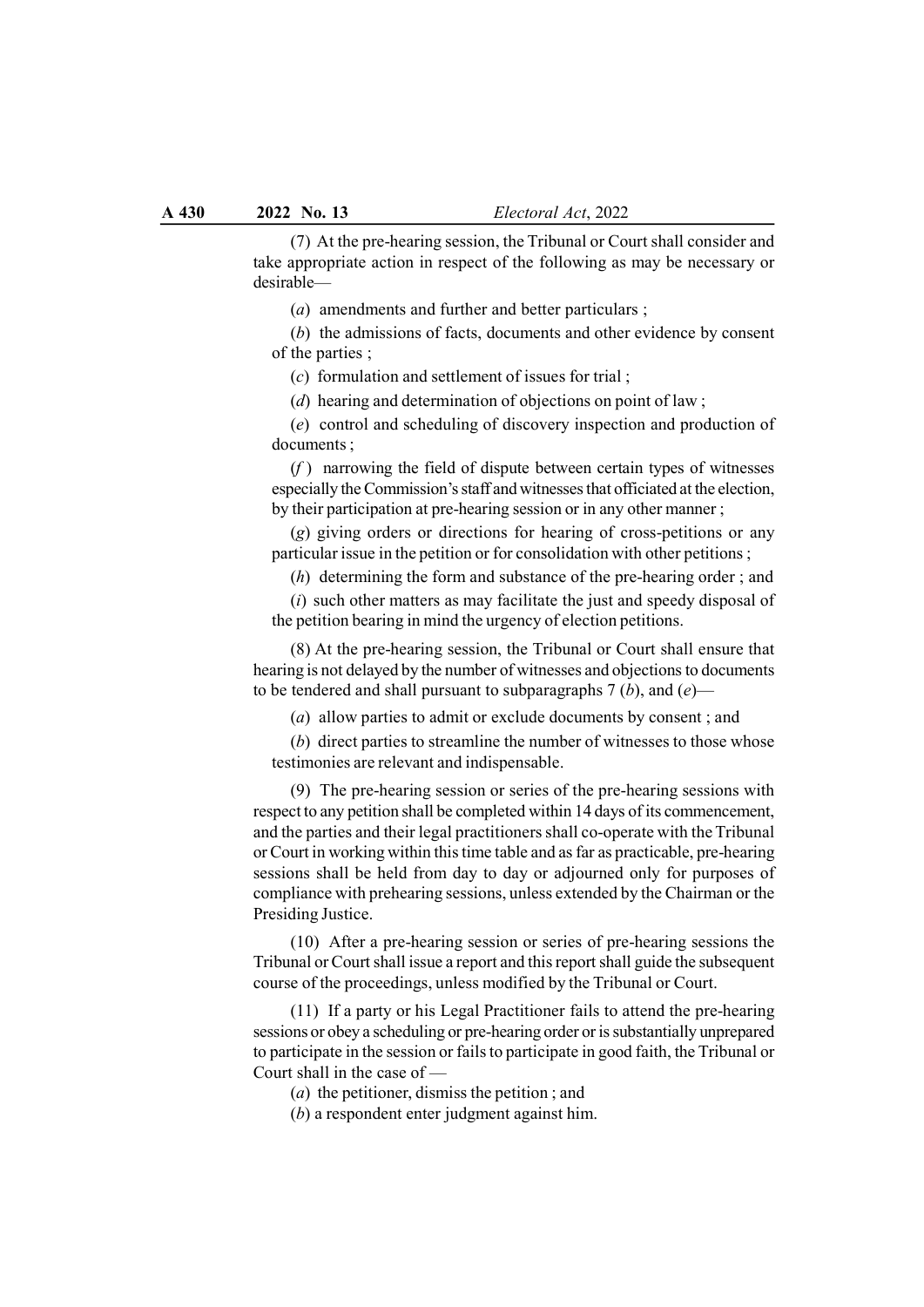(7) At the pre-hearing session, the Tribunal or Court shall consider and take appropriate action in respect of the following as may be necessary or desirable—

(*a*) amendments and further and better particulars ;

(*b*) the admissions of facts, documents and other evidence by consent of the parties ;

(*c*) formulation and settlement of issues for trial ;

(*d*) hearing and determination of objections on point of law ;

(*e*) control and scheduling of discovery inspection and production of documents ;

(*f* ) narrowing the field of dispute between certain types of witnesses especially the Commission's staff and witnesses that officiated at the election, by their participation at pre-hearing session or in any other manner ;

(*g*) giving orders or directions for hearing of cross-petitions or any particular issue in the petition or for consolidation with other petitions ;

(*h*) determining the form and substance of the pre-hearing order ; and

(*i*) such other matters as may facilitate the just and speedy disposal of the petition bearing in mind the urgency of election petitions.

(8) At the pre-hearing session, the Tribunal or Court shall ensure that hearing is not delayed by the number of witnesses and objections to documents to be tendered and shall pursuant to subparagraphs 7 (*b*), and (*e*)—

(*a*) allow parties to admit or exclude documents by consent ; and

(*b*) direct parties to streamline the number of witnesses to those whose testimonies are relevant and indispensable.

(9) The pre-hearing session or series of the pre-hearing sessions with respect to any petition shall be completed within 14 days of its commencement, and the parties and their legal practitioners shall co-operate with the Tribunal or Court in working within this time table and as far as practicable, pre-hearing sessions shall be held from day to day or adjourned only for purposes of compliance with prehearing sessions, unless extended by the Chairman or the Presiding Justice.

(10) After a pre-hearing session or series of pre-hearing sessions the Tribunal or Court shall issue a report and this report shall guide the subsequent course of the proceedings, unless modified by the Tribunal or Court.

(11) If a party or his Legal Practitioner fails to attend the pre-hearing sessions or obey a scheduling or pre-hearing order or is substantially unprepared to participate in the session or fails to participate in good faith, the Tribunal or Court shall in the case of —

(*a*) the petitioner, dismiss the petition ; and

(*b*) a respondent enter judgment against him.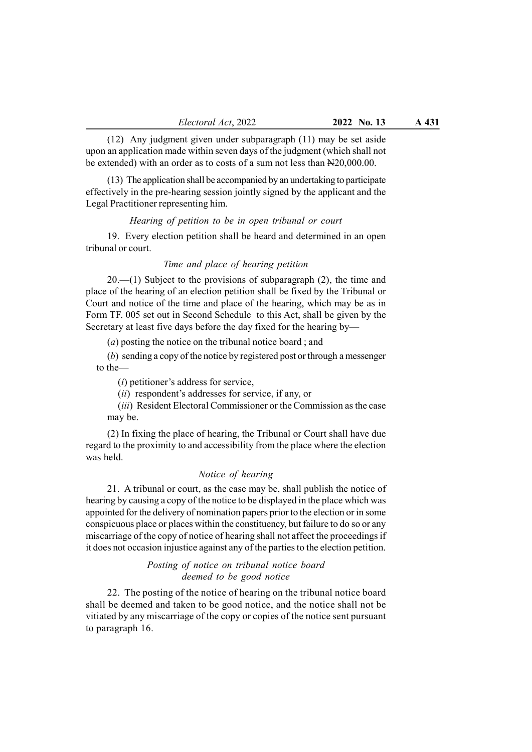(12) Any judgment given under subparagraph (11) may be set aside upon an application made within seven days of the judgment (which shall not be extended) with an order as to costs of a sum not less than ₦20,000.00.

(13) The application shall be accompanied by an undertaking to participate effectively in the pre-hearing session jointly signed by the applicant and the Legal Practitioner representing him.

*Hearing of petition to be in open tribunal or court*

19. Every election petition shall be heard and determined in an open tribunal or court.

*Time and place of hearing petition*

20.—(1) Subject to the provisions of subparagraph (2), the time and place of the hearing of an election petition shall be fixed by the Tribunal or Court and notice of the time and place of the hearing, which may be as in Form TF. 005 set out in Second Schedule to this Act, shall be given by the Secretary at least five days before the day fixed for the hearing by—

(*a*) posting the notice on the tribunal notice board ; and

(*b*) sending a copy of the notice by registered post or through a messenger to the—

(*i*) petitioner's address for service,

(*ii*) respondent's addresses for service, if any, or

(*iii*) Resident Electoral Commissioner or the Commission as the case may be.

(2) In fixing the place of hearing, the Tribunal or Court shall have due regard to the proximity to and accessibility from the place where the election was held.

*Notice of hearing*

21. A tribunal or court, as the case may be, shall publish the notice of hearing by causing a copy of the notice to be displayed in the place which was appointed for the delivery of nomination papers prior to the election or in some conspicuous place or places within the constituency, but failure to do so or any miscarriage of the copy of notice of hearing shall not affect the proceedings if it does not occasion injustice against any of the parties to the election petition.

*Posting of notice on tribunal notice board deemed to be good notice*

22. The posting of the notice of hearing on the tribunal notice board shall be deemed and taken to be good notice, and the notice shall not be vitiated by any miscarriage of the copy or copies of the notice sent pursuant to paragraph 16.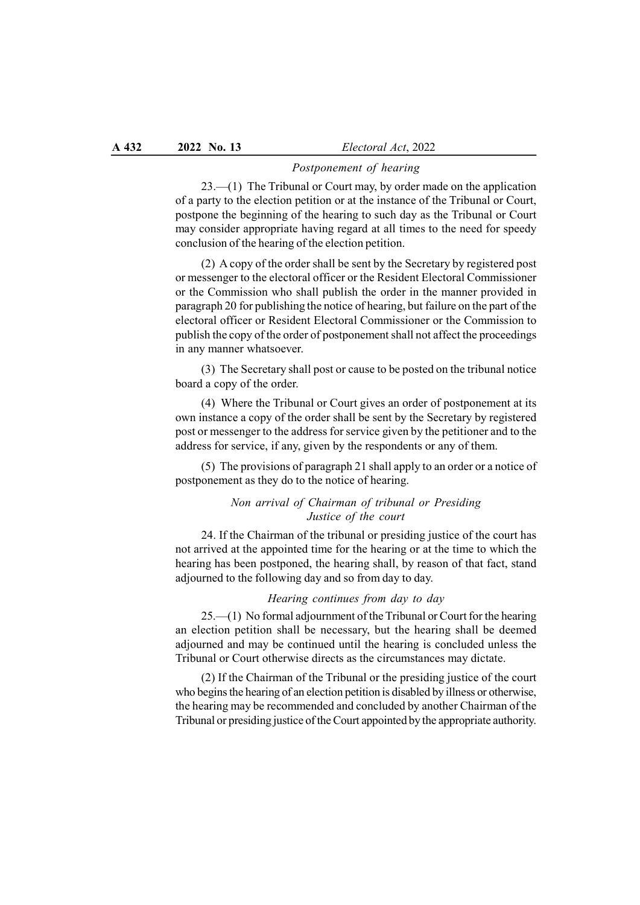*Postponement of hearing*

23.—(1) The Tribunal or Court may, by order made on the application of a party to the election petition or at the instance of the Tribunal or Court, postpone the beginning of the hearing to such day as the Tribunal or Court may consider appropriate having regard at all times to the need for speedy conclusion of the hearing of the election petition.

(2) A copy of the order shall be sent by the Secretary by registered post or messenger to the electoral officer or the Resident Electoral Commissioner or the Commission who shall publish the order in the manner provided in paragraph 20 for publishing the notice of hearing, but failure on the part of the electoral officer or Resident Electoral Commissioner or the Commission to publish the copy of the order of postponement shall not affect the proceedings in any manner whatsoever.

(3) The Secretary shall post or cause to be posted on the tribunal notice board a copy of the order.

(4) Where the Tribunal or Court gives an order of postponement at its own instance a copy of the order shall be sent by the Secretary by registered post or messenger to the address for service given by the petitioner and to the address for service, if any, given by the respondents or any of them.

(5) The provisions of paragraph 21 shall apply to an order or a notice of postponement as they do to the notice of hearing.

*Non arrival of Chairman of tribunal or Presiding Justice of the court*

24. If the Chairman of the tribunal or presiding justice of the court has not arrived at the appointed time for the hearing or at the time to which the hearing has been postponed, the hearing shall, by reason of that fact, stand adjourned to the following day and so from day to day.

*Hearing continues from day to day*

25.—(1) No formal adjournment of the Tribunal or Court for the hearing an election petition shall be necessary, but the hearing shall be deemed adjourned and may be continued until the hearing is concluded unless the Tribunal or Court otherwise directs as the circumstances may dictate.

(2) If the Chairman of the Tribunal or the presiding justice of the court who begins the hearing of an election petition is disabled by illness or otherwise, the hearing may be recommended and concluded by another Chairman of the Tribunal or presiding justice of the Court appointed by the appropriate authority.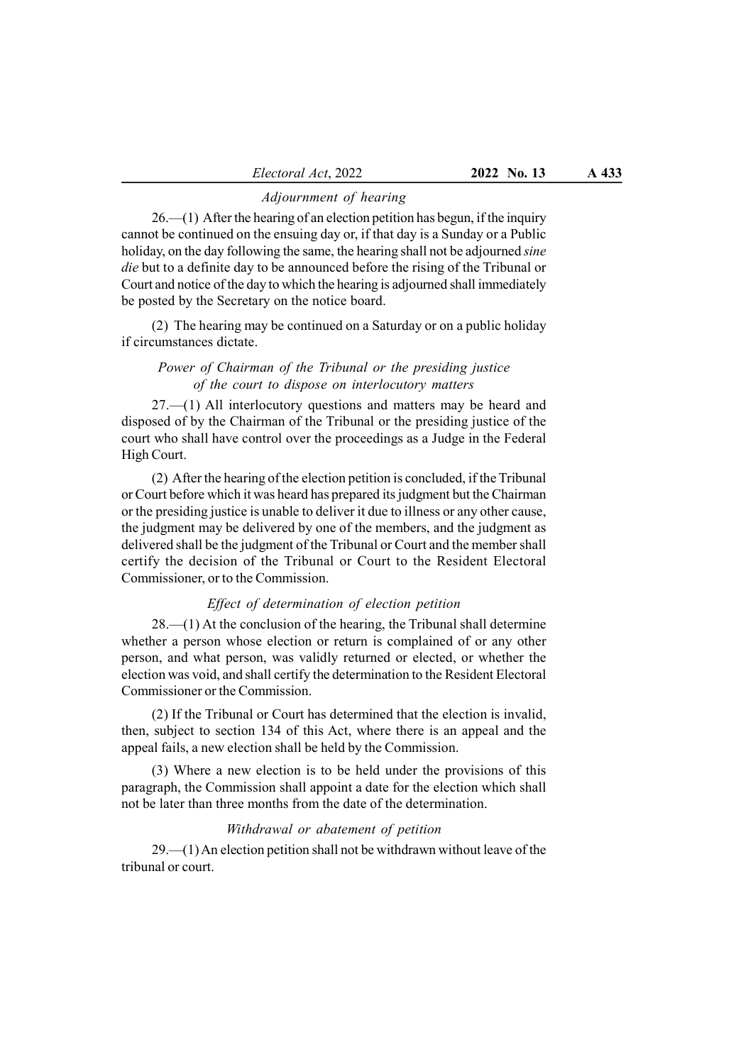*Adjournment of hearing*

26.—(1) After the hearing of an election petition has begun, if the inquiry cannot be continued on the ensuing day or, if that day is a Sunday or a Public holiday, on the day following the same, the hearing shall not be adjourned *sine die* but to a definite day to be announced before the rising of the Tribunal or Court and notice of the day to which the hearing is adjourned shall immediately be posted by the Secretary on the notice board.

(2) The hearing may be continued on a Saturday or on a public holiday if circumstances dictate.

*Power of Chairman of the Tribunal or the presiding justice of the court to dispose on interlocutory matters*

27.—(1) All interlocutory questions and matters may be heard and disposed of by the Chairman of the Tribunal or the presiding justice of the court who shall have control over the proceedings as a Judge in the Federal High Court.

(2) After the hearing of the election petition is concluded, if the Tribunal or Court before which it was heard has prepared its judgment but the Chairman or the presiding justice is unable to deliver it due to illness or any other cause, the judgment may be delivered by one of the members, and the judgment as delivered shall be the judgment of the Tribunal or Court and the member shall certify the decision of the Tribunal or Court to the Resident Electoral Commissioner, or to the Commission.

*Effect of determination of election petition*

28.—(1) At the conclusion of the hearing, the Tribunal shall determine whether a person whose election or return is complained of or any other person, and what person, was validly returned or elected, or whether the election was void, and shall certify the determination to the Resident Electoral Commissioner or the Commission.

(2) If the Tribunal or Court has determined that the election is invalid, then, subject to section 134 of this Act, where there is an appeal and the appeal fails, a new election shall be held by the Commission.

(3) Where a new election is to be held under the provisions of this paragraph, the Commission shall appoint a date for the election which shall not be later than three months from the date of the determination.

*Withdrawal or abatement of petition*

29.—(1) An election petition shall not be withdrawn without leave of the tribunal or court.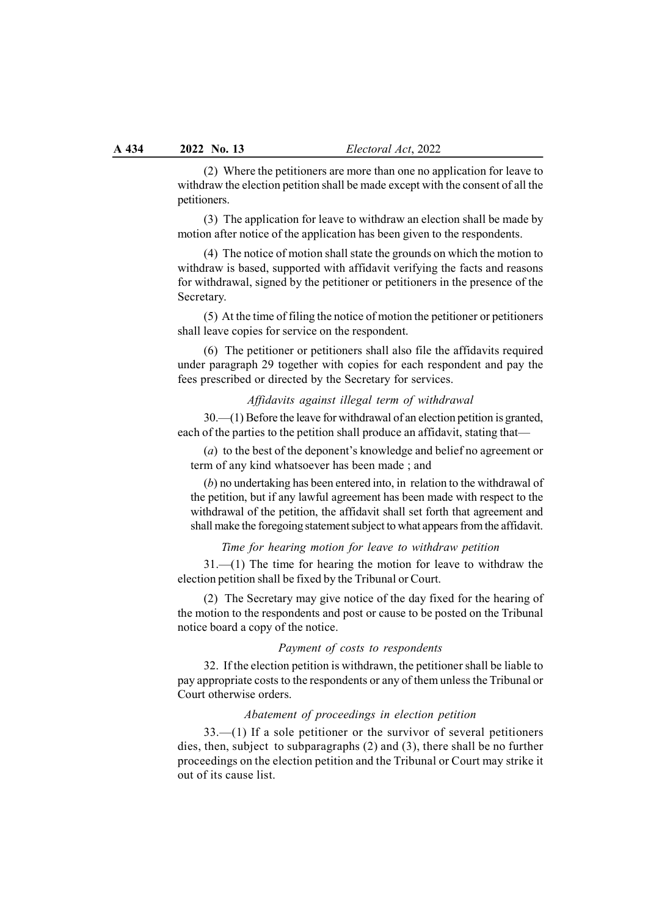(2) Where the petitioners are more than one no application for leave to withdraw the election petition shall be made except with the consent of all the petitioners.

(3) The application for leave to withdraw an election shall be made by motion after notice of the application has been given to the respondents.

(4) The notice of motion shall state the grounds on which the motion to withdraw is based, supported with affidavit verifying the facts and reasons for withdrawal, signed by the petitioner or petitioners in the presence of the Secretary.

(5) At the time of filing the notice of motion the petitioner or petitioners shall leave copies for service on the respondent.

(6) The petitioner or petitioners shall also file the affidavits required under paragraph 29 together with copies for each respondent and pay the fees prescribed or directed by the Secretary for services.

*Affidavits against illegal term of withdrawal*

30.—(1) Before the leave for withdrawal of an election petition is granted, each of the parties to the petition shall produce an affidavit, stating that—

(*a*) to the best of the deponent's knowledge and belief no agreement or term of any kind whatsoever has been made ; and

(*b*) no undertaking has been entered into, in relation to the withdrawal of the petition, but if any lawful agreement has been made with respect to the withdrawal of the petition, the affidavit shall set forth that agreement and shall make the foregoing statement subject to what appears from the affidavit.

*Time for hearing motion for leave to withdraw petition*

31.—(1) The time for hearing the motion for leave to withdraw the election petition shall be fixed by the Tribunal or Court.

(2) The Secretary may give notice of the day fixed for the hearing of the motion to the respondents and post or cause to be posted on the Tribunal notice board a copy of the notice.

*Payment of costs to respondents*

32. If the election petition is withdrawn, the petitioner shall be liable to pay appropriate costs to the respondents or any of them unless the Tribunal or Court otherwise orders.

*Abatement of proceedings in election petition*

33.—(1) If a sole petitioner or the survivor of several petitioners dies, then, subject to subparagraphs (2) and (3), there shall be no further proceedings on the election petition and the Tribunal or Court may strike it out of its cause list.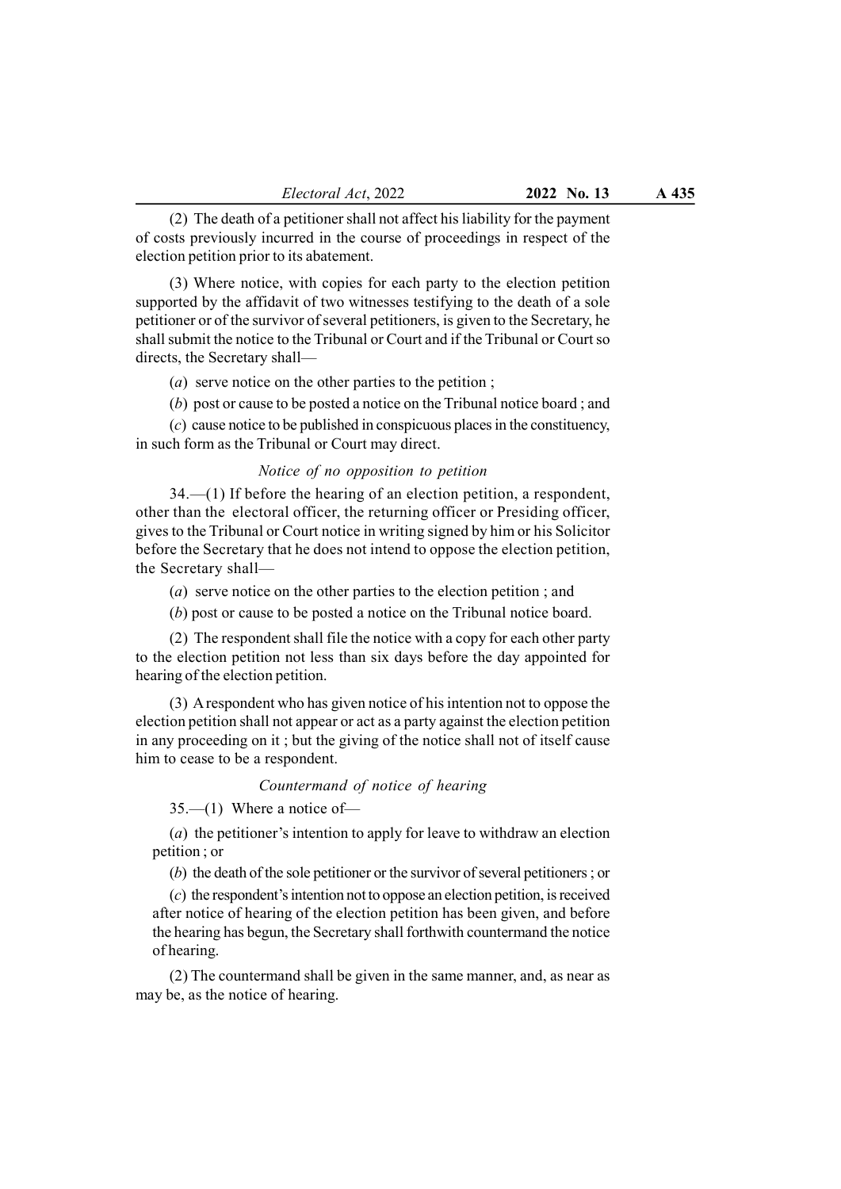(2) The death of a petitioner shall not affect his liability for the payment of costs previously incurred in the course of proceedings in respect of the election petition prior to its abatement.

(3) Where notice, with copies for each party to the election petition supported by the affidavit of two witnesses testifying to the death of a sole petitioner or of the survivor of several petitioners, is given to the Secretary, he shall submit the notice to the Tribunal or Court and if the Tribunal or Court so directs, the Secretary shall—

(*a*) serve notice on the other parties to the petition ;

(*b*) post or cause to be posted a notice on the Tribunal notice board ; and

(*c*) cause notice to be published in conspicuous places in the constituency, in such form as the Tribunal or Court may direct.

*Notice of no opposition to petition*

34.—(1) If before the hearing of an election petition, a respondent, other than the electoral officer, the returning officer or Presiding officer, gives to the Tribunal or Court notice in writing signed by him or his Solicitor before the Secretary that he does not intend to oppose the election petition, the Secretary shall—

(*a*) serve notice on the other parties to the election petition ; and

(*b*) post or cause to be posted a notice on the Tribunal notice board.

(2) The respondent shall file the notice with a copy for each other party to the election petition not less than six days before the day appointed for hearing of the election petition.

(3) A respondent who has given notice of his intention not to oppose the election petition shall not appear or act as a party against the election petition in any proceeding on it ; but the giving of the notice shall not of itself cause him to cease to be a respondent.

*Countermand of notice of hearing*

35.—(1) Where a notice of—

(*a*) the petitioner's intention to apply for leave to withdraw an election petition ; or

(*b*) the death of the sole petitioner or the survivor of several petitioners ; or

(*c*) the respondent's intention not to oppose an election petition, is received after notice of hearing of the election petition has been given, and before the hearing has begun, the Secretary shall forthwith countermand the notice of hearing.

(2) The countermand shall be given in the same manner, and, as near as may be, as the notice of hearing.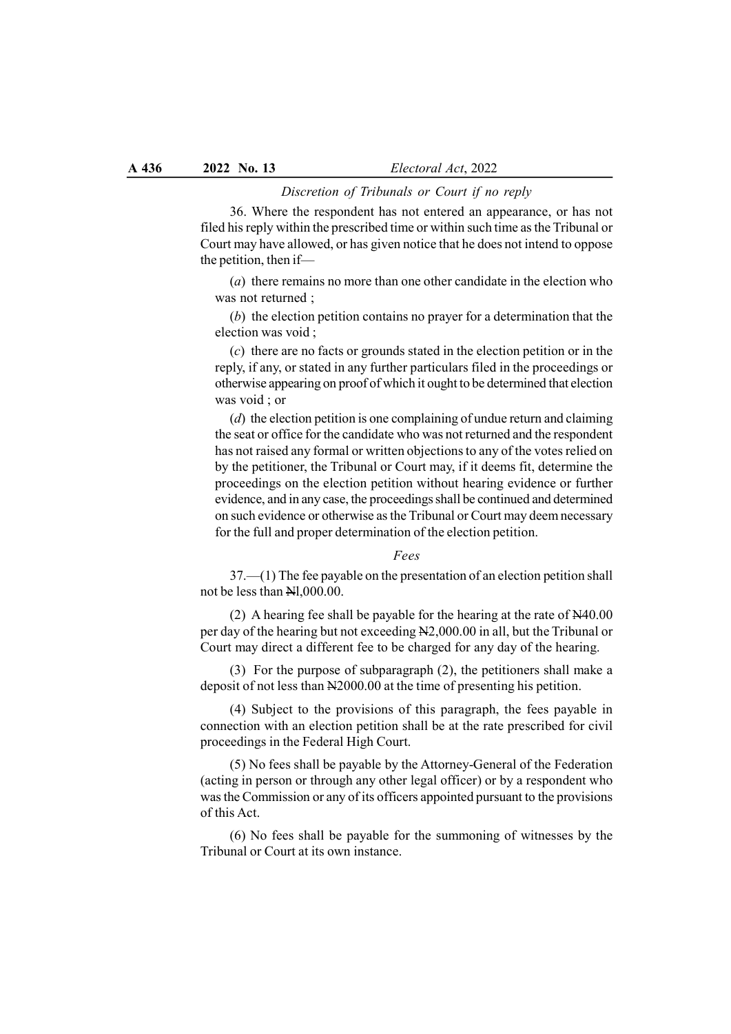*Discretion of Tribunals or Court if no reply*

36. Where the respondent has not entered an appearance, or has not filed his reply within the prescribed time or within such time as the Tribunal or Court may have allowed, or has given notice that he does not intend to oppose the petition, then if—

(*a*) there remains no more than one other candidate in the election who was not returned ;

(*b*) the election petition contains no prayer for a determination that the election was void ;

(*c*) there are no facts or grounds stated in the election petition or in the reply, if any, or stated in any further particulars filed in the proceedings or otherwise appearing on proof of which it ought to be determined that election was void ; or

(*d*) the election petition is one complaining of undue return and claiming the seat or office for the candidate who was not returned and the respondent has not raised any formal or written objections to any of the votes relied on by the petitioner, the Tribunal or Court may, if it deems fit, determine the proceedings on the election petition without hearing evidence or further evidence, and in any case, the proceedings shall be continued and determined on such evidence or otherwise as the Tribunal or Court may deem necessary for the full and proper determination of the election petition.

*Fees*

37.—(1) The fee payable on the presentation of an election petition shall not be less than ₦l,000.00.

(2) A hearing fee shall be payable for the hearing at the rate of ₦40.00 per day of the hearing but not exceeding ₦2,000.00 in all, but the Tribunal or Court may direct a different fee to be charged for any day of the hearing.

(3) For the purpose of subparagraph (2), the petitioners shall make a deposit of not less than ₦2000.00 at the time of presenting his petition.

(4) Subject to the provisions of this paragraph, the fees payable in connection with an election petition shall be at the rate prescribed for civil proceedings in the Federal High Court.

(5) No fees shall be payable by the Attorney-General of the Federation (acting in person or through any other legal officer) or by a respondent who was the Commission or any of its officers appointed pursuant to the provisions of this Act.

(6) No fees shall be payable for the summoning of witnesses by the Tribunal or Court at its own instance.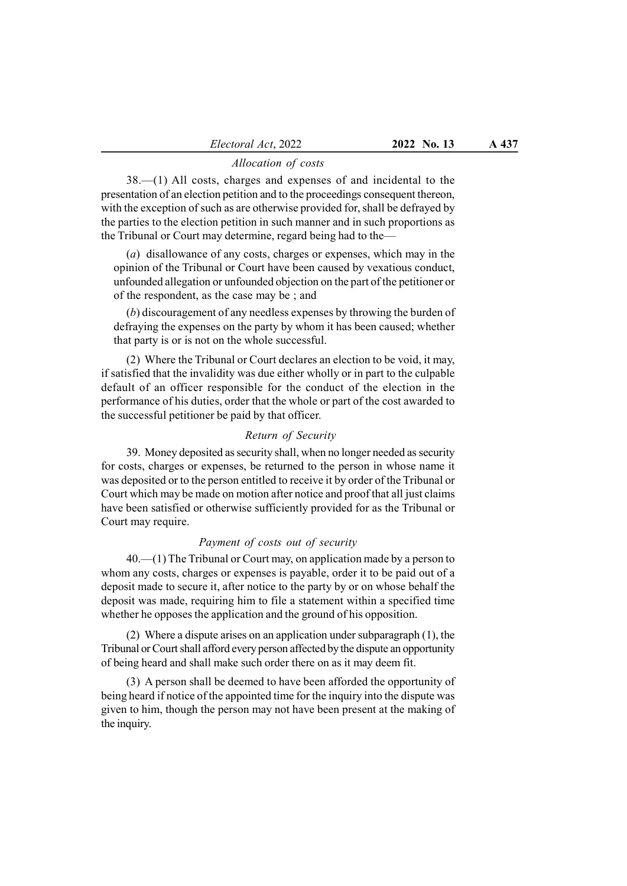*Allocation of costs*

38.—(1) All costs, charges and expenses of and incidental to the presentation of an election petition and to the proceedings consequent thereon, with the exception of such as are otherwise provided for, shall be defrayed by the parties to the election petition in such manner and in such proportions as the Tribunal or Court may determine, regard being had to the—

(*a*) disallowance of any costs, charges or expenses, which may in the opinion of the Tribunal or Court have been caused by vexatious conduct, unfounded allegation or unfounded objection on the part of the petitioner or of the respondent, as the case may be ; and

(*b*) discouragement of any needless expenses by throwing the burden of defraying the expenses on the party by whom it has been caused; whether that party is or is not on the whole successful.

(2) Where the Tribunal or Court declares an election to be void, it may, if satisfied that the invalidity was due either wholly or in part to the culpable default of an officer responsible for the conduct of the election in the performance of his duties, order that the whole or part of the cost awarded to the successful petitioner be paid by that officer.

*Return of Security*

39. Money deposited as security shall, when no longer needed as security for costs, charges or expenses, be returned to the person in whose name it was deposited or to the person entitled to receive it by order of the Tribunal or Court which may be made on motion after notice and proof that all just claims have been satisfied or otherwise sufficiently provided for as the Tribunal or Court may require.

*Payment of costs out of security*

40.—(1) The Tribunal or Court may, on application made by a person to whom any costs, charges or expenses is payable, order it to be paid out of a deposit made to secure it, after notice to the party by or on whose behalf the deposit was made, requiring him to file a statement within a specified time whether he opposes the application and the ground of his opposition.

(2) Where a dispute arises on an application under subparagraph (1), the Tribunal or Court shall afford every person affected by the dispute an opportunity of being heard and shall make such order there on as it may deem fit.

(3) A person shall be deemed to have been afforded the opportunity of being heard if notice of the appointed time for the inquiry into the dispute was given to him, though the person may not have been present at the making of the inquiry.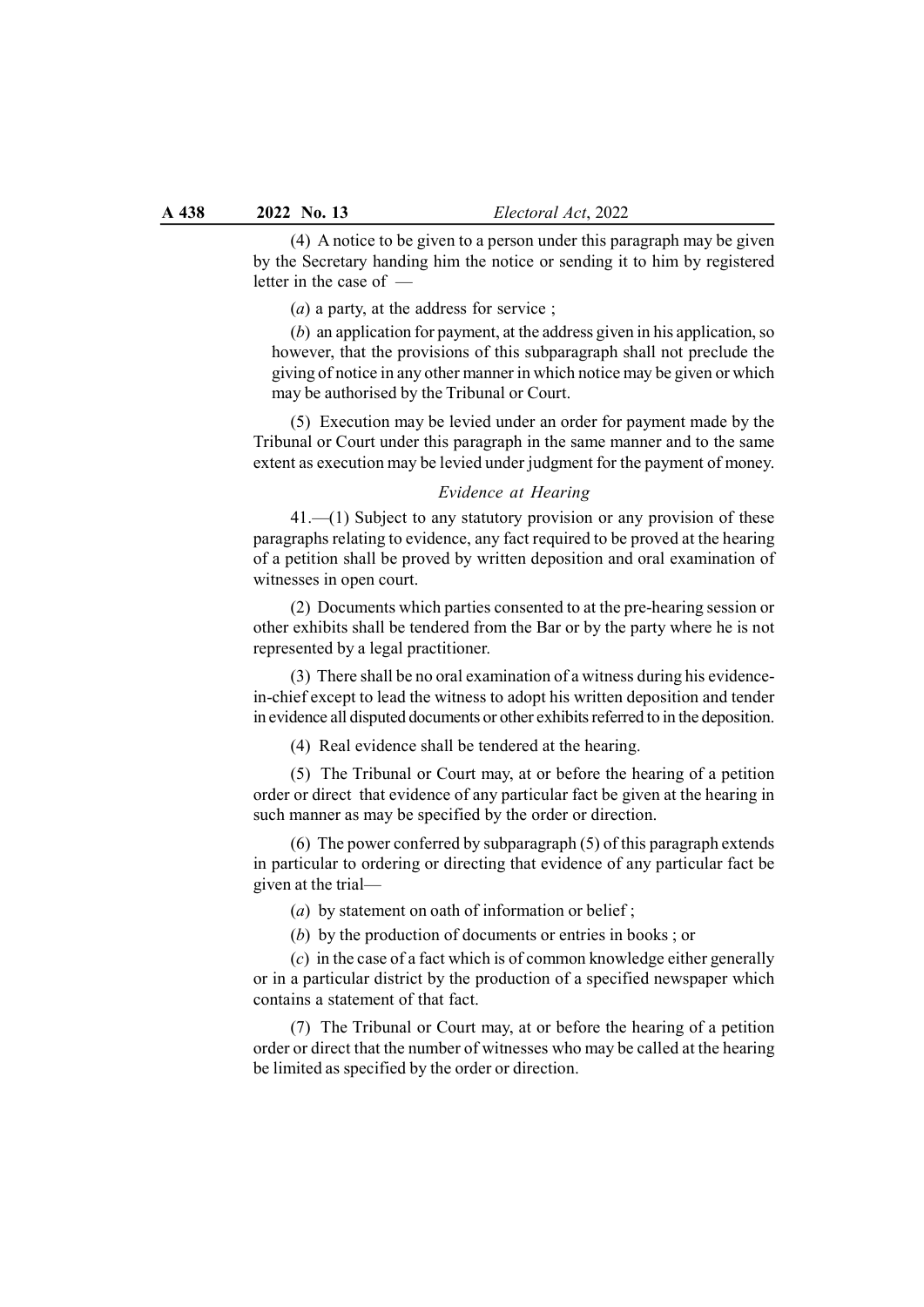(4) A notice to be given to a person under this paragraph may be given by the Secretary handing him the notice or sending it to him by registered letter in the case of —

(*a*) a party, at the address for service ;

(*b*) an application for payment, at the address given in his application, so however, that the provisions of this subparagraph shall not preclude the giving of notice in any other manner in which notice may be given or which may be authorised by the Tribunal or Court.

(5) Execution may be levied under an order for payment made by the Tribunal or Court under this paragraph in the same manner and to the same extent as execution may be levied under judgment for the payment of money.

*Evidence at Hearing*

41.—(1) Subject to any statutory provision or any provision of these paragraphs relating to evidence, any fact required to be proved at the hearing of a petition shall be proved by written deposition and oral examination of witnesses in open court.

(2) Documents which parties consented to at the pre-hearing session or other exhibits shall be tendered from the Bar or by the party where he is not represented by a legal practitioner.

(3) There shall be no oral examination of a witness during his evidence-in-chief except to lead the witness to adopt his written deposition and tender in evidence all disputed documents or other exhibits referred to in the deposition.

(4) Real evidence shall be tendered at the hearing.

(5) The Tribunal or Court may, at or before the hearing of a petition order or direct that evidence of any particular fact be given at the hearing in such manner as may be specified by the order or direction.

(6) The power conferred by subparagraph (5) of this paragraph extends in particular to ordering or directing that evidence of any particular fact be given at the trial—

(*a*) by statement on oath of information or belief ;

(*b*) by the production of documents or entries in books ; or

(*c*) in the case of a fact which is of common knowledge either generally or in a particular district by the production of a specified newspaper which contains a statement of that fact.

(7) The Tribunal or Court may, at or before the hearing of a petition order or direct that the number of witnesses who may be called at the hearing be limited as specified by the order or direction.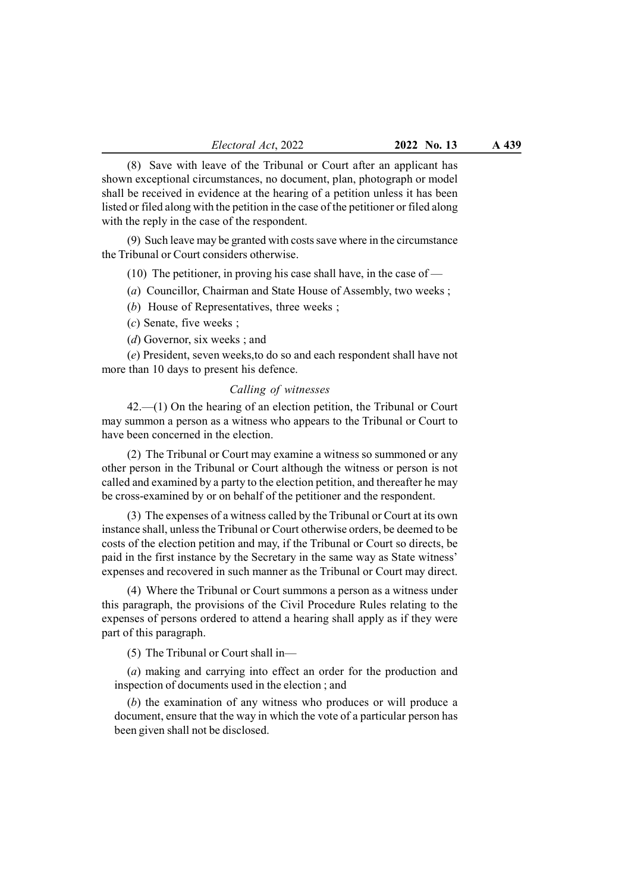(8) Save with leave of the Tribunal or Court after an applicant has shown exceptional circumstances, no document, plan, photograph or model shall be received in evidence at the hearing of a petition unless it has been listed or filed along with the petition in the case of the petitioner or filed along with the reply in the case of the respondent.

(9) Such leave may be granted with costs save where in the circumstance the Tribunal or Court considers otherwise.

(10) The petitioner, in proving his case shall have, in the case of —

(*a*) Councillor, Chairman and State House of Assembly, two weeks ;

(*b*) House of Representatives, three weeks ;

(*c*) Senate, five weeks ;

(*d*) Governor, six weeks ; and

(*e*) President, seven weeks,to do so and each respondent shall have not more than 10 days to present his defence.

*Calling of witnesses*

42.—(1) On the hearing of an election petition, the Tribunal or Court may summon a person as a witness who appears to the Tribunal or Court to have been concerned in the election.

(2) The Tribunal or Court may examine a witness so summoned or any other person in the Tribunal or Court although the witness or person is not called and examined by a party to the election petition, and thereafter he may be cross-examined by or on behalf of the petitioner and the respondent.

(3) The expenses of a witness called by the Tribunal or Court at its own instance shall, unless the Tribunal or Court otherwise orders, be deemed to be costs of the election petition and may, if the Tribunal or Court so directs, be paid in the first instance by the Secretary in the same way as State witness' expenses and recovered in such manner as the Tribunal or Court may direct.

(4) Where the Tribunal or Court summons a person as a witness under this paragraph, the provisions of the Civil Procedure Rules relating to the expenses of persons ordered to attend a hearing shall apply as if they were part of this paragraph.

(5) The Tribunal or Court shall in—

(*a*) making and carrying into effect an order for the production and inspection of documents used in the election ; and

(*b*) the examination of any witness who produces or will produce a document, ensure that the way in which the vote of a particular person has been given shall not be disclosed.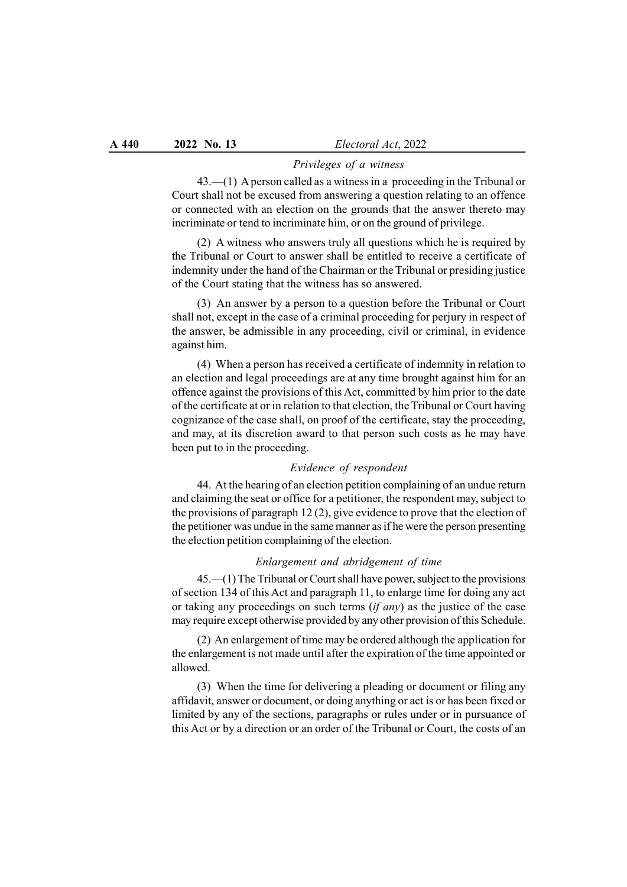*Privileges of a witness*

43.—(1) A person called as a witness in a proceeding in the Tribunal or Court shall not be excused from answering a question relating to an offence or connected with an election on the grounds that the answer thereto may incriminate or tend to incriminate him, or on the ground of privilege.

(2) A witness who answers truly all questions which he is required by the Tribunal or Court to answer shall be entitled to receive a certificate of indemnity under the hand of the Chairman or the Tribunal or presiding justice of the Court stating that the witness has so answered.

(3) An answer by a person to a question before the Tribunal or Court shall not, except in the case of a criminal proceeding for perjury in respect of the answer, be admissible in any proceeding, civil or criminal, in evidence against him.

(4) When a person has received a certificate of indemnity in relation to an election and legal proceedings are at any time brought against him for an offence against the provisions of this Act, committed by him prior to the date of the certificate at or in relation to that election, the Tribunal or Court having cognizance of the case shall, on proof of the certificate, stay the proceeding, and may, at its discretion award to that person such costs as he may have been put to in the proceeding.

*Evidence of respondent*

44. At the hearing of an election petition complaining of an undue return and claiming the seat or office for a petitioner, the respondent may, subject to the provisions of paragraph 12 (2), give evidence to prove that the election of the petitioner was undue in the same manner as if he were the person presenting the election petition complaining of the election.

*Enlargement and abridgement of time*

45.—(1) The Tribunal or Court shall have power, subject to the provisions of section 134 of this Act and paragraph 11, to enlarge time for doing any act or taking any proceedings on such terms (*if any*) as the justice of the case may require except otherwise provided by any other provision of this Schedule.

(2) An enlargement of time may be ordered although the application for the enlargement is not made until after the expiration of the time appointed or allowed.

(3) When the time for delivering a pleading or document or filing any affidavit, answer or document, or doing anything or act is or has been fixed or limited by any of the sections, paragraphs or rules under or in pursuance of this Act or by a direction or an order of the Tribunal or Court, the costs of an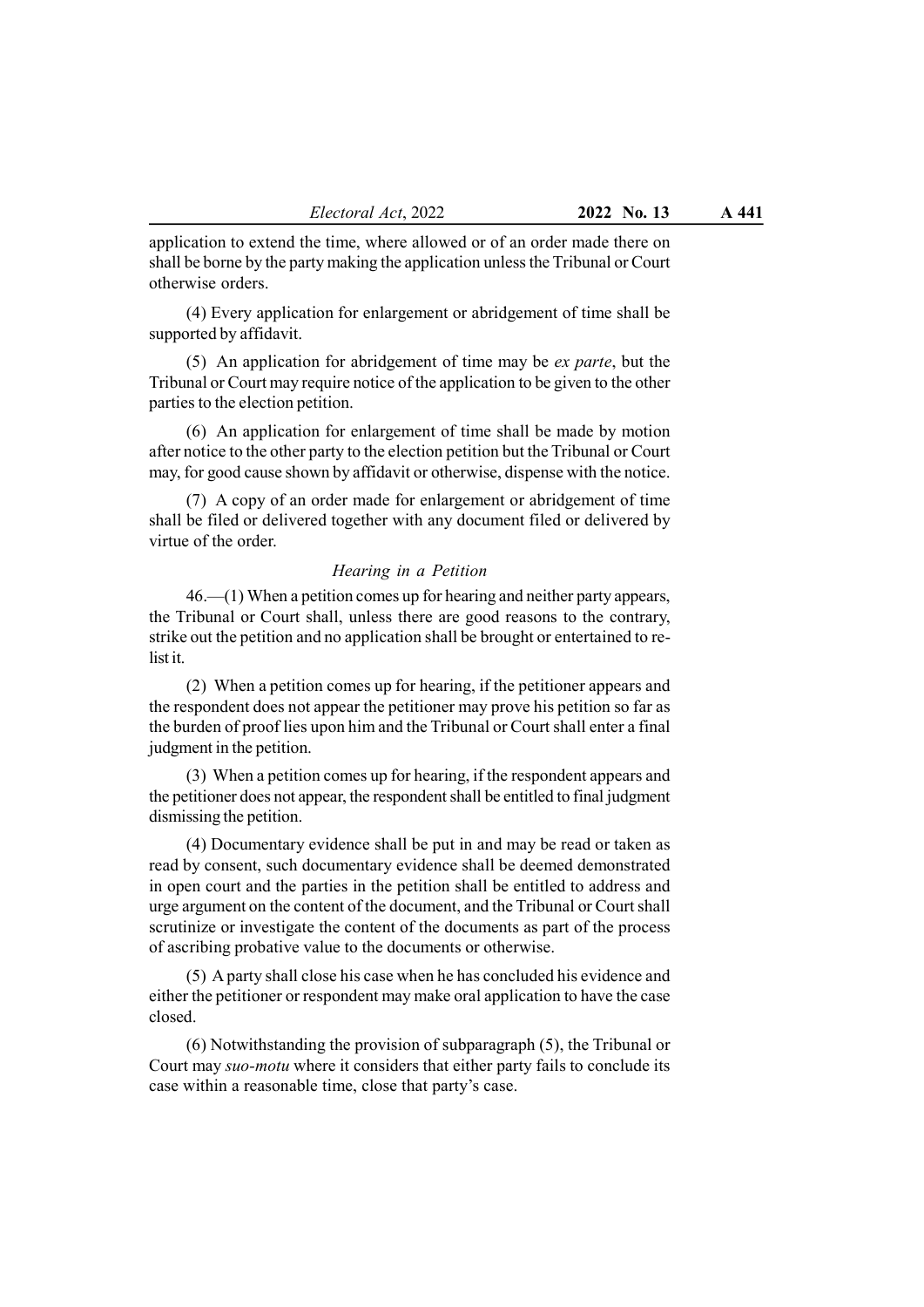application to extend the time, where allowed or of an order made there on shall be borne by the party making the application unless the Tribunal or Court otherwise orders.

(4) Every application for enlargement or abridgement of time shall be supported by affidavit.

(5) An application for abridgement of time may be *ex parte*, but the Tribunal or Court may require notice of the application to be given to the other parties to the election petition.

(6) An application for enlargement of time shall be made by motion after notice to the other party to the election petition but the Tribunal or Court may, for good cause shown by affidavit or otherwise, dispense with the notice.

(7) A copy of an order made for enlargement or abridgement of time shall be filed or delivered together with any document filed or delivered by virtue of the order.

*Hearing in a Petition*

46.—(1) When a petition comes up for hearing and neither party appears, the Tribunal or Court shall, unless there are good reasons to the contrary, strike out the petition and no application shall be brought or entertained to re-list it.

(2) When a petition comes up for hearing, if the petitioner appears and the respondent does not appear the petitioner may prove his petition so far as the burden of proof lies upon him and the Tribunal or Court shall enter a final judgment in the petition.

(3) When a petition comes up for hearing, if the respondent appears and the petitioner does not appear, the respondent shall be entitled to final judgment dismissing the petition.

(4) Documentary evidence shall be put in and may be read or taken as read by consent, such documentary evidence shall be deemed demonstrated in open court and the parties in the petition shall be entitled to address and urge argument on the content of the document, and the Tribunal or Court shall scrutinize or investigate the content of the documents as part of the process of ascribing probative value to the documents or otherwise.

(5) A party shall close his case when he has concluded his evidence and either the petitioner or respondent may make oral application to have the case closed.

(6) Notwithstanding the provision of subparagraph (5), the Tribunal or Court may *suo-motu* where it considers that either party fails to conclude its case within a reasonable time, close that party's case.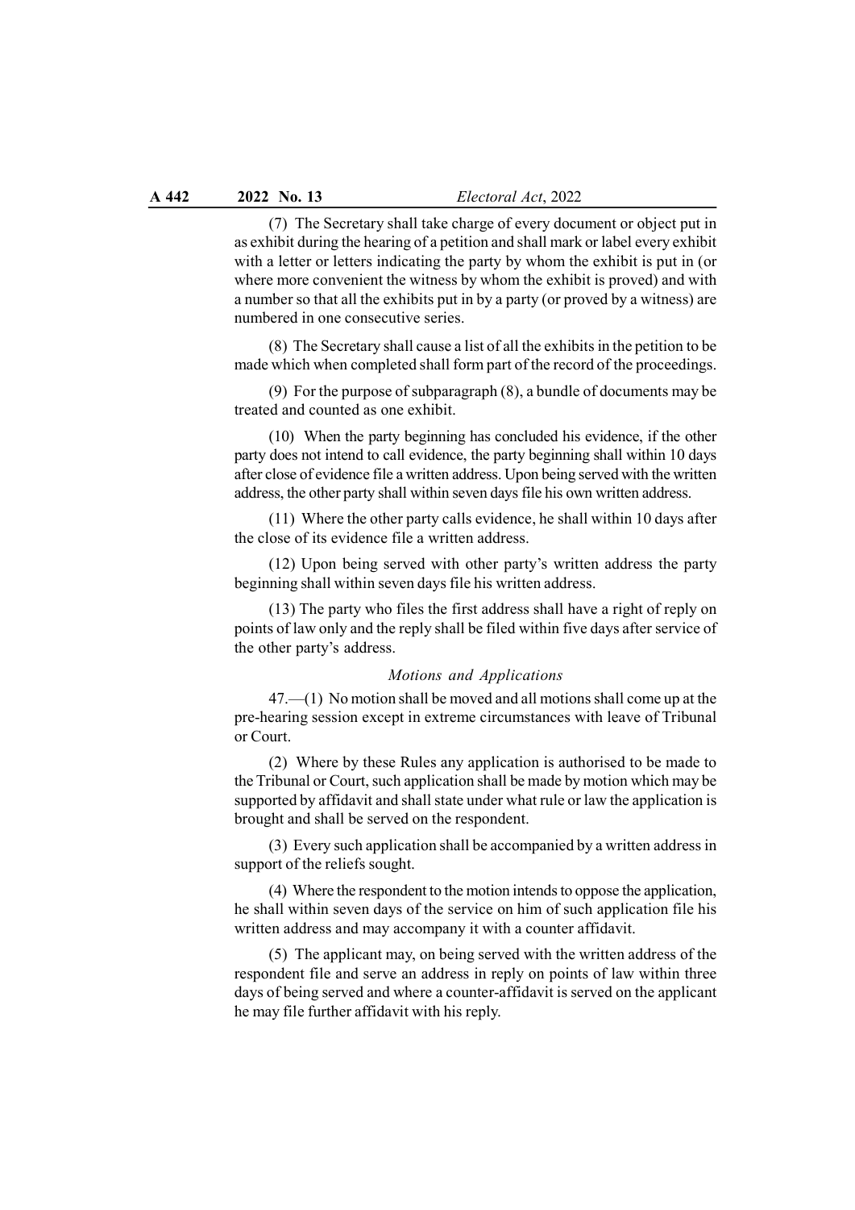(7) The Secretary shall take charge of every document or object put in as exhibit during the hearing of a petition and shall mark or label every exhibit with a letter or letters indicating the party by whom the exhibit is put in (or where more convenient the witness by whom the exhibit is proved) and with a number so that all the exhibits put in by a party (or proved by a witness) are numbered in one consecutive series.

(8) The Secretary shall cause a list of all the exhibits in the petition to be made which when completed shall form part of the record of the proceedings.

(9) For the purpose of subparagraph (8), a bundle of documents may be treated and counted as one exhibit.

(10) When the party beginning has concluded his evidence, if the other party does not intend to call evidence, the party beginning shall within 10 days after close of evidence file a written address. Upon being served with the written address, the other party shall within seven days file his own written address.

(11) Where the other party calls evidence, he shall within 10 days after the close of its evidence file a written address.

(12) Upon being served with other party's written address the party beginning shall within seven days file his written address.

(13) The party who files the first address shall have a right of reply on points of law only and the reply shall be filed within five days after service of the other party's address.

*Motions and Applications*

47.—(1) No motion shall be moved and all motions shall come up at the pre-hearing session except in extreme circumstances with leave of Tribunal or Court.

(2) Where by these Rules any application is authorised to be made to the Tribunal or Court, such application shall be made by motion which may be supported by affidavit and shall state under what rule or law the application is brought and shall be served on the respondent.

(3) Every such application shall be accompanied by a written address in support of the reliefs sought.

(4) Where the respondent to the motion intends to oppose the application, he shall within seven days of the service on him of such application file his written address and may accompany it with a counter affidavit.

(5) The applicant may, on being served with the written address of the respondent file and serve an address in reply on points of law within three days of being served and where a counter-affidavit is served on the applicant he may file further affidavit with his reply.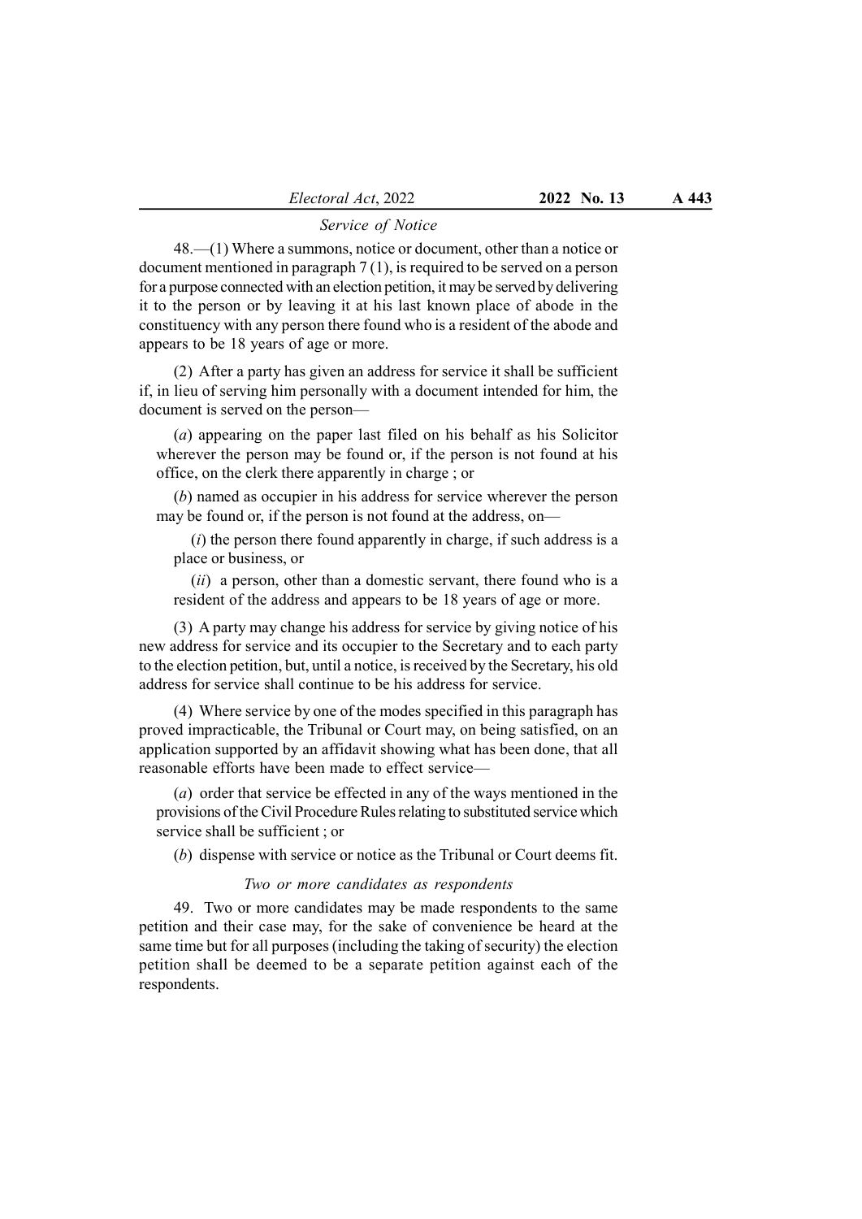*Service of Notice*

48.—(1) Where a summons, notice or document, other than a notice or document mentioned in paragraph 7 (1), is required to be served on a person for a purpose connected with an election petition, it may be served by delivering it to the person or by leaving it at his last known place of abode in the constituency with any person there found who is a resident of the abode and appears to be 18 years of age or more.

(2) After a party has given an address for service it shall be sufficient if, in lieu of serving him personally with a document intended for him, the document is served on the person—

(*a*) appearing on the paper last filed on his behalf as his Solicitor wherever the person may be found or, if the person is not found at his office, on the clerk there apparently in charge ; or

(*b*) named as occupier in his address for service wherever the person may be found or, if the person is not found at the address, on—

(*i*) the person there found apparently in charge, if such address is a place or business, or

(*ii*) a person, other than a domestic servant, there found who is a resident of the address and appears to be 18 years of age or more.

(3) A party may change his address for service by giving notice of his new address for service and its occupier to the Secretary and to each party to the election petition, but, until a notice, is received by the Secretary, his old address for service shall continue to be his address for service.

(4) Where service by one of the modes specified in this paragraph has proved impracticable, the Tribunal or Court may, on being satisfied, on an application supported by an affidavit showing what has been done, that all reasonable efforts have been made to effect service—

(*a*) order that service be effected in any of the ways mentioned in the provisions of the Civil Procedure Rules relating to substituted service which service shall be sufficient ; or

(*b*) dispense with service or notice as the Tribunal or Court deems fit.

*Two or more candidates as respondents*

49. Two or more candidates may be made respondents to the same petition and their case may, for the sake of convenience be heard at the same time but for all purposes (including the taking of security) the election petition shall be deemed to be a separate petition against each of the respondents.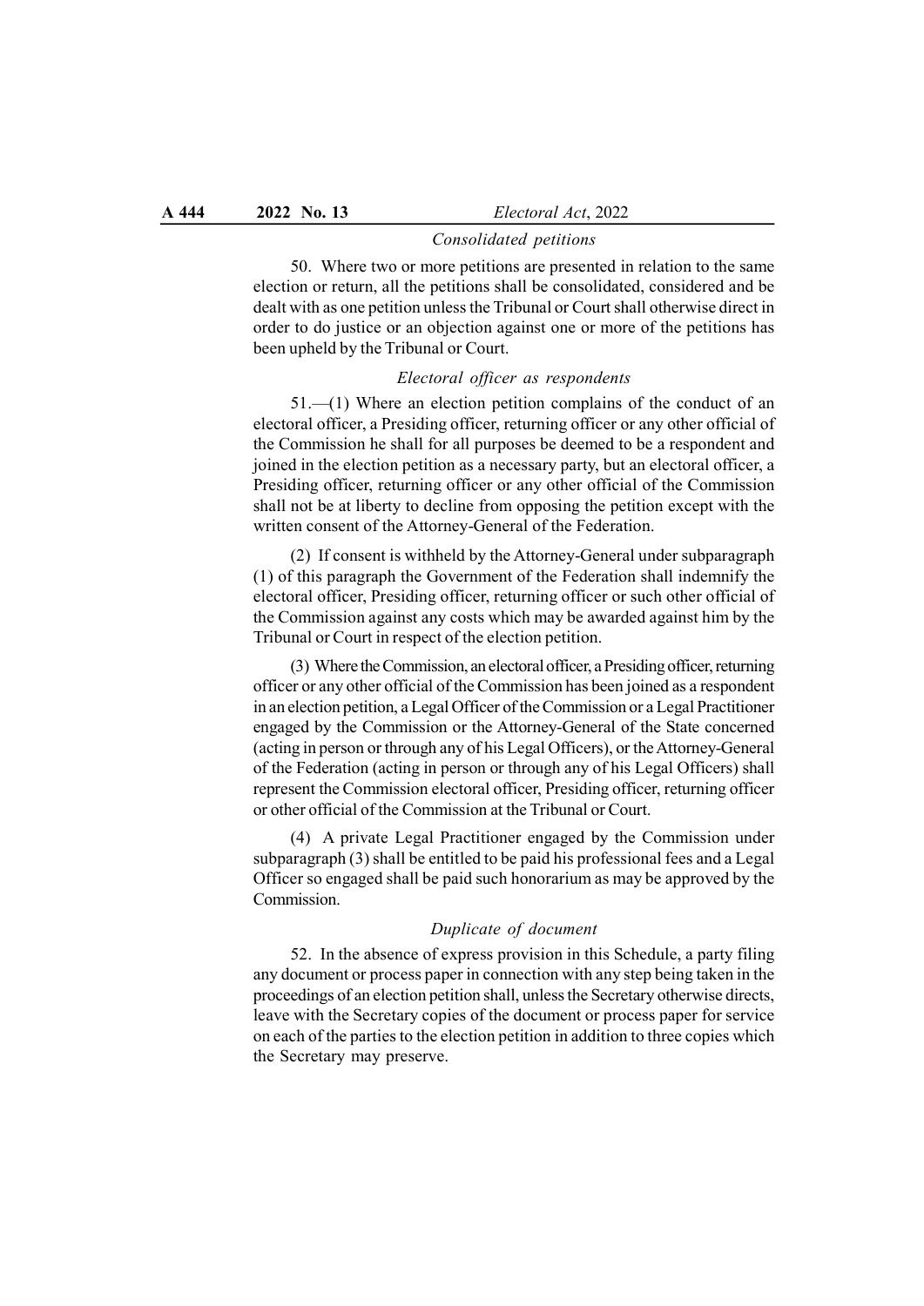### *Consolidated petitions*

50. Where two or more petitions are presented in relation to the same election or return, all the petitions shall be consolidated, considered and be dealt with as one petition unless the Tribunal or Court shall otherwise direct in order to do justice or an objection against one or more of the petitions has been upheld by the Tribunal or Court.

### *Electoral officer as respondents*

51.—(1) Where an election petition complains of the conduct of an electoral officer, a Presiding officer, returning officer or any other official of the Commission he shall for all purposes be deemed to be a respondent and joined in the election petition as a necessary party, but an electoral officer, a Presiding officer, returning officer or any other official of the Commission shall not be at liberty to decline from opposing the petition except with the written consent of the Attorney-General of the Federation.

(2) If consent is withheld by the Attorney-General under subparagraph (1) of this paragraph the Government of the Federation shall indemnify the electoral officer, Presiding officer, returning officer or such other official of the Commission against any costs which may be awarded against him by the Tribunal or Court in respect of the election petition.

(3) Where the Commission, an electoral officer, a Presiding officer, returning officer or any other official of the Commission has been joined as a respondent in an election petition, a Legal Officer of the Commission or a Legal Practitioner engaged by the Commission or the Attorney-General of the State concerned (acting in person or through any of his Legal Officers), or the Attorney-General of the Federation (acting in person or through any of his Legal Officers) shall represent the Commission electoral officer, Presiding officer, returning officer or other official of the Commission at the Tribunal or Court.

(4) A private Legal Practitioner engaged by the Commission under subparagraph (3) shall be entitled to be paid his professional fees and a Legal Officer so engaged shall be paid such honorarium as may be approved by the Commission.

### *Duplicate of document*

52. In the absence of express provision in this Schedule, a party filing any document or process paper in connection with any step being taken in the proceedings of an election petition shall, unless the Secretary otherwise directs, leave with the Secretary copies of the document or process paper for service on each of the parties to the election petition in addition to three copies which the Secretary may preserve.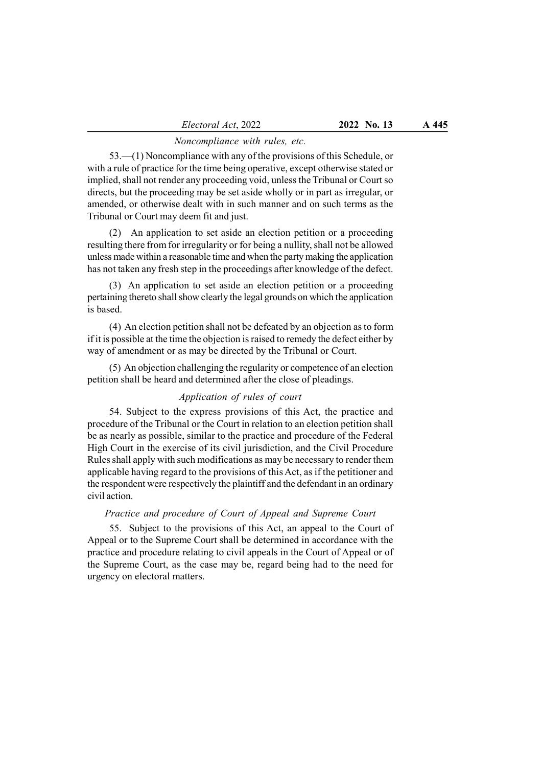*Noncompliance with rules, etc.*

53.—(1) Noncompliance with any of the provisions of this Schedule, or with a rule of practice for the time being operative, except otherwise stated or implied, shall not render any proceeding void, unless the Tribunal or Court so directs, but the proceeding may be set aside wholly or in part as irregular, or amended, or otherwise dealt with in such manner and on such terms as the Tribunal or Court may deem fit and just.

(2) An application to set aside an election petition or a proceeding resulting there from for irregularity or for being a nullity, shall not be allowed unless made within a reasonable time and when the party making the application has not taken any fresh step in the proceedings after knowledge of the defect.

(3) An application to set aside an election petition or a proceeding pertaining thereto shall show clearly the legal grounds on which the application is based.

(4) An election petition shall not be defeated by an objection as to form if it is possible at the time the objection is raised to remedy the defect either by way of amendment or as may be directed by the Tribunal or Court.

(5) An objection challenging the regularity or competence of an election petition shall be heard and determined after the close of pleadings.

*Application of rules of court*

54. Subject to the express provisions of this Act, the practice and procedure of the Tribunal or the Court in relation to an election petition shall be as nearly as possible, similar to the practice and procedure of the Federal High Court in the exercise of its civil jurisdiction, and the Civil Procedure Rules shall apply with such modifications as may be necessary to render them applicable having regard to the provisions of this Act, as if the petitioner and the respondent were respectively the plaintiff and the defendant in an ordinary civil action.

*Practice and procedure of Court of Appeal and Supreme Court*

55. Subject to the provisions of this Act, an appeal to the Court of Appeal or to the Supreme Court shall be determined in accordance with the practice and procedure relating to civil appeals in the Court of Appeal or of the Supreme Court, as the case may be, regard being had to the need for urgency on electoral matters.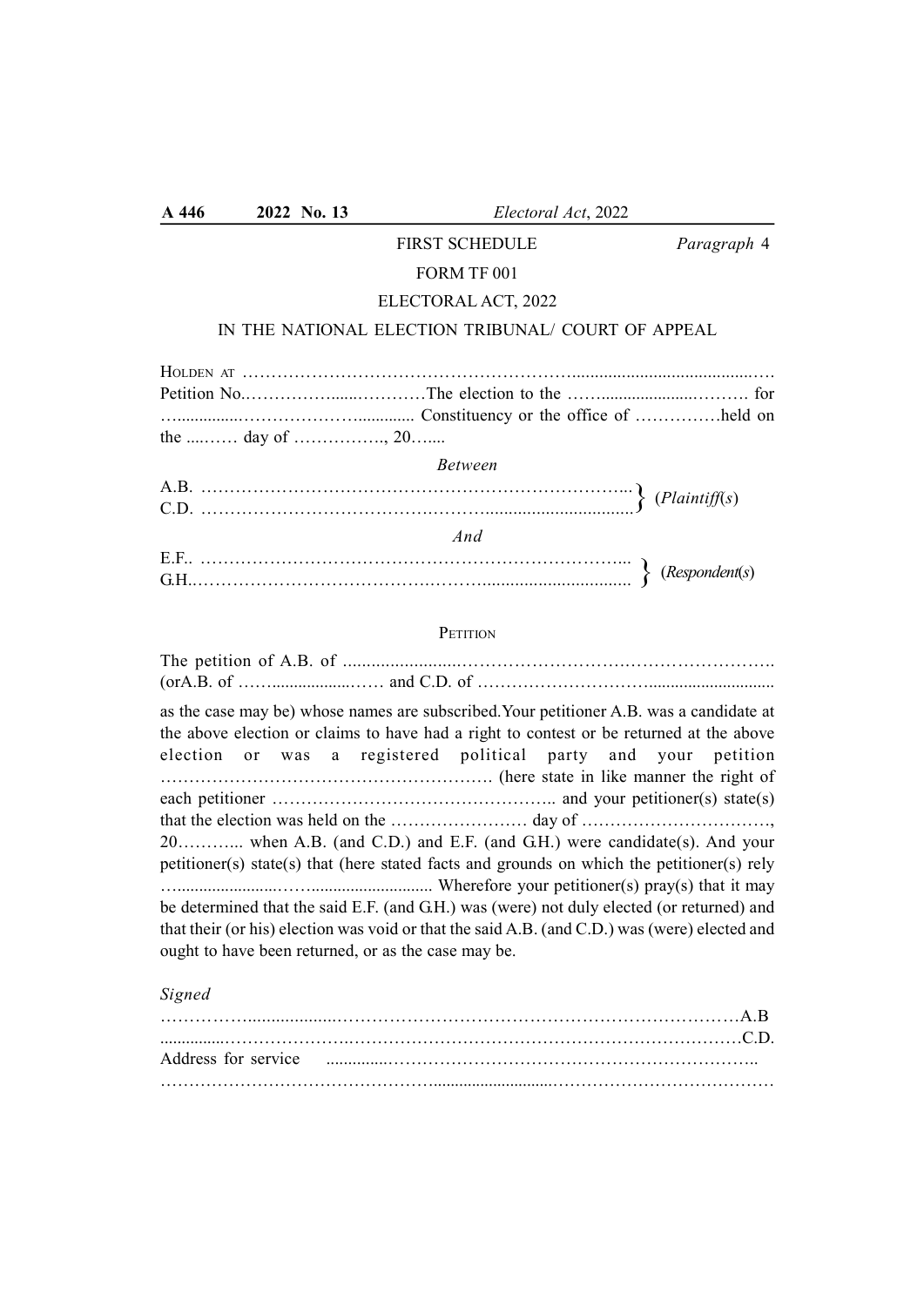FIRST SCHEDULE *Paragraph* 4

FORM TF 001

ELECTORAL ACT, 2022

IN THE NATIONAL ELECTION TRIBUNAL/ COURT OF APPEAL

HOLDEN AT ………………………………………………………………………………….

Petition No.……………………………The election to the ……………………………. for ……………………………………… Constituency or the office of ……………held on the ……… day of ……………., 20……

*Between*

A.B. ………………………………………………………………………
C.D. ……………………………………………………………………… } (*Plaintiff*(*s*)

*And*

E.F.. ………………………………………………………………………
G.H.……………………………………………………………………… } (*Respondent*(*s*)

PETITION

The petition of A.B. of ……………………………………………………………………….
(orA.B. of ……………………… and C.D. of ……………………………………………………

as the case may be) whose names are subscribed.Your petitioner A.B. was a candidate at the above election or claims to have had a right to contest or be returned at the above election or was a registered political party and your petition …………………………………………………. (here state in like manner the right of each petitioner ………………………………………….. and your petitioner(s) state(s) that the election was held on the …………………… day of ……………………………, 20……….. when A.B. (and C.D.) and E.F. (and G.H.) were candidate(s). And your petitioner(s) state(s) that (here stated facts and grounds on which the petitioner(s) rely ……………………………………………. Wherefore your petitioner(s) pray(s) that it may be determined that the said E.F. (and G.H.) was (were) not duly elected (or returned) and that their (or his) election was void or that the said A.B. (and C.D.) was (were) elected and ought to have been returned, or as the case may be.

*Signed*

……………………………………………………………………………………………A.B

……………………………………………………………………………………………C.D.

Address for service ……………………………………………………………………..

………………………………………………………………………………………………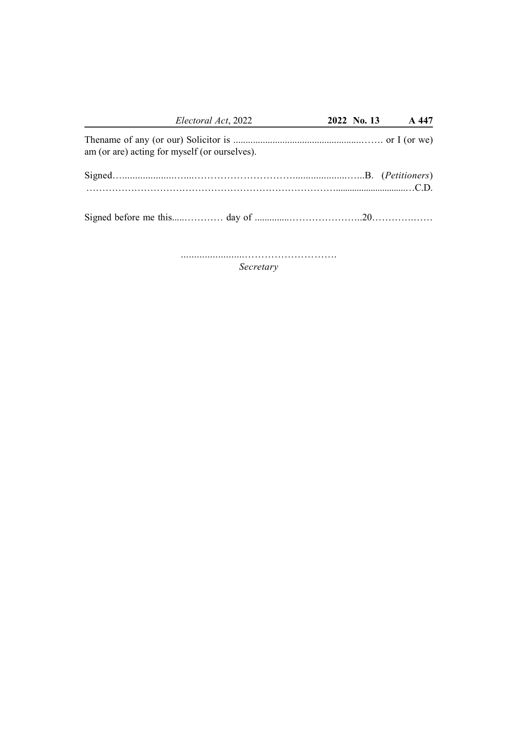Thename of any (or our) Solicitor is ......................................................……. or I (or we) am (or are) acting for myself (or ourselves).

Signed…...................…....…………………………......................…...B. (*Petitioners*)
………………………………………………………………….............................…C.D.

Signed before me this.....………… day of ..............…………………..20……………

.......................……………………….
*Secretary*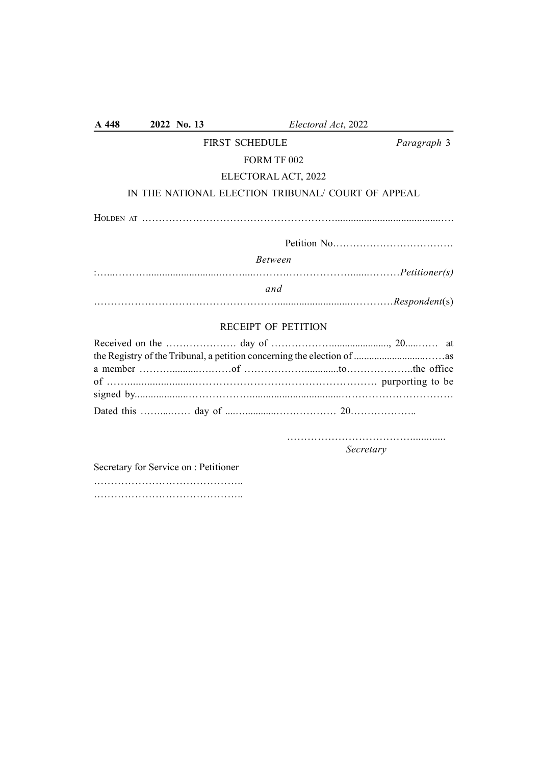FIRST SCHEDULE *Paragraph* 3

FORM TF 002

ELECTORAL ACT, 2022

IN THE NATIONAL ELECTION TRIBUNAL/ COURT OF APPEAL

HOLDEN AT ……………………………………………………..........................................….

Petition No………………………………

*Between*

:…..………...........................……....…………………………........………*Petitioner(s)*

*and*

………………………………………………..........................…………*Respondent*(s)

RECEIPT OF PETITION

Received on the ………………… day of ……………….....................,  20.....…… at the Registry of the Tribunal, a petition concerning the election of ............................……as a member ……….........….……of ……………….............to………………..the office of ……........................………………………………………………… purporting to be signed by...................………………….................................……………………………

Dated this ……....…… day of ....…............……………… 20………………..

……………………………………............

*Secretary*

Secretary for Service on : Petitioner

……………………………………..

……………………………………..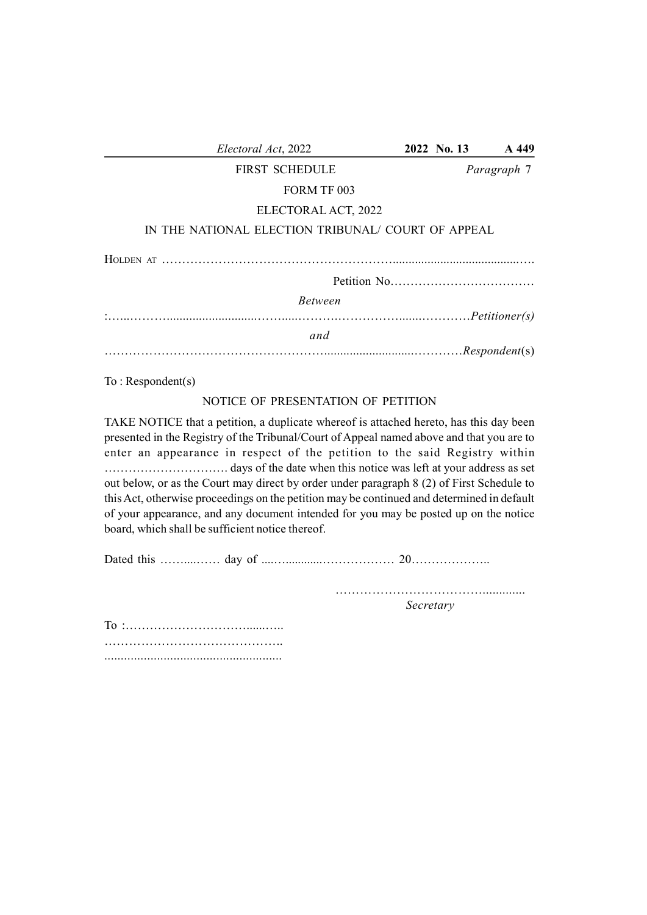FIRST SCHEDULE *Paragraph* 7

FORM TF 003

ELECTORAL ACT, 2022

IN THE NATIONAL ELECTION TRIBUNAL/ COURT OF APPEAL

HOLDEN AT ……………………………………………………..........................................….

Petition No………………………………

*Between*

:…...………..........................……......……….………………......…………*Petitioner(s)*

*and*

………………………………………………..........................…………*Respondent*(s)

To : Respondent(s)

NOTICE OF PRESENTATION OF PETITION

TAKE NOTICE that a petition, a duplicate whereof is attached hereto, has this day been presented in the Registry of the Tribunal/Court of Appeal named above and that you are to enter an appearance in respect of the petition to the said Registry within …………………………. days of the date when this notice was left at your address as set out below, or as the Court may direct by order under paragraph 8 (2) of First Schedule to this Act, otherwise proceedings on the petition may be continued and determined in default of your appearance, and any document intended for you may be posted up on the notice board, which shall be sufficient notice thereof.

Dated this ……....…… day of .....…...........……………… 20………………..

…………………………………..............

*Secretary*

To :……………………………......…..

…………………………………….

.....................................................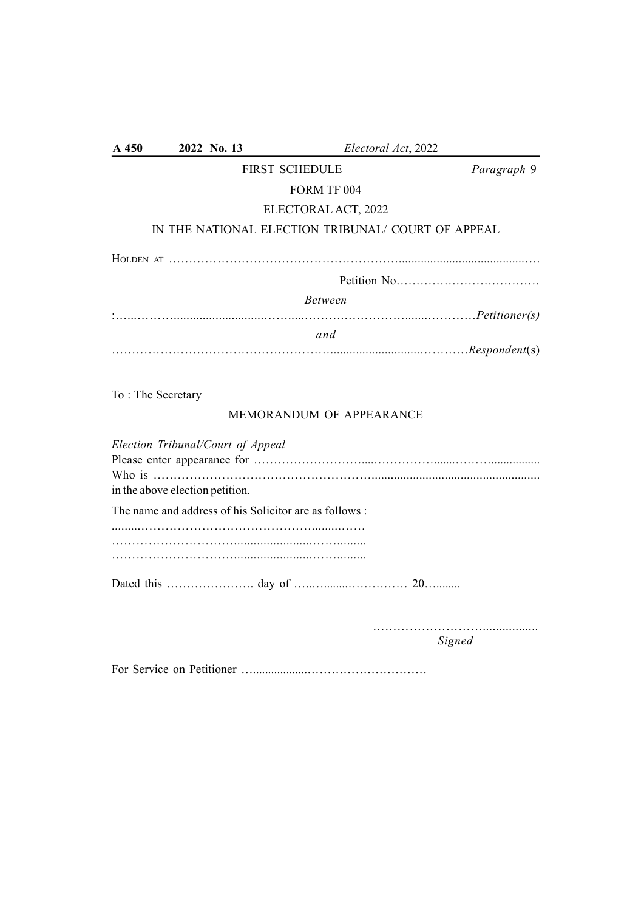FIRST SCHEDULE *Paragraph* 9

FORM TF 004

ELECTORAL ACT, 2022

IN THE NATIONAL ELECTION TRIBUNAL/ COURT OF APPEAL

Holden at ……………………………………………………………………………………………

Petition No………………………………

*Between*

:………………………………………………………………………………………*Petitioner(s)*

*and*

………………………………………………………………………………………*Respondent*(s)

To : The Secretary

MEMORANDUM OF APPEARANCE

*Election Tribunal/Court of Appeal*

Please enter appearance for ……………………………………………………………………

Who is ……………………………………………………………………………………………

in the above election petition.

The name and address of his Solicitor are as follows :

……………………………………………………………

……………………………………………………………

……………………………………………………………

Dated this …………………. day of ……………………… 20………

………………………………………

*Signed*

For Service on Petitioner ………………………………………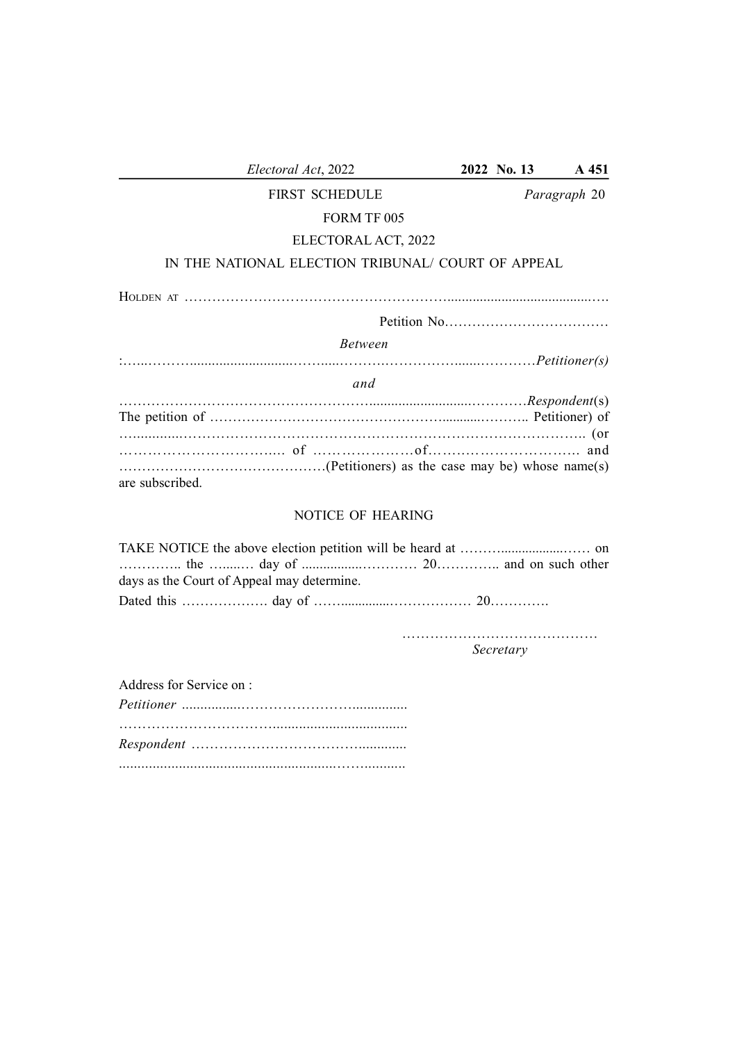FIRST SCHEDULE

*Paragraph* 20

FORM TF 005

ELECTORAL ACT, 2022

IN THE NATIONAL ELECTION TRIBUNAL/ COURT OF APPEAL

HOLDEN AT ………………………………………………….........................................….

Petition No………………………………

*Between*

:…...……….........................……....………….……………......…………*Petitioner(s)*

*and*

……………………………………………..........................…………*Respondent*(s)

The petition of ……………………………………………..........……….. Petitioner) of …...........…………………………………………………………………………….. (or ……………………………..… of …………………of…………………………. and ……………………………………….(Petitioners) as the case may be) whose name(s) are subscribed.

NOTICE OF HEARING

TAKE NOTICE the above election petition will be heard at ……….................…… on ………….. the …....…. day of ................………… 20………….. and on such other days as the Court of Appeal may determine.

Dated this ………………. day of ……..............……………… 20………….

……………………………………

*Secretary*

Address for Service on :

*Petitioner* ................………………….…...............

……………………………...................................

*Respondent* ………………………………….............

.........................................................……..........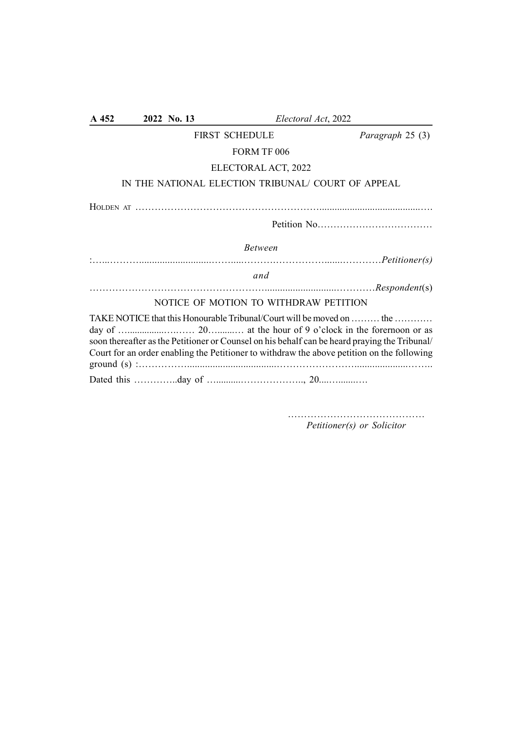FIRST SCHEDULE *Paragraph* 25 (3)

FORM TF 006

ELECTORAL ACT, 2022

IN THE NATIONAL ELECTION TRIBUNAL/ COURT OF APPEAL

HOLDEN AT ……………………………………………………………………………………….

Petition No………………………………

*Between*

:…..……….........................……....……………………….......…………*Petitioner(s)*

*and*

…………………………………………………..........................…………*Respondent*(s)

NOTICE OF MOTION TO WITHDRAW PETITION

TAKE NOTICE that this Honourable Tribunal/Court will be moved on ……… the ………… day of …..............……… 20…........… at the hour of 9 o'clock in the forenoon or as soon thereafter as the Petitioner or Counsel on his behalf can be heard praying the Tribunal/ Court for an order enabling the Petitioner to withdraw the above petition on the following ground (s) :……………...................................…………………….....................……..

Dated this …………..day of …..........……………….., 20....…......….

……………………………………
*Petitioner(s) or Solicitor*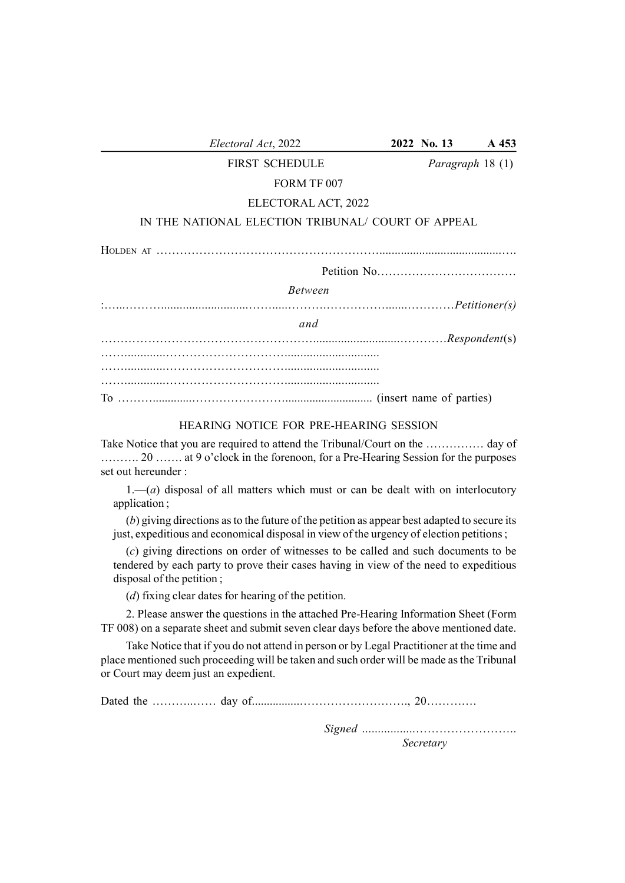FIRST SCHEDULE *Paragraph* 18 (1)

FORM TF 007

ELECTORAL ACT, 2022

IN THE NATIONAL ELECTION TRIBUNAL/ COURT OF APPEAL

HOLDEN AT ……………………………………………………..........................................….

Petition No………………………………

*Between*

:…...……….........................……....…………….………….......…………*Petitioner(s)*

*and*

…………………………………………….........................…………*Respondent*(s)

……...........…………………………............................

……...........…………………………............................

……...........…………………………............................

To ……….............…………………….............................. (insert name of parties)

HEARING NOTICE FOR PRE-HEARING SESSION

Take Notice that you are required to attend the Tribunal/Court on the …………… day of ………. 20 ……. at 9 o'clock in the forenoon, for a Pre-Hearing Session for the purposes set out hereunder :

1.—(*a*) disposal of all matters which must or can be dealt with on interlocutory application ;

(*b*) giving directions as to the future of the petition as appear best adapted to secure its just, expeditious and economical disposal in view of the urgency of election petitions ;

(*c*) giving directions on order of witnesses to be called and such documents to be tendered by each party to prove their cases having in view of the need to expeditious disposal of the petition ;

(*d*) fixing clear dates for hearing of the petition.

2. Please answer the questions in the attached Pre-Hearing Information Sheet (Form TF 008) on a separate sheet and submit seven clear days before the above mentioned date.

Take Notice that if you do not attend in person or by Legal Practitioner at the time and place mentioned such proceeding will be taken and such order will be made as the Tribunal or Court may deem just an expedient.

Dated the ………..…… day of................…………………….., 20………….

*Signed* ................…………………….

*Secretary*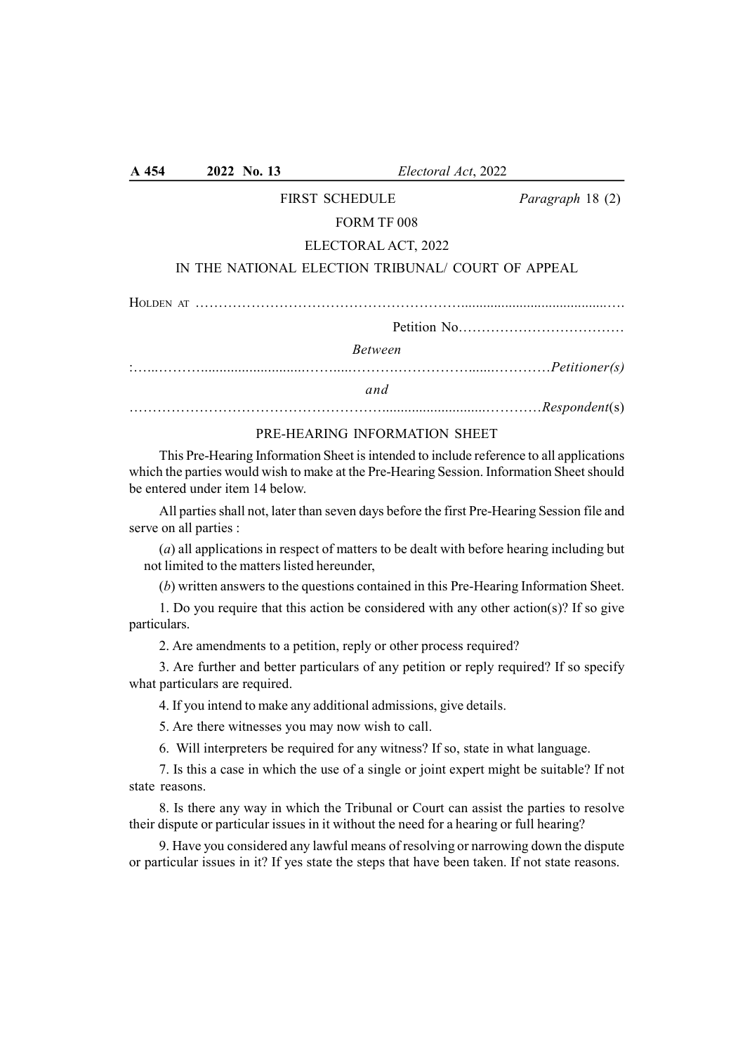FIRST SCHEDULE *Paragraph* 18 (2)

FORM TF 008

ELECTORAL ACT, 2022

IN THE NATIONAL ELECTION TRIBUNAL/ COURT OF APPEAL

HOLDEN AT ……………………………………………………..........................................….

Petition No………………………………

*Between*

:…..………..........................……....…………………………......…………*Petitioner(s)*

*and*

………………………………………………….........................…………*Respondent*(s)

PRE-HEARING INFORMATION SHEET

This Pre-Hearing Information Sheet is intended to include reference to all applications which the parties would wish to make at the Pre-Hearing Session. Information Sheet should be entered under item 14 below.

All parties shall not, later than seven days before the first Pre-Hearing Session file and serve on all parties :

(*a*) all applications in respect of matters to be dealt with before hearing including but not limited to the matters listed hereunder,

(*b*) written answers to the questions contained in this Pre-Hearing Information Sheet.

1. Do you require that this action be considered with any other action(s)? If so give particulars.

2. Are amendments to a petition, reply or other process required?

3. Are further and better particulars of any petition or reply required? If so specify what particulars are required.

4. If you intend to make any additional admissions, give details.

5. Are there witnesses you may now wish to call.

6. Will interpreters be required for any witness? If so, state in what language.

7. Is this a case in which the use of a single or joint expert might be suitable? If not state reasons.

8. Is there any way in which the Tribunal or Court can assist the parties to resolve their dispute or particular issues in it without the need for a hearing or full hearing?

9. Have you considered any lawful means of resolving or narrowing down the dispute or particular issues in it? If yes state the steps that have been taken. If not state reasons.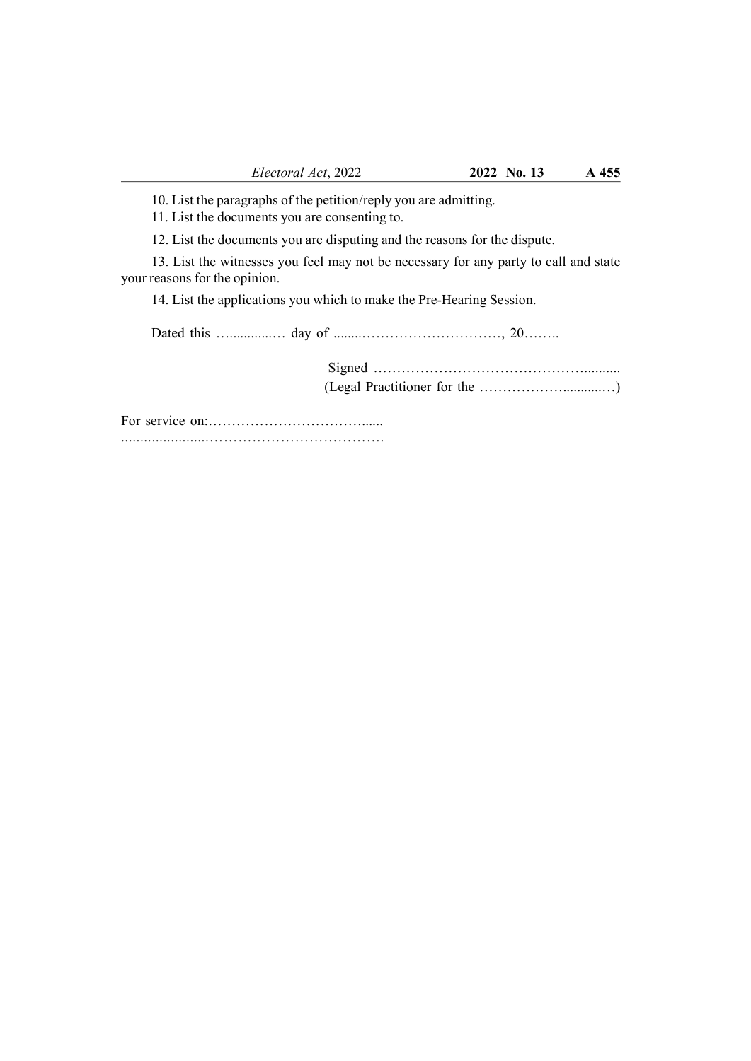10. List the paragraphs of the petition/reply you are admitting.

11. List the documents you are consenting to.

12. List the documents you are disputing and the reasons for the dispute.

13. List the witnesses you feel may not be necessary for any party to call and state your reasons for the opinion.

14. List the applications you which to make the Pre-Hearing Session.

Dated this …..............… day of ........…………………………, 20……..

Signed …………………………………….........

(Legal Practitioner for the ………………...........…)

For service on:…………………………......

.......................……………………………….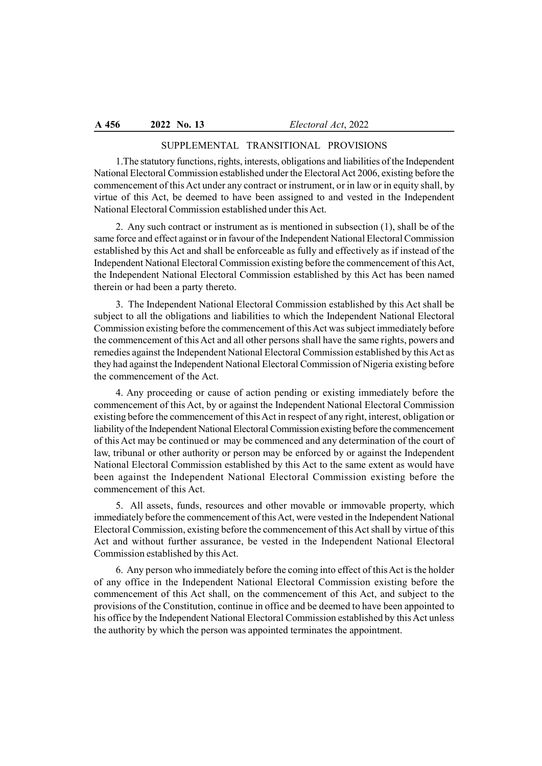## SUPPLEMENTAL TRANSITIONAL PROVISIONS

1.The statutory functions, rights, interests, obligations and liabilities of the Independent National Electoral Commission established under the Electoral Act 2006, existing before the commencement of this Act under any contract or instrument, or in law or in equity shall, by virtue of this Act, be deemed to have been assigned to and vested in the Independent National Electoral Commission established under this Act.

2. Any such contract or instrument as is mentioned in subsection (1), shall be of the same force and effect against or in favour of the Independent National Electoral Commission established by this Act and shall be enforceable as fully and effectively as if instead of the Independent National Electoral Commission existing before the commencement of this Act, the Independent National Electoral Commission established by this Act has been named therein or had been a party thereto.

3. The Independent National Electoral Commission established by this Act shall be subject to all the obligations and liabilities to which the Independent National Electoral Commission existing before the commencement of this Act was subject immediately before the commencement of this Act and all other persons shall have the same rights, powers and remedies against the Independent National Electoral Commission established by this Act as they had against the Independent National Electoral Commission of Nigeria existing before the commencement of the Act.

4. Any proceeding or cause of action pending or existing immediately before the commencement of this Act, by or against the Independent National Electoral Commission existing before the commencement of this Act in respect of any right, interest, obligation or liability of the Independent National Electoral Commission existing before the commencement of this Act may be continued or may be commenced and any determination of the court of law, tribunal or other authority or person may be enforced by or against the Independent National Electoral Commission established by this Act to the same extent as would have been against the Independent National Electoral Commission existing before the commencement of this Act.

5. All assets, funds, resources and other movable or immovable property, which immediately before the commencement of this Act, were vested in the Independent National Electoral Commission, existing before the commencement of this Act shall by virtue of this Act and without further assurance, be vested in the Independent National Electoral Commission established by this Act.

6. Any person who immediately before the coming into effect of this Act is the holder of any office in the Independent National Electoral Commission existing before the commencement of this Act shall, on the commencement of this Act, and subject to the provisions of the Constitution, continue in office and be deemed to have been appointed to his office by the Independent National Electoral Commission established by this Act unless the authority by which the person was appointed terminates the appointment.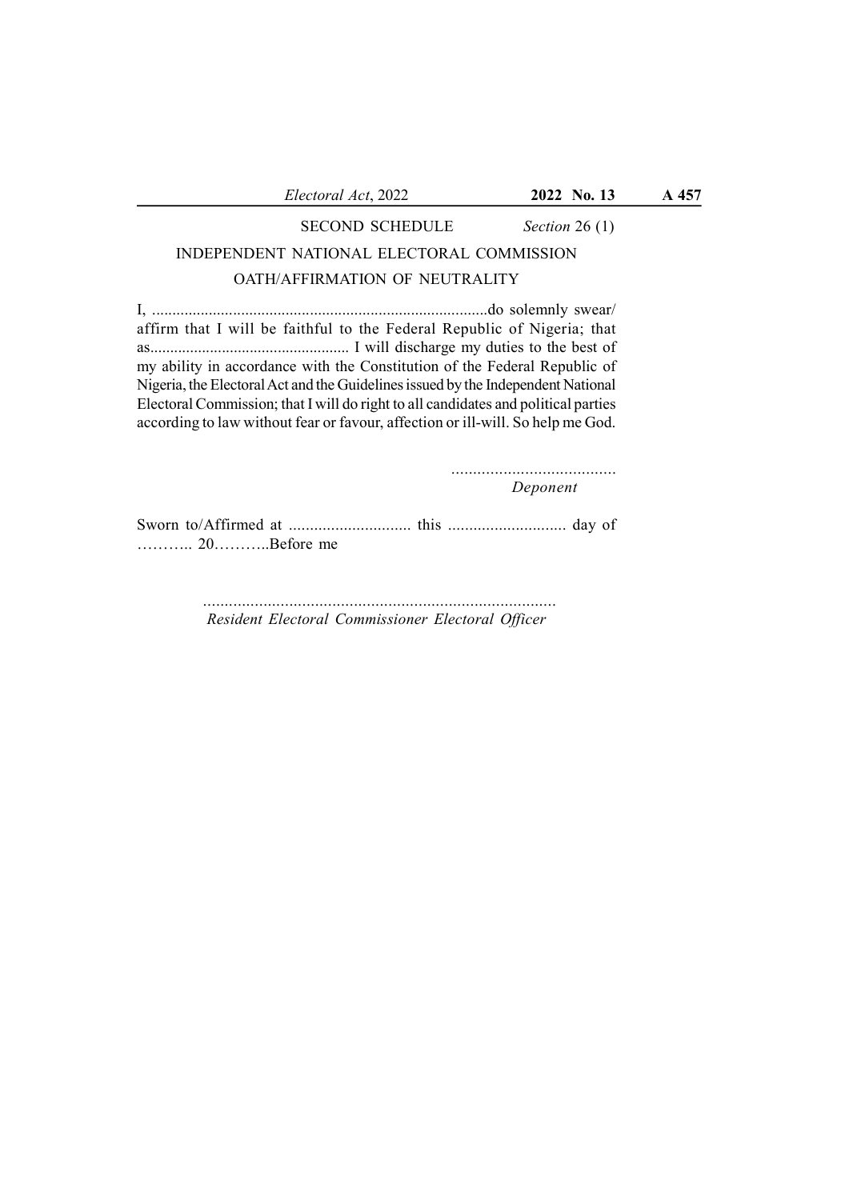## SECOND SCHEDULE

*Section* 26 (1)

### INDEPENDENT NATIONAL ELECTORAL COMMISSION

### OATH/AFFIRMATION OF NEUTRALITY

I, ....................................................................................do solemnly swear/ affirm that I will be faithful to the Federal Republic of Nigeria; that as................................................. I will discharge my duties to the best of my ability in accordance with the Constitution of the Federal Republic of Nigeria, the Electoral Act and the Guidelines issued by the Independent National Electoral Commission; that I will do right to all candidates and political parties according to law without fear or favour, affection or ill-will. So help me God.

......................................
*Deponent*

Sworn to/Affirmed at ............................. this ............................ day of ……….. 20………..Before me

...................................................................................
*Resident Electoral Commissioner Electoral Officer*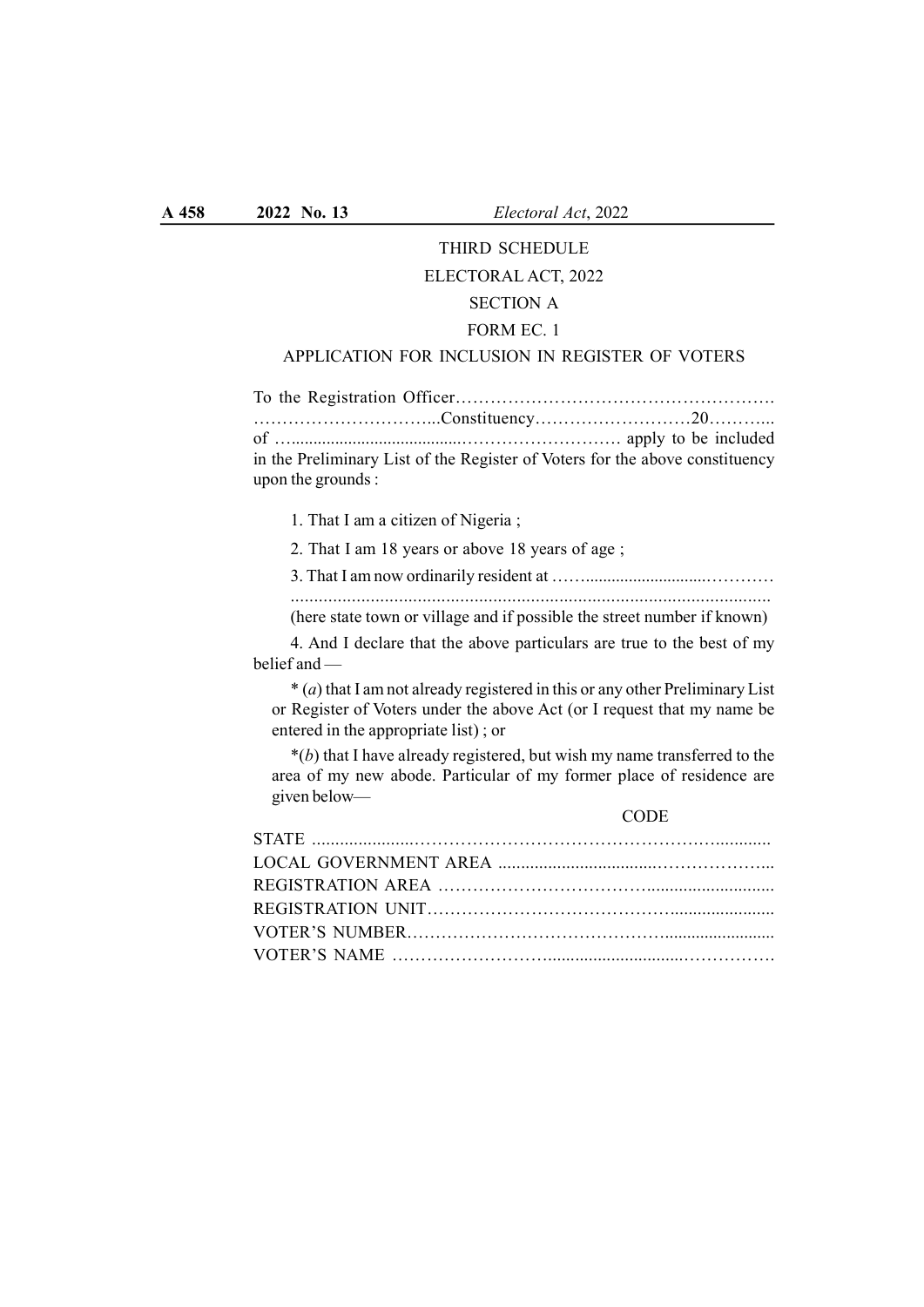# THIRD SCHEDULE

## ELECTORAL ACT, 2022

### SECTION A

### FORM EC. 1

### APPLICATION FOR INCLUSION IN REGISTER OF VOTERS

To the Registration Officer……………………………………………… …………………………...Constituency………………………20……….. of …......................................……………………… apply to be included in the Preliminary List of the Register of Voters for the above constituency upon the grounds :

1. That I am a citizen of Nigeria ;

2. That I am 18 years or above 18 years of age ;

3. That I am now ordinarily resident at ……...........................………… ....................................................................................................

(here state town or village and if possible the street number if known)

4. And I declare that the above particulars are true to the best of my belief and —

* (*a*) that I am not already registered in this or any other Preliminary List or Register of Voters under the above Act (or I request that my name be entered in the appropriate list) ; or

*(*b*) that I have already registered, but wish my name transferred to the area of my new abode. Particular of my former place of residence are given below—

CODE

STATE ......................……………………………………………….............

LOCAL GOVERNMENT AREA ...................................………………...

REGISTRATION AREA ………………………………............................

REGISTRATION UNIT……………………………………........................

VOTER'S NUMBER……………………………………..........................

VOTER'S NAME ……………………...............................…………….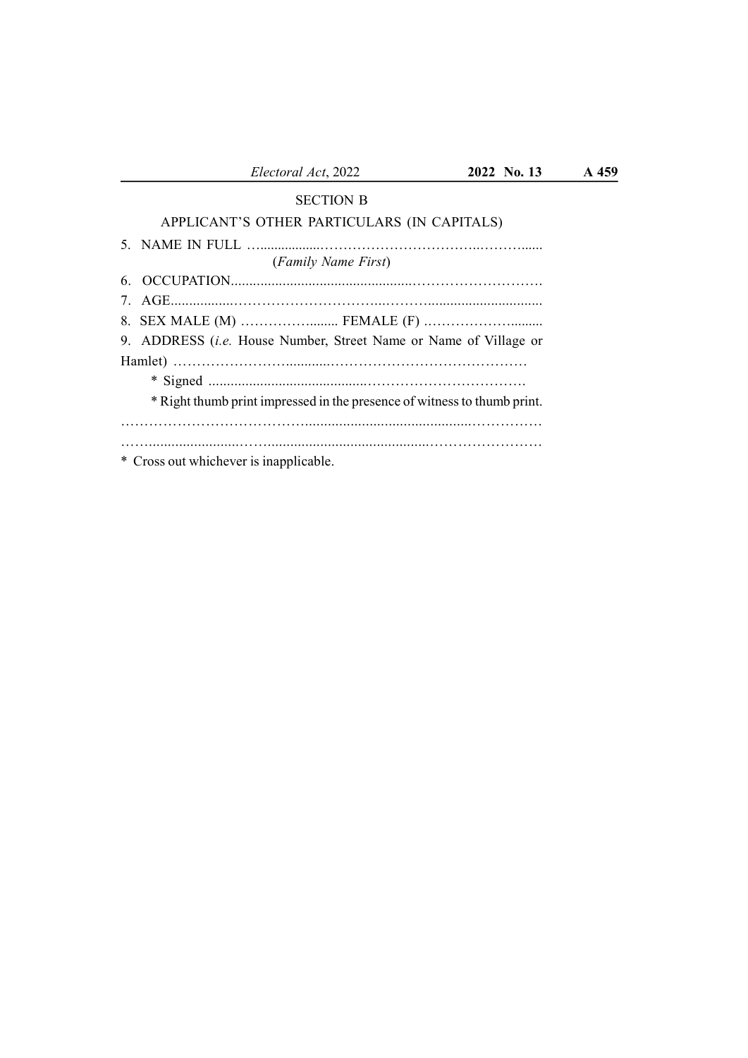SECTION B

APPLICANT'S OTHER PARTICULARS (IN CAPITALS)

5. NAME IN FULL …………………………………………………………………

(*Family Name First*)

6. OCCUPATION…………………………………………………………………

7. AGE……………………………………………………………………………

8. SEX MALE (M) ……………………… FEMALE (F) ………………………

9. ADDRESS (*i.e.* House Number, Street Name or Name of Village or Hamlet) ……………………………………………………………………………

\* Signed ……………………………………………………………………

\* Right thumb print impressed in the presence of witness to thumb print.

……………………………………………………………………………………

……………………………………………………………………………………

\* Cross out whichever is inapplicable.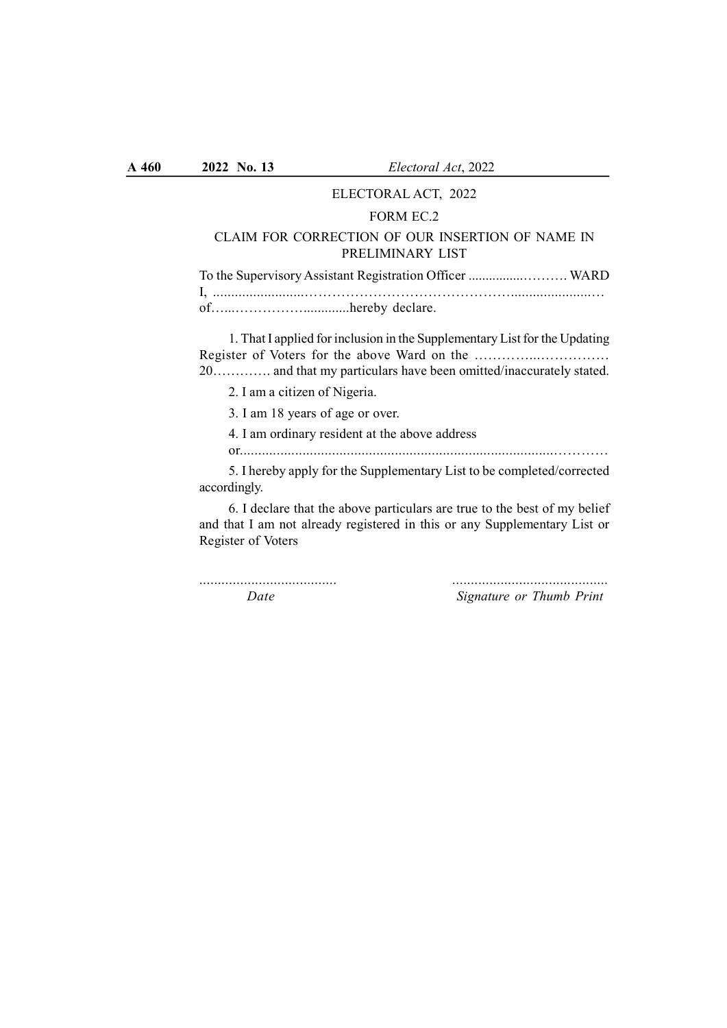ELECTORAL ACT, 2022

FORM EC.2

CLAIM FOR CORRECTION OF OUR INSERTION OF NAME IN PRELIMINARY LIST

To the Supervisory Assistant Registration Officer ................………. WARD

I, .........................………………………………………….......................…

of…...………………............hereby declare.

1. That I applied for inclusion in the Supplementary List for the Updating Register of Voters for the above Ward on the …………...…………… 20…………. and that my particulars have been omitted/inaccurately stated.

2. I am a citizen of Nigeria.

3. I am 18 years of age or over.

4. I am ordinary resident at the above address or.....................................................................................…………

5. I hereby apply for the Supplementary List to be completed/corrected accordingly.

6. I declare that the above particulars are true to the best of my belief and that I am not already registered in this or any Supplementary List or Register of Voters

..................................... &nbsp;&nbsp;&nbsp;&nbsp;&nbsp;&nbsp;&nbsp;&nbsp;&nbsp;&nbsp; ..........................................

*Date* &nbsp;&nbsp;&nbsp;&nbsp;&nbsp;&nbsp;&nbsp;&nbsp;&nbsp;&nbsp;&nbsp;&nbsp;&nbsp;&nbsp;&nbsp;&nbsp;&nbsp;&nbsp;&nbsp;&nbsp; *Signature or Thumb Print*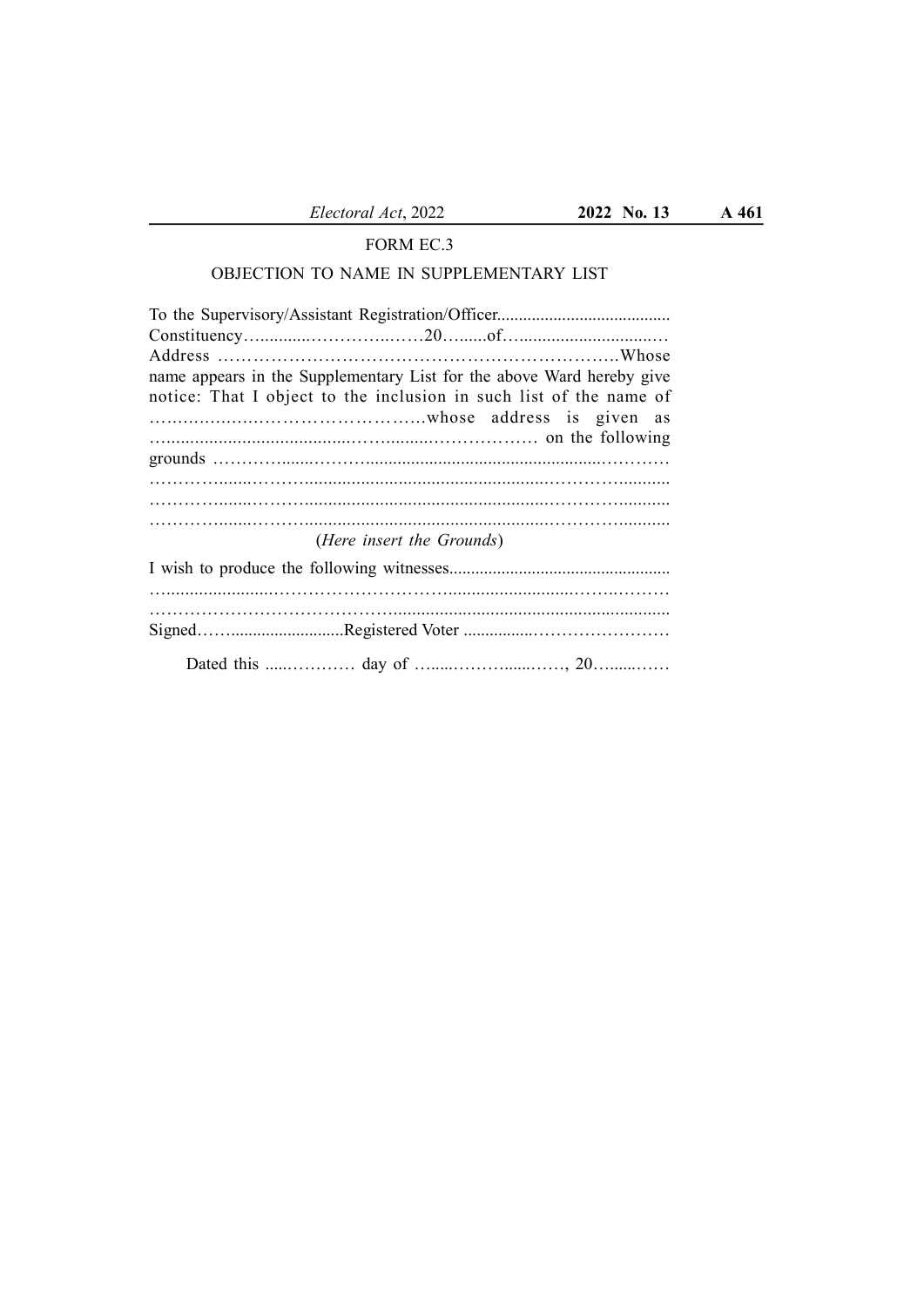FORM EC.3

OBJECTION TO NAME IN SUPPLEMENTARY LIST

To the Supervisory/Assistant Registration/Officer........................................ Constituency…............…………...……20….......of…..............................… Address …………………………………………………………..Whose name appears in the Supplementary List for the above Ward hereby give notice: That I object to the inclusion in such list of the name of …….……….……………………………whose address is given as …...................................….….........……………… on the following grounds ……………......………….................................................…………
……………......………….................................................…………...........
……………......………….................................................…………...........
……………......………….................................................…………...........

(*Here insert the Grounds*)

I wish to produce the following witnesses...................................................
…......................……………………….........................…….………
…………………………………….........................................................
Signed……..........................Registered Voter ................……………………

Dated this .....………… day of …......………......……, 20…......……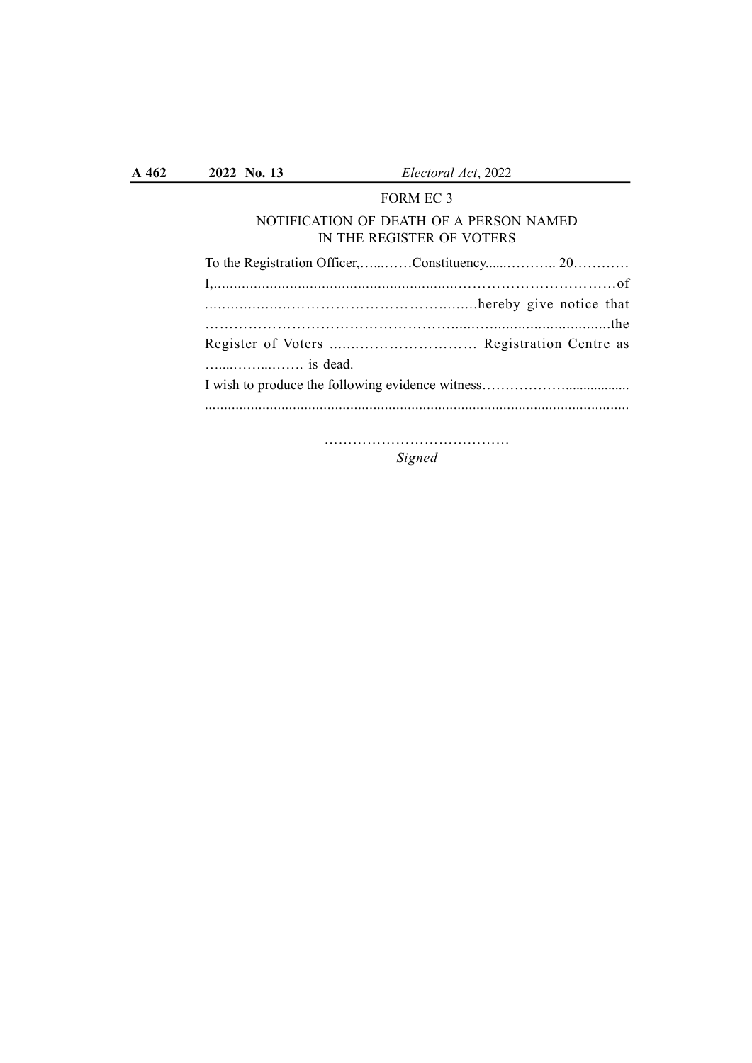FORM EC 3

NOTIFICATION OF DEATH OF A PERSON NAMED IN THE REGISTER OF VOTERS

To the Registration Officer,…...……Constituency......……….. 20…………

I,..........................................................……………………………of

………………………………………….……hereby give notice that

…………………………………………….....…...............................the

Register of Voters ……………………………. Registration Centre as

…....……...……. is dead.

I wish to produce the following evidence witness……………….................

.............................................................................................................

…………………………………

*Signed*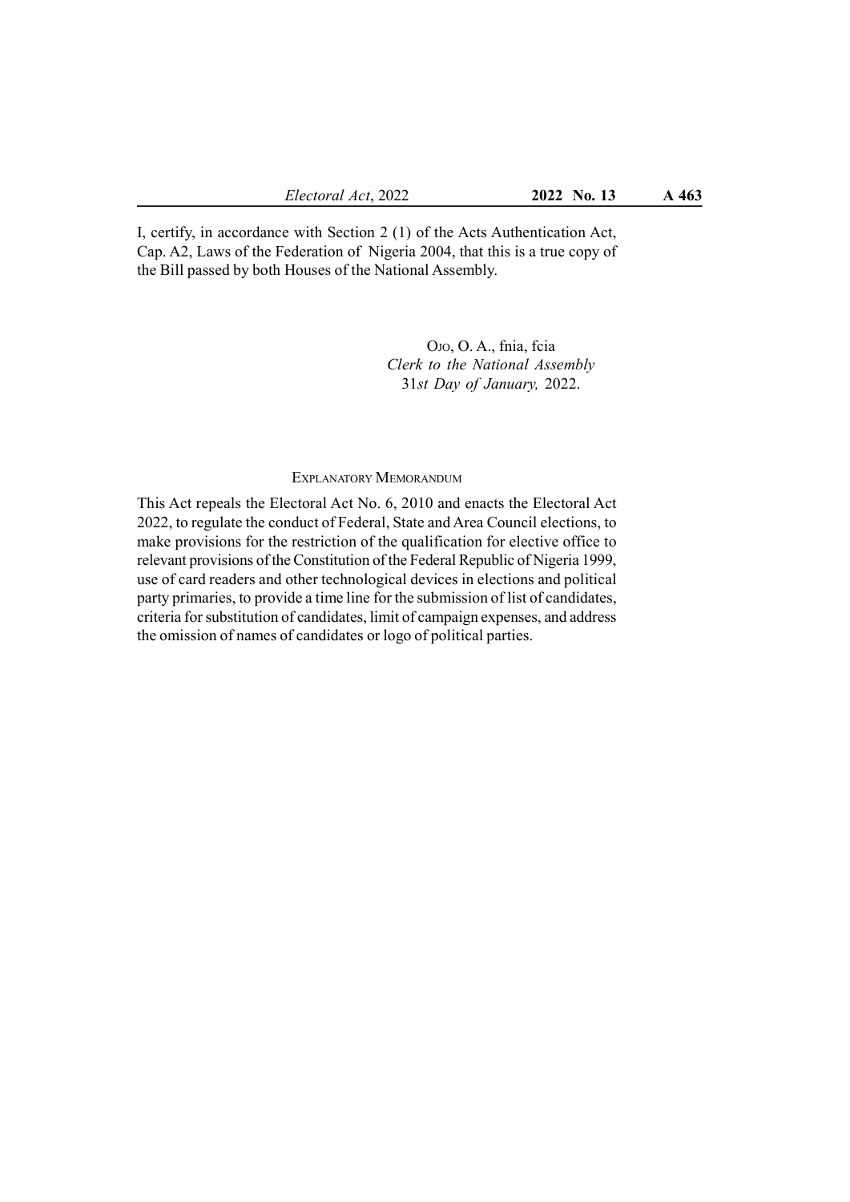I, certify, in accordance with Section 2 (1) of the Acts Authentication Act, Cap. A2, Laws of the Federation of Nigeria 2004, that this is a true copy of the Bill passed by both Houses of the National Assembly.

Ojo, O. A., fnia, fcia
*Clerk to the National Assembly*
31*st Day of January,* 2022.

## Explanatory Memorandum

This Act repeals the Electoral Act No. 6, 2010 and enacts the Electoral Act 2022, to regulate the conduct of Federal, State and Area Council elections, to make provisions for the restriction of the qualification for elective office to relevant provisions of the Constitution of the Federal Republic of Nigeria 1999, use of card readers and other technological devices in elections and political party primaries, to provide a time line for the submission of list of candidates, criteria for substitution of candidates, limit of campaign expenses, and address the omission of names of candidates or logo of political parties.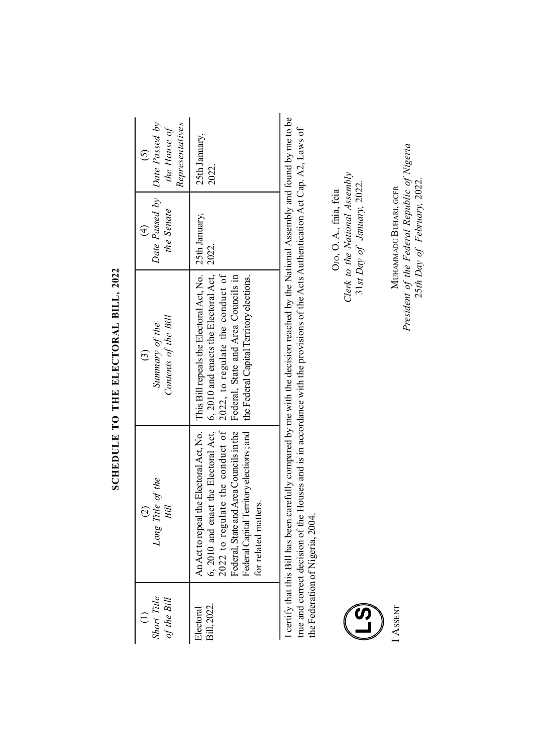# SCHEDULE TO THE ELECTORAL BILL, 2022

| (1) *Short Title of the Bill* | (2) *Long Title of the Bill* | (3) *Summary of the Contents of the Bill* | (4) *Date Passed by the Senate* | (5) *Date Passed by the House of Representatives* |
|---|---|---|---|---|
| Electoral Bill, 2022. | An Act to repeal the Electoral Act, No. 6, 2010 and enact the Electoral Act, 2022 to regulate the conduct of Federal, State and Area Councils in the Federal Capital Territory elections ; and for related matters. | This Bill repeals the Electoral Act, No. 6, 2010 and enacts the Electoral Act, 2022, to regulate the conduct of Federal, State and Area Councils in the Federal Capital Territory elections. | 25th January, 2022. | 25th January, 2022. |

I certify that this Bill has been carefully compared by me with the decision reached by the National Assembly and found by me to be true and correct decision of the Houses and is in accordance with the provisions of the Acts Authentication Act Cap. A2, Laws of the Federation of Nigeria, 2004.

OJO, O. A., fnia, fcia
*Clerk to the National Assembly*
*31st Day of January,* 2022.

LS

I ASSENT

MUHAMMADU BUHARI, GCFR
*President of the Federal Republic of Nigeria*
*25th Day of February,* 2022.